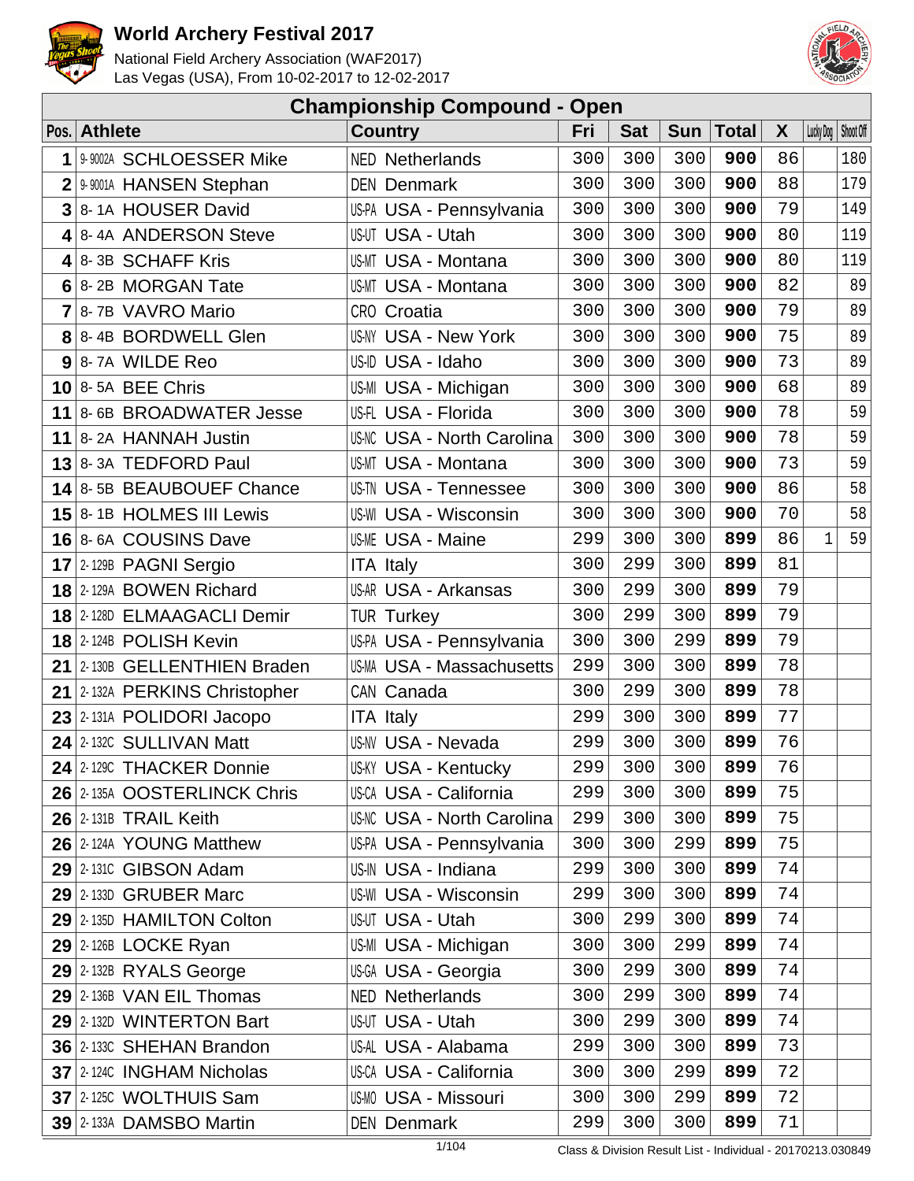# World Archery Festival 2017

National Field Archery Association (WAF2017)
Las Vegas (USA), From 10-02-2017 to 12-02-2017

## Championship Compound - Open

| Pos. | Athlete | | Country | | Fri | Sat | Sun | Total | X | Lucky Dog | Shoot Off |
|---|---|---|---|---|---|---|---|---|---|---|---|
| 1 | 9-9002A | SCHLOESSER Mike | NED | Netherlands | 300 | 300 | 300 | **900** | 86 | | 180 |
| 2 | 9-9001A | HANSEN Stephan | DEN | Denmark | 300 | 300 | 300 | **900** | 88 | | 179 |
| 3 | 8-1A | HOUSER David | US-PA | USA - Pennsylvania | 300 | 300 | 300 | **900** | 79 | | 149 |
| 4 | 8-4A | ANDERSON Steve | US-UT | USA - Utah | 300 | 300 | 300 | **900** | 80 | | 119 |
| 4 | 8-3B | SCHAFF Kris | US-MT | USA - Montana | 300 | 300 | 300 | **900** | 80 | | 119 |
| 6 | 8-2B | MORGAN Tate | US-MT | USA - Montana | 300 | 300 | 300 | **900** | 82 | | 89 |
| 7 | 8-7B | VAVRO Mario | CRO | Croatia | 300 | 300 | 300 | **900** | 79 | | 89 |
| 8 | 8-4B | BORDWELL Glen | US-NY | USA - New York | 300 | 300 | 300 | **900** | 75 | | 89 |
| 9 | 8-7A | WILDE Reo | US-ID | USA - Idaho | 300 | 300 | 300 | **900** | 73 | | 89 |
| 10 | 8-5A | BEE Chris | US-MI | USA - Michigan | 300 | 300 | 300 | **900** | 68 | | 89 |
| 11 | 8-6B | BROADWATER Jesse | US-FL | USA - Florida | 300 | 300 | 300 | **900** | 78 | | 59 |
| 11 | 8-2A | HANNAH Justin | US-NC | USA - North Carolina | 300 | 300 | 300 | **900** | 78 | | 59 |
| 13 | 8-3A | TEDFORD Paul | US-MT | USA - Montana | 300 | 300 | 300 | **900** | 73 | | 59 |
| 14 | 8-5B | BEAUBOUEF Chance | US-TN | USA - Tennessee | 300 | 300 | 300 | **900** | 86 | | 58 |
| 15 | 8-1B | HOLMES III Lewis | US-WI | USA - Wisconsin | 300 | 300 | 300 | **900** | 70 | | 58 |
| 16 | 8-6A | COUSINS Dave | US-ME | USA - Maine | 299 | 300 | 300 | **899** | 86 | 1 | 59 |
| 17 | 2-129B | PAGNI Sergio | ITA | Italy | 300 | 299 | 300 | **899** | 81 | | |
| 18 | 2-129A | BOWEN Richard | US-AR | USA - Arkansas | 300 | 299 | 300 | **899** | 79 | | |
| 18 | 2-128D | ELMAAGACLI Demir | TUR | Turkey | 300 | 299 | 300 | **899** | 79 | | |
| 18 | 2-124B | POLISH Kevin | US-PA | USA - Pennsylvania | 300 | 300 | 299 | **899** | 79 | | |
| 21 | 2-130B | GELLENTHIEN Braden | US-MA | USA - Massachusetts | 299 | 300 | 300 | **899** | 78 | | |
| 21 | 2-132A | PERKINS Christopher | CAN | Canada | 300 | 299 | 300 | **899** | 78 | | |
| 23 | 2-131A | POLIDORI Jacopo | ITA | Italy | 299 | 300 | 300 | **899** | 77 | | |
| 24 | 2-132C | SULLIVAN Matt | US-NV | USA - Nevada | 299 | 300 | 300 | **899** | 76 | | |
| 24 | 2-129C | THACKER Donnie | US-KY | USA - Kentucky | 299 | 300 | 300 | **899** | 76 | | |
| 26 | 2-135A | OOSTERLINCK Chris | US-CA | USA - California | 299 | 300 | 300 | **899** | 75 | | |
| 26 | 2-131B | TRAIL Keith | US-NC | USA - North Carolina | 299 | 300 | 300 | **899** | 75 | | |
| 26 | 2-124A | YOUNG Matthew | US-PA | USA - Pennsylvania | 300 | 300 | 299 | **899** | 75 | | |
| 29 | 2-131C | GIBSON Adam | US-IN | USA - Indiana | 299 | 300 | 300 | **899** | 74 | | |
| 29 | 2-133D | GRUBER Marc | US-WI | USA - Wisconsin | 299 | 300 | 300 | **899** | 74 | | |
| 29 | 2-135D | HAMILTON Colton | US-UT | USA - Utah | 300 | 299 | 300 | **899** | 74 | | |
| 29 | 2-126B | LOCKE Ryan | US-MI | USA - Michigan | 300 | 300 | 299 | **899** | 74 | | |
| 29 | 2-132B | RYALS George | US-GA | USA - Georgia | 300 | 299 | 300 | **899** | 74 | | |
| 29 | 2-136B | VAN EIL Thomas | NED | Netherlands | 300 | 299 | 300 | **899** | 74 | | |
| 29 | 2-132D | WINTERTON Bart | US-UT | USA - Utah | 300 | 299 | 300 | **899** | 74 | | |
| 36 | 2-133C | SHEHAN Brandon | US-AL | USA - Alabama | 299 | 300 | 300 | **899** | 73 | | |
| 37 | 2-124C | INGHAM Nicholas | US-CA | USA - California | 300 | 300 | 299 | **899** | 72 | | |
| 37 | 2-125C | WOLTHUIS Sam | US-MO | USA - Missouri | 300 | 300 | 299 | **899** | 72 | | |
| 39 | 2-133A | DAMSBO Martin | DEN | Denmark | 299 | 300 | 300 | **899** | 71 | | |

Class & Division Result List - Individual - 20170213.030849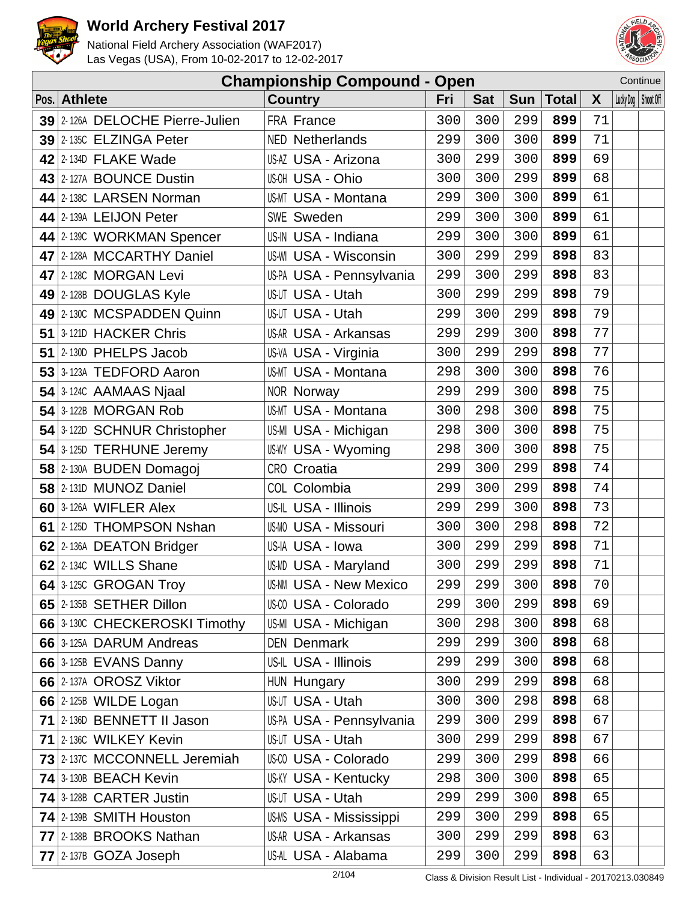# World Archery Festival 2017

National Field Archery Association (WAF2017)
Las Vegas (USA), From 10-02-2017 to 12-02-2017

## Championship Compound - Open

Continue

| Pos. | | Athlete | Country | | Fri | Sat | Sun | Total | X | Lucky Dog | Shoot Off |
|---|---|---|---|---|---|---|---|---|---|---|---|
| **39** | 2-126A | DELOCHE Pierre-Julien | FRA | France | 300 | 300 | 299 | **899** | 71 | | |
| **39** | 2-135C | ELZINGA Peter | NED | Netherlands | 299 | 300 | 300 | **899** | 71 | | |
| **42** | 2-134D | FLAKE Wade | US-AZ | USA - Arizona | 300 | 299 | 300 | **899** | 69 | | |
| **43** | 2-127A | BOUNCE Dustin | US-OH | USA - Ohio | 300 | 300 | 299 | **899** | 68 | | |
| **44** | 2-138C | LARSEN Norman | US-MT | USA - Montana | 299 | 300 | 300 | **899** | 61 | | |
| **44** | 2-139A | LEIJON Peter | SWE | Sweden | 299 | 300 | 300 | **899** | 61 | | |
| **44** | 2-139C | WORKMAN Spencer | US-IN | USA - Indiana | 299 | 300 | 300 | **899** | 61 | | |
| **47** | 2-128A | MCCARTHY Daniel | US-WI | USA - Wisconsin | 300 | 299 | 299 | **898** | 83 | | |
| **47** | 2-128C | MORGAN Levi | US-PA | USA - Pennsylvania | 299 | 300 | 299 | **898** | 83 | | |
| **49** | 2-128B | DOUGLAS Kyle | US-UT | USA - Utah | 300 | 299 | 299 | **898** | 79 | | |
| **49** | 2-130C | MCSPADDEN Quinn | US-UT | USA - Utah | 299 | 300 | 299 | **898** | 79 | | |
| **51** | 3-121D | HACKER Chris | US-AR | USA - Arkansas | 299 | 299 | 300 | **898** | 77 | | |
| **51** | 2-130D | PHELPS Jacob | US-VA | USA - Virginia | 300 | 299 | 299 | **898** | 77 | | |
| **53** | 3-123A | TEDFORD Aaron | US-MT | USA - Montana | 298 | 300 | 300 | **898** | 76 | | |
| **54** | 3-124C | AAMAAS Njaal | NOR | Norway | 299 | 299 | 300 | **898** | 75 | | |
| **54** | 3-122B | MORGAN Rob | US-MT | USA - Montana | 300 | 298 | 300 | **898** | 75 | | |
| **54** | 3-122D | SCHNUR Christopher | US-MI | USA - Michigan | 298 | 300 | 300 | **898** | 75 | | |
| **54** | 3-125D | TERHUNE Jeremy | US-WY | USA - Wyoming | 298 | 300 | 300 | **898** | 75 | | |
| **58** | 2-130A | BUDEN Domagoj | CRO | Croatia | 299 | 300 | 299 | **898** | 74 | | |
| **58** | 2-131D | MUNOZ Daniel | COL | Colombia | 299 | 300 | 299 | **898** | 74 | | |
| **60** | 3-126A | WIFLER Alex | US-IL | USA - Illinois | 299 | 299 | 300 | **898** | 73 | | |
| **61** | 2-125D | THOMPSON Nshan | US-MO | USA - Missouri | 300 | 300 | 298 | **898** | 72 | | |
| **62** | 2-136A | DEATON Bridger | US-IA | USA - Iowa | 300 | 299 | 299 | **898** | 71 | | |
| **62** | 2-134C | WILLS Shane | US-MD | USA - Maryland | 300 | 299 | 299 | **898** | 71 | | |
| **64** | 3-125C | GROGAN Troy | US-NM | USA - New Mexico | 299 | 299 | 300 | **898** | 70 | | |
| **65** | 2-135B | SETHER Dillon | US-CO | USA - Colorado | 299 | 300 | 299 | **898** | 69 | | |
| **66** | 3-130C | CHECKEROSKI Timothy | US-MI | USA - Michigan | 300 | 298 | 300 | **898** | 68 | | |
| **66** | 3-125A | DARUM Andreas | DEN | Denmark | 299 | 299 | 300 | **898** | 68 | | |
| **66** | 3-125B | EVANS Danny | US-IL | USA - Illinois | 299 | 299 | 300 | **898** | 68 | | |
| **66** | 2-137A | OROSZ Viktor | HUN | Hungary | 300 | 299 | 299 | **898** | 68 | | |
| **66** | 2-125B | WILDE Logan | US-UT | USA - Utah | 300 | 300 | 298 | **898** | 68 | | |
| **71** | 2-136D | BENNETT II Jason | US-PA | USA - Pennsylvania | 299 | 300 | 299 | **898** | 67 | | |
| **71** | 2-136C | WILKEY Kevin | US-UT | USA - Utah | 300 | 299 | 299 | **898** | 67 | | |
| **73** | 2-137C | MCCONNELL Jeremiah | US-CO | USA - Colorado | 299 | 300 | 299 | **898** | 66 | | |
| **74** | 3-130B | BEACH Kevin | US-KY | USA - Kentucky | 298 | 300 | 300 | **898** | 65 | | |
| **74** | 3-128B | CARTER Justin | US-UT | USA - Utah | 299 | 299 | 300 | **898** | 65 | | |
| **74** | 2-139B | SMITH Houston | US-MS | USA - Mississippi | 299 | 300 | 299 | **898** | 65 | | |
| **77** | 2-138B | BROOKS Nathan | US-AR | USA - Arkansas | 300 | 299 | 299 | **898** | 63 | | |
| **77** | 2-137B | GOZA Joseph | US-AL | USA - Alabama | 299 | 300 | 299 | **898** | 63 | | |

Class & Division Result List - Individual - 20170213.030849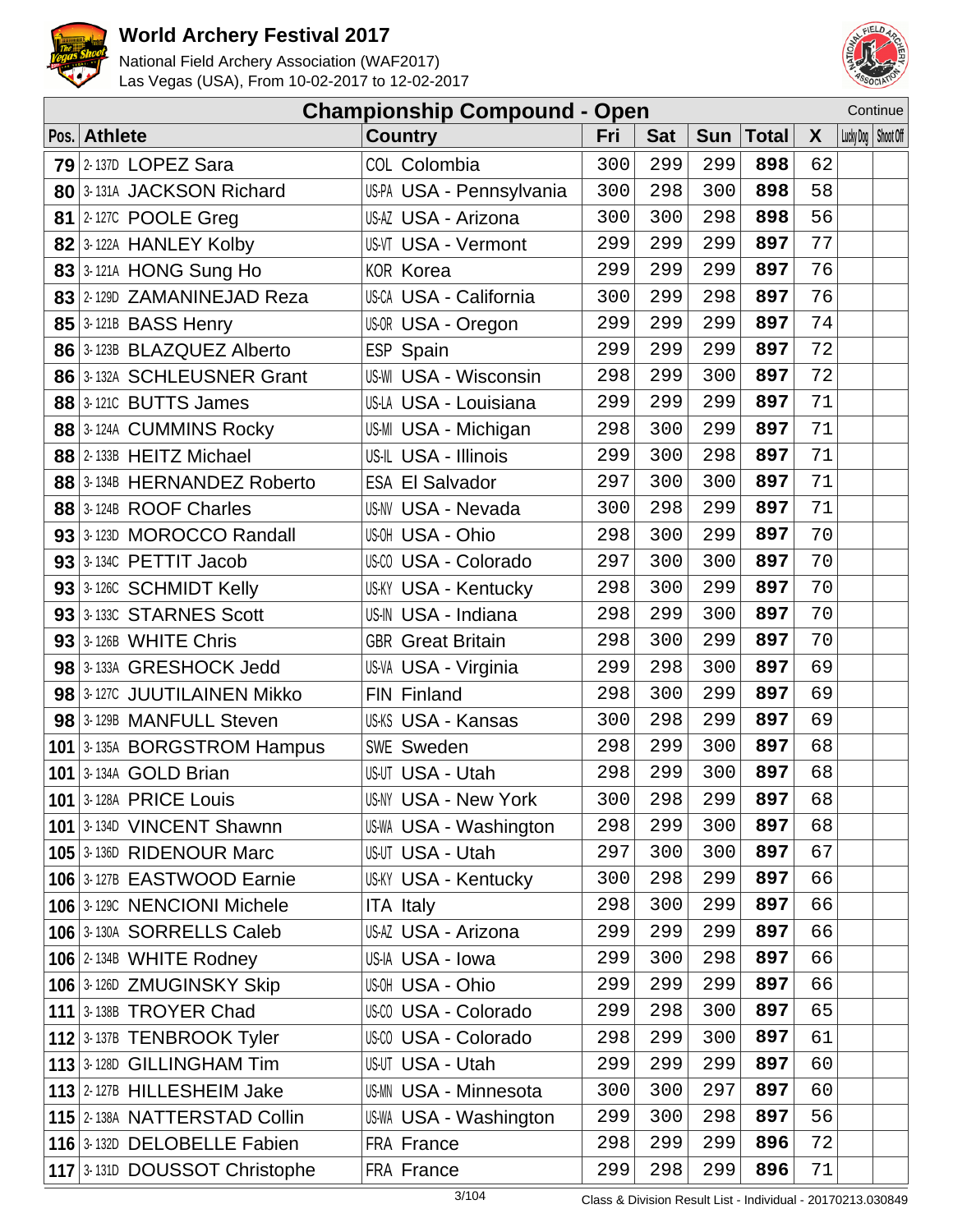# World Archery Festival 2017

National Field Archery Association (WAF2017)
Las Vegas (USA), From 10-02-2017 to 12-02-2017

## Championship Compound - Open

Continue

| Pos. | Athlete | Country | Fri | Sat | Sun | Total | X | Lucky Dog | Shoot Off |
|---|---|---|---|---|---|---|---|---|---|
| 79 | 2-137D LOPEZ Sara | COL Colombia | 300 | 299 | 299 | 898 | 62 | | |
| 80 | 3-131A JACKSON Richard | US-PA USA - Pennsylvania | 300 | 298 | 300 | 898 | 58 | | |
| 81 | 2-127C POOLE Greg | US-AZ USA - Arizona | 300 | 300 | 298 | 898 | 56 | | |
| 82 | 3-122A HANLEY Kolby | US-VT USA - Vermont | 299 | 299 | 299 | 897 | 77 | | |
| 83 | 3-121A HONG Sung Ho | KOR Korea | 299 | 299 | 299 | 897 | 76 | | |
| 83 | 2-129D ZAMANINEJAD Reza | US-CA USA - California | 300 | 299 | 298 | 897 | 76 | | |
| 85 | 3-121B BASS Henry | US-OR USA - Oregon | 299 | 299 | 299 | 897 | 74 | | |
| 86 | 3-123B BLAZQUEZ Alberto | ESP Spain | 299 | 299 | 299 | 897 | 72 | | |
| 86 | 3-132A SCHLEUSNER Grant | US-WI USA - Wisconsin | 298 | 299 | 300 | 897 | 72 | | |
| 88 | 3-121C BUTTS James | US-LA USA - Louisiana | 299 | 299 | 299 | 897 | 71 | | |
| 88 | 3-124A CUMMINS Rocky | US-MI USA - Michigan | 298 | 300 | 299 | 897 | 71 | | |
| 88 | 2-133B HEITZ Michael | US-IL USA - Illinois | 299 | 300 | 298 | 897 | 71 | | |
| 88 | 3-134B HERNANDEZ Roberto | ESA El Salvador | 297 | 300 | 300 | 897 | 71 | | |
| 88 | 3-124B ROOF Charles | US-NV USA - Nevada | 300 | 298 | 299 | 897 | 71 | | |
| 93 | 3-123D MOROCCO Randall | US-OH USA - Ohio | 298 | 300 | 299 | 897 | 70 | | |
| 93 | 3-134C PETTIT Jacob | US-CO USA - Colorado | 297 | 300 | 300 | 897 | 70 | | |
| 93 | 3-126C SCHMIDT Kelly | US-KY USA - Kentucky | 298 | 300 | 299 | 897 | 70 | | |
| 93 | 3-133C STARNES Scott | US-IN USA - Indiana | 298 | 299 | 300 | 897 | 70 | | |
| 93 | 3-126B WHITE Chris | GBR Great Britain | 298 | 300 | 299 | 897 | 70 | | |
| 98 | 3-133A GRESHOCK Jedd | US-VA USA - Virginia | 299 | 298 | 300 | 897 | 69 | | |
| 98 | 3-127C JUUTILAINEN Mikko | FIN Finland | 298 | 300 | 299 | 897 | 69 | | |
| 98 | 3-129B MANFULL Steven | US-KS USA - Kansas | 300 | 298 | 299 | 897 | 69 | | |
| 101 | 3-135A BORGSTROM Hampus | SWE Sweden | 298 | 299 | 300 | 897 | 68 | | |
| 101 | 3-134A GOLD Brian | US-UT USA - Utah | 298 | 299 | 300 | 897 | 68 | | |
| 101 | 3-128A PRICE Louis | US-NY USA - New York | 300 | 298 | 299 | 897 | 68 | | |
| 101 | 3-134D VINCENT Shawnn | US-WA USA - Washington | 298 | 299 | 300 | 897 | 68 | | |
| 105 | 3-136D RIDENOUR Marc | US-UT USA - Utah | 297 | 300 | 300 | 897 | 67 | | |
| 106 | 3-127B EASTWOOD Earnie | US-KY USA - Kentucky | 300 | 298 | 299 | 897 | 66 | | |
| 106 | 3-129C NENCIONI Michele | ITA Italy | 298 | 300 | 299 | 897 | 66 | | |
| 106 | 3-130A SORRELLS Caleb | US-AZ USA - Arizona | 299 | 299 | 299 | 897 | 66 | | |
| 106 | 2-134B WHITE Rodney | US-IA USA - Iowa | 299 | 300 | 298 | 897 | 66 | | |
| 106 | 3-126D ZMUGINSKY Skip | US-OH USA - Ohio | 299 | 299 | 299 | 897 | 66 | | |
| 111 | 3-138B TROYER Chad | US-CO USA - Colorado | 299 | 298 | 300 | 897 | 65 | | |
| 112 | 3-137B TENBROOK Tyler | US-CO USA - Colorado | 298 | 299 | 300 | 897 | 61 | | |
| 113 | 3-128D GILLINGHAM Tim | US-UT USA - Utah | 299 | 299 | 299 | 897 | 60 | | |
| 113 | 2-127B HILLESHEIM Jake | US-MN USA - Minnesota | 300 | 300 | 297 | 897 | 60 | | |
| 115 | 2-138A NATTERSTAD Collin | US-WA USA - Washington | 299 | 300 | 298 | 897 | 56 | | |
| 116 | 3-132D DELOBELLE Fabien | FRA France | 298 | 299 | 299 | 896 | 72 | | |
| 117 | 3-131D DOUSSOT Christophe | FRA France | 299 | 298 | 299 | 896 | 71 | | |

Class & Division Result List - Individual - 20170213.030849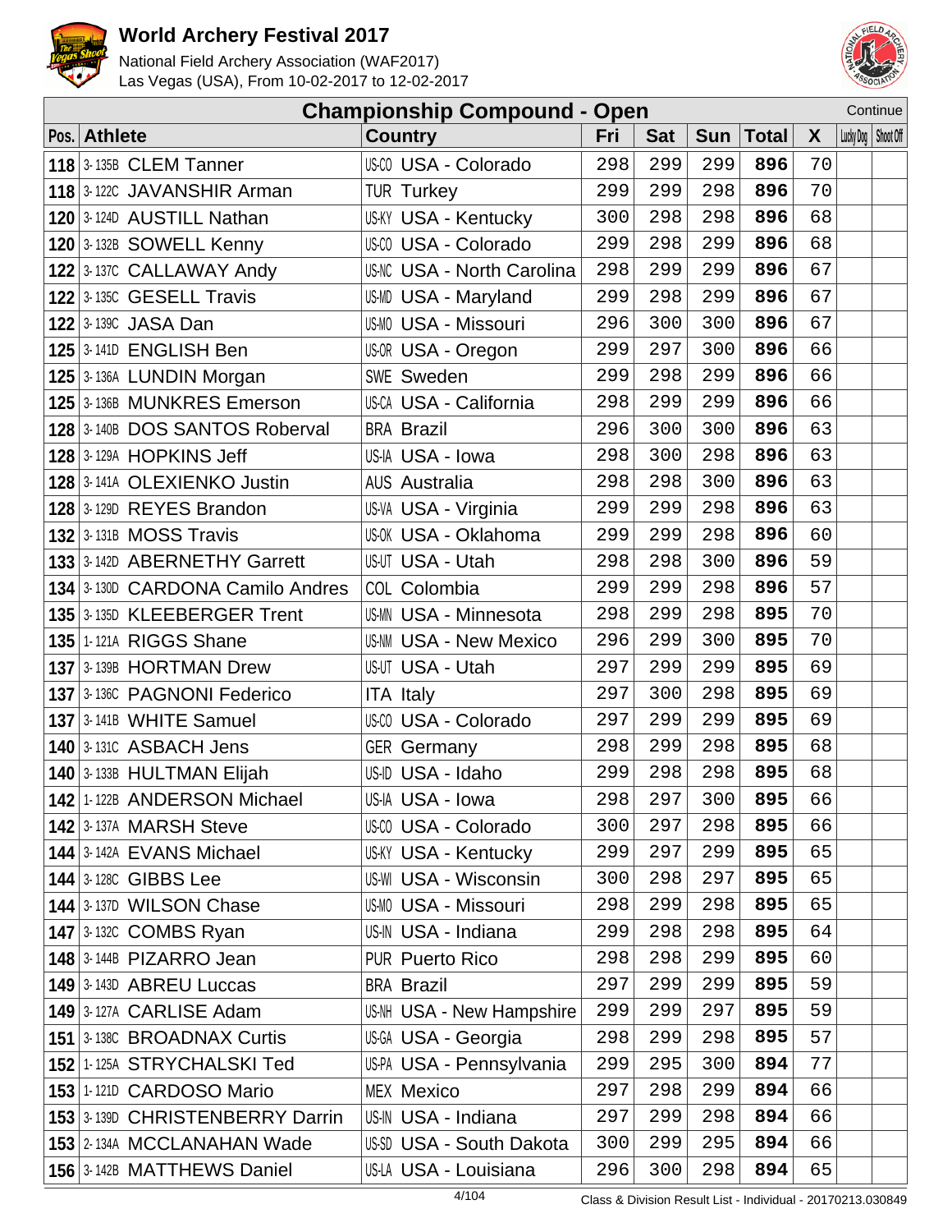# World Archery Festival 2017

National Field Archery Association (WAF2017)
Las Vegas (USA), From 10-02-2017 to 12-02-2017

## Championship Compound - Open

Continue

| Pos. | Athlete | | Country | | Fri | Sat | Sun | Total | X | Lucky Dog | Shoot Off |
|---|---|---|---|---|---|---|---|---|---|---|---|
| 118 | 3-135B | CLEM Tanner | US-CO | USA - Colorado | 298 | 299 | 299 | 896 | 70 | | |
| 118 | 3-122C | JAVANSHIR Arman | TUR | Turkey | 299 | 299 | 298 | 896 | 70 | | |
| 120 | 3-124D | AUSTILL Nathan | US-KY | USA - Kentucky | 300 | 298 | 298 | 896 | 68 | | |
| 120 | 3-132B | SOWELL Kenny | US-CO | USA - Colorado | 299 | 298 | 299 | 896 | 68 | | |
| 122 | 3-137C | CALLAWAY Andy | US-NC | USA - North Carolina | 298 | 299 | 299 | 896 | 67 | | |
| 122 | 3-135C | GESELL Travis | US-MD | USA - Maryland | 299 | 298 | 299 | 896 | 67 | | |
| 122 | 3-139C | JASA Dan | US-MO | USA - Missouri | 296 | 300 | 300 | 896 | 67 | | |
| 125 | 3-141D | ENGLISH Ben | US-OR | USA - Oregon | 299 | 297 | 300 | 896 | 66 | | |
| 125 | 3-136A | LUNDIN Morgan | SWE | Sweden | 299 | 298 | 299 | 896 | 66 | | |
| 125 | 3-136B | MUNKRES Emerson | US-CA | USA - California | 298 | 299 | 299 | 896 | 66 | | |
| 128 | 3-140B | DOS SANTOS Roberval | BRA | Brazil | 296 | 300 | 300 | 896 | 63 | | |
| 128 | 3-129A | HOPKINS Jeff | US-IA | USA - Iowa | 298 | 300 | 298 | 896 | 63 | | |
| 128 | 3-141A | OLEXIENKO Justin | AUS | Australia | 298 | 298 | 300 | 896 | 63 | | |
| 128 | 3-129D | REYES Brandon | US-VA | USA - Virginia | 299 | 299 | 298 | 896 | 63 | | |
| 132 | 3-131B | MOSS Travis | US-OK | USA - Oklahoma | 299 | 299 | 298 | 896 | 60 | | |
| 133 | 3-142D | ABERNETHY Garrett | US-UT | USA - Utah | 298 | 298 | 300 | 896 | 59 | | |
| 134 | 3-130D | CARDONA Camilo Andres | COL | Colombia | 299 | 299 | 298 | 896 | 57 | | |
| 135 | 3-135D | KLEEBERGER Trent | US-MN | USA - Minnesota | 298 | 299 | 298 | 895 | 70 | | |
| 135 | 1-121A | RIGGS Shane | US-NM | USA - New Mexico | 296 | 299 | 300 | 895 | 70 | | |
| 137 | 3-139B | HORTMAN Drew | US-UT | USA - Utah | 297 | 299 | 299 | 895 | 69 | | |
| 137 | 3-136C | PAGNONI Federico | ITA | Italy | 297 | 300 | 298 | 895 | 69 | | |
| 137 | 3-141B | WHITE Samuel | US-CO | USA - Colorado | 297 | 299 | 299 | 895 | 69 | | |
| 140 | 3-131C | ASBACH Jens | GER | Germany | 298 | 299 | 298 | 895 | 68 | | |
| 140 | 3-133B | HULTMAN Elijah | US-ID | USA - Idaho | 299 | 298 | 298 | 895 | 68 | | |
| 142 | 1-122B | ANDERSON Michael | US-IA | USA - Iowa | 298 | 297 | 300 | 895 | 66 | | |
| 142 | 3-137A | MARSH Steve | US-CO | USA - Colorado | 300 | 297 | 298 | 895 | 66 | | |
| 144 | 3-142A | EVANS Michael | US-KY | USA - Kentucky | 299 | 297 | 299 | 895 | 65 | | |
| 144 | 3-128C | GIBBS Lee | US-WI | USA - Wisconsin | 300 | 298 | 297 | 895 | 65 | | |
| 144 | 3-137D | WILSON Chase | US-MO | USA - Missouri | 298 | 299 | 298 | 895 | 65 | | |
| 147 | 3-132C | COMBS Ryan | US-IN | USA - Indiana | 299 | 298 | 298 | 895 | 64 | | |
| 148 | 3-144B | PIZARRO Jean | PUR | Puerto Rico | 298 | 298 | 299 | 895 | 60 | | |
| 149 | 3-143D | ABREU Luccas | BRA | Brazil | 297 | 299 | 299 | 895 | 59 | | |
| 149 | 3-127A | CARLISE Adam | US-NH | USA - New Hampshire | 299 | 299 | 297 | 895 | 59 | | |
| 151 | 3-138C | BROADNAX Curtis | US-GA | USA - Georgia | 298 | 299 | 298 | 895 | 57 | | |
| 152 | 1-125A | STRYCHALSKI Ted | US-PA | USA - Pennsylvania | 299 | 295 | 300 | 894 | 77 | | |
| 153 | 1-121D | CARDOSO Mario | MEX | Mexico | 297 | 298 | 299 | 894 | 66 | | |
| 153 | 3-139D | CHRISTENBERRY Darrin | US-IN | USA - Indiana | 297 | 299 | 298 | 894 | 66 | | |
| 153 | 2-134A | MCCLANAHAN Wade | US-SD | USA - South Dakota | 300 | 299 | 295 | 894 | 66 | | |
| 156 | 3-142B | MATTHEWS Daniel | US-LA | USA - Louisiana | 296 | 300 | 298 | 894 | 65 | | |

Class & Division Result List - Individual - 20170213.030849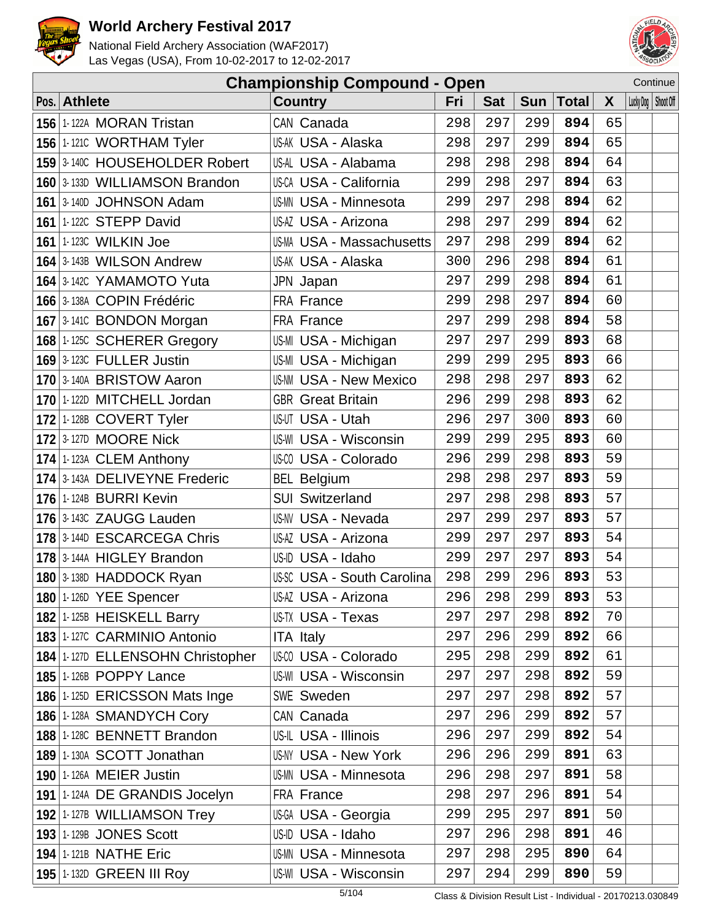# World Archery Festival 2017

National Field Archery Association (WAF2017)
Las Vegas (USA), From 10-02-2017 to 12-02-2017

## Championship Compound - Open

Continue

| Pos. | Athlete | | Country | | Fri | Sat | Sun | Total | X | Lucky Dog | Shoot Off |
|---|---|---|---|---|---|---|---|---|---|---|---|
| 156 | 1-122A | MORAN Tristan | CAN | Canada | 298 | 297 | 299 | 894 | 65 | | |
| 156 | 1-121C | WORTHAM Tyler | US-AK | USA - Alaska | 298 | 297 | 299 | 894 | 65 | | |
| 159 | 3-140C | HOUSEHOLDER Robert | US-AL | USA - Alabama | 298 | 298 | 298 | 894 | 64 | | |
| 160 | 3-133D | WILLIAMSON Brandon | US-CA | USA - California | 299 | 298 | 297 | 894 | 63 | | |
| 161 | 3-140D | JOHNSON Adam | US-MN | USA - Minnesota | 299 | 297 | 298 | 894 | 62 | | |
| 161 | 1-122C | STEPP David | US-AZ | USA - Arizona | 298 | 297 | 299 | 894 | 62 | | |
| 161 | 1-123C | WILKIN Joe | US-MA | USA - Massachusetts | 297 | 298 | 299 | 894 | 62 | | |
| 164 | 3-143B | WILSON Andrew | US-AK | USA - Alaska | 300 | 296 | 298 | 894 | 61 | | |
| 164 | 3-142C | YAMAMOTO Yuta | JPN | Japan | 297 | 299 | 298 | 894 | 61 | | |
| 166 | 3-138A | COPIN Frédéric | FRA | France | 299 | 298 | 297 | 894 | 60 | | |
| 167 | 3-141C | BONDON Morgan | FRA | France | 297 | 299 | 298 | 894 | 58 | | |
| 168 | 1-125C | SCHERER Gregory | US-MI | USA - Michigan | 297 | 297 | 299 | 893 | 68 | | |
| 169 | 3-123C | FULLER Justin | US-MI | USA - Michigan | 299 | 299 | 295 | 893 | 66 | | |
| 170 | 3-140A | BRISTOW Aaron | US-NM | USA - New Mexico | 298 | 298 | 297 | 893 | 62 | | |
| 170 | 1-122D | MITCHELL Jordan | GBR | Great Britain | 296 | 299 | 298 | 893 | 62 | | |
| 172 | 1-128B | COVERT Tyler | US-UT | USA - Utah | 296 | 297 | 300 | 893 | 60 | | |
| 172 | 3-127D | MOORE Nick | US-WI | USA - Wisconsin | 299 | 299 | 295 | 893 | 60 | | |
| 174 | 1-123A | CLEM Anthony | US-CO | USA - Colorado | 296 | 299 | 298 | 893 | 59 | | |
| 174 | 3-143A | DELIVEYNE Frederic | BEL | Belgium | 298 | 298 | 297 | 893 | 59 | | |
| 176 | 1-124B | BURRI Kevin | SUI | Switzerland | 297 | 298 | 298 | 893 | 57 | | |
| 176 | 3-143C | ZAUGG Lauden | US-NV | USA - Nevada | 297 | 299 | 297 | 893 | 57 | | |
| 178 | 3-144D | ESCARCEGA Chris | US-AZ | USA - Arizona | 299 | 297 | 297 | 893 | 54 | | |
| 178 | 3-144A | HIGLEY Brandon | US-ID | USA - Idaho | 299 | 297 | 297 | 893 | 54 | | |
| 180 | 3-138D | HADDOCK Ryan | US-SC | USA - South Carolina | 298 | 299 | 296 | 893 | 53 | | |
| 180 | 1-126D | YEE Spencer | US-AZ | USA - Arizona | 296 | 298 | 299 | 893 | 53 | | |
| 182 | 1-125B | HEISKELL Barry | US-TX | USA - Texas | 297 | 297 | 298 | 892 | 70 | | |
| 183 | 1-127C | CARMINIO Antonio | ITA | Italy | 297 | 296 | 299 | 892 | 66 | | |
| 184 | 1-127D | ELLENSOHN Christopher | US-CO | USA - Colorado | 295 | 298 | 299 | 892 | 61 | | |
| 185 | 1-126B | POPPY Lance | US-WI | USA - Wisconsin | 297 | 297 | 298 | 892 | 59 | | |
| 186 | 1-125D | ERICSSON Mats Inge | SWE | Sweden | 297 | 297 | 298 | 892 | 57 | | |
| 186 | 1-128A | SMANDYCH Cory | CAN | Canada | 297 | 296 | 299 | 892 | 57 | | |
| 188 | 1-128C | BENNETT Brandon | US-IL | USA - Illinois | 296 | 297 | 299 | 892 | 54 | | |
| 189 | 1-130A | SCOTT Jonathan | US-NY | USA - New York | 296 | 296 | 299 | 891 | 63 | | |
| 190 | 1-126A | MEIER Justin | US-MN | USA - Minnesota | 296 | 298 | 297 | 891 | 58 | | |
| 191 | 1-124A | DE GRANDIS Jocelyn | FRA | France | 298 | 297 | 296 | 891 | 54 | | |
| 192 | 1-127B | WILLIAMSON Trey | US-GA | USA - Georgia | 299 | 295 | 297 | 891 | 50 | | |
| 193 | 1-129B | JONES Scott | US-ID | USA - Idaho | 297 | 296 | 298 | 891 | 46 | | |
| 194 | 1-121B | NATHE Eric | US-MN | USA - Minnesota | 297 | 298 | 295 | 890 | 64 | | |
| 195 | 1-132D | GREEN III Roy | US-WI | USA - Wisconsin | 297 | 294 | 299 | 890 | 59 | | |

Class & Division Result List - Individual - 20170213.030849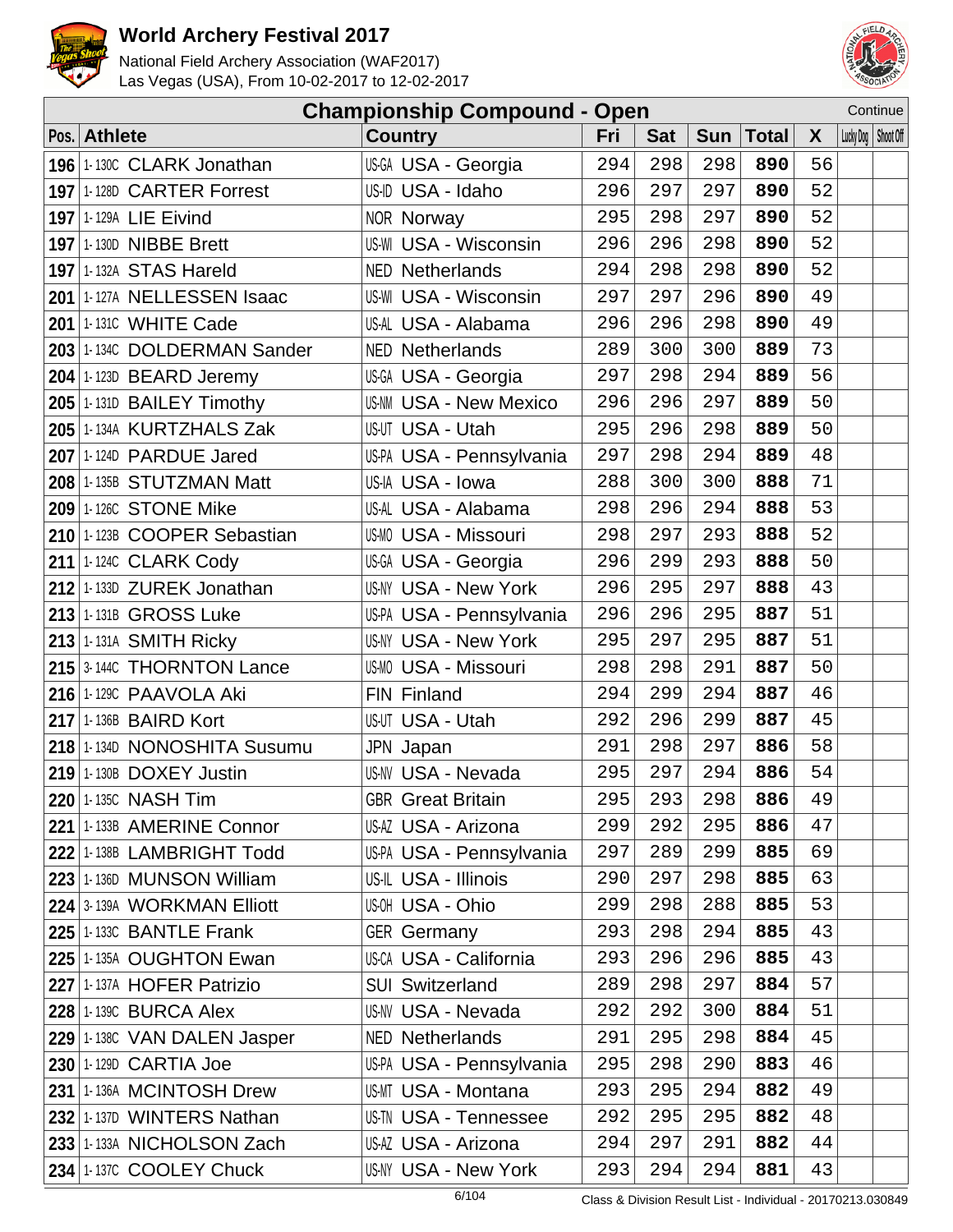# World Archery Festival 2017

National Field Archery Association (WAF2017)
Las Vegas (USA), From 10-02-2017 to 12-02-2017

## Championship Compound - Open

Continue

| Pos. | | Athlete | | Country | Fri | Sat | Sun | Total | X | Lucky Dog | Shoot Off |
|---|---|---|---|---|---|---|---|---|---|---|---|
| 196 | 1-130C | CLARK Jonathan | US-GA | USA - Georgia | 294 | 298 | 298 | 890 | 56 | | |
| 197 | 1-128D | CARTER Forrest | US-ID | USA - Idaho | 296 | 297 | 297 | 890 | 52 | | |
| 197 | 1-129A | LIE Eivind | NOR | Norway | 295 | 298 | 297 | 890 | 52 | | |
| 197 | 1-130D | NIBBE Brett | US-WI | USA - Wisconsin | 296 | 296 | 298 | 890 | 52 | | |
| 197 | 1-132A | STAS Hareld | NED | Netherlands | 294 | 298 | 298 | 890 | 52 | | |
| 201 | 1-127A | NELLESSEN Isaac | US-WI | USA - Wisconsin | 297 | 297 | 296 | 890 | 49 | | |
| 201 | 1-131C | WHITE Cade | US-AL | USA - Alabama | 296 | 296 | 298 | 890 | 49 | | |
| 203 | 1-134C | DOLDERMAN Sander | NED | Netherlands | 289 | 300 | 300 | 889 | 73 | | |
| 204 | 1-123D | BEARD Jeremy | US-GA | USA - Georgia | 297 | 298 | 294 | 889 | 56 | | |
| 205 | 1-131D | BAILEY Timothy | US-NM | USA - New Mexico | 296 | 296 | 297 | 889 | 50 | | |
| 205 | 1-134A | KURTZHALS Zak | US-UT | USA - Utah | 295 | 296 | 298 | 889 | 50 | | |
| 207 | 1-124D | PARDUE Jared | US-PA | USA - Pennsylvania | 297 | 298 | 294 | 889 | 48 | | |
| 208 | 1-135B | STUTZMAN Matt | US-IA | USA - Iowa | 288 | 300 | 300 | 888 | 71 | | |
| 209 | 1-126C | STONE Mike | US-AL | USA - Alabama | 298 | 296 | 294 | 888 | 53 | | |
| 210 | 1-123B | COOPER Sebastian | US-MO | USA - Missouri | 298 | 297 | 293 | 888 | 52 | | |
| 211 | 1-124C | CLARK Cody | US-GA | USA - Georgia | 296 | 299 | 293 | 888 | 50 | | |
| 212 | 1-133D | ZUREK Jonathan | US-NY | USA - New York | 296 | 295 | 297 | 888 | 43 | | |
| 213 | 1-131B | GROSS Luke | US-PA | USA - Pennsylvania | 296 | 296 | 295 | 887 | 51 | | |
| 213 | 1-131A | SMITH Ricky | US-NY | USA - New York | 295 | 297 | 295 | 887 | 51 | | |
| 215 | 3-144C | THORNTON Lance | US-MO | USA - Missouri | 298 | 298 | 291 | 887 | 50 | | |
| 216 | 1-129C | PAAVOLA Aki | FIN | Finland | 294 | 299 | 294 | 887 | 46 | | |
| 217 | 1-136B | BAIRD Kort | US-UT | USA - Utah | 292 | 296 | 299 | 887 | 45 | | |
| 218 | 1-134D | NONOSHITA Susumu | JPN | Japan | 291 | 298 | 297 | 886 | 58 | | |
| 219 | 1-130B | DOXEY Justin | US-NV | USA - Nevada | 295 | 297 | 294 | 886 | 54 | | |
| 220 | 1-135C | NASH Tim | GBR | Great Britain | 295 | 293 | 298 | 886 | 49 | | |
| 221 | 1-133B | AMERINE Connor | US-AZ | USA - Arizona | 299 | 292 | 295 | 886 | 47 | | |
| 222 | 1-138B | LAMBRIGHT Todd | US-PA | USA - Pennsylvania | 297 | 289 | 299 | 885 | 69 | | |
| 223 | 1-136D | MUNSON William | US-IL | USA - Illinois | 290 | 297 | 298 | 885 | 63 | | |
| 224 | 3-139A | WORKMAN Elliott | US-OH | USA - Ohio | 299 | 298 | 288 | 885 | 53 | | |
| 225 | 1-133C | BANTLE Frank | GER | Germany | 293 | 298 | 294 | 885 | 43 | | |
| 225 | 1-135A | OUGHTON Ewan | US-CA | USA - California | 293 | 296 | 296 | 885 | 43 | | |
| 227 | 1-137A | HOFER Patrizio | SUI | Switzerland | 289 | 298 | 297 | 884 | 57 | | |
| 228 | 1-139C | BURCA Alex | US-NV | USA - Nevada | 292 | 292 | 300 | 884 | 51 | | |
| 229 | 1-138C | VAN DALEN Jasper | NED | Netherlands | 291 | 295 | 298 | 884 | 45 | | |
| 230 | 1-129D | CARTIA Joe | US-PA | USA - Pennsylvania | 295 | 298 | 290 | 883 | 46 | | |
| 231 | 1-136A | MCINTOSH Drew | US-MT | USA - Montana | 293 | 295 | 294 | 882 | 49 | | |
| 232 | 1-137D | WINTERS Nathan | US-TN | USA - Tennessee | 292 | 295 | 295 | 882 | 48 | | |
| 233 | 1-133A | NICHOLSON Zach | US-AZ | USA - Arizona | 294 | 297 | 291 | 882 | 44 | | |
| 234 | 1-137C | COOLEY Chuck | US-NY | USA - New York | 293 | 294 | 294 | 881 | 43 | | |

Class & Division Result List - Individual - 20170213.030849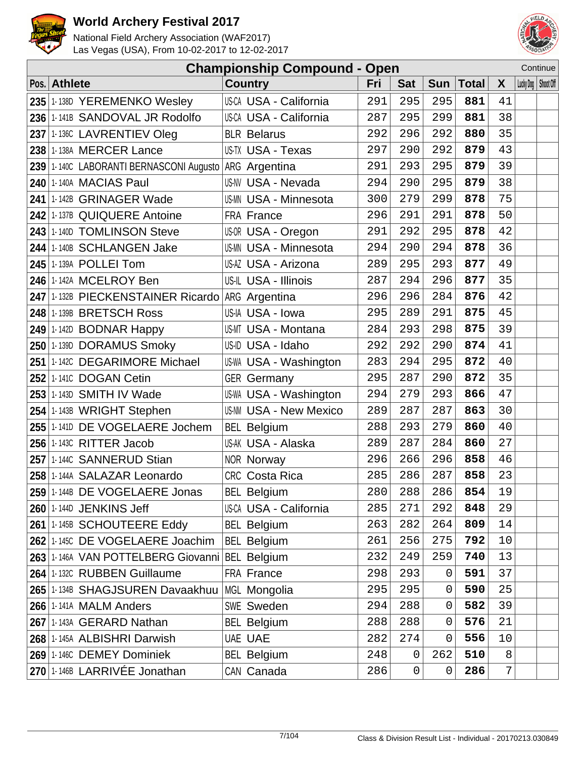# World Archery Festival 2017

National Field Archery Association (WAF2017)
Las Vegas (USA), From 10-02-2017 to 12-02-2017

## Championship Compound - Open

Continue

| Pos. | | Athlete | Country | | Fri | Sat | Sun | Total | X | Lucky Dog | Shoot Off |
|---|---|---|---|---|---|---|---|---|---|---|---|
| 235 | 1-138D | YEREMENKO Wesley | US-CA | USA - California | 291 | 295 | 295 | **881** | 41 | | |
| 236 | 1-141B | SANDOVAL JR Rodolfo | US-CA | USA - California | 287 | 295 | 299 | **881** | 38 | | |
| 237 | 1-136C | LAVRENTIEV Oleg | BLR | Belarus | 292 | 296 | 292 | **880** | 35 | | |
| 238 | 1-138A | MERCER Lance | US-TX | USA - Texas | 297 | 290 | 292 | **879** | 43 | | |
| 239 | 1-140C | LABORANTI BERNASCONI Augusto | ARG | Argentina | 291 | 293 | 295 | **879** | 39 | | |
| 240 | 1-140A | MACIAS Paul | US-NV | USA - Nevada | 294 | 290 | 295 | **879** | 38 | | |
| 241 | 1-142B | GRINAGER Wade | US-MN | USA - Minnesota | 300 | 279 | 299 | **878** | 75 | | |
| 242 | 1-137B | QUIQUERE Antoine | FRA | France | 296 | 291 | 291 | **878** | 50 | | |
| 243 | 1-140D | TOMLINSON Steve | US-OR | USA - Oregon | 291 | 292 | 295 | **878** | 42 | | |
| 244 | 1-140B | SCHLANGEN Jake | US-MN | USA - Minnesota | 294 | 290 | 294 | **878** | 36 | | |
| 245 | 1-139A | POLLEI Tom | US-AZ | USA - Arizona | 289 | 295 | 293 | **877** | 49 | | |
| 246 | 1-142A | MCELROY Ben | US-IL | USA - Illinois | 287 | 294 | 296 | **877** | 35 | | |
| 247 | 1-132B | PIECKENSTAINER Ricardo | ARG | Argentina | 296 | 296 | 284 | **876** | 42 | | |
| 248 | 1-139B | BRETSCH Ross | US-IA | USA - Iowa | 295 | 289 | 291 | **875** | 45 | | |
| 249 | 1-142D | BODNAR Happy | US-MT | USA - Montana | 284 | 293 | 298 | **875** | 39 | | |
| 250 | 1-139D | DORAMUS Smoky | US-ID | USA - Idaho | 292 | 292 | 290 | **874** | 41 | | |
| 251 | 1-142C | DEGARIMORE Michael | US-WA | USA - Washington | 283 | 294 | 295 | **872** | 40 | | |
| 252 | 1-141C | DOGAN Cetin | GER | Germany | 295 | 287 | 290 | **872** | 35 | | |
| 253 | 1-143D | SMITH IV Wade | US-WA | USA - Washington | 294 | 279 | 293 | **866** | 47 | | |
| 254 | 1-143B | WRIGHT Stephen | US-NM | USA - New Mexico | 289 | 287 | 287 | **863** | 30 | | |
| 255 | 1-141D | DE VOGELAERE Jochem | BEL | Belgium | 288 | 293 | 279 | **860** | 40 | | |
| 256 | 1-143C | RITTER Jacob | US-AK | USA - Alaska | 289 | 287 | 284 | **860** | 27 | | |
| 257 | 1-144C | SANNERUD Stian | NOR | Norway | 296 | 266 | 296 | **858** | 46 | | |
| 258 | 1-144A | SALAZAR Leonardo | CRC | Costa Rica | 285 | 286 | 287 | **858** | 23 | | |
| 259 | 1-144B | DE VOGELAERE Jonas | BEL | Belgium | 280 | 288 | 286 | **854** | 19 | | |
| 260 | 1-144D | JENKINS Jeff | US-CA | USA - California | 285 | 271 | 292 | **848** | 29 | | |
| 261 | 1-145B | SCHOUTEERE Eddy | BEL | Belgium | 263 | 282 | 264 | **809** | 14 | | |
| 262 | 1-145C | DE VOGELAERE Joachim | BEL | Belgium | 261 | 256 | 275 | **792** | 10 | | |
| 263 | 1-146A | VAN POTTELBERG Giovanni | BEL | Belgium | 232 | 249 | 259 | **740** | 13 | | |
| 264 | 1-132C | RUBBEN Guillaume | FRA | France | 298 | 293 | 0 | **591** | 37 | | |
| 265 | 1-134B | SHAGJSUREN Davaakhuu | MGL | Mongolia | 295 | 295 | 0 | **590** | 25 | | |
| 266 | 1-141A | MALM Anders | SWE | Sweden | 294 | 288 | 0 | **582** | 39 | | |
| 267 | 1-143A | GERARD Nathan | BEL | Belgium | 288 | 288 | 0 | **576** | 21 | | |
| 268 | 1-145A | ALBISHRI Darwish | UAE | UAE | 282 | 274 | 0 | **556** | 10 | | |
| 269 | 1-146C | DEMEY Dominiek | BEL | Belgium | 248 | 0 | 262 | **510** | 8 | | |
| 270 | 1-146B | LARRIVÉE Jonathan | CAN | Canada | 286 | 0 | 0 | **286** | 7 | | |

Class & Division Result List - Individual - 20170213.030849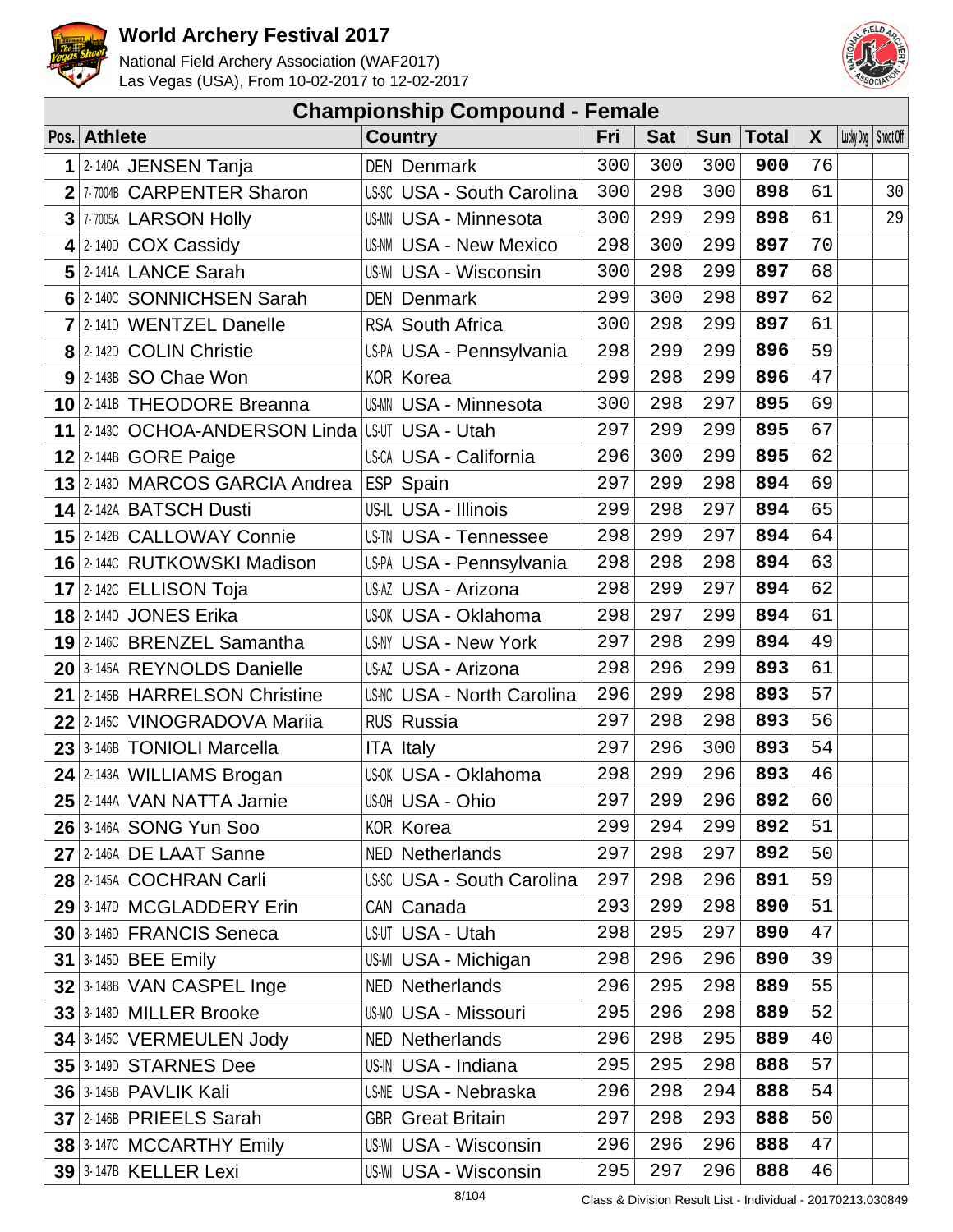# World Archery Festival 2017

National Field Archery Association (WAF2017)
Las Vegas (USA), From 10-02-2017 to 12-02-2017

## Championship Compound - Female

| Pos. | | Athlete | Country | | Fri | Sat | Sun | Total | X | Lucky Dog | Shoot Off |
|---|---|---|---|---|---|---|---|---|---|---|---|
| 1 | 2-140A | JENSEN Tanja | DEN | Denmark | 300 | 300 | 300 | **900** | 76 | | |
| 2 | 7-7004B | CARPENTER Sharon | US-SC | USA - South Carolina | 300 | 298 | 300 | **898** | 61 | | 30 |
| 3 | 7-7005A | LARSON Holly | US-MN | USA - Minnesota | 300 | 299 | 299 | **898** | 61 | | 29 |
| 4 | 2-140D | COX Cassidy | US-NM | USA - New Mexico | 298 | 300 | 299 | **897** | 70 | | |
| 5 | 2-141A | LANCE Sarah | US-WI | USA - Wisconsin | 300 | 298 | 299 | **897** | 68 | | |
| 6 | 2-140C | SONNICHSEN Sarah | DEN | Denmark | 299 | 300 | 298 | **897** | 62 | | |
| 7 | 2-141D | WENTZEL Danelle | RSA | South Africa | 300 | 298 | 299 | **897** | 61 | | |
| 8 | 2-142D | COLIN Christie | US-PA | USA - Pennsylvania | 298 | 299 | 299 | **896** | 59 | | |
| 9 | 2-143B | SO Chae Won | KOR | Korea | 299 | 298 | 299 | **896** | 47 | | |
| 10 | 2-141B | THEODORE Breanna | US-MN | USA - Minnesota | 300 | 298 | 297 | **895** | 69 | | |
| 11 | 2-143C | OCHOA-ANDERSON Linda | US-UT | USA - Utah | 297 | 299 | 299 | **895** | 67 | | |
| 12 | 2-144B | GORE Paige | US-CA | USA - California | 296 | 300 | 299 | **895** | 62 | | |
| 13 | 2-143D | MARCOS GARCIA Andrea | ESP | Spain | 297 | 299 | 298 | **894** | 69 | | |
| 14 | 2-142A | BATSCH Dusti | US-IL | USA - Illinois | 299 | 298 | 297 | **894** | 65 | | |
| 15 | 2-142B | CALLOWAY Connie | US-TN | USA - Tennessee | 298 | 299 | 297 | **894** | 64 | | |
| 16 | 2-144C | RUTKOWSKI Madison | US-PA | USA - Pennsylvania | 298 | 298 | 298 | **894** | 63 | | |
| 17 | 2-142C | ELLISON Toja | US-AZ | USA - Arizona | 298 | 299 | 297 | **894** | 62 | | |
| 18 | 2-144D | JONES Erika | US-OK | USA - Oklahoma | 298 | 297 | 299 | **894** | 61 | | |
| 19 | 2-146C | BRENZEL Samantha | US-NY | USA - New York | 297 | 298 | 299 | **894** | 49 | | |
| 20 | 3-145A | REYNOLDS Danielle | US-AZ | USA - Arizona | 298 | 296 | 299 | **893** | 61 | | |
| 21 | 2-145B | HARRELSON Christine | US-NC | USA - North Carolina | 296 | 299 | 298 | **893** | 57 | | |
| 22 | 2-145C | VINOGRADOVA Mariia | RUS | Russia | 297 | 298 | 298 | **893** | 56 | | |
| 23 | 3-146B | TONIOLI Marcella | ITA | Italy | 297 | 296 | 300 | **893** | 54 | | |
| 24 | 2-143A | WILLIAMS Brogan | US-OK | USA - Oklahoma | 298 | 299 | 296 | **893** | 46 | | |
| 25 | 2-144A | VAN NATTA Jamie | US-OH | USA - Ohio | 297 | 299 | 296 | **892** | 60 | | |
| 26 | 3-146A | SONG Yun Soo | KOR | Korea | 299 | 294 | 299 | **892** | 51 | | |
| 27 | 2-146A | DE LAAT Sanne | NED | Netherlands | 297 | 298 | 297 | **892** | 50 | | |
| 28 | 2-145A | COCHRAN Carli | US-SC | USA - South Carolina | 297 | 298 | 296 | **891** | 59 | | |
| 29 | 3-147D | MCGLADDERY Erin | CAN | Canada | 293 | 299 | 298 | **890** | 51 | | |
| 30 | 3-146D | FRANCIS Seneca | US-UT | USA - Utah | 298 | 295 | 297 | **890** | 47 | | |
| 31 | 3-145D | BEE Emily | US-MI | USA - Michigan | 298 | 296 | 296 | **890** | 39 | | |
| 32 | 3-148B | VAN CASPEL Inge | NED | Netherlands | 296 | 295 | 298 | **889** | 55 | | |
| 33 | 3-148D | MILLER Brooke | US-MO | USA - Missouri | 295 | 296 | 298 | **889** | 52 | | |
| 34 | 3-145C | VERMEULEN Jody | NED | Netherlands | 296 | 298 | 295 | **889** | 40 | | |
| 35 | 3-149D | STARNES Dee | US-IN | USA - Indiana | 295 | 295 | 298 | **888** | 57 | | |
| 36 | 3-145B | PAVLIK Kali | US-NE | USA - Nebraska | 296 | 298 | 294 | **888** | 54 | | |
| 37 | 2-146B | PRIEELS Sarah | GBR | Great Britain | 297 | 298 | 293 | **888** | 50 | | |
| 38 | 3-147C | MCCARTHY Emily | US-WI | USA - Wisconsin | 296 | 296 | 296 | **888** | 47 | | |
| 39 | 3-147B | KELLER Lexi | US-WI | USA - Wisconsin | 295 | 297 | 296 | **888** | 46 | | |

Class & Division Result List - Individual - 20170213.030849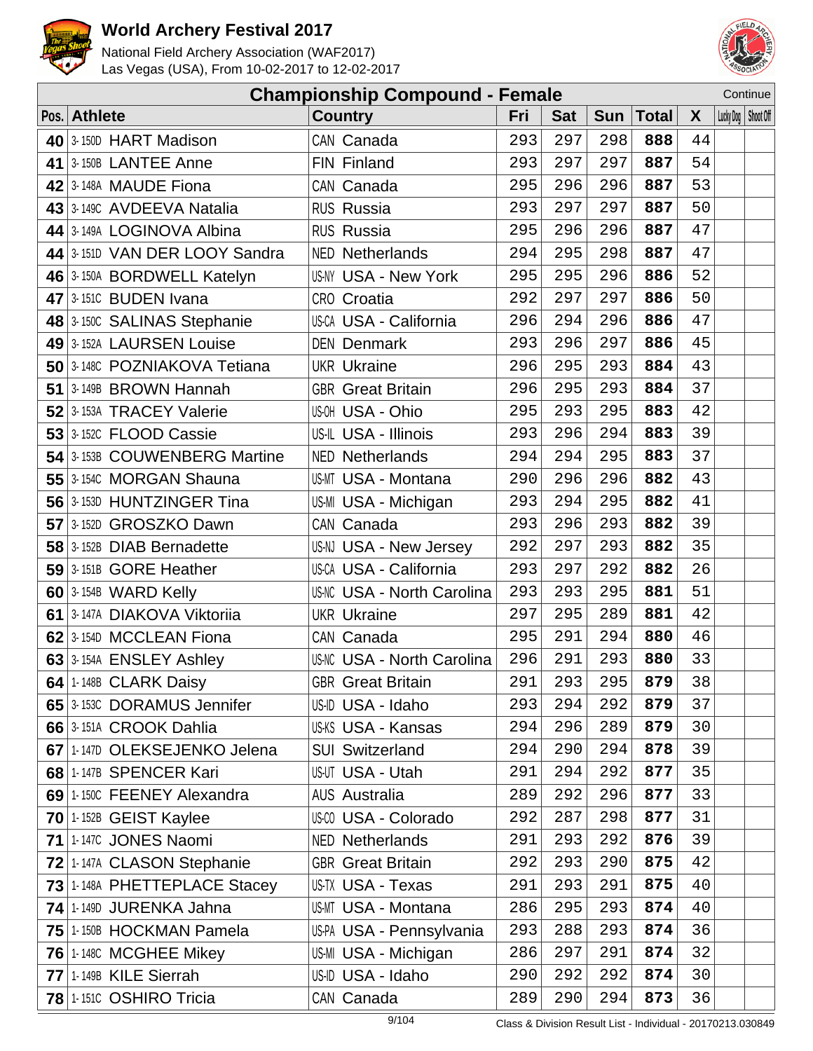# World Archery Festival 2017

National Field Archery Association (WAF2017)
Las Vegas (USA), From 10-02-2017 to 12-02-2017

## Championship Compound - Female

Continue

| Pos. | Athlete | Country | Fri | Sat | Sun | Total | X | Lucky Dog | Shoot Off |
|---|---|---|---|---|---|---|---|---|---|
| 40 | 3-150D HART Madison | CAN Canada | 293 | 297 | 298 | 888 | 44 | | |
| 41 | 3-150B LANTEE Anne | FIN Finland | 293 | 297 | 297 | 887 | 54 | | |
| 42 | 3-148A MAUDE Fiona | CAN Canada | 295 | 296 | 296 | 887 | 53 | | |
| 43 | 3-149C AVDEEVA Natalia | RUS Russia | 293 | 297 | 297 | 887 | 50 | | |
| 44 | 3-149A LOGINOVA Albina | RUS Russia | 295 | 296 | 296 | 887 | 47 | | |
| 44 | 3-151D VAN DER LOOY Sandra | NED Netherlands | 294 | 295 | 298 | 887 | 47 | | |
| 46 | 3-150A BORDWELL Katelyn | US-NY USA - New York | 295 | 295 | 296 | 886 | 52 | | |
| 47 | 3-151C BUDEN Ivana | CRO Croatia | 292 | 297 | 297 | 886 | 50 | | |
| 48 | 3-150C SALINAS Stephanie | US-CA USA - California | 296 | 294 | 296 | 886 | 47 | | |
| 49 | 3-152A LAURSEN Louise | DEN Denmark | 293 | 296 | 297 | 886 | 45 | | |
| 50 | 3-148C POZNIAKOVA Tetiana | UKR Ukraine | 296 | 295 | 293 | 884 | 43 | | |
| 51 | 3-149B BROWN Hannah | GBR Great Britain | 296 | 295 | 293 | 884 | 37 | | |
| 52 | 3-153A TRACEY Valerie | US-OH USA - Ohio | 295 | 293 | 295 | 883 | 42 | | |
| 53 | 3-152C FLOOD Cassie | US-IL USA - Illinois | 293 | 296 | 294 | 883 | 39 | | |
| 54 | 3-153B COUWENBERG Martine | NED Netherlands | 294 | 294 | 295 | 883 | 37 | | |
| 55 | 3-154C MORGAN Shauna | US-MT USA - Montana | 290 | 296 | 296 | 882 | 43 | | |
| 56 | 3-153D HUNTZINGER Tina | US-MI USA - Michigan | 293 | 294 | 295 | 882 | 41 | | |
| 57 | 3-152D GROSZKO Dawn | CAN Canada | 293 | 296 | 293 | 882 | 39 | | |
| 58 | 3-152B DIAB Bernadette | US-NJ USA - New Jersey | 292 | 297 | 293 | 882 | 35 | | |
| 59 | 3-151B GORE Heather | US-CA USA - California | 293 | 297 | 292 | 882 | 26 | | |
| 60 | 3-154B WARD Kelly | US-NC USA - North Carolina | 293 | 293 | 295 | 881 | 51 | | |
| 61 | 3-147A DIAKOVA Viktoriia | UKR Ukraine | 297 | 295 | 289 | 881 | 42 | | |
| 62 | 3-154D MCCLEAN Fiona | CAN Canada | 295 | 291 | 294 | 880 | 46 | | |
| 63 | 3-154A ENSLEY Ashley | US-NC USA - North Carolina | 296 | 291 | 293 | 880 | 33 | | |
| 64 | 1-148B CLARK Daisy | GBR Great Britain | 291 | 293 | 295 | 879 | 38 | | |
| 65 | 3-153C DORAMUS Jennifer | US-ID USA - Idaho | 293 | 294 | 292 | 879 | 37 | | |
| 66 | 3-151A CROOK Dahlia | US-KS USA - Kansas | 294 | 296 | 289 | 879 | 30 | | |
| 67 | 1-147D OLEKSEJENKO Jelena | SUI Switzerland | 294 | 290 | 294 | 878 | 39 | | |
| 68 | 1-147B SPENCER Kari | US-UT USA - Utah | 291 | 294 | 292 | 877 | 35 | | |
| 69 | 1-150C FEENEY Alexandra | AUS Australia | 289 | 292 | 296 | 877 | 33 | | |
| 70 | 1-152B GEIST Kaylee | US-CO USA - Colorado | 292 | 287 | 298 | 877 | 31 | | |
| 71 | 1-147C JONES Naomi | NED Netherlands | 291 | 293 | 292 | 876 | 39 | | |
| 72 | 1-147A CLASON Stephanie | GBR Great Britain | 292 | 293 | 290 | 875 | 42 | | |
| 73 | 1-148A PHETTEPLACE Stacey | US-TX USA - Texas | 291 | 293 | 291 | 875 | 40 | | |
| 74 | 1-149D JURENKA Jahna | US-MT USA - Montana | 286 | 295 | 293 | 874 | 40 | | |
| 75 | 1-150B HOCKMAN Pamela | US-PA USA - Pennsylvania | 293 | 288 | 293 | 874 | 36 | | |
| 76 | 1-148C MCGHEE Mikey | US-MI USA - Michigan | 286 | 297 | 291 | 874 | 32 | | |
| 77 | 1-149B KILE Sierrah | US-ID USA - Idaho | 290 | 292 | 292 | 874 | 30 | | |
| 78 | 1-151C OSHIRO Tricia | CAN Canada | 289 | 290 | 294 | 873 | 36 | | |

Class & Division Result List - Individual - 20170213.030849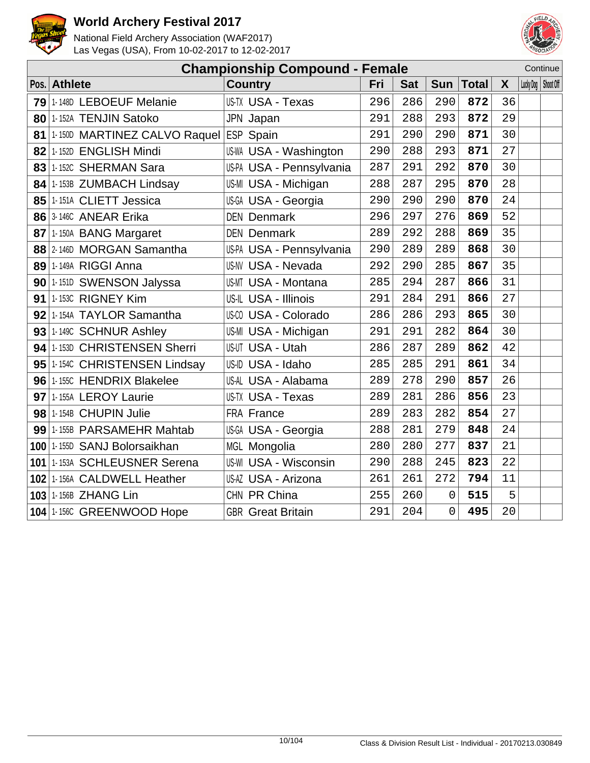# World Archery Festival 2017

National Field Archery Association (WAF2017)
Las Vegas (USA), From 10-02-2017 to 12-02-2017

## Championship Compound - Female

Continue

| Pos. | Athlete | | Country | | Fri | Sat | Sun | Total | X | Lucky Dog | Shoot Off |
|---|---|---|---|---|---|---|---|---|---|---|---|
| **79** | 1-148D | LEBOEUF Melanie | US-TX | USA - Texas | 296 | 286 | 290 | **872** | 36 | | |
| **80** | 1-152A | TENJIN Satoko | JPN | Japan | 291 | 288 | 293 | **872** | 29 | | |
| **81** | 1-150D | MARTINEZ CALVO Raquel | ESP | Spain | 291 | 290 | 290 | **871** | 30 | | |
| **82** | 1-152D | ENGLISH Mindi | US-WA | USA - Washington | 290 | 288 | 293 | **871** | 27 | | |
| **83** | 1-152C | SHERMAN Sara | US-PA | USA - Pennsylvania | 287 | 291 | 292 | **870** | 30 | | |
| **84** | 1-153B | ZUMBACH Lindsay | US-MI | USA - Michigan | 288 | 287 | 295 | **870** | 28 | | |
| **85** | 1-151A | CLIETT Jessica | US-GA | USA - Georgia | 290 | 290 | 290 | **870** | 24 | | |
| **86** | 3-146C | ANEAR Erika | DEN | Denmark | 296 | 297 | 276 | **869** | 52 | | |
| **87** | 1-150A | BANG Margaret | DEN | Denmark | 289 | 292 | 288 | **869** | 35 | | |
| **88** | 2-146D | MORGAN Samantha | US-PA | USA - Pennsylvania | 290 | 289 | 289 | **868** | 30 | | |
| **89** | 1-149A | RIGGI Anna | US-NV | USA - Nevada | 292 | 290 | 285 | **867** | 35 | | |
| **90** | 1-151D | SWENSON Jalyssa | US-MT | USA - Montana | 285 | 294 | 287 | **866** | 31 | | |
| **91** | 1-153C | RIGNEY Kim | US-IL | USA - Illinois | 291 | 284 | 291 | **866** | 27 | | |
| **92** | 1-154A | TAYLOR Samantha | US-CO | USA - Colorado | 286 | 286 | 293 | **865** | 30 | | |
| **93** | 1-149C | SCHNUR Ashley | US-MI | USA - Michigan | 291 | 291 | 282 | **864** | 30 | | |
| **94** | 1-153D | CHRISTENSEN Sherri | US-UT | USA - Utah | 286 | 287 | 289 | **862** | 42 | | |
| **95** | 1-154C | CHRISTENSEN Lindsay | US-ID | USA - Idaho | 285 | 285 | 291 | **861** | 34 | | |
| **96** | 1-155C | HENDRIX Blakelee | US-AL | USA - Alabama | 289 | 278 | 290 | **857** | 26 | | |
| **97** | 1-155A | LEROY Laurie | US-TX | USA - Texas | 289 | 281 | 286 | **856** | 23 | | |
| **98** | 1-154B | CHUPIN Julie | FRA | France | 289 | 283 | 282 | **854** | 27 | | |
| **99** | 1-155B | PARSAMEHR Mahtab | US-GA | USA - Georgia | 288 | 281 | 279 | **848** | 24 | | |
| **100** | 1-155D | SANJ Bolorsaikhan | MGL | Mongolia | 280 | 280 | 277 | **837** | 21 | | |
| **101** | 1-153A | SCHLEUSNER Serena | US-WI | USA - Wisconsin | 290 | 288 | 245 | **823** | 22 | | |
| **102** | 1-156A | CALDWELL Heather | US-AZ | USA - Arizona | 261 | 261 | 272 | **794** | 11 | | |
| **103** | 1-156B | ZHANG Lin | CHN | PR China | 255 | 260 | 0 | **515** | 5 | | |
| **104** | 1-156C | GREENWOOD Hope | GBR | Great Britain | 291 | 204 | 0 | **495** | 20 | | |

Class & Division Result List - Individual - 20170213.030849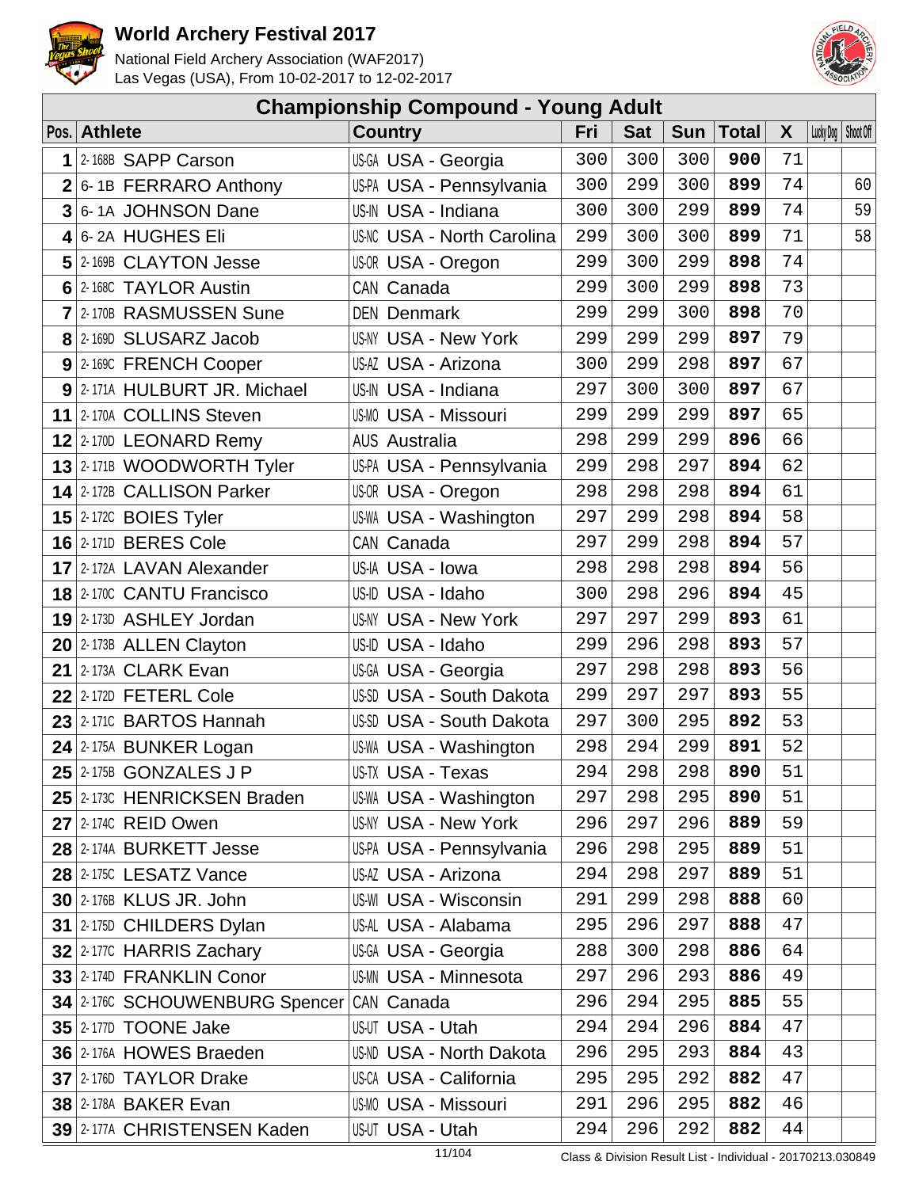# World Archery Festival 2017

National Field Archery Association (WAF2017)
Las Vegas (USA), From 10-02-2017 to 12-02-2017

## Championship Compound - Young Adult

| Pos. | Athlete | | Country | | Fri | Sat | Sun | Total | X | Lucky Dog | Shoot Off |
|---|---|---|---|---|---|---|---|---|---|---|---|
| 1 | 2-168B | SAPP Carson | US-GA | USA - Georgia | 300 | 300 | 300 | **900** | 71 | | |
| 2 | 6-1B | FERRARO Anthony | US-PA | USA - Pennsylvania | 300 | 299 | 300 | **899** | 74 | | 60 |
| 3 | 6-1A | JOHNSON Dane | US-IN | USA - Indiana | 300 | 300 | 299 | **899** | 74 | | 59 |
| 4 | 6-2A | HUGHES Eli | US-NC | USA - North Carolina | 299 | 300 | 300 | **899** | 71 | | 58 |
| 5 | 2-169B | CLAYTON Jesse | US-OR | USA - Oregon | 299 | 300 | 299 | **898** | 74 | | |
| 6 | 2-168C | TAYLOR Austin | CAN | Canada | 299 | 300 | 299 | **898** | 73 | | |
| 7 | 2-170B | RASMUSSEN Sune | DEN | Denmark | 299 | 299 | 300 | **898** | 70 | | |
| 8 | 2-169D | SLUSARZ Jacob | US-NY | USA - New York | 299 | 299 | 299 | **897** | 79 | | |
| 9 | 2-169C | FRENCH Cooper | US-AZ | USA - Arizona | 300 | 299 | 298 | **897** | 67 | | |
| 9 | 2-171A | HULBURT JR. Michael | US-IN | USA - Indiana | 297 | 300 | 300 | **897** | 67 | | |
| 11 | 2-170A | COLLINS Steven | US-MO | USA - Missouri | 299 | 299 | 299 | **897** | 65 | | |
| 12 | 2-170D | LEONARD Remy | AUS | Australia | 298 | 299 | 299 | **896** | 66 | | |
| 13 | 2-171B | WOODWORTH Tyler | US-PA | USA - Pennsylvania | 299 | 298 | 297 | **894** | 62 | | |
| 14 | 2-172B | CALLISON Parker | US-OR | USA - Oregon | 298 | 298 | 298 | **894** | 61 | | |
| 15 | 2-172C | BOIES Tyler | US-WA | USA - Washington | 297 | 299 | 298 | **894** | 58 | | |
| 16 | 2-171D | BERES Cole | CAN | Canada | 297 | 299 | 298 | **894** | 57 | | |
| 17 | 2-172A | LAVAN Alexander | US-IA | USA - Iowa | 298 | 298 | 298 | **894** | 56 | | |
| 18 | 2-170C | CANTU Francisco | US-ID | USA - Idaho | 300 | 298 | 296 | **894** | 45 | | |
| 19 | 2-173D | ASHLEY Jordan | US-NY | USA - New York | 297 | 297 | 299 | **893** | 61 | | |
| 20 | 2-173B | ALLEN Clayton | US-ID | USA - Idaho | 299 | 296 | 298 | **893** | 57 | | |
| 21 | 2-173A | CLARK Evan | US-GA | USA - Georgia | 297 | 298 | 298 | **893** | 56 | | |
| 22 | 2-172D | FETERL Cole | US-SD | USA - South Dakota | 299 | 297 | 297 | **893** | 55 | | |
| 23 | 2-171C | BARTOS Hannah | US-SD | USA - South Dakota | 297 | 300 | 295 | **892** | 53 | | |
| 24 | 2-175A | BUNKER Logan | US-WA | USA - Washington | 298 | 294 | 299 | **891** | 52 | | |
| 25 | 2-175B | GONZALES J P | US-TX | USA - Texas | 294 | 298 | 298 | **890** | 51 | | |
| 25 | 2-173C | HENRICKSEN Braden | US-WA | USA - Washington | 297 | 298 | 295 | **890** | 51 | | |
| 27 | 2-174C | REID Owen | US-NY | USA - New York | 296 | 297 | 296 | **889** | 59 | | |
| 28 | 2-174A | BURKETT Jesse | US-PA | USA - Pennsylvania | 296 | 298 | 295 | **889** | 51 | | |
| 28 | 2-175C | LESATZ Vance | US-AZ | USA - Arizona | 294 | 298 | 297 | **889** | 51 | | |
| 30 | 2-176B | KLUS JR. John | US-WI | USA - Wisconsin | 291 | 299 | 298 | **888** | 60 | | |
| 31 | 2-175D | CHILDERS Dylan | US-AL | USA - Alabama | 295 | 296 | 297 | **888** | 47 | | |
| 32 | 2-177C | HARRIS Zachary | US-GA | USA - Georgia | 288 | 300 | 298 | **886** | 64 | | |
| 33 | 2-174D | FRANKLIN Conor | US-MN | USA - Minnesota | 297 | 296 | 293 | **886** | 49 | | |
| 34 | 2-176C | SCHOUWENBURG Spencer | CAN | Canada | 296 | 294 | 295 | **885** | 55 | | |
| 35 | 2-177D | TOONE Jake | US-UT | USA - Utah | 294 | 294 | 296 | **884** | 47 | | |
| 36 | 2-176A | HOWES Braeden | US-ND | USA - North Dakota | 296 | 295 | 293 | **884** | 43 | | |
| 37 | 2-176D | TAYLOR Drake | US-CA | USA - California | 295 | 295 | 292 | **882** | 47 | | |
| 38 | 2-178A | BAKER Evan | US-MO | USA - Missouri | 291 | 296 | 295 | **882** | 46 | | |
| 39 | 2-177A | CHRISTENSEN Kaden | US-UT | USA - Utah | 294 | 296 | 292 | **882** | 44 | | |

Class & Division Result List - Individual - 20170213.030849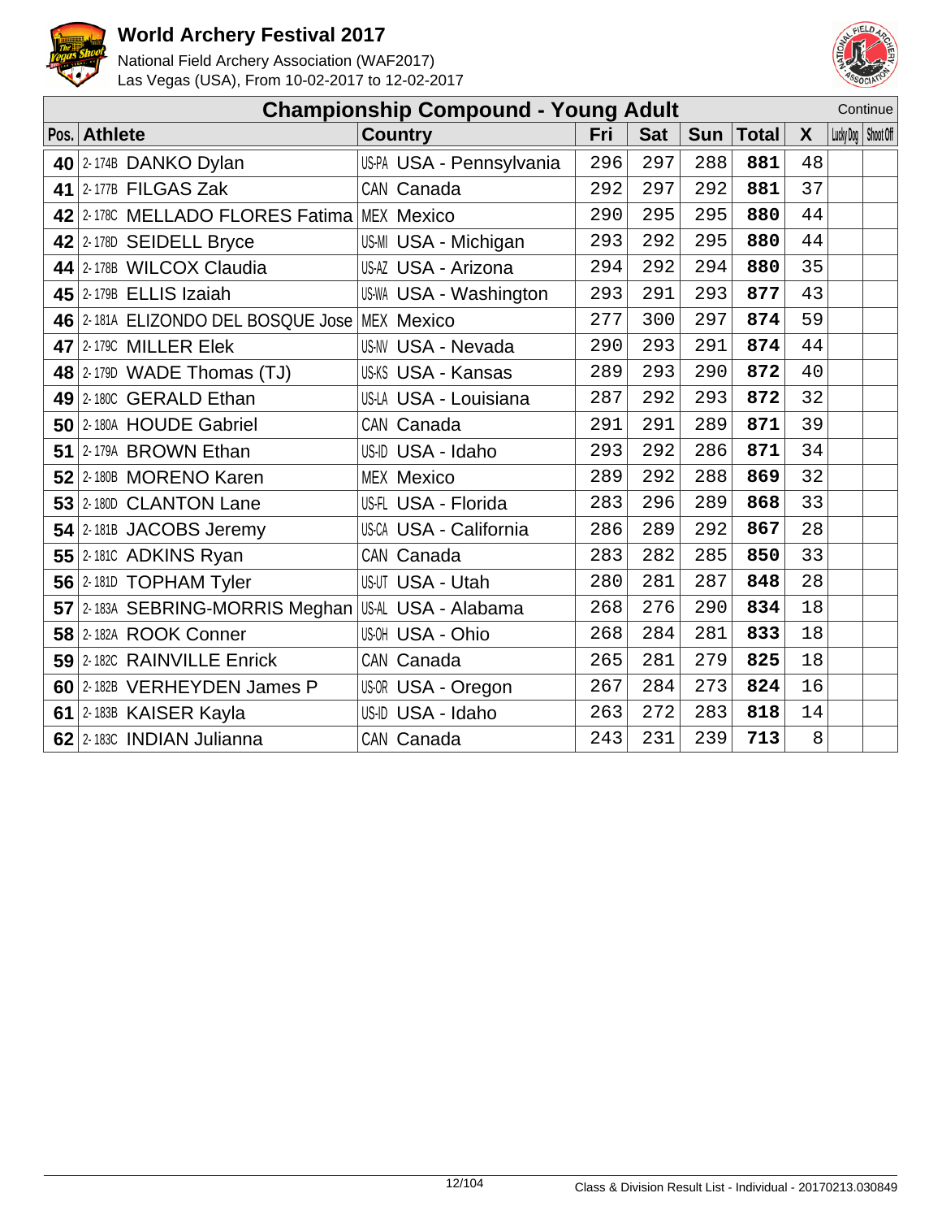# World Archery Festival 2017

National Field Archery Association (WAF2017)
Las Vegas (USA), From 10-02-2017 to 12-02-2017

## Championship Compound - Young Adult

Continue

| Pos. | Athlete | Country | Fri | Sat | Sun | Total | X | Lucky Dog | Shoot Off |
|---|---|---|---|---|---|---|---|---|---|
| 40 | 2-174B DANKO Dylan | US-PA USA - Pennsylvania | 296 | 297 | 288 | **881** | 48 | | |
| 41 | 2-177B FILGAS Zak | CAN Canada | 292 | 297 | 292 | **881** | 37 | | |
| 42 | 2-178C MELLADO FLORES Fatima | MEX Mexico | 290 | 295 | 295 | **880** | 44 | | |
| 42 | 2-178D SEIDELL Bryce | US-MI USA - Michigan | 293 | 292 | 295 | **880** | 44 | | |
| 44 | 2-178B WILCOX Claudia | US-AZ USA - Arizona | 294 | 292 | 294 | **880** | 35 | | |
| 45 | 2-179B ELLIS Izaiah | US-WA USA - Washington | 293 | 291 | 293 | **877** | 43 | | |
| 46 | 2-181A ELIZONDO DEL BOSQUE Jose | MEX Mexico | 277 | 300 | 297 | **874** | 59 | | |
| 47 | 2-179C MILLER Elek | US-NV USA - Nevada | 290 | 293 | 291 | **874** | 44 | | |
| 48 | 2-179D WADE Thomas (TJ) | US-KS USA - Kansas | 289 | 293 | 290 | **872** | 40 | | |
| 49 | 2-180C GERALD Ethan | US-LA USA - Louisiana | 287 | 292 | 293 | **872** | 32 | | |
| 50 | 2-180A HOUDE Gabriel | CAN Canada | 291 | 291 | 289 | **871** | 39 | | |
| 51 | 2-179A BROWN Ethan | US-ID USA - Idaho | 293 | 292 | 286 | **871** | 34 | | |
| 52 | 2-180B MORENO Karen | MEX Mexico | 289 | 292 | 288 | **869** | 32 | | |
| 53 | 2-180D CLANTON Lane | US-FL USA - Florida | 283 | 296 | 289 | **868** | 33 | | |
| 54 | 2-181B JACOBS Jeremy | US-CA USA - California | 286 | 289 | 292 | **867** | 28 | | |
| 55 | 2-181C ADKINS Ryan | CAN Canada | 283 | 282 | 285 | **850** | 33 | | |
| 56 | 2-181D TOPHAM Tyler | US-UT USA - Utah | 280 | 281 | 287 | **848** | 28 | | |
| 57 | 2-183A SEBRING-MORRIS Meghan | US-AL USA - Alabama | 268 | 276 | 290 | **834** | 18 | | |
| 58 | 2-182A ROOK Conner | US-OH USA - Ohio | 268 | 284 | 281 | **833** | 18 | | |
| 59 | 2-182C RAINVILLE Enrick | CAN Canada | 265 | 281 | 279 | **825** | 18 | | |
| 60 | 2-182B VERHEYDEN James P | US-OR USA - Oregon | 267 | 284 | 273 | **824** | 16 | | |
| 61 | 2-183B KAISER Kayla | US-ID USA - Idaho | 263 | 272 | 283 | **818** | 14 | | |
| 62 | 2-183C INDIAN Julianna | CAN Canada | 243 | 231 | 239 | **713** | 8 | | |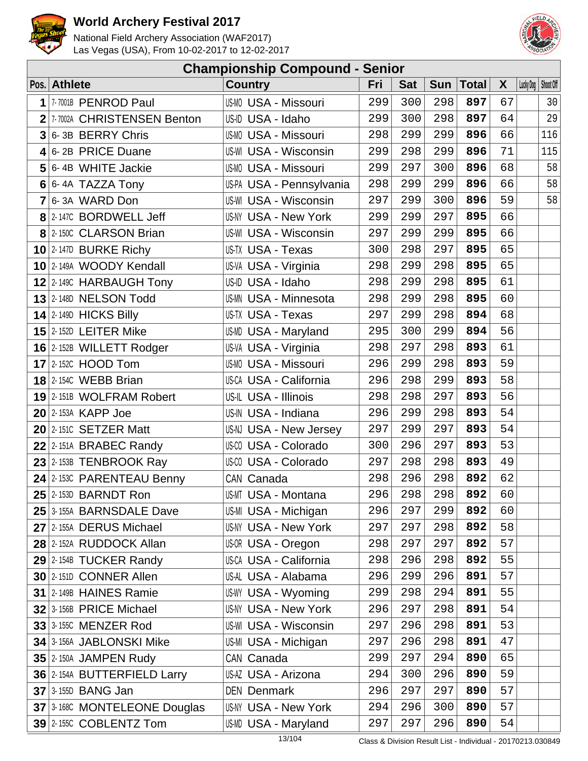# World Archery Festival 2017

National Field Archery Association (WAF2017)
Las Vegas (USA), From 10-02-2017 to 12-02-2017

## Championship Compound - Senior

| Pos. | | Athlete | | Country | Fri | Sat | Sun | Total | X | Lucky Dog | Shoot Off |
|---|---|---|---|---|---|---|---|---|---|---|---|
| 1 | 7-7001B | PENROD Paul | US-MO | USA - Missouri | 299 | 300 | 298 | **897** | 67 | | 30 |
| 2 | 7-7002A | CHRISTENSEN Benton | US-ID | USA - Idaho | 299 | 300 | 298 | **897** | 64 | | 29 |
| 3 | 6-3B | BERRY Chris | US-MO | USA - Missouri | 298 | 299 | 299 | **896** | 66 | | 116 |
| 4 | 6-2B | PRICE Duane | US-WI | USA - Wisconsin | 299 | 298 | 299 | **896** | 71 | | 115 |
| 5 | 6-4B | WHITE Jackie | US-MO | USA - Missouri | 299 | 297 | 300 | **896** | 68 | | 58 |
| 6 | 6-4A | TAZZA Tony | US-PA | USA - Pennsylvania | 298 | 299 | 299 | **896** | 66 | | 58 |
| 7 | 6-3A | WARD Don | US-WI | USA - Wisconsin | 297 | 299 | 300 | **896** | 59 | | 58 |
| 8 | 2-147C | BORDWELL Jeff | US-NY | USA - New York | 299 | 299 | 297 | **895** | 66 | | |
| 8 | 2-150C | CLARSON Brian | US-WI | USA - Wisconsin | 297 | 299 | 299 | **895** | 66 | | |
| 10 | 2-147D | BURKE Richy | US-TX | USA - Texas | 300 | 298 | 297 | **895** | 65 | | |
| 10 | 2-149A | WOODY Kendall | US-VA | USA - Virginia | 298 | 299 | 298 | **895** | 65 | | |
| 12 | 2-149C | HARBAUGH Tony | US-ID | USA - Idaho | 298 | 299 | 298 | **895** | 61 | | |
| 13 | 2-148D | NELSON Todd | US-MN | USA - Minnesota | 298 | 299 | 298 | **895** | 60 | | |
| 14 | 2-149D | HICKS Billy | US-TX | USA - Texas | 297 | 299 | 298 | **894** | 68 | | |
| 15 | 2-152D | LEITER Mike | US-MD | USA - Maryland | 295 | 300 | 299 | **894** | 56 | | |
| 16 | 2-152B | WILLETT Rodger | US-VA | USA - Virginia | 298 | 297 | 298 | **893** | 61 | | |
| 17 | 2-152C | HOOD Tom | US-MO | USA - Missouri | 296 | 299 | 298 | **893** | 59 | | |
| 18 | 2-154C | WEBB Brian | US-CA | USA - California | 296 | 298 | 299 | **893** | 58 | | |
| 19 | 2-151B | WOLFRAM Robert | US-IL | USA - Illinois | 298 | 298 | 297 | **893** | 56 | | |
| 20 | 2-153A | KAPP Joe | US-IN | USA - Indiana | 296 | 299 | 298 | **893** | 54 | | |
| 20 | 2-151C | SETZER Matt | US-NJ | USA - New Jersey | 297 | 299 | 297 | **893** | 54 | | |
| 22 | 2-151A | BRABEC Randy | US-CO | USA - Colorado | 300 | 296 | 297 | **893** | 53 | | |
| 23 | 2-153B | TENBROOK Ray | US-CO | USA - Colorado | 297 | 298 | 298 | **893** | 49 | | |
| 24 | 2-153C | PARENTEAU Benny | CAN | Canada | 298 | 296 | 298 | **892** | 62 | | |
| 25 | 2-153D | BARNDT Ron | US-MT | USA - Montana | 296 | 298 | 298 | **892** | 60 | | |
| 25 | 3-155A | BARNSDALE Dave | US-MI | USA - Michigan | 296 | 297 | 299 | **892** | 60 | | |
| 27 | 2-155A | DERUS Michael | US-NY | USA - New York | 297 | 297 | 298 | **892** | 58 | | |
| 28 | 2-152A | RUDDOCK Allan | US-OR | USA - Oregon | 298 | 297 | 297 | **892** | 57 | | |
| 29 | 2-154B | TUCKER Randy | US-CA | USA - California | 298 | 296 | 298 | **892** | 55 | | |
| 30 | 2-151D | CONNER Allen | US-AL | USA - Alabama | 296 | 299 | 296 | **891** | 57 | | |
| 31 | 2-149B | HAINES Ramie | US-WY | USA - Wyoming | 299 | 298 | 294 | **891** | 55 | | |
| 32 | 3-156B | PRICE Michael | US-NY | USA - New York | 296 | 297 | 298 | **891** | 54 | | |
| 33 | 3-155C | MENZER Rod | US-WI | USA - Wisconsin | 297 | 296 | 298 | **891** | 53 | | |
| 34 | 3-156A | JABLONSKI Mike | US-MI | USA - Michigan | 297 | 296 | 298 | **891** | 47 | | |
| 35 | 2-150A | JAMPEN Rudy | CAN | Canada | 299 | 297 | 294 | **890** | 65 | | |
| 36 | 2-154A | BUTTERFIELD Larry | US-AZ | USA - Arizona | 294 | 300 | 296 | **890** | 59 | | |
| 37 | 3-155D | BANG Jan | DEN | Denmark | 296 | 297 | 297 | **890** | 57 | | |
| 37 | 3-168C | MONTELEONE Douglas | US-NY | USA - New York | 294 | 296 | 300 | **890** | 57 | | |
| 39 | 2-155C | COBLENTZ Tom | US-MD | USA - Maryland | 297 | 297 | 296 | **890** | 54 | | |

Class & Division Result List - Individual - 20170213.030849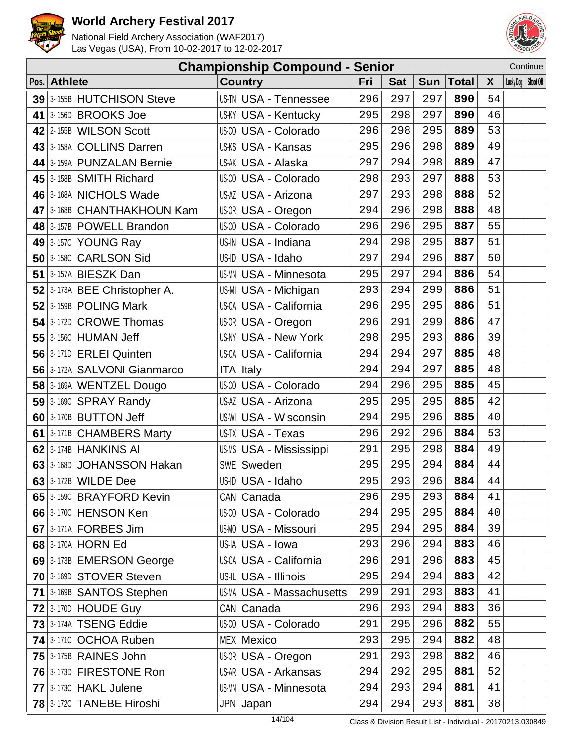# World Archery Festival 2017

National Field Archery Association (WAF2017)
Las Vegas (USA), From 10-02-2017 to 12-02-2017

## Championship Compound - Senior

Continue

| Pos. | Athlete | | Country | | Fri | Sat | Sun | Total | X | Lucky Dog | Shoot Off |
|---|---|---|---|---|---|---|---|---|---|---|---|
| **39** | 3-155B | HUTCHISON Steve | US-TN | USA - Tennessee | 296 | 297 | 297 | **890** | 54 | | |
| **41** | 3-156D | BROOKS Joe | US-KY | USA - Kentucky | 295 | 298 | 297 | **890** | 46 | | |
| **42** | 2-155B | WILSON Scott | US-CO | USA - Colorado | 296 | 298 | 295 | **889** | 53 | | |
| **43** | 3-158A | COLLINS Darren | US-KS | USA - Kansas | 295 | 296 | 298 | **889** | 49 | | |
| **44** | 3-159A | PUNZALAN Bernie | US-AK | USA - Alaska | 297 | 294 | 298 | **889** | 47 | | |
| **45** | 3-158B | SMITH Richard | US-CO | USA - Colorado | 298 | 293 | 297 | **888** | 53 | | |
| **46** | 3-168A | NICHOLS Wade | US-AZ | USA - Arizona | 297 | 293 | 298 | **888** | 52 | | |
| **47** | 3-168B | CHANTHAKHOUN Kam | US-OR | USA - Oregon | 294 | 296 | 298 | **888** | 48 | | |
| **48** | 3-157B | POWELL Brandon | US-CO | USA - Colorado | 296 | 296 | 295 | **887** | 55 | | |
| **49** | 3-157C | YOUNG Ray | US-IN | USA - Indiana | 294 | 298 | 295 | **887** | 51 | | |
| **50** | 3-158C | CARLSON Sid | US-ID | USA - Idaho | 297 | 294 | 296 | **887** | 50 | | |
| **51** | 3-157A | BIESZK Dan | US-MN | USA - Minnesota | 295 | 297 | 294 | **886** | 54 | | |
| **52** | 3-173A | BEE Christopher A. | US-MI | USA - Michigan | 293 | 294 | 299 | **886** | 51 | | |
| **52** | 3-159B | POLING Mark | US-CA | USA - California | 296 | 295 | 295 | **886** | 51 | | |
| **54** | 3-172D | CROWE Thomas | US-OR | USA - Oregon | 296 | 291 | 299 | **886** | 47 | | |
| **55** | 3-156C | HUMAN Jeff | US-NY | USA - New York | 298 | 295 | 293 | **886** | 39 | | |
| **56** | 3-171D | ERLEI Quinten | US-CA | USA - California | 294 | 294 | 297 | **885** | 48 | | |
| **56** | 3-172A | SALVONI Gianmarco | ITA | Italy | 294 | 294 | 297 | **885** | 48 | | |
| **58** | 3-169A | WENTZEL Dougo | US-CO | USA - Colorado | 294 | 296 | 295 | **885** | 45 | | |
| **59** | 3-169C | SPRAY Randy | US-AZ | USA - Arizona | 295 | 295 | 295 | **885** | 42 | | |
| **60** | 3-170B | BUTTON Jeff | US-WI | USA - Wisconsin | 294 | 295 | 296 | **885** | 40 | | |
| **61** | 3-171B | CHAMBERS Marty | US-TX | USA - Texas | 296 | 292 | 296 | **884** | 53 | | |
| **62** | 3-174B | HANKINS Al | US-MS | USA - Mississippi | 291 | 295 | 298 | **884** | 49 | | |
| **63** | 3-168D | JOHANSSON Hakan | SWE | Sweden | 295 | 295 | 294 | **884** | 44 | | |
| **63** | 3-172B | WILDE Dee | US-ID | USA - Idaho | 295 | 293 | 296 | **884** | 44 | | |
| **65** | 3-159C | BRAYFORD Kevin | CAN | Canada | 296 | 295 | 293 | **884** | 41 | | |
| **66** | 3-170C | HENSON Ken | US-CO | USA - Colorado | 294 | 295 | 295 | **884** | 40 | | |
| **67** | 3-171A | FORBES Jim | US-MO | USA - Missouri | 295 | 294 | 295 | **884** | 39 | | |
| **68** | 3-170A | HORN Ed | US-IA | USA - Iowa | 293 | 296 | 294 | **883** | 46 | | |
| **69** | 3-173B | EMERSON George | US-CA | USA - California | 296 | 291 | 296 | **883** | 45 | | |
| **70** | 3-169D | STOVER Steven | US-IL | USA - Illinois | 295 | 294 | 294 | **883** | 42 | | |
| **71** | 3-169B | SANTOS Stephen | US-MA | USA - Massachusetts | 299 | 291 | 293 | **883** | 41 | | |
| **72** | 3-170D | HOUDE Guy | CAN | Canada | 296 | 293 | 294 | **883** | 36 | | |
| **73** | 3-174A | TSENG Eddie | US-CO | USA - Colorado | 291 | 295 | 296 | **882** | 55 | | |
| **74** | 3-171C | OCHOA Ruben | MEX | Mexico | 293 | 295 | 294 | **882** | 48 | | |
| **75** | 3-175B | RAINES John | US-OR | USA - Oregon | 291 | 293 | 298 | **882** | 46 | | |
| **76** | 3-173D | FIRESTONE Ron | US-AR | USA - Arkansas | 294 | 292 | 295 | **881** | 52 | | |
| **77** | 3-173C | HAKL Julene | US-MN | USA - Minnesota | 294 | 293 | 294 | **881** | 41 | | |
| **78** | 3-172C | TANEBE Hiroshi | JPN | Japan | 294 | 294 | 293 | **881** | 38 | | |

Class & Division Result List - Individual - 20170213.030849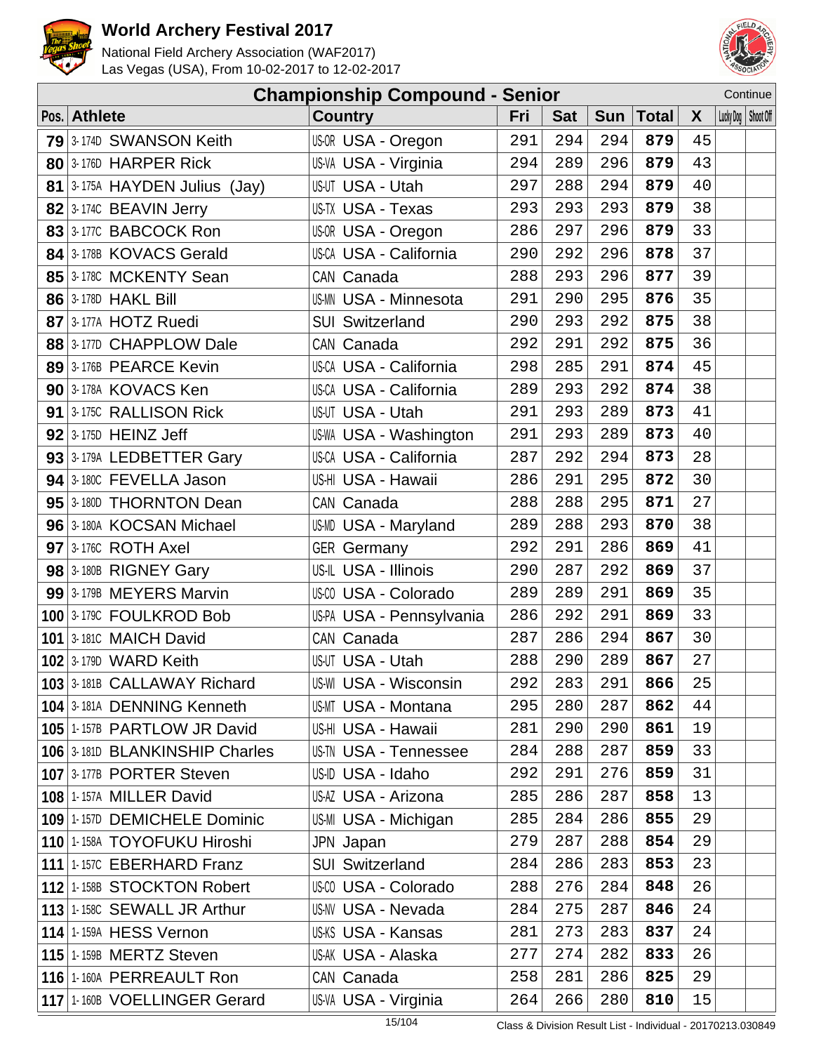# World Archery Festival 2017

National Field Archery Association (WAF2017)
Las Vegas (USA), From 10-02-2017 to 12-02-2017

## Championship Compound - Senior

Continue

| Pos. | Athlete | | Country | | Fri | Sat | Sun | Total | X | Lucky Dog | Shoot Off |
|---|---|---|---|---|---|---|---|---|---|---|---|
| 79 | 3-174D | SWANSON Keith | US-OR | USA - Oregon | 291 | 294 | 294 | 879 | 45 | | |
| 80 | 3-176D | HARPER Rick | US-VA | USA - Virginia | 294 | 289 | 296 | 879 | 43 | | |
| 81 | 3-175A | HAYDEN Julius (Jay) | US-UT | USA - Utah | 297 | 288 | 294 | 879 | 40 | | |
| 82 | 3-174C | BEAVIN Jerry | US-TX | USA - Texas | 293 | 293 | 293 | 879 | 38 | | |
| 83 | 3-177C | BABCOCK Ron | US-OR | USA - Oregon | 286 | 297 | 296 | 879 | 33 | | |
| 84 | 3-178B | KOVACS Gerald | US-CA | USA - California | 290 | 292 | 296 | 878 | 37 | | |
| 85 | 3-178C | MCKENTY Sean | CAN | Canada | 288 | 293 | 296 | 877 | 39 | | |
| 86 | 3-178D | HAKL Bill | US-MN | USA - Minnesota | 291 | 290 | 295 | 876 | 35 | | |
| 87 | 3-177A | HOTZ Ruedi | SUI | Switzerland | 290 | 293 | 292 | 875 | 38 | | |
| 88 | 3-177D | CHAPPLOW Dale | CAN | Canada | 292 | 291 | 292 | 875 | 36 | | |
| 89 | 3-176B | PEARCE Kevin | US-CA | USA - California | 298 | 285 | 291 | 874 | 45 | | |
| 90 | 3-178A | KOVACS Ken | US-CA | USA - California | 289 | 293 | 292 | 874 | 38 | | |
| 91 | 3-175C | RALLISON Rick | US-UT | USA - Utah | 291 | 293 | 289 | 873 | 41 | | |
| 92 | 3-175D | HEINZ Jeff | US-WA | USA - Washington | 291 | 293 | 289 | 873 | 40 | | |
| 93 | 3-179A | LEDBETTER Gary | US-CA | USA - California | 287 | 292 | 294 | 873 | 28 | | |
| 94 | 3-180C | FEVELLA Jason | US-HI | USA - Hawaii | 286 | 291 | 295 | 872 | 30 | | |
| 95 | 3-180D | THORNTON Dean | CAN | Canada | 288 | 288 | 295 | 871 | 27 | | |
| 96 | 3-180A | KOCSAN Michael | US-MD | USA - Maryland | 289 | 288 | 293 | 870 | 38 | | |
| 97 | 3-176C | ROTH Axel | GER | Germany | 292 | 291 | 286 | 869 | 41 | | |
| 98 | 3-180B | RIGNEY Gary | US-IL | USA - Illinois | 290 | 287 | 292 | 869 | 37 | | |
| 99 | 3-179B | MEYERS Marvin | US-CO | USA - Colorado | 289 | 289 | 291 | 869 | 35 | | |
| 100 | 3-179C | FOULKROD Bob | US-PA | USA - Pennsylvania | 286 | 292 | 291 | 869 | 33 | | |
| 101 | 3-181C | MAICH David | CAN | Canada | 287 | 286 | 294 | 867 | 30 | | |
| 102 | 3-179D | WARD Keith | US-UT | USA - Utah | 288 | 290 | 289 | 867 | 27 | | |
| 103 | 3-181B | CALLAWAY Richard | US-WI | USA - Wisconsin | 292 | 283 | 291 | 866 | 25 | | |
| 104 | 3-181A | DENNING Kenneth | US-MT | USA - Montana | 295 | 280 | 287 | 862 | 44 | | |
| 105 | 1-157B | PARTLOW JR David | US-HI | USA - Hawaii | 281 | 290 | 290 | 861 | 19 | | |
| 106 | 3-181D | BLANKINSHIP Charles | US-TN | USA - Tennessee | 284 | 288 | 287 | 859 | 33 | | |
| 107 | 3-177B | PORTER Steven | US-ID | USA - Idaho | 292 | 291 | 276 | 859 | 31 | | |
| 108 | 1-157A | MILLER David | US-AZ | USA - Arizona | 285 | 286 | 287 | 858 | 13 | | |
| 109 | 1-157D | DEMICHELE Dominic | US-MI | USA - Michigan | 285 | 284 | 286 | 855 | 29 | | |
| 110 | 1-158A | TOYOFUKU Hiroshi | JPN | Japan | 279 | 287 | 288 | 854 | 29 | | |
| 111 | 1-157C | EBERHARD Franz | SUI | Switzerland | 284 | 286 | 283 | 853 | 23 | | |
| 112 | 1-158B | STOCKTON Robert | US-CO | USA - Colorado | 288 | 276 | 284 | 848 | 26 | | |
| 113 | 1-158C | SEWALL JR Arthur | US-NV | USA - Nevada | 284 | 275 | 287 | 846 | 24 | | |
| 114 | 1-159A | HESS Vernon | US-KS | USA - Kansas | 281 | 273 | 283 | 837 | 24 | | |
| 115 | 1-159B | MERTZ Steven | US-AK | USA - Alaska | 277 | 274 | 282 | 833 | 26 | | |
| 116 | 1-160A | PERREAULT Ron | CAN | Canada | 258 | 281 | 286 | 825 | 29 | | |
| 117 | 1-160B | VOELLINGER Gerard | US-VA | USA - Virginia | 264 | 266 | 280 | 810 | 15 | | |

Class & Division Result List - Individual - 20170213.030849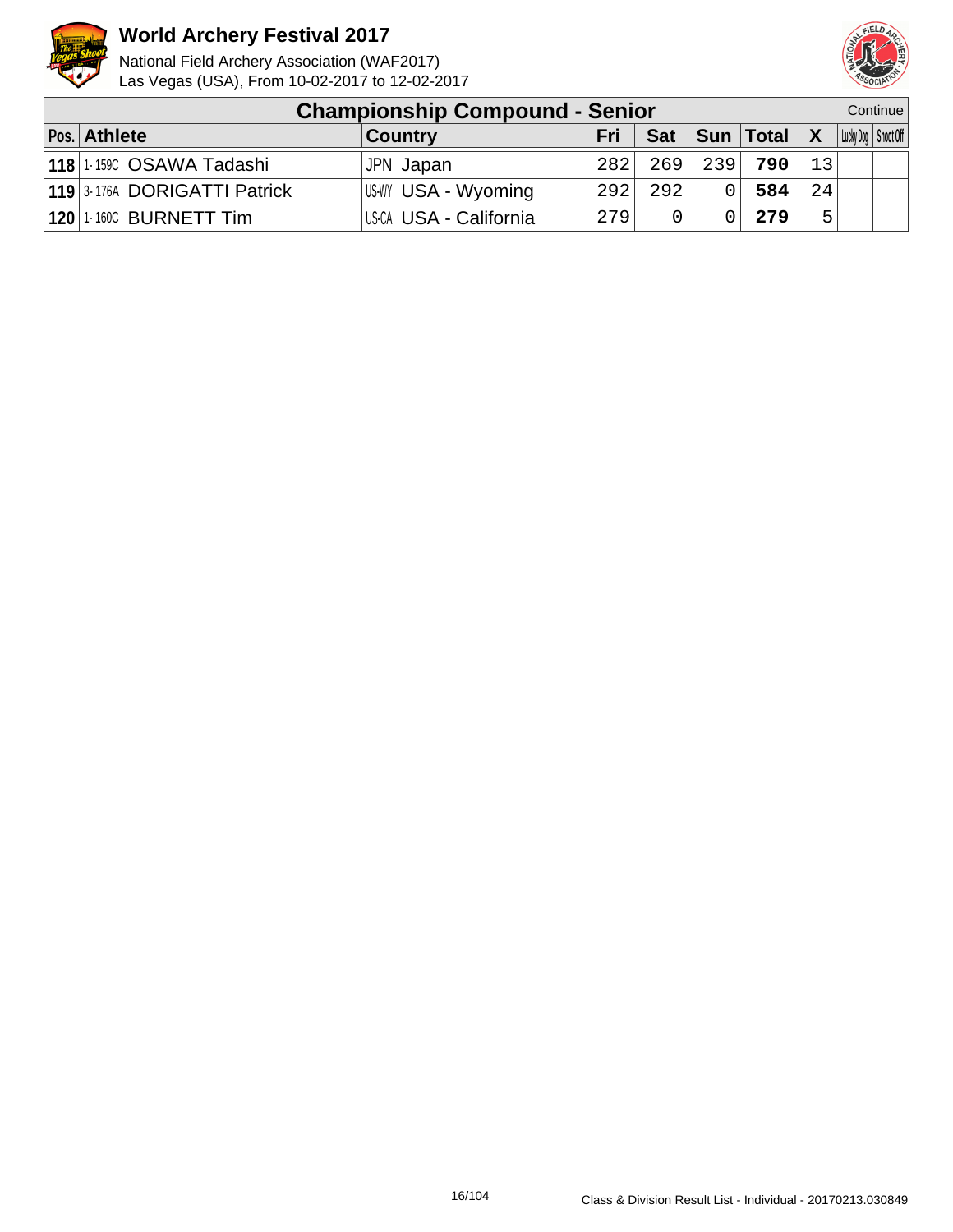# World Archery Festival 2017

National Field Archery Association (WAF2017)
Las Vegas (USA), From 10-02-2017 to 12-02-2017

## Championship Compound - Senior

Continue

| Pos. | Athlete | Country | Fri | Sat | Sun | Total | X | Lucky Dog | Shoot Off |
|---|---|---|---|---|---|---|---|---|---|
| **118** | 1-159C OSAWA Tadashi | JPN Japan | 282 | 269 | 239 | **790** | 13 | | |
| **119** | 3-176A DORIGATTI Patrick | US-WY USA - Wyoming | 292 | 292 | 0 | **584** | 24 | | |
| **120** | 1-160C BURNETT Tim | US-CA USA - California | 279 | 0 | 0 | **279** | 5 | | |

Class & Division Result List - Individual - 20170213.030849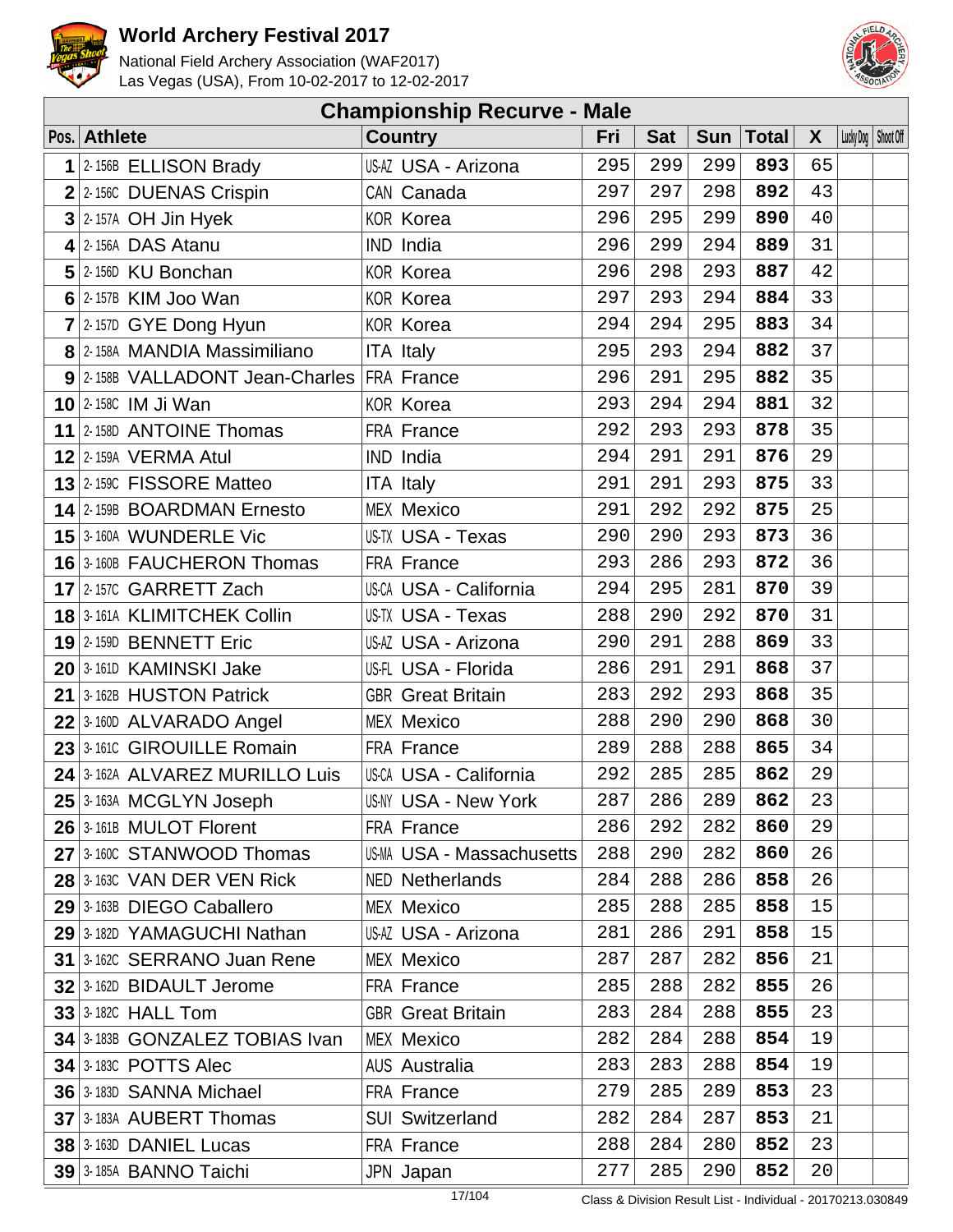# World Archery Festival 2017

National Field Archery Association (WAF2017)
Las Vegas (USA), From 10-02-2017 to 12-02-2017

## Championship Recurve - Male

| Pos. | Athlete | | Country | | Fri | Sat | Sun | Total | X | Lucky Dog | Shoot Off |
|---|---|---|---|---|---|---|---|---|---|---|---|
| 1 | 2-156B | ELLISON Brady | US-AZ | USA - Arizona | 295 | 299 | 299 | **893** | 65 | | |
| 2 | 2-156C | DUENAS Crispin | CAN | Canada | 297 | 297 | 298 | **892** | 43 | | |
| 3 | 2-157A | OH Jin Hyek | KOR | Korea | 296 | 295 | 299 | **890** | 40 | | |
| 4 | 2-156A | DAS Atanu | IND | India | 296 | 299 | 294 | **889** | 31 | | |
| 5 | 2-156D | KU Bonchan | KOR | Korea | 296 | 298 | 293 | **887** | 42 | | |
| 6 | 2-157B | KIM Joo Wan | KOR | Korea | 297 | 293 | 294 | **884** | 33 | | |
| 7 | 2-157D | GYE Dong Hyun | KOR | Korea | 294 | 294 | 295 | **883** | 34 | | |
| 8 | 2-158A | MANDIA Massimiliano | ITA | Italy | 295 | 293 | 294 | **882** | 37 | | |
| 9 | 2-158B | VALLADONT Jean-Charles | FRA | France | 296 | 291 | 295 | **882** | 35 | | |
| 10 | 2-158C | IM Ji Wan | KOR | Korea | 293 | 294 | 294 | **881** | 32 | | |
| 11 | 2-158D | ANTOINE Thomas | FRA | France | 292 | 293 | 293 | **878** | 35 | | |
| 12 | 2-159A | VERMA Atul | IND | India | 294 | 291 | 291 | **876** | 29 | | |
| 13 | 2-159C | FISSORE Matteo | ITA | Italy | 291 | 291 | 293 | **875** | 33 | | |
| 14 | 2-159B | BOARDMAN Ernesto | MEX | Mexico | 291 | 292 | 292 | **875** | 25 | | |
| 15 | 3-160A | WUNDERLE Vic | US-TX | USA - Texas | 290 | 290 | 293 | **873** | 36 | | |
| 16 | 3-160B | FAUCHERON Thomas | FRA | France | 293 | 286 | 293 | **872** | 36 | | |
| 17 | 2-157C | GARRETT Zach | US-CA | USA - California | 294 | 295 | 281 | **870** | 39 | | |
| 18 | 3-161A | KLIMITCHEK Collin | US-TX | USA - Texas | 288 | 290 | 292 | **870** | 31 | | |
| 19 | 2-159D | BENNETT Eric | US-AZ | USA - Arizona | 290 | 291 | 288 | **869** | 33 | | |
| 20 | 3-161D | KAMINSKI Jake | US-FL | USA - Florida | 286 | 291 | 291 | **868** | 37 | | |
| 21 | 3-162B | HUSTON Patrick | GBR | Great Britain | 283 | 292 | 293 | **868** | 35 | | |
| 22 | 3-160D | ALVARADO Angel | MEX | Mexico | 288 | 290 | 290 | **868** | 30 | | |
| 23 | 3-161C | GIROUILLE Romain | FRA | France | 289 | 288 | 288 | **865** | 34 | | |
| 24 | 3-162A | ALVAREZ MURILLO Luis | US-CA | USA - California | 292 | 285 | 285 | **862** | 29 | | |
| 25 | 3-163A | MCGLYN Joseph | US-NY | USA - New York | 287 | 286 | 289 | **862** | 23 | | |
| 26 | 3-161B | MULOT Florent | FRA | France | 286 | 292 | 282 | **860** | 29 | | |
| 27 | 3-160C | STANWOOD Thomas | US-MA | USA - Massachusetts | 288 | 290 | 282 | **860** | 26 | | |
| 28 | 3-163C | VAN DER VEN Rick | NED | Netherlands | 284 | 288 | 286 | **858** | 26 | | |
| 29 | 3-163B | DIEGO Caballero | MEX | Mexico | 285 | 288 | 285 | **858** | 15 | | |
| 29 | 3-182D | YAMAGUCHI Nathan | US-AZ | USA - Arizona | 281 | 286 | 291 | **858** | 15 | | |
| 31 | 3-162C | SERRANO Juan Rene | MEX | Mexico | 287 | 287 | 282 | **856** | 21 | | |
| 32 | 3-162D | BIDAULT Jerome | FRA | France | 285 | 288 | 282 | **855** | 26 | | |
| 33 | 3-182C | HALL Tom | GBR | Great Britain | 283 | 284 | 288 | **855** | 23 | | |
| 34 | 3-183B | GONZALEZ TOBIAS Ivan | MEX | Mexico | 282 | 284 | 288 | **854** | 19 | | |
| 34 | 3-183C | POTTS Alec | AUS | Australia | 283 | 283 | 288 | **854** | 19 | | |
| 36 | 3-183D | SANNA Michael | FRA | France | 279 | 285 | 289 | **853** | 23 | | |
| 37 | 3-183A | AUBERT Thomas | SUI | Switzerland | 282 | 284 | 287 | **853** | 21 | | |
| 38 | 3-163D | DANIEL Lucas | FRA | France | 288 | 284 | 280 | **852** | 23 | | |
| 39 | 3-185A | BANNO Taichi | JPN | Japan | 277 | 285 | 290 | **852** | 20 | | |

Class & Division Result List - Individual - 20170213.030849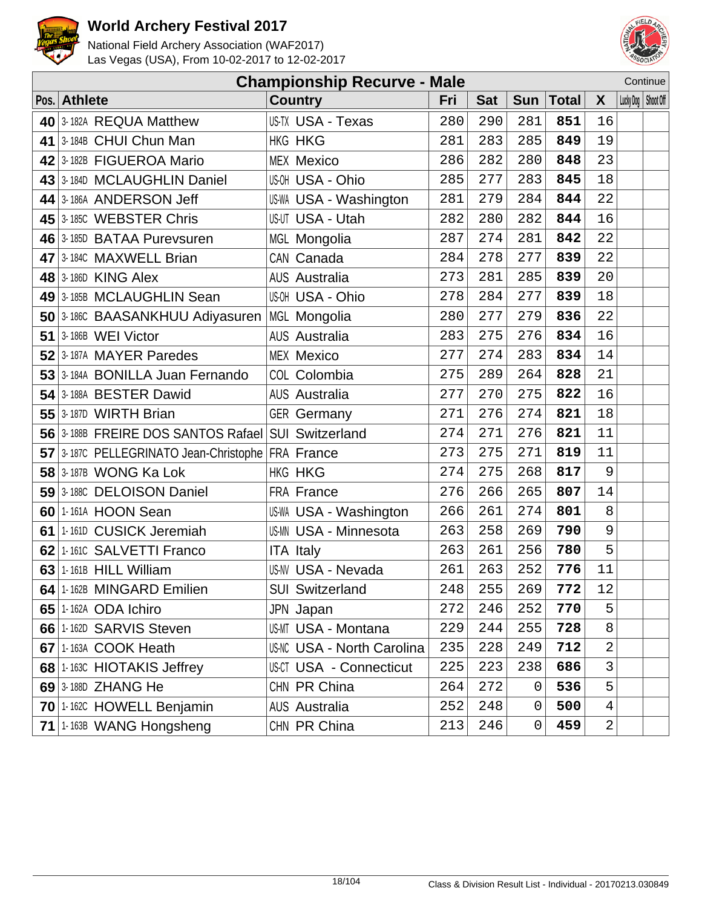# World Archery Festival 2017

National Field Archery Association (WAF2017)
Las Vegas (USA), From 10-02-2017 to 12-02-2017

## Championship Recurve - Male

Continue

| Pos. | Athlete | Country | Fri | Sat | Sun | Total | X | Lucky Dog | Shoot Off |
|---|---|---|---|---|---|---|---|---|---|
| 40 | 3-182A REQUA Matthew | US-TX USA - Texas | 280 | 290 | 281 | **851** | 16 | | |
| 41 | 3-184B CHUI Chun Man | HKG HKG | 281 | 283 | 285 | **849** | 19 | | |
| 42 | 3-182B FIGUEROA Mario | MEX Mexico | 286 | 282 | 280 | **848** | 23 | | |
| 43 | 3-184D MCLAUGHLIN Daniel | US-OH USA - Ohio | 285 | 277 | 283 | **845** | 18 | | |
| 44 | 3-186A ANDERSON Jeff | US-WA USA - Washington | 281 | 279 | 284 | **844** | 22 | | |
| 45 | 3-185C WEBSTER Chris | US-UT USA - Utah | 282 | 280 | 282 | **844** | 16 | | |
| 46 | 3-185D BATAA Purevsuren | MGL Mongolia | 287 | 274 | 281 | **842** | 22 | | |
| 47 | 3-184C MAXWELL Brian | CAN Canada | 284 | 278 | 277 | **839** | 22 | | |
| 48 | 3-186D KING Alex | AUS Australia | 273 | 281 | 285 | **839** | 20 | | |
| 49 | 3-185B MCLAUGHLIN Sean | US-OH USA - Ohio | 278 | 284 | 277 | **839** | 18 | | |
| 50 | 3-186C BAASANKHUU Adiyasuren | MGL Mongolia | 280 | 277 | 279 | **836** | 22 | | |
| 51 | 3-186B WEI Victor | AUS Australia | 283 | 275 | 276 | **834** | 16 | | |
| 52 | 3-187A MAYER Paredes | MEX Mexico | 277 | 274 | 283 | **834** | 14 | | |
| 53 | 3-184A BONILLA Juan Fernando | COL Colombia | 275 | 289 | 264 | **828** | 21 | | |
| 54 | 3-188A BESTER Dawid | AUS Australia | 277 | 270 | 275 | **822** | 16 | | |
| 55 | 3-187D WIRTH Brian | GER Germany | 271 | 276 | 274 | **821** | 18 | | |
| 56 | 3-188B FREIRE DOS SANTOS Rafael | SUI Switzerland | 274 | 271 | 276 | **821** | 11 | | |
| 57 | 3-187C PELLEGRINATO Jean-Christophe | FRA France | 273 | 275 | 271 | **819** | 11 | | |
| 58 | 3-187B WONG Ka Lok | HKG HKG | 274 | 275 | 268 | **817** | 9 | | |
| 59 | 3-188C DELOISON Daniel | FRA France | 276 | 266 | 265 | **807** | 14 | | |
| 60 | 1-161A HOON Sean | US-WA USA - Washington | 266 | 261 | 274 | **801** | 8 | | |
| 61 | 1-161D CUSICK Jeremiah | US-MN USA - Minnesota | 263 | 258 | 269 | **790** | 9 | | |
| 62 | 1-161C SALVETTI Franco | ITA Italy | 263 | 261 | 256 | **780** | 5 | | |
| 63 | 1-161B HILL William | US-NV USA - Nevada | 261 | 263 | 252 | **776** | 11 | | |
| 64 | 1-162B MINGARD Emilien | SUI Switzerland | 248 | 255 | 269 | **772** | 12 | | |
| 65 | 1-162A ODA Ichiro | JPN Japan | 272 | 246 | 252 | **770** | 5 | | |
| 66 | 1-162D SARVIS Steven | US-MT USA - Montana | 229 | 244 | 255 | **728** | 8 | | |
| 67 | 1-163A COOK Heath | US-NC USA - North Carolina | 235 | 228 | 249 | **712** | 2 | | |
| 68 | 1-163C HIOTAKIS Jeffrey | US-CT USA - Connecticut | 225 | 223 | 238 | **686** | 3 | | |
| 69 | 3-188D ZHANG He | CHN PR China | 264 | 272 | 0 | **536** | 5 | | |
| 70 | 1-162C HOWELL Benjamin | AUS Australia | 252 | 248 | 0 | **500** | 4 | | |
| 71 | 1-163B WANG Hongsheng | CHN PR China | 213 | 246 | 0 | **459** | 2 | | |

Class & Division Result List - Individual - 20170213.030849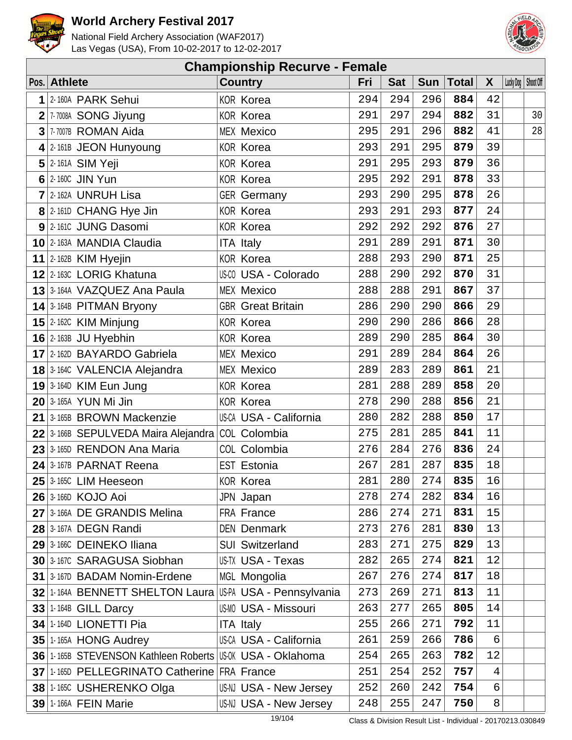# World Archery Festival 2017

National Field Archery Association (WAF2017)
Las Vegas (USA), From 10-02-2017 to 12-02-2017

## Championship Recurve - Female

| Pos. | Athlete | Country | Fri | Sat | Sun | Total | X | Lucky Dog | Shoot Off |
|---|---|---|---|---|---|---|---|---|---|
| 1 | 2-160A PARK Sehui | KOR Korea | 294 | 294 | 296 | **884** | 42 | | |
| 2 | 7-7008A SONG Jiyung | KOR Korea | 291 | 297 | 294 | **882** | 31 | | 30 |
| 3 | 7-7007B ROMAN Aida | MEX Mexico | 295 | 291 | 296 | **882** | 41 | | 28 |
| 4 | 2-161B JEON Hunyoung | KOR Korea | 293 | 291 | 295 | **879** | 39 | | |
| 5 | 2-161A SIM Yeji | KOR Korea | 291 | 295 | 293 | **879** | 36 | | |
| 6 | 2-160C JIN Yun | KOR Korea | 295 | 292 | 291 | **878** | 33 | | |
| 7 | 2-162A UNRUH Lisa | GER Germany | 293 | 290 | 295 | **878** | 26 | | |
| 8 | 2-161D CHANG Hye Jin | KOR Korea | 293 | 291 | 293 | **877** | 24 | | |
| 9 | 2-161C JUNG Dasomi | KOR Korea | 292 | 292 | 292 | **876** | 27 | | |
| 10 | 2-163A MANDIA Claudia | ITA Italy | 291 | 289 | 291 | **871** | 30 | | |
| 11 | 2-162B KIM Hyejin | KOR Korea | 288 | 293 | 290 | **871** | 25 | | |
| 12 | 2-163C LORIG Khatuna | US-CO USA - Colorado | 288 | 290 | 292 | **870** | 31 | | |
| 13 | 3-164A VAZQUEZ Ana Paula | MEX Mexico | 288 | 288 | 291 | **867** | 37 | | |
| 14 | 3-164B PITMAN Bryony | GBR Great Britain | 286 | 290 | 290 | **866** | 29 | | |
| 15 | 2-162C KIM Minjung | KOR Korea | 290 | 290 | 286 | **866** | 28 | | |
| 16 | 2-163B JU Hyebhin | KOR Korea | 289 | 290 | 285 | **864** | 30 | | |
| 17 | 2-162D BAYARDO Gabriela | MEX Mexico | 291 | 289 | 284 | **864** | 26 | | |
| 18 | 3-164C VALENCIA Alejandra | MEX Mexico | 289 | 283 | 289 | **861** | 21 | | |
| 19 | 3-164D KIM Eun Jung | KOR Korea | 281 | 288 | 289 | **858** | 20 | | |
| 20 | 3-165A YUN Mi Jin | KOR Korea | 278 | 290 | 288 | **856** | 21 | | |
| 21 | 3-165B BROWN Mackenzie | US-CA USA - California | 280 | 282 | 288 | **850** | 17 | | |
| 22 | 3-166B SEPULVEDA Maira Alejandra | COL Colombia | 275 | 281 | 285 | **841** | 11 | | |
| 23 | 3-165D RENDON Ana Maria | COL Colombia | 276 | 284 | 276 | **836** | 24 | | |
| 24 | 3-167B PARNAT Reena | EST Estonia | 267 | 281 | 287 | **835** | 18 | | |
| 25 | 3-165C LIM Heeseon | KOR Korea | 281 | 280 | 274 | **835** | 16 | | |
| 26 | 3-166D KOJO Aoi | JPN Japan | 278 | 274 | 282 | **834** | 16 | | |
| 27 | 3-166A DE GRANDIS Melina | FRA France | 286 | 274 | 271 | **831** | 15 | | |
| 28 | 3-167A DEGN Randi | DEN Denmark | 273 | 276 | 281 | **830** | 13 | | |
| 29 | 3-166C DEINEKO Iliana | SUI Switzerland | 283 | 271 | 275 | **829** | 13 | | |
| 30 | 3-167C SARAGUSA Siobhan | US-TX USA - Texas | 282 | 265 | 274 | **821** | 12 | | |
| 31 | 3-167D BADAM Nomin-Erdene | MGL Mongolia | 267 | 276 | 274 | **817** | 18 | | |
| 32 | 1-164A BENNETT SHELTON Laura | US-PA USA - Pennsylvania | 273 | 269 | 271 | **813** | 11 | | |
| 33 | 1-164B GILL Darcy | US-MO USA - Missouri | 263 | 277 | 265 | **805** | 14 | | |
| 34 | 1-164D LIONETTI Pia | ITA Italy | 255 | 266 | 271 | **792** | 11 | | |
| 35 | 1-165A HONG Audrey | US-CA USA - California | 261 | 259 | 266 | **786** | 6 | | |
| 36 | 1-165B STEVENSON Kathleen Roberts | US-OK USA - Oklahoma | 254 | 265 | 263 | **782** | 12 | | |
| 37 | 1-165D PELLEGRINATO Catherine | FRA France | 251 | 254 | 252 | **757** | 4 | | |
| 38 | 1-165C USHERENKO Olga | US-NJ USA - New Jersey | 252 | 260 | 242 | **754** | 6 | | |
| 39 | 1-166A FEIN Marie | US-NJ USA - New Jersey | 248 | 255 | 247 | **750** | 8 | | |

Class & Division Result List - Individual - 20170213.030849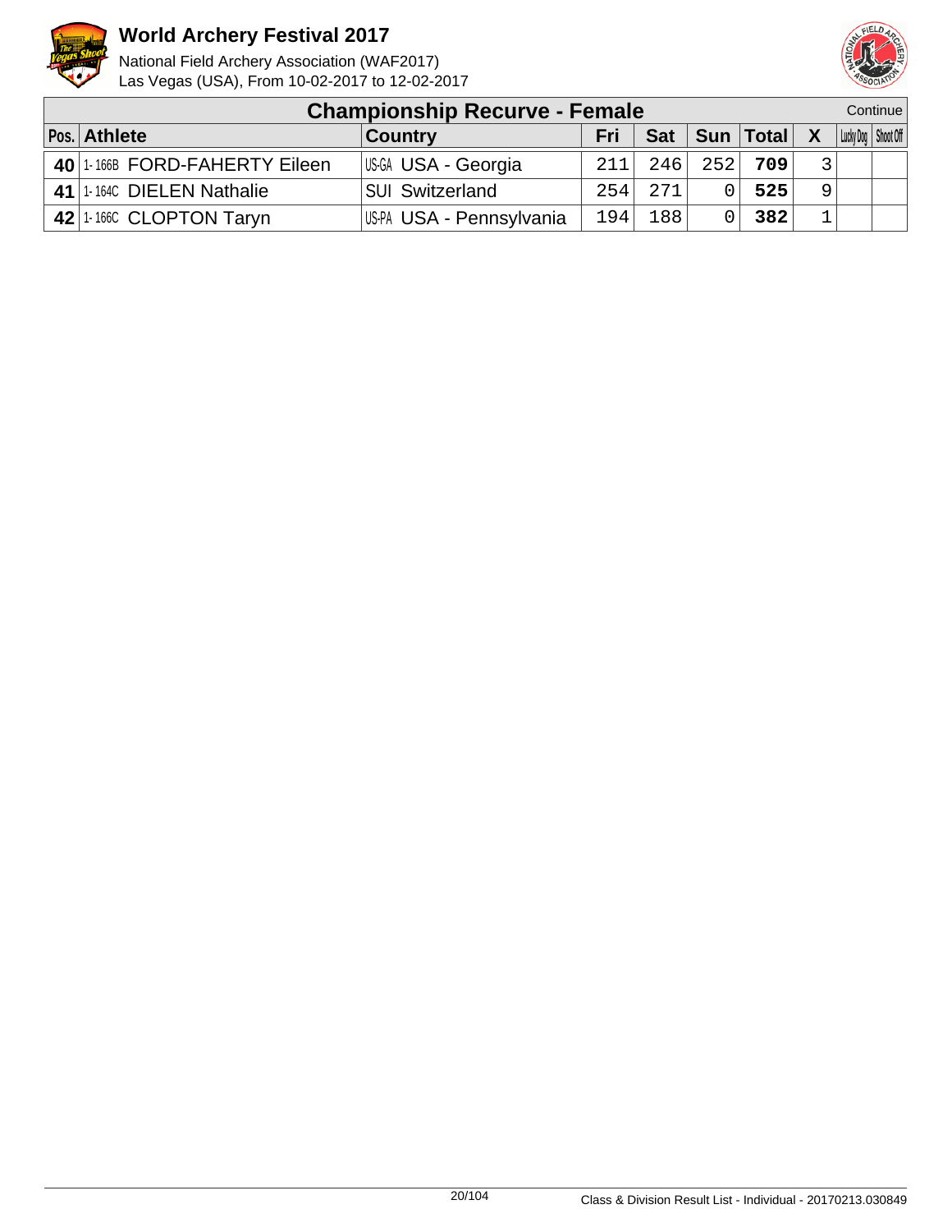## Championship Recurve - Female

Continue

| Pos. | Athlete | Country | Fri | Sat | Sun | Total | X | Lucky Dog | Shoot Off |
|---|---|---|---|---|---|---|---|---|---|
| 40 | 1-166B FORD-FAHERTY Eileen | US-GA USA - Georgia | 211 | 246 | 252 | **709** | 3 | | |
| 41 | 1-164C DIELEN Nathalie | SUI Switzerland | 254 | 271 | 0 | **525** | 9 | | |
| 42 | 1-166C CLOPTON Taryn | US-PA USA - Pennsylvania | 194 | 188 | 0 | **382** | 1 | | |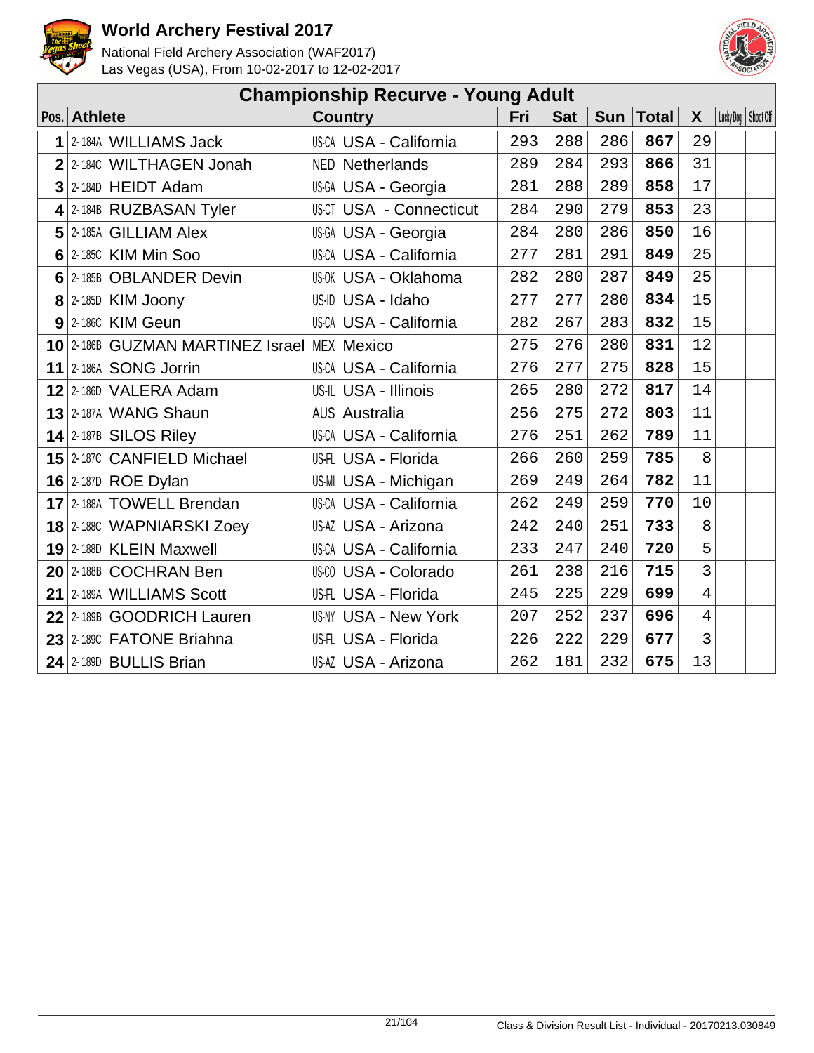# World Archery Festival 2017

National Field Archery Association (WAF2017)
Las Vegas (USA), From 10-02-2017 to 12-02-2017

## Championship Recurve - Young Adult

| Pos. | Athlete | | Country | | Fri | Sat | Sun | Total | X | Lucky Dog | Shoot Off |
|---|---|---|---|---|---|---|---|---|---|---|---|
| 1 | 2-184A | WILLIAMS Jack | US-CA | USA - California | 293 | 288 | 286 | **867** | 29 | | |
| 2 | 2-184C | WILTHAGEN Jonah | NED | Netherlands | 289 | 284 | 293 | **866** | 31 | | |
| 3 | 2-184D | HEIDT Adam | US-GA | USA - Georgia | 281 | 288 | 289 | **858** | 17 | | |
| 4 | 2-184B | RUZBASAN Tyler | US-CT | USA - Connecticut | 284 | 290 | 279 | **853** | 23 | | |
| 5 | 2-185A | GILLIAM Alex | US-GA | USA - Georgia | 284 | 280 | 286 | **850** | 16 | | |
| 6 | 2-185C | KIM Min Soo | US-CA | USA - California | 277 | 281 | 291 | **849** | 25 | | |
| 6 | 2-185B | OBLANDER Devin | US-OK | USA - Oklahoma | 282 | 280 | 287 | **849** | 25 | | |
| 8 | 2-185D | KIM Joony | US-ID | USA - Idaho | 277 | 277 | 280 | **834** | 15 | | |
| 9 | 2-186C | KIM Geun | US-CA | USA - California | 282 | 267 | 283 | **832** | 15 | | |
| 10 | 2-186B | GUZMAN MARTINEZ Israel | MEX | Mexico | 275 | 276 | 280 | **831** | 12 | | |
| 11 | 2-186A | SONG Jorrin | US-CA | USA - California | 276 | 277 | 275 | **828** | 15 | | |
| 12 | 2-186D | VALERA Adam | US-IL | USA - Illinois | 265 | 280 | 272 | **817** | 14 | | |
| 13 | 2-187A | WANG Shaun | AUS | Australia | 256 | 275 | 272 | **803** | 11 | | |
| 14 | 2-187B | SILOS Riley | US-CA | USA - California | 276 | 251 | 262 | **789** | 11 | | |
| 15 | 2-187C | CANFIELD Michael | US-FL | USA - Florida | 266 | 260 | 259 | **785** | 8 | | |
| 16 | 2-187D | ROE Dylan | US-MI | USA - Michigan | 269 | 249 | 264 | **782** | 11 | | |
| 17 | 2-188A | TOWELL Brendan | US-CA | USA - California | 262 | 249 | 259 | **770** | 10 | | |
| 18 | 2-188C | WAPNIARSKI Zoey | US-AZ | USA - Arizona | 242 | 240 | 251 | **733** | 8 | | |
| 19 | 2-188D | KLEIN Maxwell | US-CA | USA - California | 233 | 247 | 240 | **720** | 5 | | |
| 20 | 2-188B | COCHRAN Ben | US-CO | USA - Colorado | 261 | 238 | 216 | **715** | 3 | | |
| 21 | 2-189A | WILLIAMS Scott | US-FL | USA - Florida | 245 | 225 | 229 | **699** | 4 | | |
| 22 | 2-189B | GOODRICH Lauren | US-NY | USA - New York | 207 | 252 | 237 | **696** | 4 | | |
| 23 | 2-189C | FATONE Briahna | US-FL | USA - Florida | 226 | 222 | 229 | **677** | 3 | | |
| 24 | 2-189D | BULLIS Brian | US-AZ | USA - Arizona | 262 | 181 | 232 | **675** | 13 | | |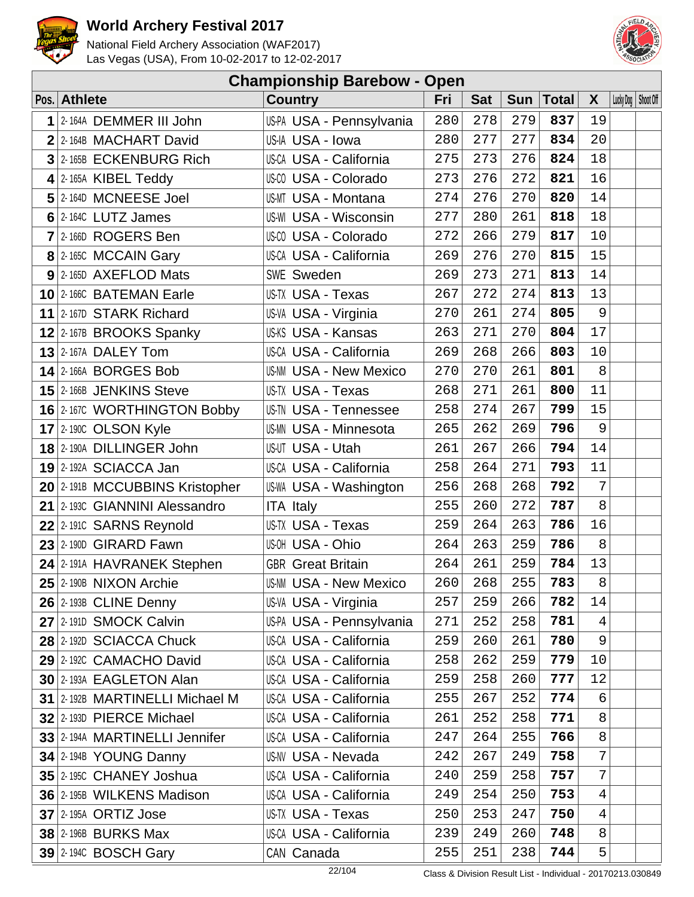# World Archery Festival 2017

National Field Archery Association (WAF2017)
Las Vegas (USA), From 10-02-2017 to 12-02-2017

## Championship Barebow - Open

| Pos. | | Athlete | | Country | Fri | Sat | Sun | Total | X | Lucky Dog | Shoot Off |
|---|---|---|---|---|---|---|---|---|---|---|---|
| 1 | 2-164A | DEMMER III John | US-PA | USA - Pennsylvania | 280 | 278 | 279 | **837** | 19 | | |
| 2 | 2-164B | MACHART David | US-IA | USA - Iowa | 280 | 277 | 277 | **834** | 20 | | |
| 3 | 2-165B | ECKENBURG Rich | US-CA | USA - California | 275 | 273 | 276 | **824** | 18 | | |
| 4 | 2-165A | KIBEL Teddy | US-CO | USA - Colorado | 273 | 276 | 272 | **821** | 16 | | |
| 5 | 2-164D | MCNEESE Joel | US-MT | USA - Montana | 274 | 276 | 270 | **820** | 14 | | |
| 6 | 2-164C | LUTZ James | US-WI | USA - Wisconsin | 277 | 280 | 261 | **818** | 18 | | |
| 7 | 2-166D | ROGERS Ben | US-CO | USA - Colorado | 272 | 266 | 279 | **817** | 10 | | |
| 8 | 2-165C | MCCAIN Gary | US-CA | USA - California | 269 | 276 | 270 | **815** | 15 | | |
| 9 | 2-165D | AXEFLOD Mats | SWE | Sweden | 269 | 273 | 271 | **813** | 14 | | |
| 10 | 2-166C | BATEMAN Earle | US-TX | USA - Texas | 267 | 272 | 274 | **813** | 13 | | |
| 11 | 2-167D | STARK Richard | US-VA | USA - Virginia | 270 | 261 | 274 | **805** | 9 | | |
| 12 | 2-167B | BROOKS Spanky | US-KS | USA - Kansas | 263 | 271 | 270 | **804** | 17 | | |
| 13 | 2-167A | DALEY Tom | US-CA | USA - California | 269 | 268 | 266 | **803** | 10 | | |
| 14 | 2-166A | BORGES Bob | US-NM | USA - New Mexico | 270 | 270 | 261 | **801** | 8 | | |
| 15 | 2-166B | JENKINS Steve | US-TX | USA - Texas | 268 | 271 | 261 | **800** | 11 | | |
| 16 | 2-167C | WORTHINGTON Bobby | US-TN | USA - Tennessee | 258 | 274 | 267 | **799** | 15 | | |
| 17 | 2-190C | OLSON Kyle | US-MN | USA - Minnesota | 265 | 262 | 269 | **796** | 9 | | |
| 18 | 2-190A | DILLINGER John | US-UT | USA - Utah | 261 | 267 | 266 | **794** | 14 | | |
| 19 | 2-192A | SCIACCA Jan | US-CA | USA - California | 258 | 264 | 271 | **793** | 11 | | |
| 20 | 2-191B | MCCUBBINS Kristopher | US-WA | USA - Washington | 256 | 268 | 268 | **792** | 7 | | |
| 21 | 2-193C | GIANNINI Alessandro | ITA | Italy | 255 | 260 | 272 | **787** | 8 | | |
| 22 | 2-191C | SARNS Reynold | US-TX | USA - Texas | 259 | 264 | 263 | **786** | 16 | | |
| 23 | 2-190D | GIRARD Fawn | US-OH | USA - Ohio | 264 | 263 | 259 | **786** | 8 | | |
| 24 | 2-191A | HAVRANEK Stephen | GBR | Great Britain | 264 | 261 | 259 | **784** | 13 | | |
| 25 | 2-190B | NIXON Archie | US-NM | USA - New Mexico | 260 | 268 | 255 | **783** | 8 | | |
| 26 | 2-193B | CLINE Denny | US-VA | USA - Virginia | 257 | 259 | 266 | **782** | 14 | | |
| 27 | 2-191D | SMOCK Calvin | US-PA | USA - Pennsylvania | 271 | 252 | 258 | **781** | 4 | | |
| 28 | 2-192D | SCIACCA Chuck | US-CA | USA - California | 259 | 260 | 261 | **780** | 9 | | |
| 29 | 2-192C | CAMACHO David | US-CA | USA - California | 258 | 262 | 259 | **779** | 10 | | |
| 30 | 2-193A | EAGLETON Alan | US-CA | USA - California | 259 | 258 | 260 | **777** | 12 | | |
| 31 | 2-192B | MARTINELLI Michael M | US-CA | USA - California | 255 | 267 | 252 | **774** | 6 | | |
| 32 | 2-193D | PIERCE Michael | US-CA | USA - California | 261 | 252 | 258 | **771** | 8 | | |
| 33 | 2-194A | MARTINELLI Jennifer | US-CA | USA - California | 247 | 264 | 255 | **766** | 8 | | |
| 34 | 2-194B | YOUNG Danny | US-NV | USA - Nevada | 242 | 267 | 249 | **758** | 7 | | |
| 35 | 2-195C | CHANEY Joshua | US-CA | USA - California | 240 | 259 | 258 | **757** | 7 | | |
| 36 | 2-195B | WILKENS Madison | US-CA | USA - California | 249 | 254 | 250 | **753** | 4 | | |
| 37 | 2-195A | ORTIZ Jose | US-TX | USA - Texas | 250 | 253 | 247 | **750** | 4 | | |
| 38 | 2-196B | BURKS Max | US-CA | USA - California | 239 | 249 | 260 | **748** | 8 | | |
| 39 | 2-194C | BOSCH Gary | CAN | Canada | 255 | 251 | 238 | **744** | 5 | | |

Class & Division Result List - Individual - 20170213.030849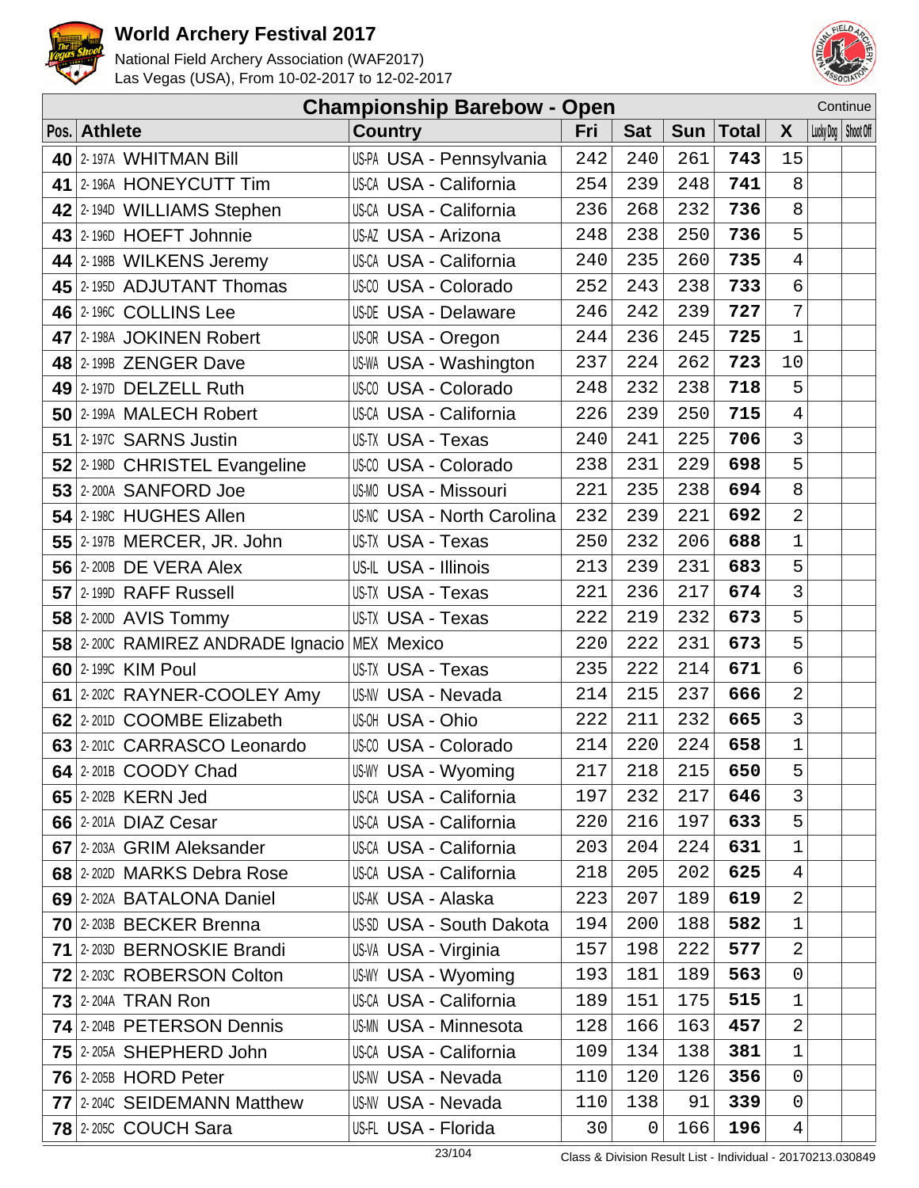# World Archery Festival 2017

National Field Archery Association (WAF2017)
Las Vegas (USA), From 10-02-2017 to 12-02-2017

## Championship Barebow - Open

Continue

| Pos. | | Athlete | | Country | Fri | Sat | Sun | Total | X | Lucky Dog | Shoot Off |
|---|---|---|---|---|---|---|---|---|---|---|---|
| 40 | 2-197A | WHITMAN Bill | US-PA | USA - Pennsylvania | 242 | 240 | 261 | 743 | 15 | | |
| 41 | 2-196A | HONEYCUTT Tim | US-CA | USA - California | 254 | 239 | 248 | 741 | 8 | | |
| 42 | 2-194D | WILLIAMS Stephen | US-CA | USA - California | 236 | 268 | 232 | 736 | 8 | | |
| 43 | 2-196D | HOEFT Johnnie | US-AZ | USA - Arizona | 248 | 238 | 250 | 736 | 5 | | |
| 44 | 2-198B | WILKENS Jeremy | US-CA | USA - California | 240 | 235 | 260 | 735 | 4 | | |
| 45 | 2-195D | ADJUTANT Thomas | US-CO | USA - Colorado | 252 | 243 | 238 | 733 | 6 | | |
| 46 | 2-196C | COLLINS Lee | US-DE | USA - Delaware | 246 | 242 | 239 | 727 | 7 | | |
| 47 | 2-198A | JOKINEN Robert | US-OR | USA - Oregon | 244 | 236 | 245 | 725 | 1 | | |
| 48 | 2-199B | ZENGER Dave | US-WA | USA - Washington | 237 | 224 | 262 | 723 | 10 | | |
| 49 | 2-197D | DELZELL Ruth | US-CO | USA - Colorado | 248 | 232 | 238 | 718 | 5 | | |
| 50 | 2-199A | MALECH Robert | US-CA | USA - California | 226 | 239 | 250 | 715 | 4 | | |
| 51 | 2-197C | SARNS Justin | US-TX | USA - Texas | 240 | 241 | 225 | 706 | 3 | | |
| 52 | 2-198D | CHRISTEL Evangeline | US-CO | USA - Colorado | 238 | 231 | 229 | 698 | 5 | | |
| 53 | 2-200A | SANFORD Joe | US-MO | USA - Missouri | 221 | 235 | 238 | 694 | 8 | | |
| 54 | 2-198C | HUGHES Allen | US-NC | USA - North Carolina | 232 | 239 | 221 | 692 | 2 | | |
| 55 | 2-197B | MERCER, JR. John | US-TX | USA - Texas | 250 | 232 | 206 | 688 | 1 | | |
| 56 | 2-200B | DE VERA Alex | US-IL | USA - Illinois | 213 | 239 | 231 | 683 | 5 | | |
| 57 | 2-199D | RAFF Russell | US-TX | USA - Texas | 221 | 236 | 217 | 674 | 3 | | |
| 58 | 2-200D | AVIS Tommy | US-TX | USA - Texas | 222 | 219 | 232 | 673 | 5 | | |
| 58 | 2-200C | RAMIREZ ANDRADE Ignacio | MEX | Mexico | 220 | 222 | 231 | 673 | 5 | | |
| 60 | 2-199C | KIM Poul | US-TX | USA - Texas | 235 | 222 | 214 | 671 | 6 | | |
| 61 | 2-202C | RAYNER-COOLEY Amy | US-NV | USA - Nevada | 214 | 215 | 237 | 666 | 2 | | |
| 62 | 2-201D | COOMBE Elizabeth | US-OH | USA - Ohio | 222 | 211 | 232 | 665 | 3 | | |
| 63 | 2-201C | CARRASCO Leonardo | US-CO | USA - Colorado | 214 | 220 | 224 | 658 | 1 | | |
| 64 | 2-201B | COODY Chad | US-WY | USA - Wyoming | 217 | 218 | 215 | 650 | 5 | | |
| 65 | 2-202B | KERN Jed | US-CA | USA - California | 197 | 232 | 217 | 646 | 3 | | |
| 66 | 2-201A | DIAZ Cesar | US-CA | USA - California | 220 | 216 | 197 | 633 | 5 | | |
| 67 | 2-203A | GRIM Aleksander | US-CA | USA - California | 203 | 204 | 224 | 631 | 1 | | |
| 68 | 2-202D | MARKS Debra Rose | US-CA | USA - California | 218 | 205 | 202 | 625 | 4 | | |
| 69 | 2-202A | BATALONA Daniel | US-AK | USA - Alaska | 223 | 207 | 189 | 619 | 2 | | |
| 70 | 2-203B | BECKER Brenna | US-SD | USA - South Dakota | 194 | 200 | 188 | 582 | 1 | | |
| 71 | 2-203D | BERNOSKIE Brandi | US-VA | USA - Virginia | 157 | 198 | 222 | 577 | 2 | | |
| 72 | 2-203C | ROBERSON Colton | US-WY | USA - Wyoming | 193 | 181 | 189 | 563 | 0 | | |
| 73 | 2-204A | TRAN Ron | US-CA | USA - California | 189 | 151 | 175 | 515 | 1 | | |
| 74 | 2-204B | PETERSON Dennis | US-MN | USA - Minnesota | 128 | 166 | 163 | 457 | 2 | | |
| 75 | 2-205A | SHEPHERD John | US-CA | USA - California | 109 | 134 | 138 | 381 | 1 | | |
| 76 | 2-205B | HORD Peter | US-NV | USA - Nevada | 110 | 120 | 126 | 356 | 0 | | |
| 77 | 2-204C | SEIDEMANN Matthew | US-NV | USA - Nevada | 110 | 138 | 91 | 339 | 0 | | |
| 78 | 2-205C | COUCH Sara | US-FL | USA - Florida | 30 | 0 | 166 | 196 | 4 | | |

Class & Division Result List - Individual - 20170213.030849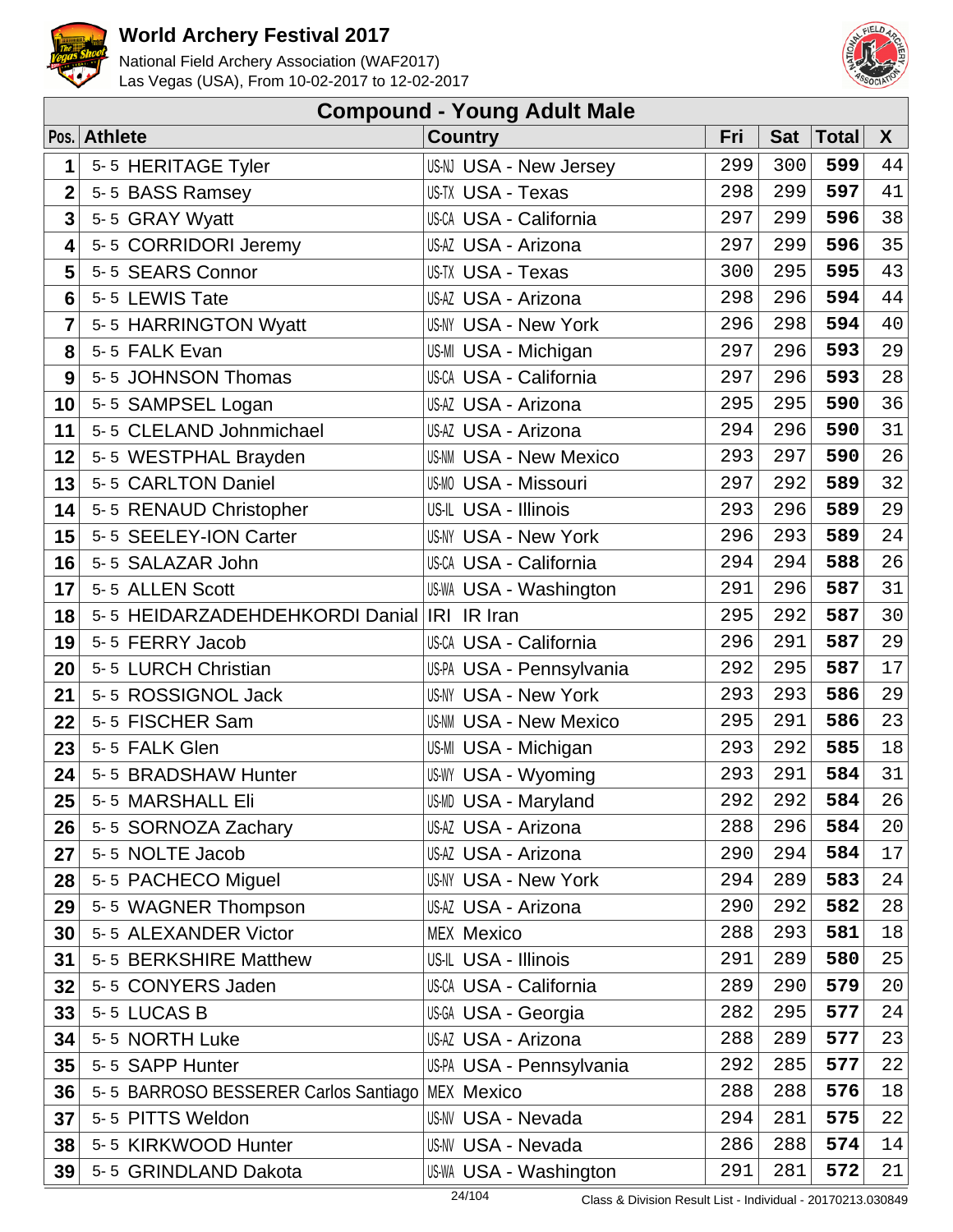# World Archery Festival 2017

National Field Archery Association (WAF2017)
Las Vegas (USA), From 10-02-2017 to 12-02-2017

## Compound - Young Adult Male

| Pos. | Athlete | Country | Fri | Sat | Total | X |
|---|---|---|---|---|---|---|
| 1 | 5- 5 HERITAGE Tyler | US-NJ USA - New Jersey | 299 | 300 | **599** | 44 |
| 2 | 5- 5 BASS Ramsey | US-TX USA - Texas | 298 | 299 | **597** | 41 |
| 3 | 5- 5 GRAY Wyatt | US-CA USA - California | 297 | 299 | **596** | 38 |
| 4 | 5- 5 CORRIDORI Jeremy | US-AZ USA - Arizona | 297 | 299 | **596** | 35 |
| 5 | 5- 5 SEARS Connor | US-TX USA - Texas | 300 | 295 | **595** | 43 |
| 6 | 5- 5 LEWIS Tate | US-AZ USA - Arizona | 298 | 296 | **594** | 44 |
| 7 | 5- 5 HARRINGTON Wyatt | US-NY USA - New York | 296 | 298 | **594** | 40 |
| 8 | 5- 5 FALK Evan | US-MI USA - Michigan | 297 | 296 | **593** | 29 |
| 9 | 5- 5 JOHNSON Thomas | US-CA USA - California | 297 | 296 | **593** | 28 |
| 10 | 5- 5 SAMPSEL Logan | US-AZ USA - Arizona | 295 | 295 | **590** | 36 |
| 11 | 5- 5 CLELAND Johnmichael | US-AZ USA - Arizona | 294 | 296 | **590** | 31 |
| 12 | 5- 5 WESTPHAL Brayden | US-NM USA - New Mexico | 293 | 297 | **590** | 26 |
| 13 | 5- 5 CARLTON Daniel | US-MO USA - Missouri | 297 | 292 | **589** | 32 |
| 14 | 5- 5 RENAUD Christopher | US-IL USA - Illinois | 293 | 296 | **589** | 29 |
| 15 | 5- 5 SEELEY-ION Carter | US-NY USA - New York | 296 | 293 | **589** | 24 |
| 16 | 5- 5 SALAZAR John | US-CA USA - California | 294 | 294 | **588** | 26 |
| 17 | 5- 5 ALLEN Scott | US-WA USA - Washington | 291 | 296 | **587** | 31 |
| 18 | 5- 5 HEIDARZADEHDEHKORDI Danial | IRI IR Iran | 295 | 292 | **587** | 30 |
| 19 | 5- 5 FERRY Jacob | US-CA USA - California | 296 | 291 | **587** | 29 |
| 20 | 5- 5 LURCH Christian | US-PA USA - Pennsylvania | 292 | 295 | **587** | 17 |
| 21 | 5- 5 ROSSIGNOL Jack | US-NY USA - New York | 293 | 293 | **586** | 29 |
| 22 | 5- 5 FISCHER Sam | US-NM USA - New Mexico | 295 | 291 | **586** | 23 |
| 23 | 5- 5 FALK Glen | US-MI USA - Michigan | 293 | 292 | **585** | 18 |
| 24 | 5- 5 BRADSHAW Hunter | US-WY USA - Wyoming | 293 | 291 | **584** | 31 |
| 25 | 5- 5 MARSHALL Eli | US-MD USA - Maryland | 292 | 292 | **584** | 26 |
| 26 | 5- 5 SORNOZA Zachary | US-AZ USA - Arizona | 288 | 296 | **584** | 20 |
| 27 | 5- 5 NOLTE Jacob | US-AZ USA - Arizona | 290 | 294 | **584** | 17 |
| 28 | 5- 5 PACHECO Miguel | US-NY USA - New York | 294 | 289 | **583** | 24 |
| 29 | 5- 5 WAGNER Thompson | US-AZ USA - Arizona | 290 | 292 | **582** | 28 |
| 30 | 5- 5 ALEXANDER Victor | MEX Mexico | 288 | 293 | **581** | 18 |
| 31 | 5- 5 BERKSHIRE Matthew | US-IL USA - Illinois | 291 | 289 | **580** | 25 |
| 32 | 5- 5 CONYERS Jaden | US-CA USA - California | 289 | 290 | **579** | 20 |
| 33 | 5- 5 LUCAS B | US-GA USA - Georgia | 282 | 295 | **577** | 24 |
| 34 | 5- 5 NORTH Luke | US-AZ USA - Arizona | 288 | 289 | **577** | 23 |
| 35 | 5- 5 SAPP Hunter | US-PA USA - Pennsylvania | 292 | 285 | **577** | 22 |
| 36 | 5- 5 BARROSO BESSERER Carlos Santiago | MEX Mexico | 288 | 288 | **576** | 18 |
| 37 | 5- 5 PITTS Weldon | US-NV USA - Nevada | 294 | 281 | **575** | 22 |
| 38 | 5- 5 KIRKWOOD Hunter | US-NV USA - Nevada | 286 | 288 | **574** | 14 |
| 39 | 5- 5 GRINDLAND Dakota | US-WA USA - Washington | 291 | 281 | **572** | 21 |

Class & Division Result List - Individual - 20170213.030849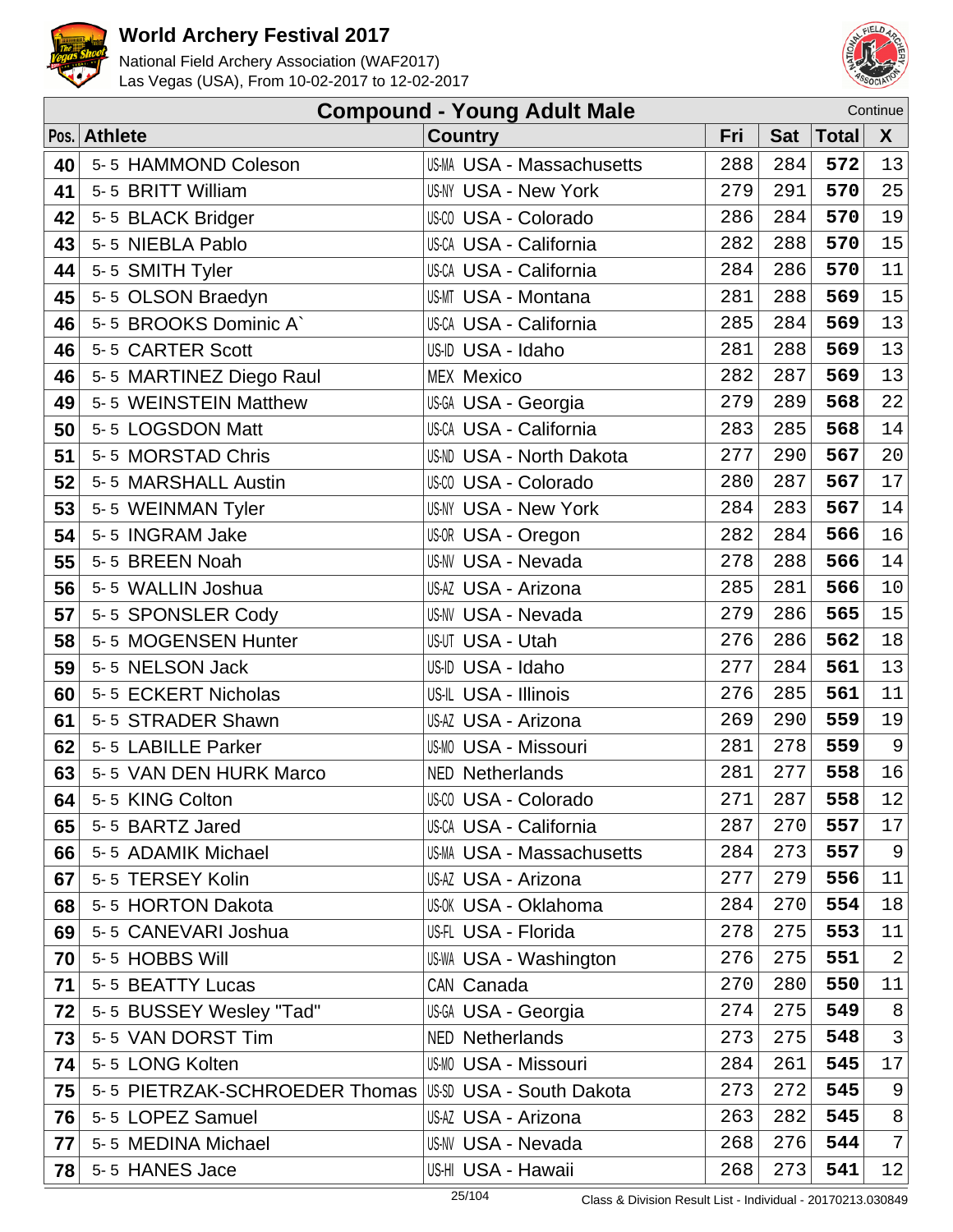# World Archery Festival 2017

National Field Archery Association (WAF2017)
Las Vegas (USA), From 10-02-2017 to 12-02-2017

## Compound - Young Adult Male

Continue

| Pos. | Athlete | Country | Fri | Sat | Total | X |
|---|---|---|---|---|---|---|
| 40 | 5- 5 HAMMOND Coleson | US-MA USA - Massachusetts | 288 | 284 | **572** | 13 |
| 41 | 5- 5 BRITT William | US-NY USA - New York | 279 | 291 | **570** | 25 |
| 42 | 5- 5 BLACK Bridger | US-CO USA - Colorado | 286 | 284 | **570** | 19 |
| 43 | 5- 5 NIEBLA Pablo | US-CA USA - California | 282 | 288 | **570** | 15 |
| 44 | 5- 5 SMITH Tyler | US-CA USA - California | 284 | 286 | **570** | 11 |
| 45 | 5- 5 OLSON Braedyn | US-MT USA - Montana | 281 | 288 | **569** | 15 |
| 46 | 5- 5 BROOKS Dominic A` | US-CA USA - California | 285 | 284 | **569** | 13 |
| 46 | 5- 5 CARTER Scott | US-ID USA - Idaho | 281 | 288 | **569** | 13 |
| 46 | 5- 5 MARTINEZ Diego Raul | MEX Mexico | 282 | 287 | **569** | 13 |
| 49 | 5- 5 WEINSTEIN Matthew | US-GA USA - Georgia | 279 | 289 | **568** | 22 |
| 50 | 5- 5 LOGSDON Matt | US-CA USA - California | 283 | 285 | **568** | 14 |
| 51 | 5- 5 MORSTAD Chris | US-ND USA - North Dakota | 277 | 290 | **567** | 20 |
| 52 | 5- 5 MARSHALL Austin | US-CO USA - Colorado | 280 | 287 | **567** | 17 |
| 53 | 5- 5 WEINMAN Tyler | US-NY USA - New York | 284 | 283 | **567** | 14 |
| 54 | 5- 5 INGRAM Jake | US-OR USA - Oregon | 282 | 284 | **566** | 16 |
| 55 | 5- 5 BREEN Noah | US-NV USA - Nevada | 278 | 288 | **566** | 14 |
| 56 | 5- 5 WALLIN Joshua | US-AZ USA - Arizona | 285 | 281 | **566** | 10 |
| 57 | 5- 5 SPONSLER Cody | US-NV USA - Nevada | 279 | 286 | **565** | 15 |
| 58 | 5- 5 MOGENSEN Hunter | US-UT USA - Utah | 276 | 286 | **562** | 18 |
| 59 | 5- 5 NELSON Jack | US-ID USA - Idaho | 277 | 284 | **561** | 13 |
| 60 | 5- 5 ECKERT Nicholas | US-IL USA - Illinois | 276 | 285 | **561** | 11 |
| 61 | 5- 5 STRADER Shawn | US-AZ USA - Arizona | 269 | 290 | **559** | 19 |
| 62 | 5- 5 LABILLE Parker | US-MO USA - Missouri | 281 | 278 | **559** | 9 |
| 63 | 5- 5 VAN DEN HURK Marco | NED Netherlands | 281 | 277 | **558** | 16 |
| 64 | 5- 5 KING Colton | US-CO USA - Colorado | 271 | 287 | **558** | 12 |
| 65 | 5- 5 BARTZ Jared | US-CA USA - California | 287 | 270 | **557** | 17 |
| 66 | 5- 5 ADAMIK Michael | US-MA USA - Massachusetts | 284 | 273 | **557** | 9 |
| 67 | 5- 5 TERSEY Kolin | US-AZ USA - Arizona | 277 | 279 | **556** | 11 |
| 68 | 5- 5 HORTON Dakota | US-OK USA - Oklahoma | 284 | 270 | **554** | 18 |
| 69 | 5- 5 CANEVARI Joshua | US-FL USA - Florida | 278 | 275 | **553** | 11 |
| 70 | 5- 5 HOBBS Will | US-WA USA - Washington | 276 | 275 | **551** | 2 |
| 71 | 5- 5 BEATTY Lucas | CAN Canada | 270 | 280 | **550** | 11 |
| 72 | 5- 5 BUSSEY Wesley "Tad" | US-GA USA - Georgia | 274 | 275 | **549** | 8 |
| 73 | 5- 5 VAN DORST Tim | NED Netherlands | 273 | 275 | **548** | 3 |
| 74 | 5- 5 LONG Kolten | US-MO USA - Missouri | 284 | 261 | **545** | 17 |
| 75 | 5- 5 PIETRZAK-SCHROEDER Thomas | US-SD USA - South Dakota | 273 | 272 | **545** | 9 |
| 76 | 5- 5 LOPEZ Samuel | US-AZ USA - Arizona | 263 | 282 | **545** | 8 |
| 77 | 5- 5 MEDINA Michael | US-NV USA - Nevada | 268 | 276 | **544** | 7 |
| 78 | 5- 5 HANES Jace | US-HI USA - Hawaii | 268 | 273 | **541** | 12 |

Class & Division Result List - Individual - 20170213.030849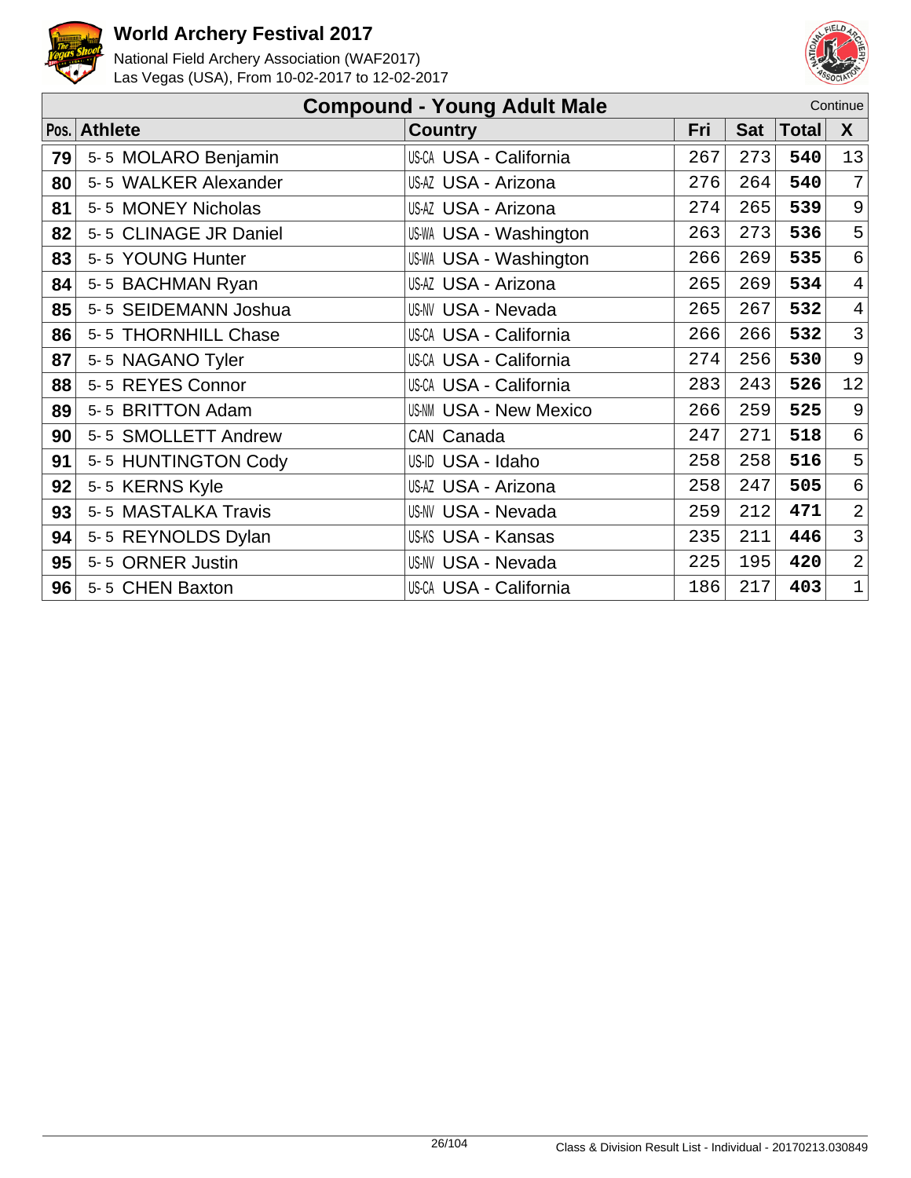# World Archery Festival 2017

National Field Archery Association (WAF2017)
Las Vegas (USA), From 10-02-2017 to 12-02-2017

## Compound - Young Adult Male

Continue

| Pos. | Athlete | Country | Fri | Sat | Total | X |
|---|---|---|---|---|---|---|
| 79 | 5- 5 MOLARO Benjamin | US-CA USA - California | 267 | 273 | **540** | 13 |
| 80 | 5- 5 WALKER Alexander | US-AZ USA - Arizona | 276 | 264 | **540** | 7 |
| 81 | 5- 5 MONEY Nicholas | US-AZ USA - Arizona | 274 | 265 | **539** | 9 |
| 82 | 5- 5 CLINAGE JR Daniel | US-WA USA - Washington | 263 | 273 | **536** | 5 |
| 83 | 5- 5 YOUNG Hunter | US-WA USA - Washington | 266 | 269 | **535** | 6 |
| 84 | 5- 5 BACHMAN Ryan | US-AZ USA - Arizona | 265 | 269 | **534** | 4 |
| 85 | 5- 5 SEIDEMANN Joshua | US-NV USA - Nevada | 265 | 267 | **532** | 4 |
| 86 | 5- 5 THORNHILL Chase | US-CA USA - California | 266 | 266 | **532** | 3 |
| 87 | 5- 5 NAGANO Tyler | US-CA USA - California | 274 | 256 | **530** | 9 |
| 88 | 5- 5 REYES Connor | US-CA USA - California | 283 | 243 | **526** | 12 |
| 89 | 5- 5 BRITTON Adam | US-NM USA - New Mexico | 266 | 259 | **525** | 9 |
| 90 | 5- 5 SMOLLETT Andrew | CAN Canada | 247 | 271 | **518** | 6 |
| 91 | 5- 5 HUNTINGTON Cody | US-ID USA - Idaho | 258 | 258 | **516** | 5 |
| 92 | 5- 5 KERNS Kyle | US-AZ USA - Arizona | 258 | 247 | **505** | 6 |
| 93 | 5- 5 MASTALKA Travis | US-NV USA - Nevada | 259 | 212 | **471** | 2 |
| 94 | 5- 5 REYNOLDS Dylan | US-KS USA - Kansas | 235 | 211 | **446** | 3 |
| 95 | 5- 5 ORNER Justin | US-NV USA - Nevada | 225 | 195 | **420** | 2 |
| 96 | 5- 5 CHEN Baxton | US-CA USA - California | 186 | 217 | **403** | 1 |

Class & Division Result List - Individual - 20170213.030849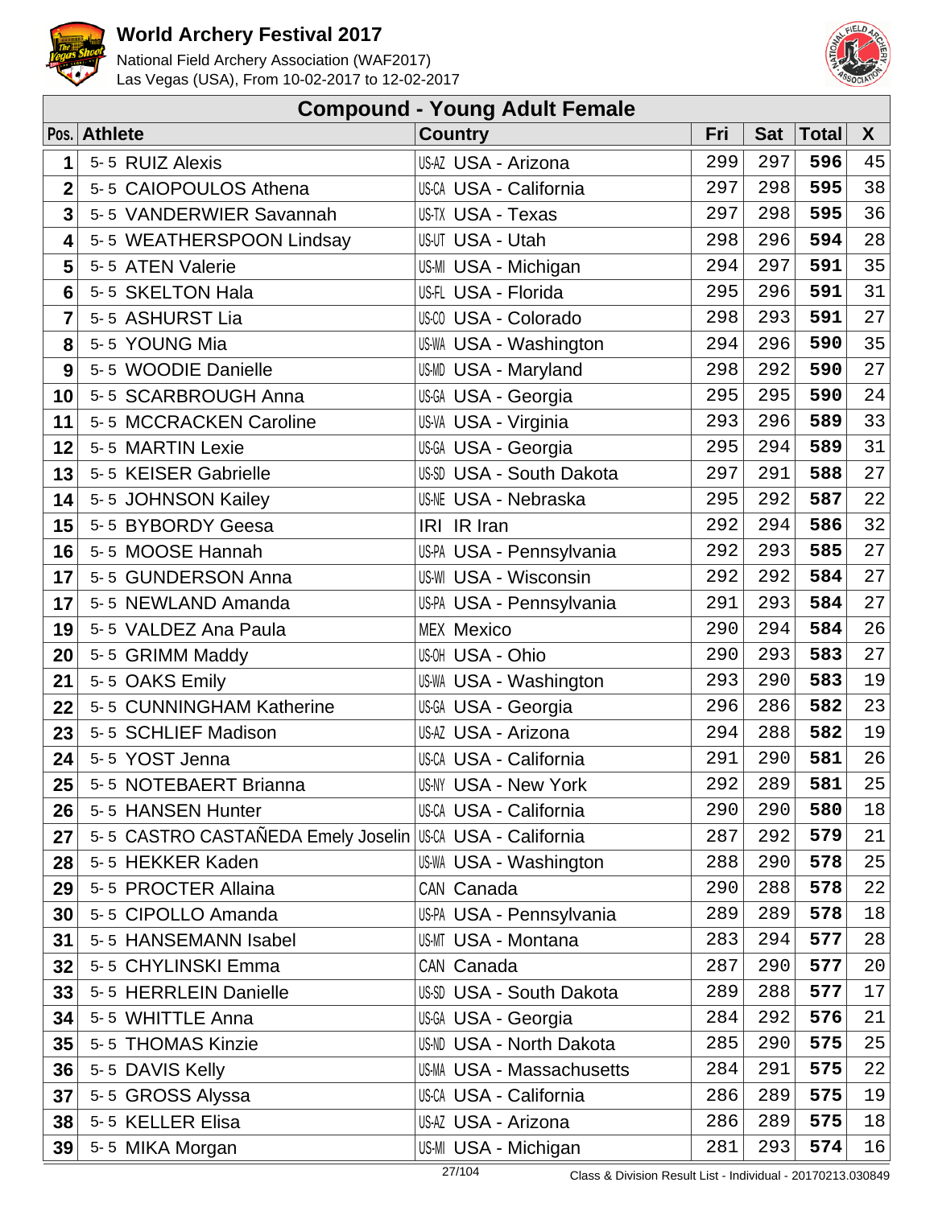# World Archery Festival 2017

National Field Archery Association (WAF2017)
Las Vegas (USA), From 10-02-2017 to 12-02-2017

## Compound - Young Adult Female

| Pos. | Athlete | Country | Fri | Sat | Total | X |
|---|---|---|---|---|---|---|
| 1 | 5-5 RUIZ Alexis | US-AZ USA - Arizona | 299 | 297 | 596 | 45 |
| 2 | 5-5 CAIOPOULOS Athena | US-CA USA - California | 297 | 298 | 595 | 38 |
| 3 | 5-5 VANDERWIER Savannah | US-TX USA - Texas | 297 | 298 | 595 | 36 |
| 4 | 5-5 WEATHERSPOON Lindsay | US-UT USA - Utah | 298 | 296 | 594 | 28 |
| 5 | 5-5 ATEN Valerie | US-MI USA - Michigan | 294 | 297 | 591 | 35 |
| 6 | 5-5 SKELTON Hala | US-FL USA - Florida | 295 | 296 | 591 | 31 |
| 7 | 5-5 ASHURST Lia | US-CO USA - Colorado | 298 | 293 | 591 | 27 |
| 8 | 5-5 YOUNG Mia | US-WA USA - Washington | 294 | 296 | 590 | 35 |
| 9 | 5-5 WOODIE Danielle | US-MD USA - Maryland | 298 | 292 | 590 | 27 |
| 10 | 5-5 SCARBROUGH Anna | US-GA USA - Georgia | 295 | 295 | 590 | 24 |
| 11 | 5-5 MCCRACKEN Caroline | US-VA USA - Virginia | 293 | 296 | 589 | 33 |
| 12 | 5-5 MARTIN Lexie | US-GA USA - Georgia | 295 | 294 | 589 | 31 |
| 13 | 5-5 KEISER Gabrielle | US-SD USA - South Dakota | 297 | 291 | 588 | 27 |
| 14 | 5-5 JOHNSON Kailey | US-NE USA - Nebraska | 295 | 292 | 587 | 22 |
| 15 | 5-5 BYBORDY Geesa | IRI IR Iran | 292 | 294 | 586 | 32 |
| 16 | 5-5 MOOSE Hannah | US-PA USA - Pennsylvania | 292 | 293 | 585 | 27 |
| 17 | 5-5 GUNDERSON Anna | US-WI USA - Wisconsin | 292 | 292 | 584 | 27 |
| 17 | 5-5 NEWLAND Amanda | US-PA USA - Pennsylvania | 291 | 293 | 584 | 27 |
| 19 | 5-5 VALDEZ Ana Paula | MEX Mexico | 290 | 294 | 584 | 26 |
| 20 | 5-5 GRIMM Maddy | US-OH USA - Ohio | 290 | 293 | 583 | 27 |
| 21 | 5-5 OAKS Emily | US-WA USA - Washington | 293 | 290 | 583 | 19 |
| 22 | 5-5 CUNNINGHAM Katherine | US-GA USA - Georgia | 296 | 286 | 582 | 23 |
| 23 | 5-5 SCHLIEF Madison | US-AZ USA - Arizona | 294 | 288 | 582 | 19 |
| 24 | 5-5 YOST Jenna | US-CA USA - California | 291 | 290 | 581 | 26 |
| 25 | 5-5 NOTEBAERT Brianna | US-NY USA - New York | 292 | 289 | 581 | 25 |
| 26 | 5-5 HANSEN Hunter | US-CA USA - California | 290 | 290 | 580 | 18 |
| 27 | 5-5 CASTRO CASTAÑEDA Emely Joselin | US-CA USA - California | 287 | 292 | 579 | 21 |
| 28 | 5-5 HEKKER Kaden | US-WA USA - Washington | 288 | 290 | 578 | 25 |
| 29 | 5-5 PROCTER Allaina | CAN Canada | 290 | 288 | 578 | 22 |
| 30 | 5-5 CIPOLLO Amanda | US-PA USA - Pennsylvania | 289 | 289 | 578 | 18 |
| 31 | 5-5 HANSEMANN Isabel | US-MT USA - Montana | 283 | 294 | 577 | 28 |
| 32 | 5-5 CHYLINSKI Emma | CAN Canada | 287 | 290 | 577 | 20 |
| 33 | 5-5 HERRLEIN Danielle | US-SD USA - South Dakota | 289 | 288 | 577 | 17 |
| 34 | 5-5 WHITTLE Anna | US-GA USA - Georgia | 284 | 292 | 576 | 21 |
| 35 | 5-5 THOMAS Kinzie | US-ND USA - North Dakota | 285 | 290 | 575 | 25 |
| 36 | 5-5 DAVIS Kelly | US-MA USA - Massachusetts | 284 | 291 | 575 | 22 |
| 37 | 5-5 GROSS Alyssa | US-CA USA - California | 286 | 289 | 575 | 19 |
| 38 | 5-5 KELLER Elisa | US-AZ USA - Arizona | 286 | 289 | 575 | 18 |
| 39 | 5-5 MIKA Morgan | US-MI USA - Michigan | 281 | 293 | 574 | 16 |

Class & Division Result List - Individual - 20170213.030849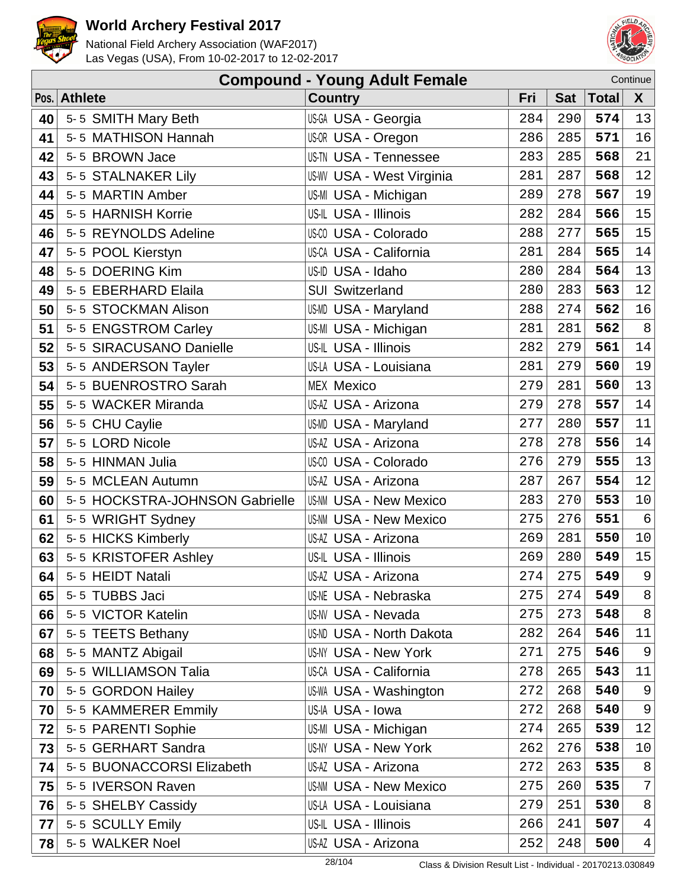# World Archery Festival 2017

National Field Archery Association (WAF2017)
Las Vegas (USA), From 10-02-2017 to 12-02-2017

## Compound - Young Adult Female

Continue

| Pos. | Athlete | Country | Fri | Sat | Total | X |
|---|---|---|---|---|---|---|
| 40 | 5-5 SMITH Mary Beth | US-GA USA - Georgia | 284 | 290 | **574** | 13 |
| 41 | 5-5 MATHISON Hannah | US-OR USA - Oregon | 286 | 285 | **571** | 16 |
| 42 | 5-5 BROWN Jace | US-TN USA - Tennessee | 283 | 285 | **568** | 21 |
| 43 | 5-5 STALNAKER Lily | US-WV USA - West Virginia | 281 | 287 | **568** | 12 |
| 44 | 5-5 MARTIN Amber | US-MI USA - Michigan | 289 | 278 | **567** | 19 |
| 45 | 5-5 HARNISH Korrie | US-IL USA - Illinois | 282 | 284 | **566** | 15 |
| 46 | 5-5 REYNOLDS Adeline | US-CO USA - Colorado | 288 | 277 | **565** | 15 |
| 47 | 5-5 POOL Kierstyn | US-CA USA - California | 281 | 284 | **565** | 14 |
| 48 | 5-5 DOERING Kim | US-ID USA - Idaho | 280 | 284 | **564** | 13 |
| 49 | 5-5 EBERHARD Elaila | SUI Switzerland | 280 | 283 | **563** | 12 |
| 50 | 5-5 STOCKMAN Alison | US-MD USA - Maryland | 288 | 274 | **562** | 16 |
| 51 | 5-5 ENGSTROM Carley | US-MI USA - Michigan | 281 | 281 | **562** | 8 |
| 52 | 5-5 SIRACUSANO Danielle | US-IL USA - Illinois | 282 | 279 | **561** | 14 |
| 53 | 5-5 ANDERSON Tayler | US-LA USA - Louisiana | 281 | 279 | **560** | 19 |
| 54 | 5-5 BUENROSTRO Sarah | MEX Mexico | 279 | 281 | **560** | 13 |
| 55 | 5-5 WACKER Miranda | US-AZ USA - Arizona | 279 | 278 | **557** | 14 |
| 56 | 5-5 CHU Caylie | US-MD USA - Maryland | 277 | 280 | **557** | 11 |
| 57 | 5-5 LORD Nicole | US-AZ USA - Arizona | 278 | 278 | **556** | 14 |
| 58 | 5-5 HINMAN Julia | US-CO USA - Colorado | 276 | 279 | **555** | 13 |
| 59 | 5-5 MCLEAN Autumn | US-AZ USA - Arizona | 287 | 267 | **554** | 12 |
| 60 | 5-5 HOCKSTRA-JOHNSON Gabrielle | US-NM USA - New Mexico | 283 | 270 | **553** | 10 |
| 61 | 5-5 WRIGHT Sydney | US-NM USA - New Mexico | 275 | 276 | **551** | 6 |
| 62 | 5-5 HICKS Kimberly | US-AZ USA - Arizona | 269 | 281 | **550** | 10 |
| 63 | 5-5 KRISTOFER Ashley | US-IL USA - Illinois | 269 | 280 | **549** | 15 |
| 64 | 5-5 HEIDT Natali | US-AZ USA - Arizona | 274 | 275 | **549** | 9 |
| 65 | 5-5 TUBBS Jaci | US-NE USA - Nebraska | 275 | 274 | **549** | 8 |
| 66 | 5-5 VICTOR Katelin | US-NV USA - Nevada | 275 | 273 | **548** | 8 |
| 67 | 5-5 TEETS Bethany | US-ND USA - North Dakota | 282 | 264 | **546** | 11 |
| 68 | 5-5 MANTZ Abigail | US-NY USA - New York | 271 | 275 | **546** | 9 |
| 69 | 5-5 WILLIAMSON Talia | US-CA USA - California | 278 | 265 | **543** | 11 |
| 70 | 5-5 GORDON Hailey | US-WA USA - Washington | 272 | 268 | **540** | 9 |
| 70 | 5-5 KAMMERER Emmily | US-IA USA - Iowa | 272 | 268 | **540** | 9 |
| 72 | 5-5 PARENTI Sophie | US-MI USA - Michigan | 274 | 265 | **539** | 12 |
| 73 | 5-5 GERHART Sandra | US-NY USA - New York | 262 | 276 | **538** | 10 |
| 74 | 5-5 BUONACCORSI Elizabeth | US-AZ USA - Arizona | 272 | 263 | **535** | 8 |
| 75 | 5-5 IVERSON Raven | US-NM USA - New Mexico | 275 | 260 | **535** | 7 |
| 76 | 5-5 SHELBY Cassidy | US-LA USA - Louisiana | 279 | 251 | **530** | 8 |
| 77 | 5-5 SCULLY Emily | US-IL USA - Illinois | 266 | 241 | **507** | 4 |
| 78 | 5-5 WALKER Noel | US-AZ USA - Arizona | 252 | 248 | **500** | 4 |

Class & Division Result List - Individual - 20170213.030849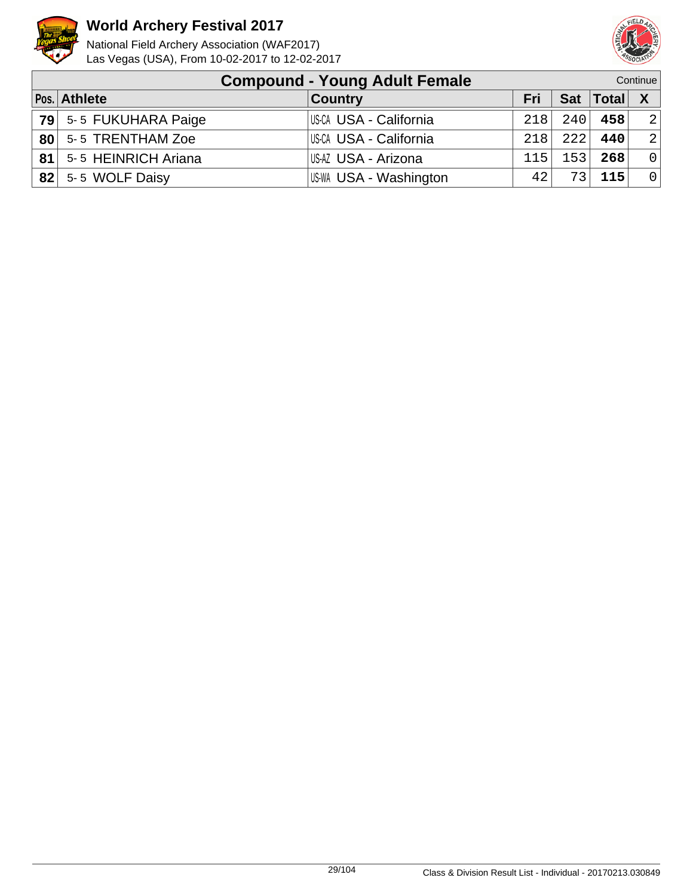# World Archery Festival 2017

National Field Archery Association (WAF2017)
Las Vegas (USA), From 10-02-2017 to 12-02-2017

## Compound - Young Adult Female

Continue

| Pos. | Athlete | Country | Fri | Sat | Total | X |
|---|---|---|---|---|---|---|
| 79 | 5- 5 FUKUHARA Paige | US-CA USA - California | 218 | 240 | **458** | 2 |
| 80 | 5- 5 TRENTHAM Zoe | US-CA USA - California | 218 | 222 | **440** | 2 |
| 81 | 5- 5 HEINRICH Ariana | US-AZ USA - Arizona | 115 | 153 | **268** | 0 |
| 82 | 5- 5 WOLF Daisy | US-WA USA - Washington | 42 | 73 | **115** | 0 |

Class & Division Result List - Individual - 20170213.030849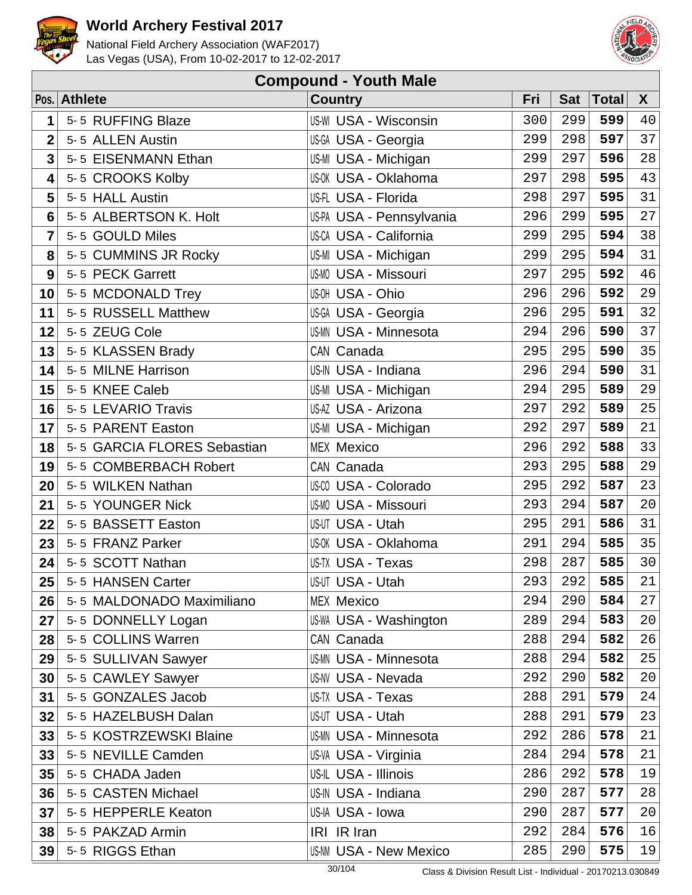# World Archery Festival 2017

National Field Archery Association (WAF2017)
Las Vegas (USA), From 10-02-2017 to 12-02-2017

## Compound - Youth Male

| Pos. | Athlete | Country | Fri | Sat | Total | X |
|---|---|---|---|---|---|---|
| 1 | 5-5 RUFFING Blaze | US-WI USA - Wisconsin | 300 | 299 | **599** | 40 |
| 2 | 5-5 ALLEN Austin | US-GA USA - Georgia | 299 | 298 | **597** | 37 |
| 3 | 5-5 EISENMANN Ethan | US-MI USA - Michigan | 299 | 297 | **596** | 28 |
| 4 | 5-5 CROOKS Kolby | US-OK USA - Oklahoma | 297 | 298 | **595** | 43 |
| 5 | 5-5 HALL Austin | US-FL USA - Florida | 298 | 297 | **595** | 31 |
| 6 | 5-5 ALBERTSON K. Holt | US-PA USA - Pennsylvania | 296 | 299 | **595** | 27 |
| 7 | 5-5 GOULD Miles | US-CA USA - California | 299 | 295 | **594** | 38 |
| 8 | 5-5 CUMMINS JR Rocky | US-MI USA - Michigan | 299 | 295 | **594** | 31 |
| 9 | 5-5 PECK Garrett | US-MO USA - Missouri | 297 | 295 | **592** | 46 |
| 10 | 5-5 MCDONALD Trey | US-OH USA - Ohio | 296 | 296 | **592** | 29 |
| 11 | 5-5 RUSSELL Matthew | US-GA USA - Georgia | 296 | 295 | **591** | 32 |
| 12 | 5-5 ZEUG Cole | US-MN USA - Minnesota | 294 | 296 | **590** | 37 |
| 13 | 5-5 KLASSEN Brady | CAN Canada | 295 | 295 | **590** | 35 |
| 14 | 5-5 MILNE Harrison | US-IN USA - Indiana | 296 | 294 | **590** | 31 |
| 15 | 5-5 KNEE Caleb | US-MI USA - Michigan | 294 | 295 | **589** | 29 |
| 16 | 5-5 LEVARIO Travis | US-AZ USA - Arizona | 297 | 292 | **589** | 25 |
| 17 | 5-5 PARENT Easton | US-MI USA - Michigan | 292 | 297 | **589** | 21 |
| 18 | 5-5 GARCIA FLORES Sebastian | MEX Mexico | 296 | 292 | **588** | 33 |
| 19 | 5-5 COMBERBACH Robert | CAN Canada | 293 | 295 | **588** | 29 |
| 20 | 5-5 WILKEN Nathan | US-CO USA - Colorado | 295 | 292 | **587** | 23 |
| 21 | 5-5 YOUNGER Nick | US-MO USA - Missouri | 293 | 294 | **587** | 20 |
| 22 | 5-5 BASSETT Easton | US-UT USA - Utah | 295 | 291 | **586** | 31 |
| 23 | 5-5 FRANZ Parker | US-OK USA - Oklahoma | 291 | 294 | **585** | 35 |
| 24 | 5-5 SCOTT Nathan | US-TX USA - Texas | 298 | 287 | **585** | 30 |
| 25 | 5-5 HANSEN Carter | US-UT USA - Utah | 293 | 292 | **585** | 21 |
| 26 | 5-5 MALDONADO Maximiliano | MEX Mexico | 294 | 290 | **584** | 27 |
| 27 | 5-5 DONNELLY Logan | US-WA USA - Washington | 289 | 294 | **583** | 20 |
| 28 | 5-5 COLLINS Warren | CAN Canada | 288 | 294 | **582** | 26 |
| 29 | 5-5 SULLIVAN Sawyer | US-MN USA - Minnesota | 288 | 294 | **582** | 25 |
| 30 | 5-5 CAWLEY Sawyer | US-NV USA - Nevada | 292 | 290 | **582** | 20 |
| 31 | 5-5 GONZALES Jacob | US-TX USA - Texas | 288 | 291 | **579** | 24 |
| 32 | 5-5 HAZELBUSH Dalan | US-UT USA - Utah | 288 | 291 | **579** | 23 |
| 33 | 5-5 KOSTRZEWSKI Blaine | US-MN USA - Minnesota | 292 | 286 | **578** | 21 |
| 33 | 5-5 NEVILLE Camden | US-VA USA - Virginia | 284 | 294 | **578** | 21 |
| 35 | 5-5 CHADA Jaden | US-IL USA - Illinois | 286 | 292 | **578** | 19 |
| 36 | 5-5 CASTEN Michael | US-IN USA - Indiana | 290 | 287 | **577** | 28 |
| 37 | 5-5 HEPPERLE Keaton | US-IA USA - Iowa | 290 | 287 | **577** | 20 |
| 38 | 5-5 PAKZAD Armin | IRI IR Iran | 292 | 284 | **576** | 16 |
| 39 | 5-5 RIGGS Ethan | US-NM USA - New Mexico | 285 | 290 | **575** | 19 |

Class & Division Result List - Individual - 20170213.030849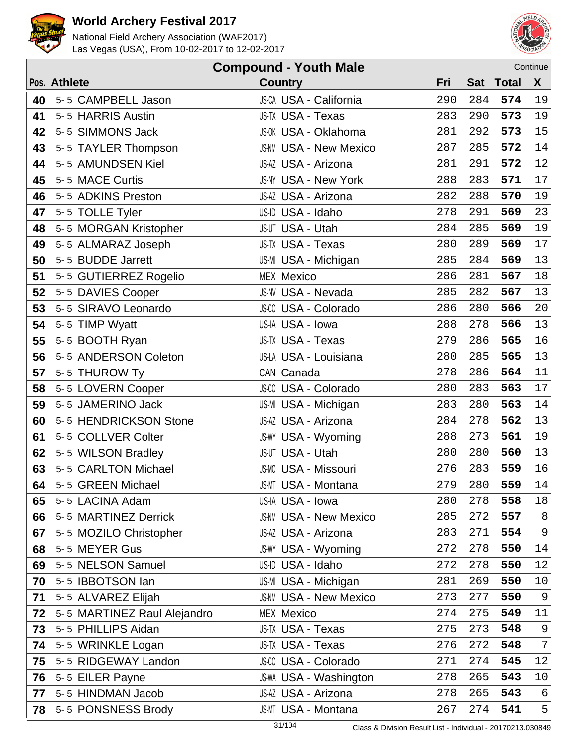# World Archery Festival 2017

National Field Archery Association (WAF2017)
Las Vegas (USA), From 10-02-2017 to 12-02-2017

## Compound - Youth Male

Continue

| Pos. | Athlete | Country | Fri | Sat | Total | X |
|---|---|---|---|---|---|---|
| 40 | 5-5 CAMPBELL Jason | US-CA USA - California | 290 | 284 | **574** | 19 |
| 41 | 5-5 HARRIS Austin | US-TX USA - Texas | 283 | 290 | **573** | 19 |
| 42 | 5-5 SIMMONS Jack | US-OK USA - Oklahoma | 281 | 292 | **573** | 15 |
| 43 | 5-5 TAYLER Thompson | US-NM USA - New Mexico | 287 | 285 | **572** | 14 |
| 44 | 5-5 AMUNDSEN Kiel | US-AZ USA - Arizona | 281 | 291 | **572** | 12 |
| 45 | 5-5 MACE Curtis | US-NY USA - New York | 288 | 283 | **571** | 17 |
| 46 | 5-5 ADKINS Preston | US-AZ USA - Arizona | 282 | 288 | **570** | 19 |
| 47 | 5-5 TOLLE Tyler | US-ID USA - Idaho | 278 | 291 | **569** | 23 |
| 48 | 5-5 MORGAN Kristopher | US-UT USA - Utah | 284 | 285 | **569** | 19 |
| 49 | 5-5 ALMARAZ Joseph | US-TX USA - Texas | 280 | 289 | **569** | 17 |
| 50 | 5-5 BUDDE Jarrett | US-MI USA - Michigan | 285 | 284 | **569** | 13 |
| 51 | 5-5 GUTIERREZ Rogelio | MEX Mexico | 286 | 281 | **567** | 18 |
| 52 | 5-5 DAVIES Cooper | US-NV USA - Nevada | 285 | 282 | **567** | 13 |
| 53 | 5-5 SIRAVO Leonardo | US-CO USA - Colorado | 286 | 280 | **566** | 20 |
| 54 | 5-5 TIMP Wyatt | US-IA USA - Iowa | 288 | 278 | **566** | 13 |
| 55 | 5-5 BOOTH Ryan | US-TX USA - Texas | 279 | 286 | **565** | 16 |
| 56 | 5-5 ANDERSON Coleton | US-LA USA - Louisiana | 280 | 285 | **565** | 13 |
| 57 | 5-5 THUROW Ty | CAN Canada | 278 | 286 | **564** | 11 |
| 58 | 5-5 LOVERN Cooper | US-CO USA - Colorado | 280 | 283 | **563** | 17 |
| 59 | 5-5 JAMERINO Jack | US-MI USA - Michigan | 283 | 280 | **563** | 14 |
| 60 | 5-5 HENDRICKSON Stone | US-AZ USA - Arizona | 284 | 278 | **562** | 13 |
| 61 | 5-5 COLLVER Colter | US-WY USA - Wyoming | 288 | 273 | **561** | 19 |
| 62 | 5-5 WILSON Bradley | US-UT USA - Utah | 280 | 280 | **560** | 13 |
| 63 | 5-5 CARLTON Michael | US-MO USA - Missouri | 276 | 283 | **559** | 16 |
| 64 | 5-5 GREEN Michael | US-MT USA - Montana | 279 | 280 | **559** | 14 |
| 65 | 5-5 LACINA Adam | US-IA USA - Iowa | 280 | 278 | **558** | 18 |
| 66 | 5-5 MARTINEZ Derrick | US-NM USA - New Mexico | 285 | 272 | **557** | 8 |
| 67 | 5-5 MOZILO Christopher | US-AZ USA - Arizona | 283 | 271 | **554** | 9 |
| 68 | 5-5 MEYER Gus | US-WY USA - Wyoming | 272 | 278 | **550** | 14 |
| 69 | 5-5 NELSON Samuel | US-ID USA - Idaho | 272 | 278 | **550** | 12 |
| 70 | 5-5 IBBOTSON Ian | US-MI USA - Michigan | 281 | 269 | **550** | 10 |
| 71 | 5-5 ALVAREZ Elijah | US-NM USA - New Mexico | 273 | 277 | **550** | 9 |
| 72 | 5-5 MARTINEZ Raul Alejandro | MEX Mexico | 274 | 275 | **549** | 11 |
| 73 | 5-5 PHILLIPS Aidan | US-TX USA - Texas | 275 | 273 | **548** | 9 |
| 74 | 5-5 WRINKLE Logan | US-TX USA - Texas | 276 | 272 | **548** | 7 |
| 75 | 5-5 RIDGEWAY Landon | US-CO USA - Colorado | 271 | 274 | **545** | 12 |
| 76 | 5-5 EILER Payne | US-WA USA - Washington | 278 | 265 | **543** | 10 |
| 77 | 5-5 HINDMAN Jacob | US-AZ USA - Arizona | 278 | 265 | **543** | 6 |
| 78 | 5-5 PONSNESS Brody | US-MT USA - Montana | 267 | 274 | **541** | 5 |

Class & Division Result List - Individual - 20170213.030849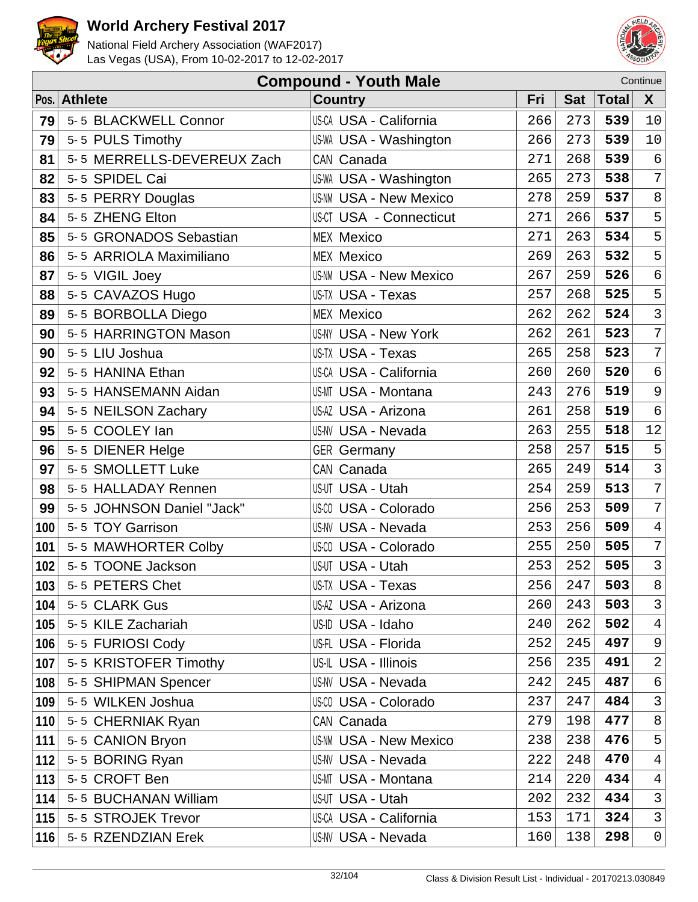# World Archery Festival 2017

National Field Archery Association (WAF2017)
Las Vegas (USA), From 10-02-2017 to 12-02-2017

## Compound - Youth Male

Continue

| Pos. | Athlete | Country | Fri | Sat | Total | X |
|---|---|---|---|---|---|---|
| 79 | 5- 5 BLACKWELL Connor | US-CA USA - California | 266 | 273 | **539** | 10 |
| 79 | 5- 5 PULS Timothy | US-WA USA - Washington | 266 | 273 | **539** | 10 |
| 81 | 5- 5 MERRELLS-DEVEREUX Zach | CAN Canada | 271 | 268 | **539** | 6 |
| 82 | 5- 5 SPIDEL Cai | US-WA USA - Washington | 265 | 273 | **538** | 7 |
| 83 | 5- 5 PERRY Douglas | US-NM USA - New Mexico | 278 | 259 | **537** | 8 |
| 84 | 5- 5 ZHENG Elton | US-CT USA - Connecticut | 271 | 266 | **537** | 5 |
| 85 | 5- 5 GRONADOS Sebastian | MEX Mexico | 271 | 263 | **534** | 5 |
| 86 | 5- 5 ARRIOLA Maximiliano | MEX Mexico | 269 | 263 | **532** | 5 |
| 87 | 5- 5 VIGIL Joey | US-NM USA - New Mexico | 267 | 259 | **526** | 6 |
| 88 | 5- 5 CAVAZOS Hugo | US-TX USA - Texas | 257 | 268 | **525** | 5 |
| 89 | 5- 5 BORBOLLA Diego | MEX Mexico | 262 | 262 | **524** | 3 |
| 90 | 5- 5 HARRINGTON Mason | US-NY USA - New York | 262 | 261 | **523** | 7 |
| 90 | 5- 5 LIU Joshua | US-TX USA - Texas | 265 | 258 | **523** | 7 |
| 92 | 5- 5 HANINA Ethan | US-CA USA - California | 260 | 260 | **520** | 6 |
| 93 | 5- 5 HANSEMANN Aidan | US-MT USA - Montana | 243 | 276 | **519** | 9 |
| 94 | 5- 5 NEILSON Zachary | US-AZ USA - Arizona | 261 | 258 | **519** | 6 |
| 95 | 5- 5 COOLEY Ian | US-NV USA - Nevada | 263 | 255 | **518** | 12 |
| 96 | 5- 5 DIENER Helge | GER Germany | 258 | 257 | **515** | 5 |
| 97 | 5- 5 SMOLLETT Luke | CAN Canada | 265 | 249 | **514** | 3 |
| 98 | 5- 5 HALLADAY Rennen | US-UT USA - Utah | 254 | 259 | **513** | 7 |
| 99 | 5- 5 JOHNSON Daniel "Jack" | US-CO USA - Colorado | 256 | 253 | **509** | 7 |
| 100 | 5- 5 TOY Garrison | US-NV USA - Nevada | 253 | 256 | **509** | 4 |
| 101 | 5- 5 MAWHORTER Colby | US-CO USA - Colorado | 255 | 250 | **505** | 7 |
| 102 | 5- 5 TOONE Jackson | US-UT USA - Utah | 253 | 252 | **505** | 3 |
| 103 | 5- 5 PETERS Chet | US-TX USA - Texas | 256 | 247 | **503** | 8 |
| 104 | 5- 5 CLARK Gus | US-AZ USA - Arizona | 260 | 243 | **503** | 3 |
| 105 | 5- 5 KILE Zachariah | US-ID USA - Idaho | 240 | 262 | **502** | 4 |
| 106 | 5- 5 FURIOSI Cody | US-FL USA - Florida | 252 | 245 | **497** | 9 |
| 107 | 5- 5 KRISTOFER Timothy | US-IL USA - Illinois | 256 | 235 | **491** | 2 |
| 108 | 5- 5 SHIPMAN Spencer | US-NV USA - Nevada | 242 | 245 | **487** | 6 |
| 109 | 5- 5 WILKEN Joshua | US-CO USA - Colorado | 237 | 247 | **484** | 3 |
| 110 | 5- 5 CHERNIAK Ryan | CAN Canada | 279 | 198 | **477** | 8 |
| 111 | 5- 5 CANION Bryon | US-NM USA - New Mexico | 238 | 238 | **476** | 5 |
| 112 | 5- 5 BORING Ryan | US-NV USA - Nevada | 222 | 248 | **470** | 4 |
| 113 | 5- 5 CROFT Ben | US-MT USA - Montana | 214 | 220 | **434** | 4 |
| 114 | 5- 5 BUCHANAN William | US-UT USA - Utah | 202 | 232 | **434** | 3 |
| 115 | 5- 5 STROJEK Trevor | US-CA USA - California | 153 | 171 | **324** | 3 |
| 116 | 5- 5 RZENDZIAN Erek | US-NV USA - Nevada | 160 | 138 | **298** | 0 |

Class & Division Result List - Individual - 20170213.030849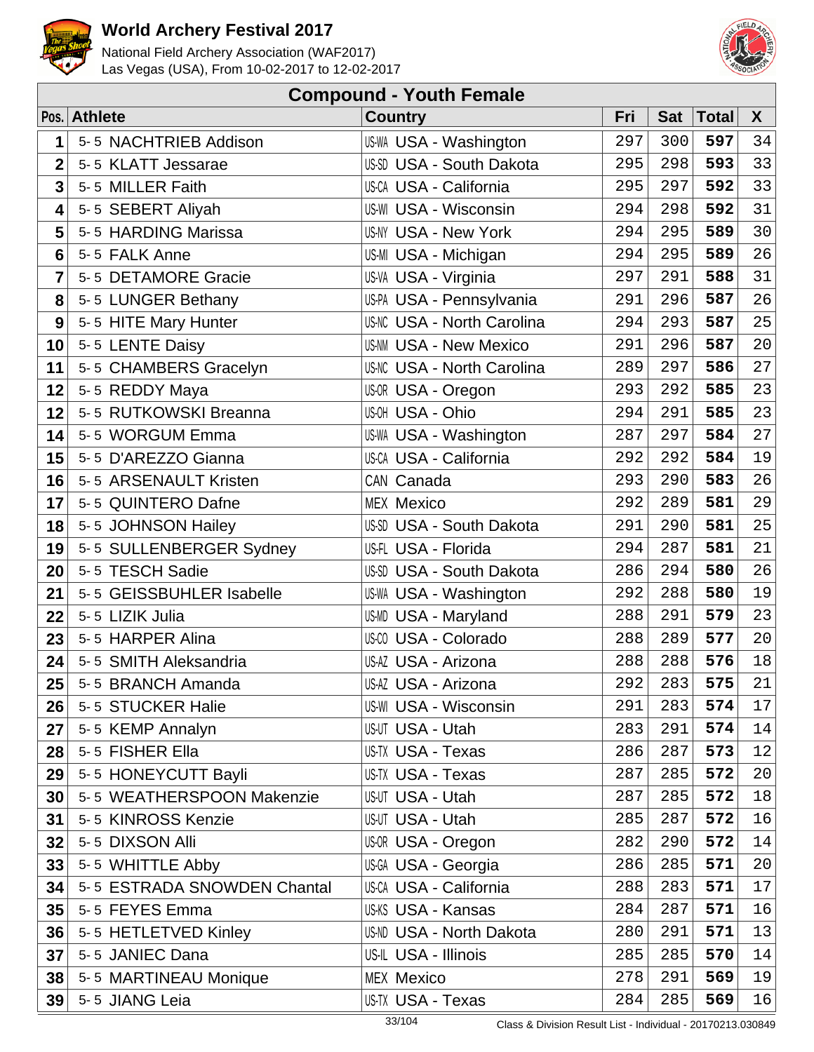# World Archery Festival 2017

National Field Archery Association (WAF2017)
Las Vegas (USA), From 10-02-2017 to 12-02-2017

## Compound - Youth Female

| Pos. | Athlete | Country | Fri | Sat | Total | X |
|---|---|---|---|---|---|---|
| 1 | 5- 5 NACHTRIEB Addison | US-WA USA - Washington | 297 | 300 | **597** | 34 |
| 2 | 5- 5 KLATT Jessarae | US-SD USA - South Dakota | 295 | 298 | **593** | 33 |
| 3 | 5- 5 MILLER Faith | US-CA USA - California | 295 | 297 | **592** | 33 |
| 4 | 5- 5 SEBERT Aliyah | US-WI USA - Wisconsin | 294 | 298 | **592** | 31 |
| 5 | 5- 5 HARDING Marissa | US-NY USA - New York | 294 | 295 | **589** | 30 |
| 6 | 5- 5 FALK Anne | US-MI USA - Michigan | 294 | 295 | **589** | 26 |
| 7 | 5- 5 DETAMORE Gracie | US-VA USA - Virginia | 297 | 291 | **588** | 31 |
| 8 | 5- 5 LUNGER Bethany | US-PA USA - Pennsylvania | 291 | 296 | **587** | 26 |
| 9 | 5- 5 HITE Mary Hunter | US-NC USA - North Carolina | 294 | 293 | **587** | 25 |
| 10 | 5- 5 LENTE Daisy | US-NM USA - New Mexico | 291 | 296 | **587** | 20 |
| 11 | 5- 5 CHAMBERS Gracelyn | US-NC USA - North Carolina | 289 | 297 | **586** | 27 |
| 12 | 5- 5 REDDY Maya | US-OR USA - Oregon | 293 | 292 | **585** | 23 |
| 12 | 5- 5 RUTKOWSKI Breanna | US-OH USA - Ohio | 294 | 291 | **585** | 23 |
| 14 | 5- 5 WORGUM Emma | US-WA USA - Washington | 287 | 297 | **584** | 27 |
| 15 | 5- 5 D'AREZZO Gianna | US-CA USA - California | 292 | 292 | **584** | 19 |
| 16 | 5- 5 ARSENAULT Kristen | CAN Canada | 293 | 290 | **583** | 26 |
| 17 | 5- 5 QUINTERO Dafne | MEX Mexico | 292 | 289 | **581** | 29 |
| 18 | 5- 5 JOHNSON Hailey | US-SD USA - South Dakota | 291 | 290 | **581** | 25 |
| 19 | 5- 5 SULLENBERGER Sydney | US-FL USA - Florida | 294 | 287 | **581** | 21 |
| 20 | 5- 5 TESCH Sadie | US-SD USA - South Dakota | 286 | 294 | **580** | 26 |
| 21 | 5- 5 GEISSBUHLER Isabelle | US-WA USA - Washington | 292 | 288 | **580** | 19 |
| 22 | 5- 5 LIZIK Julia | US-MD USA - Maryland | 288 | 291 | **579** | 23 |
| 23 | 5- 5 HARPER Alina | US-CO USA - Colorado | 288 | 289 | **577** | 20 |
| 24 | 5- 5 SMITH Aleksandria | US-AZ USA - Arizona | 288 | 288 | **576** | 18 |
| 25 | 5- 5 BRANCH Amanda | US-AZ USA - Arizona | 292 | 283 | **575** | 21 |
| 26 | 5- 5 STUCKER Halie | US-WI USA - Wisconsin | 291 | 283 | **574** | 17 |
| 27 | 5- 5 KEMP Annalyn | US-UT USA - Utah | 283 | 291 | **574** | 14 |
| 28 | 5- 5 FISHER Ella | US-TX USA - Texas | 286 | 287 | **573** | 12 |
| 29 | 5- 5 HONEYCUTT Bayli | US-TX USA - Texas | 287 | 285 | **572** | 20 |
| 30 | 5- 5 WEATHERSPOON Makenzie | US-UT USA - Utah | 287 | 285 | **572** | 18 |
| 31 | 5- 5 KINROSS Kenzie | US-UT USA - Utah | 285 | 287 | **572** | 16 |
| 32 | 5- 5 DIXSON Alli | US-OR USA - Oregon | 282 | 290 | **572** | 14 |
| 33 | 5- 5 WHITTLE Abby | US-GA USA - Georgia | 286 | 285 | **571** | 20 |
| 34 | 5- 5 ESTRADA SNOWDEN Chantal | US-CA USA - California | 288 | 283 | **571** | 17 |
| 35 | 5- 5 FEYES Emma | US-KS USA - Kansas | 284 | 287 | **571** | 16 |
| 36 | 5- 5 HETLETVED Kinley | US-ND USA - North Dakota | 280 | 291 | **571** | 13 |
| 37 | 5- 5 JANIEC Dana | US-IL USA - Illinois | 285 | 285 | **570** | 14 |
| 38 | 5- 5 MARTINEAU Monique | MEX Mexico | 278 | 291 | **569** | 19 |
| 39 | 5- 5 JIANG Leia | US-TX USA - Texas | 284 | 285 | **569** | 16 |

Class & Division Result List - Individual - 20170213.030849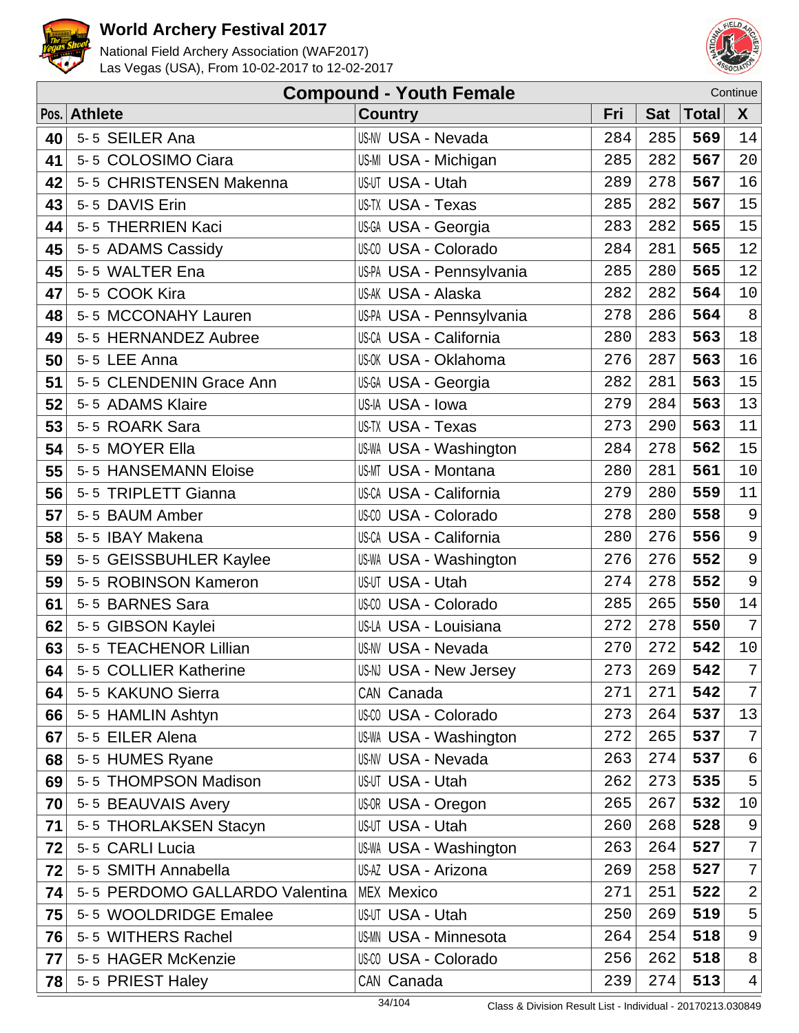# World Archery Festival 2017

National Field Archery Association (WAF2017)
Las Vegas (USA), From 10-02-2017 to 12-02-2017

## Compound - Youth Female

Continue

| Pos. | Athlete | Country | Fri | Sat | Total | X |
|---|---|---|---|---|---|---|
| 40 | 5-5 SEILER Ana | US-NV USA - Nevada | 284 | 285 | **569** | 14 |
| 41 | 5-5 COLOSIMO Ciara | US-MI USA - Michigan | 285 | 282 | **567** | 20 |
| 42 | 5-5 CHRISTENSEN Makenna | US-UT USA - Utah | 289 | 278 | **567** | 16 |
| 43 | 5-5 DAVIS Erin | US-TX USA - Texas | 285 | 282 | **567** | 15 |
| 44 | 5-5 THERRIEN Kaci | US-GA USA - Georgia | 283 | 282 | **565** | 15 |
| 45 | 5-5 ADAMS Cassidy | US-CO USA - Colorado | 284 | 281 | **565** | 12 |
| 45 | 5-5 WALTER Ena | US-PA USA - Pennsylvania | 285 | 280 | **565** | 12 |
| 47 | 5-5 COOK Kira | US-AK USA - Alaska | 282 | 282 | **564** | 10 |
| 48 | 5-5 MCCONAHY Lauren | US-PA USA - Pennsylvania | 278 | 286 | **564** | 8 |
| 49 | 5-5 HERNANDEZ Aubree | US-CA USA - California | 280 | 283 | **563** | 18 |
| 50 | 5-5 LEE Anna | US-OK USA - Oklahoma | 276 | 287 | **563** | 16 |
| 51 | 5-5 CLENDENIN Grace Ann | US-GA USA - Georgia | 282 | 281 | **563** | 15 |
| 52 | 5-5 ADAMS Klaire | US-IA USA - Iowa | 279 | 284 | **563** | 13 |
| 53 | 5-5 ROARK Sara | US-TX USA - Texas | 273 | 290 | **563** | 11 |
| 54 | 5-5 MOYER Ella | US-WA USA - Washington | 284 | 278 | **562** | 15 |
| 55 | 5-5 HANSEMANN Eloise | US-MT USA - Montana | 280 | 281 | **561** | 10 |
| 56 | 5-5 TRIPLETT Gianna | US-CA USA - California | 279 | 280 | **559** | 11 |
| 57 | 5-5 BAUM Amber | US-CO USA - Colorado | 278 | 280 | **558** | 9 |
| 58 | 5-5 IBAY Makena | US-CA USA - California | 280 | 276 | **556** | 9 |
| 59 | 5-5 GEISSBUHLER Kaylee | US-WA USA - Washington | 276 | 276 | **552** | 9 |
| 59 | 5-5 ROBINSON Kameron | US-UT USA - Utah | 274 | 278 | **552** | 9 |
| 61 | 5-5 BARNES Sara | US-CO USA - Colorado | 285 | 265 | **550** | 14 |
| 62 | 5-5 GIBSON Kaylei | US-LA USA - Louisiana | 272 | 278 | **550** | 7 |
| 63 | 5-5 TEACHENOR Lillian | US-NV USA - Nevada | 270 | 272 | **542** | 10 |
| 64 | 5-5 COLLIER Katherine | US-NJ USA - New Jersey | 273 | 269 | **542** | 7 |
| 64 | 5-5 KAKUNO Sierra | CAN Canada | 271 | 271 | **542** | 7 |
| 66 | 5-5 HAMLIN Ashtyn | US-CO USA - Colorado | 273 | 264 | **537** | 13 |
| 67 | 5-5 EILER Alena | US-WA USA - Washington | 272 | 265 | **537** | 7 |
| 68 | 5-5 HUMES Ryane | US-NV USA - Nevada | 263 | 274 | **537** | 6 |
| 69 | 5-5 THOMPSON Madison | US-UT USA - Utah | 262 | 273 | **535** | 5 |
| 70 | 5-5 BEAUVAIS Avery | US-OR USA - Oregon | 265 | 267 | **532** | 10 |
| 71 | 5-5 THORLAKSEN Stacyn | US-UT USA - Utah | 260 | 268 | **528** | 9 |
| 72 | 5-5 CARLI Lucia | US-WA USA - Washington | 263 | 264 | **527** | 7 |
| 72 | 5-5 SMITH Annabella | US-AZ USA - Arizona | 269 | 258 | **527** | 7 |
| 74 | 5-5 PERDOMO GALLARDO Valentina | MEX Mexico | 271 | 251 | **522** | 2 |
| 75 | 5-5 WOOLDRIDGE Emalee | US-UT USA - Utah | 250 | 269 | **519** | 5 |
| 76 | 5-5 WITHERS Rachel | US-MN USA - Minnesota | 264 | 254 | **518** | 9 |
| 77 | 5-5 HAGER McKenzie | US-CO USA - Colorado | 256 | 262 | **518** | 8 |
| 78 | 5-5 PRIEST Haley | CAN Canada | 239 | 274 | **513** | 4 |

Class & Division Result List - Individual - 20170213.030849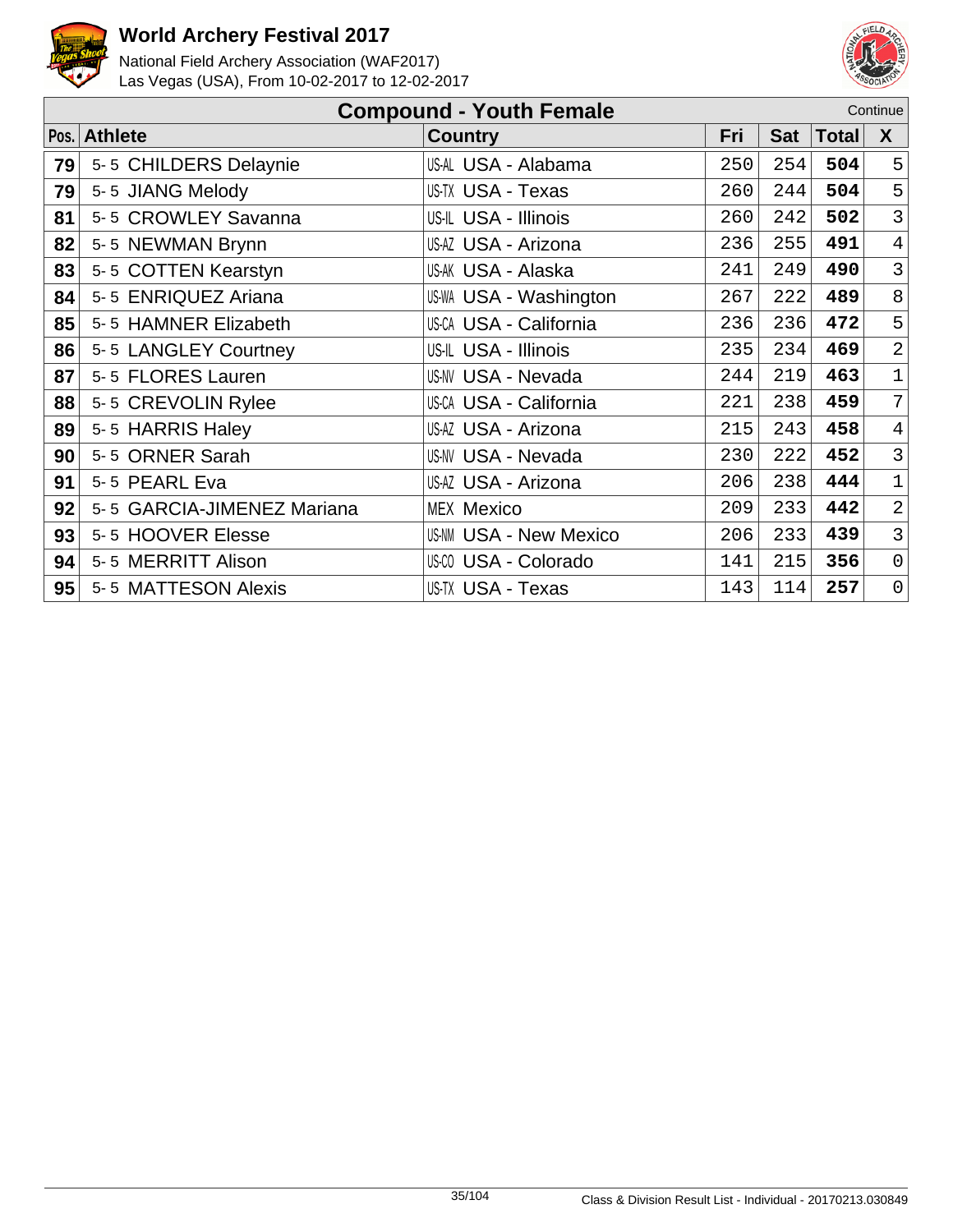# World Archery Festival 2017

National Field Archery Association (WAF2017)
Las Vegas (USA), From 10-02-2017 to 12-02-2017

## Compound - Youth Female

Continue

| Pos. | Athlete | Country | Fri | Sat | Total | X |
|---|---|---|---|---|---|---|
| 79 | 5-5 CHILDERS Delaynie | US-AL USA - Alabama | 250 | 254 | **504** | 5 |
| 79 | 5-5 JIANG Melody | US-TX USA - Texas | 260 | 244 | **504** | 5 |
| 81 | 5-5 CROWLEY Savanna | US-IL USA - Illinois | 260 | 242 | **502** | 3 |
| 82 | 5-5 NEWMAN Brynn | US-AZ USA - Arizona | 236 | 255 | **491** | 4 |
| 83 | 5-5 COTTEN Kearstyn | US-AK USA - Alaska | 241 | 249 | **490** | 3 |
| 84 | 5-5 ENRIQUEZ Ariana | US-WA USA - Washington | 267 | 222 | **489** | 8 |
| 85 | 5-5 HAMNER Elizabeth | US-CA USA - California | 236 | 236 | **472** | 5 |
| 86 | 5-5 LANGLEY Courtney | US-IL USA - Illinois | 235 | 234 | **469** | 2 |
| 87 | 5-5 FLORES Lauren | US-NV USA - Nevada | 244 | 219 | **463** | 1 |
| 88 | 5-5 CREVOLIN Rylee | US-CA USA - California | 221 | 238 | **459** | 7 |
| 89 | 5-5 HARRIS Haley | US-AZ USA - Arizona | 215 | 243 | **458** | 4 |
| 90 | 5-5 ORNER Sarah | US-NV USA - Nevada | 230 | 222 | **452** | 3 |
| 91 | 5-5 PEARL Eva | US-AZ USA - Arizona | 206 | 238 | **444** | 1 |
| 92 | 5-5 GARCIA-JIMENEZ Mariana | MEX Mexico | 209 | 233 | **442** | 2 |
| 93 | 5-5 HOOVER Elesse | US-NM USA - New Mexico | 206 | 233 | **439** | 3 |
| 94 | 5-5 MERRITT Alison | US-CO USA - Colorado | 141 | 215 | **356** | 0 |
| 95 | 5-5 MATTESON Alexis | US-TX USA - Texas | 143 | 114 | **257** | 0 |

Class & Division Result List - Individual - 20170213.030849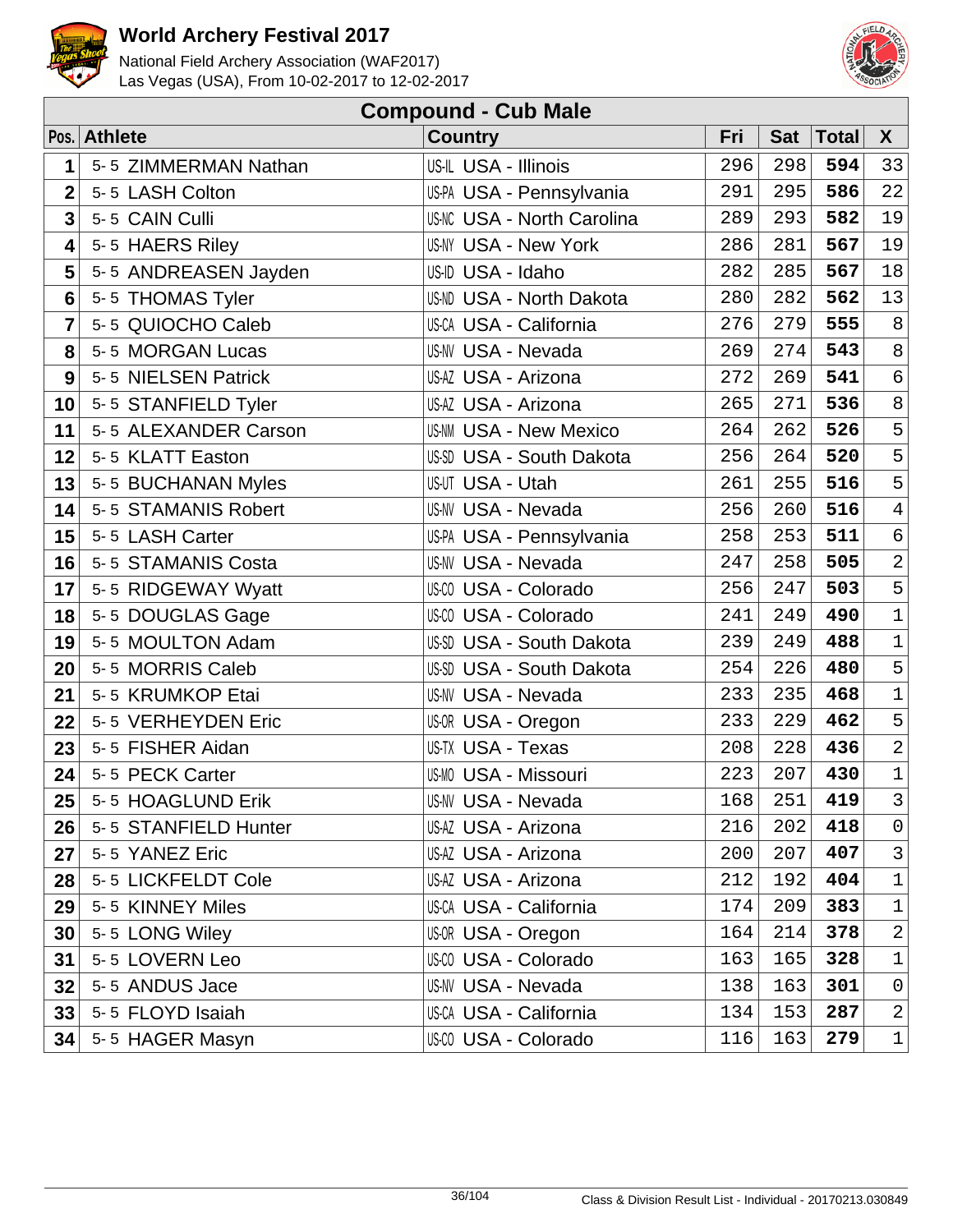# World Archery Festival 2017

National Field Archery Association (WAF2017)
Las Vegas (USA), From 10-02-2017 to 12-02-2017

## Compound - Cub Male

| Pos. | Athlete | Country | Fri | Sat | Total | X |
|---|---|---|---|---|---|---|
| 1 | 5- 5 ZIMMERMAN Nathan | US-IL USA - Illinois | 296 | 298 | **594** | 33 |
| 2 | 5- 5 LASH Colton | US-PA USA - Pennsylvania | 291 | 295 | **586** | 22 |
| 3 | 5- 5 CAIN Culli | US-NC USA - North Carolina | 289 | 293 | **582** | 19 |
| 4 | 5- 5 HAERS Riley | US-NY USA - New York | 286 | 281 | **567** | 19 |
| 5 | 5- 5 ANDREASEN Jayden | US-ID USA - Idaho | 282 | 285 | **567** | 18 |
| 6 | 5- 5 THOMAS Tyler | US-ND USA - North Dakota | 280 | 282 | **562** | 13 |
| 7 | 5- 5 QUIOCHO Caleb | US-CA USA - California | 276 | 279 | **555** | 8 |
| 8 | 5- 5 MORGAN Lucas | US-NV USA - Nevada | 269 | 274 | **543** | 8 |
| 9 | 5- 5 NIELSEN Patrick | US-AZ USA - Arizona | 272 | 269 | **541** | 6 |
| 10 | 5- 5 STANFIELD Tyler | US-AZ USA - Arizona | 265 | 271 | **536** | 8 |
| 11 | 5- 5 ALEXANDER Carson | US-NM USA - New Mexico | 264 | 262 | **526** | 5 |
| 12 | 5- 5 KLATT Easton | US-SD USA - South Dakota | 256 | 264 | **520** | 5 |
| 13 | 5- 5 BUCHANAN Myles | US-UT USA - Utah | 261 | 255 | **516** | 5 |
| 14 | 5- 5 STAMANIS Robert | US-NV USA - Nevada | 256 | 260 | **516** | 4 |
| 15 | 5- 5 LASH Carter | US-PA USA - Pennsylvania | 258 | 253 | **511** | 6 |
| 16 | 5- 5 STAMANIS Costa | US-NV USA - Nevada | 247 | 258 | **505** | 2 |
| 17 | 5- 5 RIDGEWAY Wyatt | US-CO USA - Colorado | 256 | 247 | **503** | 5 |
| 18 | 5- 5 DOUGLAS Gage | US-CO USA - Colorado | 241 | 249 | **490** | 1 |
| 19 | 5- 5 MOULTON Adam | US-SD USA - South Dakota | 239 | 249 | **488** | 1 |
| 20 | 5- 5 MORRIS Caleb | US-SD USA - South Dakota | 254 | 226 | **480** | 5 |
| 21 | 5- 5 KRUMKOP Etai | US-NV USA - Nevada | 233 | 235 | **468** | 1 |
| 22 | 5- 5 VERHEYDEN Eric | US-OR USA - Oregon | 233 | 229 | **462** | 5 |
| 23 | 5- 5 FISHER Aidan | US-TX USA - Texas | 208 | 228 | **436** | 2 |
| 24 | 5- 5 PECK Carter | US-MO USA - Missouri | 223 | 207 | **430** | 1 |
| 25 | 5- 5 HOAGLUND Erik | US-NV USA - Nevada | 168 | 251 | **419** | 3 |
| 26 | 5- 5 STANFIELD Hunter | US-AZ USA - Arizona | 216 | 202 | **418** | 0 |
| 27 | 5- 5 YANEZ Eric | US-AZ USA - Arizona | 200 | 207 | **407** | 3 |
| 28 | 5- 5 LICKFELDT Cole | US-AZ USA - Arizona | 212 | 192 | **404** | 1 |
| 29 | 5- 5 KINNEY Miles | US-CA USA - California | 174 | 209 | **383** | 1 |
| 30 | 5- 5 LONG Wiley | US-OR USA - Oregon | 164 | 214 | **378** | 2 |
| 31 | 5- 5 LOVERN Leo | US-CO USA - Colorado | 163 | 165 | **328** | 1 |
| 32 | 5- 5 ANDUS Jace | US-NV USA - Nevada | 138 | 163 | **301** | 0 |
| 33 | 5- 5 FLOYD Isaiah | US-CA USA - California | 134 | 153 | **287** | 2 |
| 34 | 5- 5 HAGER Masyn | US-CO USA - Colorado | 116 | 163 | **279** | 1 |

Class & Division Result List - Individual - 20170213.030849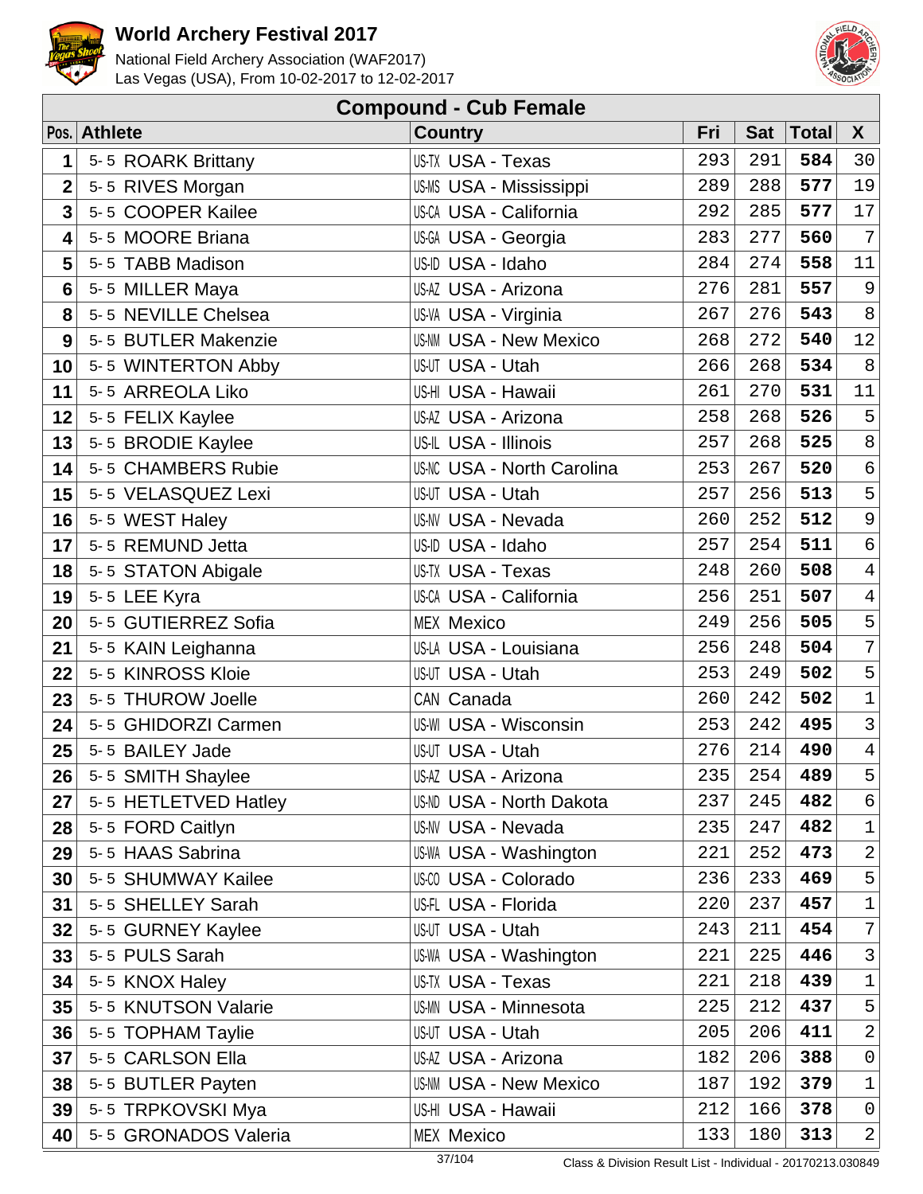# World Archery Festival 2017

National Field Archery Association (WAF2017)
Las Vegas (USA), From 10-02-2017 to 12-02-2017

## Compound - Cub Female

| Pos. | Athlete | Country | Fri | Sat | Total | X |
|---|---|---|---|---|---|---|
| 1 | 5-5 ROARK Brittany | US-TX USA - Texas | 293 | 291 | **584** | 30 |
| 2 | 5-5 RIVES Morgan | US-MS USA - Mississippi | 289 | 288 | **577** | 19 |
| 3 | 5-5 COOPER Kailee | US-CA USA - California | 292 | 285 | **577** | 17 |
| 4 | 5-5 MOORE Briana | US-GA USA - Georgia | 283 | 277 | **560** | 7 |
| 5 | 5-5 TABB Madison | US-ID USA - Idaho | 284 | 274 | **558** | 11 |
| 6 | 5-5 MILLER Maya | US-AZ USA - Arizona | 276 | 281 | **557** | 9 |
| 8 | 5-5 NEVILLE Chelsea | US-VA USA - Virginia | 267 | 276 | **543** | 8 |
| 9 | 5-5 BUTLER Makenzie | US-NM USA - New Mexico | 268 | 272 | **540** | 12 |
| 10 | 5-5 WINTERTON Abby | US-UT USA - Utah | 266 | 268 | **534** | 8 |
| 11 | 5-5 ARREOLA Liko | US-HI USA - Hawaii | 261 | 270 | **531** | 11 |
| 12 | 5-5 FELIX Kaylee | US-AZ USA - Arizona | 258 | 268 | **526** | 5 |
| 13 | 5-5 BRODIE Kaylee | US-IL USA - Illinois | 257 | 268 | **525** | 8 |
| 14 | 5-5 CHAMBERS Rubie | US-NC USA - North Carolina | 253 | 267 | **520** | 6 |
| 15 | 5-5 VELASQUEZ Lexi | US-UT USA - Utah | 257 | 256 | **513** | 5 |
| 16 | 5-5 WEST Haley | US-NV USA - Nevada | 260 | 252 | **512** | 9 |
| 17 | 5-5 REMUND Jetta | US-ID USA - Idaho | 257 | 254 | **511** | 6 |
| 18 | 5-5 STATON Abigale | US-TX USA - Texas | 248 | 260 | **508** | 4 |
| 19 | 5-5 LEE Kyra | US-CA USA - California | 256 | 251 | **507** | 4 |
| 20 | 5-5 GUTIERREZ Sofia | MEX Mexico | 249 | 256 | **505** | 5 |
| 21 | 5-5 KAIN Leighanna | US-LA USA - Louisiana | 256 | 248 | **504** | 7 |
| 22 | 5-5 KINROSS Kloie | US-UT USA - Utah | 253 | 249 | **502** | 5 |
| 23 | 5-5 THUROW Joelle | CAN Canada | 260 | 242 | **502** | 1 |
| 24 | 5-5 GHIDORZI Carmen | US-WI USA - Wisconsin | 253 | 242 | **495** | 3 |
| 25 | 5-5 BAILEY Jade | US-UT USA - Utah | 276 | 214 | **490** | 4 |
| 26 | 5-5 SMITH Shaylee | US-AZ USA - Arizona | 235 | 254 | **489** | 5 |
| 27 | 5-5 HETLETVED Hatley | US-ND USA - North Dakota | 237 | 245 | **482** | 6 |
| 28 | 5-5 FORD Caitlyn | US-NV USA - Nevada | 235 | 247 | **482** | 1 |
| 29 | 5-5 HAAS Sabrina | US-WA USA - Washington | 221 | 252 | **473** | 2 |
| 30 | 5-5 SHUMWAY Kailee | US-CO USA - Colorado | 236 | 233 | **469** | 5 |
| 31 | 5-5 SHELLEY Sarah | US-FL USA - Florida | 220 | 237 | **457** | 1 |
| 32 | 5-5 GURNEY Kaylee | US-UT USA - Utah | 243 | 211 | **454** | 7 |
| 33 | 5-5 PULS Sarah | US-WA USA - Washington | 221 | 225 | **446** | 3 |
| 34 | 5-5 KNOX Haley | US-TX USA - Texas | 221 | 218 | **439** | 1 |
| 35 | 5-5 KNUTSON Valarie | US-MN USA - Minnesota | 225 | 212 | **437** | 5 |
| 36 | 5-5 TOPHAM Taylie | US-UT USA - Utah | 205 | 206 | **411** | 2 |
| 37 | 5-5 CARLSON Ella | US-AZ USA - Arizona | 182 | 206 | **388** | 0 |
| 38 | 5-5 BUTLER Payten | US-NM USA - New Mexico | 187 | 192 | **379** | 1 |
| 39 | 5-5 TRPKOVSKI Mya | US-HI USA - Hawaii | 212 | 166 | **378** | 0 |
| 40 | 5-5 GRONADOS Valeria | MEX Mexico | 133 | 180 | **313** | 2 |

Class & Division Result List - Individual - 20170213.030849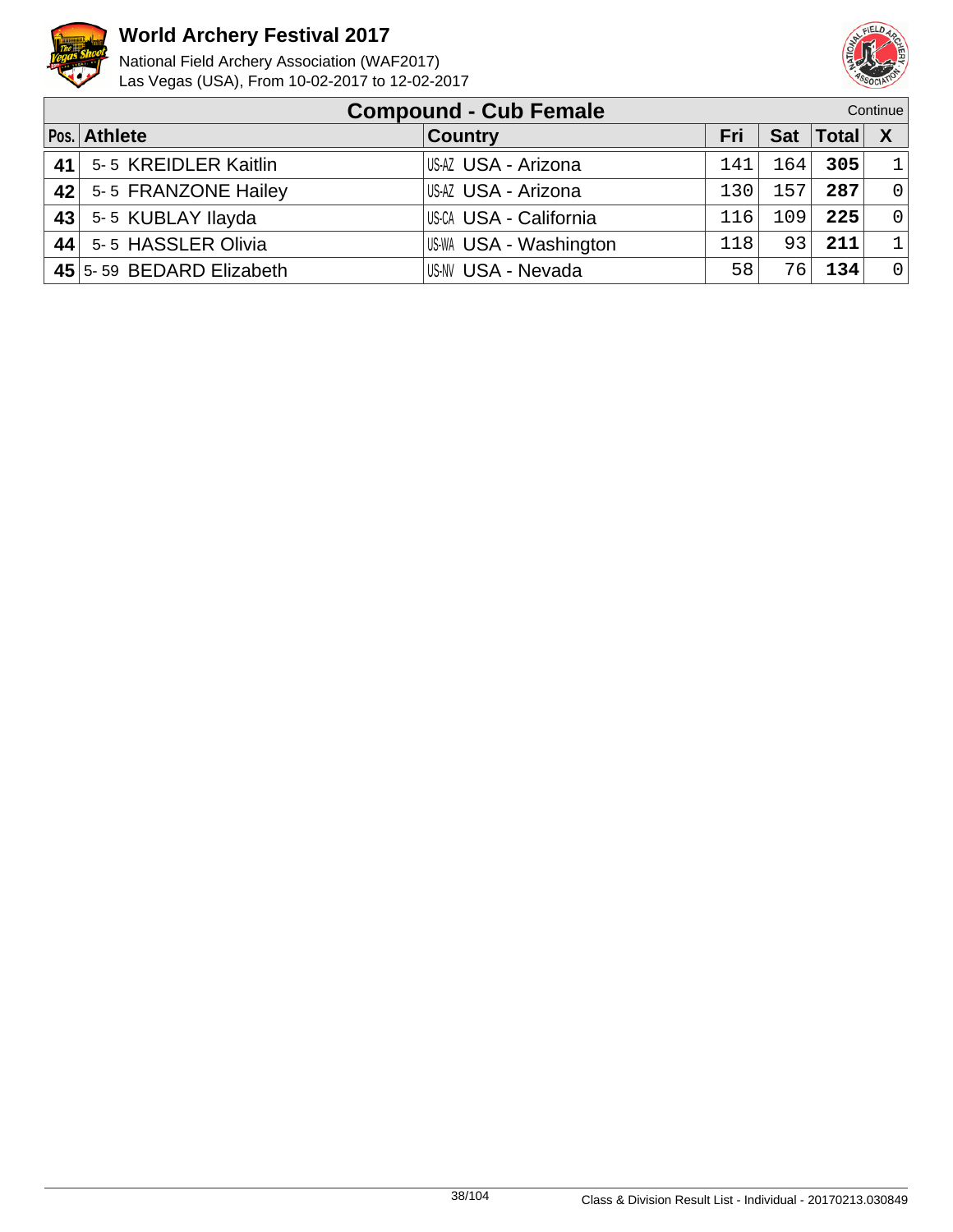# World Archery Festival 2017

National Field Archery Association (WAF2017)
Las Vegas (USA), From 10-02-2017 to 12-02-2017

## Compound - Cub Female

Continue

| Pos. | Athlete | Country | Fri | Sat | Total | X |
|---|---|---|---|---|---|---|
| 41 | 5- 5 KREIDLER Kaitlin | US-AZ USA - Arizona | 141 | 164 | **305** | 1 |
| 42 | 5- 5 FRANZONE Hailey | US-AZ USA - Arizona | 130 | 157 | **287** | 0 |
| 43 | 5- 5 KUBLAY Ilayda | US-CA USA - California | 116 | 109 | **225** | 0 |
| 44 | 5- 5 HASSLER Olivia | US-WA USA - Washington | 118 | 93 | **211** | 1 |
| 45 | 5- 59 BEDARD Elizabeth | US-NV USA - Nevada | 58 | 76 | **134** | 0 |

Class & Division Result List - Individual - 20170213.030849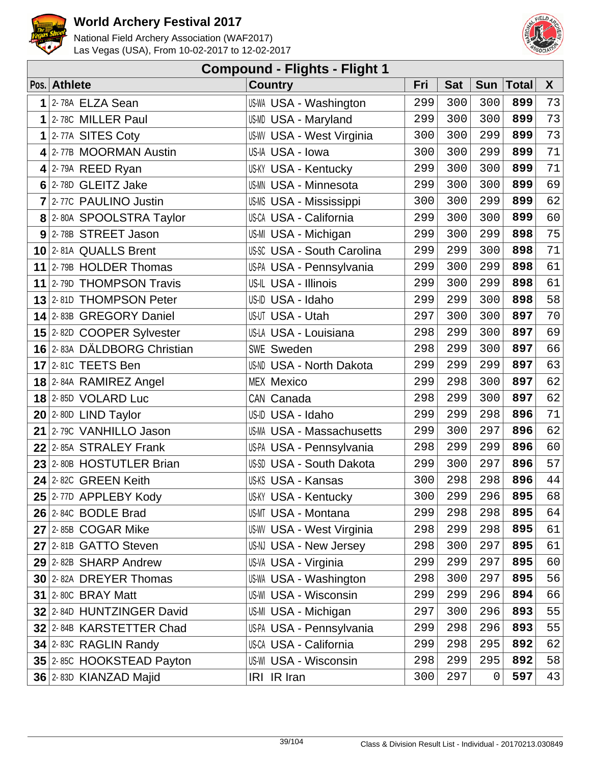# World Archery Festival 2017

National Field Archery Association (WAF2017)
Las Vegas (USA), From 10-02-2017 to 12-02-2017

## Compound - Flights - Flight 1

| Pos. | Athlete | Country | Fri | Sat | Sun | Total | X |
|---|---|---|---|---|---|---|---|
| 1 | 2-78A ELZA Sean | US-WA USA - Washington | 299 | 300 | 300 | **899** | 73 |
| 1 | 2-78C MILLER Paul | US-MD USA - Maryland | 299 | 300 | 300 | **899** | 73 |
| 1 | 2-77A SITES Coty | US-WV USA - West Virginia | 300 | 300 | 299 | **899** | 73 |
| 4 | 2-77B MOORMAN Austin | US-IA USA - Iowa | 300 | 300 | 299 | **899** | 71 |
| 4 | 2-79A REED Ryan | US-KY USA - Kentucky | 299 | 300 | 300 | **899** | 71 |
| 6 | 2-78D GLEITZ Jake | US-MN USA - Minnesota | 299 | 300 | 300 | **899** | 69 |
| 7 | 2-77C PAULINO Justin | US-MS USA - Mississippi | 300 | 300 | 299 | **899** | 62 |
| 8 | 2-80A SPOOLSTRA Taylor | US-CA USA - California | 299 | 300 | 300 | **899** | 60 |
| 9 | 2-78B STREET Jason | US-MI USA - Michigan | 299 | 300 | 299 | **898** | 75 |
| 10 | 2-81A QUALLS Brent | US-SC USA - South Carolina | 299 | 299 | 300 | **898** | 71 |
| 11 | 2-79B HOLDER Thomas | US-PA USA - Pennsylvania | 299 | 300 | 299 | **898** | 61 |
| 11 | 2-79D THOMPSON Travis | US-IL USA - Illinois | 299 | 300 | 299 | **898** | 61 |
| 13 | 2-81D THOMPSON Peter | US-ID USA - Idaho | 299 | 299 | 300 | **898** | 58 |
| 14 | 2-83B GREGORY Daniel | US-UT USA - Utah | 297 | 300 | 300 | **897** | 70 |
| 15 | 2-82D COOPER Sylvester | US-LA USA - Louisiana | 298 | 299 | 300 | **897** | 69 |
| 16 | 2-83A DÄLDBORG Christian | SWE Sweden | 298 | 299 | 300 | **897** | 66 |
| 17 | 2-81C TEETS Ben | US-ND USA - North Dakota | 299 | 299 | 299 | **897** | 63 |
| 18 | 2-84A RAMIREZ Angel | MEX Mexico | 299 | 298 | 300 | **897** | 62 |
| 18 | 2-85D VOLARD Luc | CAN Canada | 298 | 299 | 300 | **897** | 62 |
| 20 | 2-80D LIND Taylor | US-ID USA - Idaho | 299 | 299 | 298 | **896** | 71 |
| 21 | 2-79C VANHILLO Jason | US-MA USA - Massachusetts | 299 | 300 | 297 | **896** | 62 |
| 22 | 2-85A STRALEY Frank | US-PA USA - Pennsylvania | 298 | 299 | 299 | **896** | 60 |
| 23 | 2-80B HOSTUTLER Brian | US-SD USA - South Dakota | 299 | 300 | 297 | **896** | 57 |
| 24 | 2-82C GREEN Keith | US-KS USA - Kansas | 300 | 298 | 298 | **896** | 44 |
| 25 | 2-77D APPLEBY Kody | US-KY USA - Kentucky | 300 | 299 | 296 | **895** | 68 |
| 26 | 2-84C BODLE Brad | US-MT USA - Montana | 299 | 298 | 298 | **895** | 64 |
| 27 | 2-85B COGAR Mike | US-WV USA - West Virginia | 298 | 299 | 298 | **895** | 61 |
| 27 | 2-81B GATTO Steven | US-NJ USA - New Jersey | 298 | 300 | 297 | **895** | 61 |
| 29 | 2-82B SHARP Andrew | US-VA USA - Virginia | 299 | 299 | 297 | **895** | 60 |
| 30 | 2-82A DREYER Thomas | US-WA USA - Washington | 298 | 300 | 297 | **895** | 56 |
| 31 | 2-80C BRAY Matt | US-WI USA - Wisconsin | 299 | 299 | 296 | **894** | 66 |
| 32 | 2-84D HUNTZINGER David | US-MI USA - Michigan | 297 | 300 | 296 | **893** | 55 |
| 32 | 2-84B KARSTETTER Chad | US-PA USA - Pennsylvania | 299 | 298 | 296 | **893** | 55 |
| 34 | 2-83C RAGLIN Randy | US-CA USA - California | 299 | 298 | 295 | **892** | 62 |
| 35 | 2-85C HOOKSTEAD Payton | US-WI USA - Wisconsin | 298 | 299 | 295 | **892** | 58 |
| 36 | 2-83D KIANZAD Majid | IRI IR Iran | 300 | 297 | 0 | **597** | 43 |

Class & Division Result List - Individual - 20170213.030849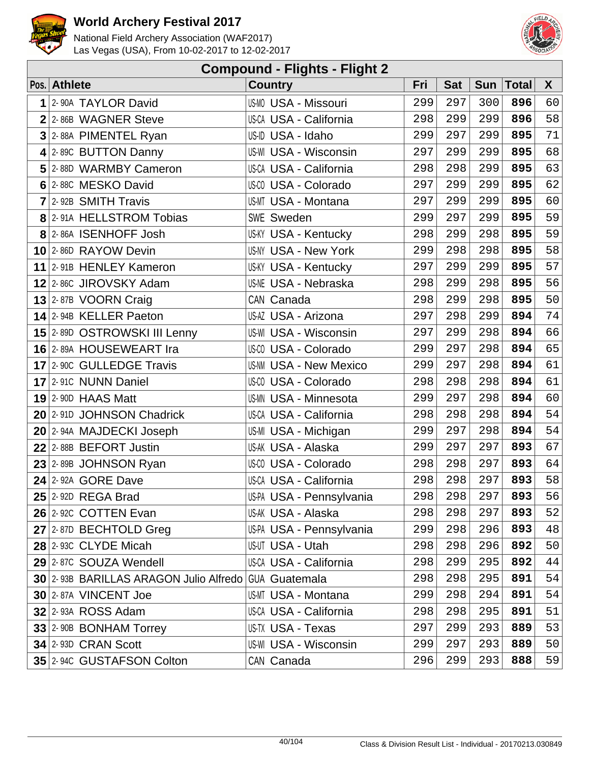# World Archery Festival 2017

National Field Archery Association (WAF2017)
Las Vegas (USA), From 10-02-2017 to 12-02-2017

## Compound - Flights - Flight 2

| Pos. | Athlete | Country | Fri | Sat | Sun | Total | X |
|---|---|---|---|---|---|---|---|
| 1 | 2-90A TAYLOR David | US-MO USA - Missouri | 299 | 297 | 300 | **896** | 60 |
| 2 | 2-86B WAGNER Steve | US-CA USA - California | 298 | 299 | 299 | **896** | 58 |
| 3 | 2-88A PIMENTEL Ryan | US-ID USA - Idaho | 299 | 297 | 299 | **895** | 71 |
| 4 | 2-89C BUTTON Danny | US-WI USA - Wisconsin | 297 | 299 | 299 | **895** | 68 |
| 5 | 2-88D WARMBY Cameron | US-CA USA - California | 298 | 298 | 299 | **895** | 63 |
| 6 | 2-88C MESKO David | US-CO USA - Colorado | 297 | 299 | 299 | **895** | 62 |
| 7 | 2-92B SMITH Travis | US-MT USA - Montana | 297 | 299 | 299 | **895** | 60 |
| 8 | 2-91A HELLSTROM Tobias | SWE Sweden | 299 | 297 | 299 | **895** | 59 |
| 8 | 2-86A ISENHOFF Josh | US-KY USA - Kentucky | 298 | 299 | 298 | **895** | 59 |
| 10 | 2-86D RAYOW Devin | US-NY USA - New York | 299 | 298 | 298 | **895** | 58 |
| 11 | 2-91B HENLEY Kameron | US-KY USA - Kentucky | 297 | 299 | 299 | **895** | 57 |
| 12 | 2-86C JIROVSKY Adam | US-NE USA - Nebraska | 298 | 299 | 298 | **895** | 56 |
| 13 | 2-87B VOORN Craig | CAN Canada | 298 | 299 | 298 | **895** | 50 |
| 14 | 2-94B KELLER Paeton | US-AZ USA - Arizona | 297 | 298 | 299 | **894** | 74 |
| 15 | 2-89D OSTROWSKI III Lenny | US-WI USA - Wisconsin | 297 | 299 | 298 | **894** | 66 |
| 16 | 2-89A HOUSEWEART Ira | US-CO USA - Colorado | 299 | 297 | 298 | **894** | 65 |
| 17 | 2-90C GULLEDGE Travis | US-NM USA - New Mexico | 299 | 297 | 298 | **894** | 61 |
| 17 | 2-91C NUNN Daniel | US-CO USA - Colorado | 298 | 298 | 298 | **894** | 61 |
| 19 | 2-90D HAAS Matt | US-MN USA - Minnesota | 299 | 297 | 298 | **894** | 60 |
| 20 | 2-91D JOHNSON Chadrick | US-CA USA - California | 298 | 298 | 298 | **894** | 54 |
| 20 | 2-94A MAJDECKI Joseph | US-MI USA - Michigan | 299 | 297 | 298 | **894** | 54 |
| 22 | 2-88B BEFORT Justin | US-AK USA - Alaska | 299 | 297 | 297 | **893** | 67 |
| 23 | 2-89B JOHNSON Ryan | US-CO USA - Colorado | 298 | 298 | 297 | **893** | 64 |
| 24 | 2-92A GORE Dave | US-CA USA - California | 298 | 298 | 297 | **893** | 58 |
| 25 | 2-92D REGA Brad | US-PA USA - Pennsylvania | 298 | 298 | 297 | **893** | 56 |
| 26 | 2-92C COTTEN Evan | US-AK USA - Alaska | 298 | 298 | 297 | **893** | 52 |
| 27 | 2-87D BECHTOLD Greg | US-PA USA - Pennsylvania | 299 | 298 | 296 | **893** | 48 |
| 28 | 2-93C CLYDE Micah | US-UT USA - Utah | 298 | 298 | 296 | **892** | 50 |
| 29 | 2-87C SOUZA Wendell | US-CA USA - California | 298 | 299 | 295 | **892** | 44 |
| 30 | 2-93B BARILLAS ARAGON Julio Alfredo | GUA Guatemala | 298 | 298 | 295 | **891** | 54 |
| 30 | 2-87A VINCENT Joe | US-MT USA - Montana | 299 | 298 | 294 | **891** | 54 |
| 32 | 2-93A ROSS Adam | US-CA USA - California | 298 | 298 | 295 | **891** | 51 |
| 33 | 2-90B BONHAM Torrey | US-TX USA - Texas | 297 | 299 | 293 | **889** | 53 |
| 34 | 2-93D CRAN Scott | US-WI USA - Wisconsin | 299 | 297 | 293 | **889** | 50 |
| 35 | 2-94C GUSTAFSON Colton | CAN Canada | 296 | 299 | 293 | **888** | 59 |

Class & Division Result List - Individual - 20170213.030849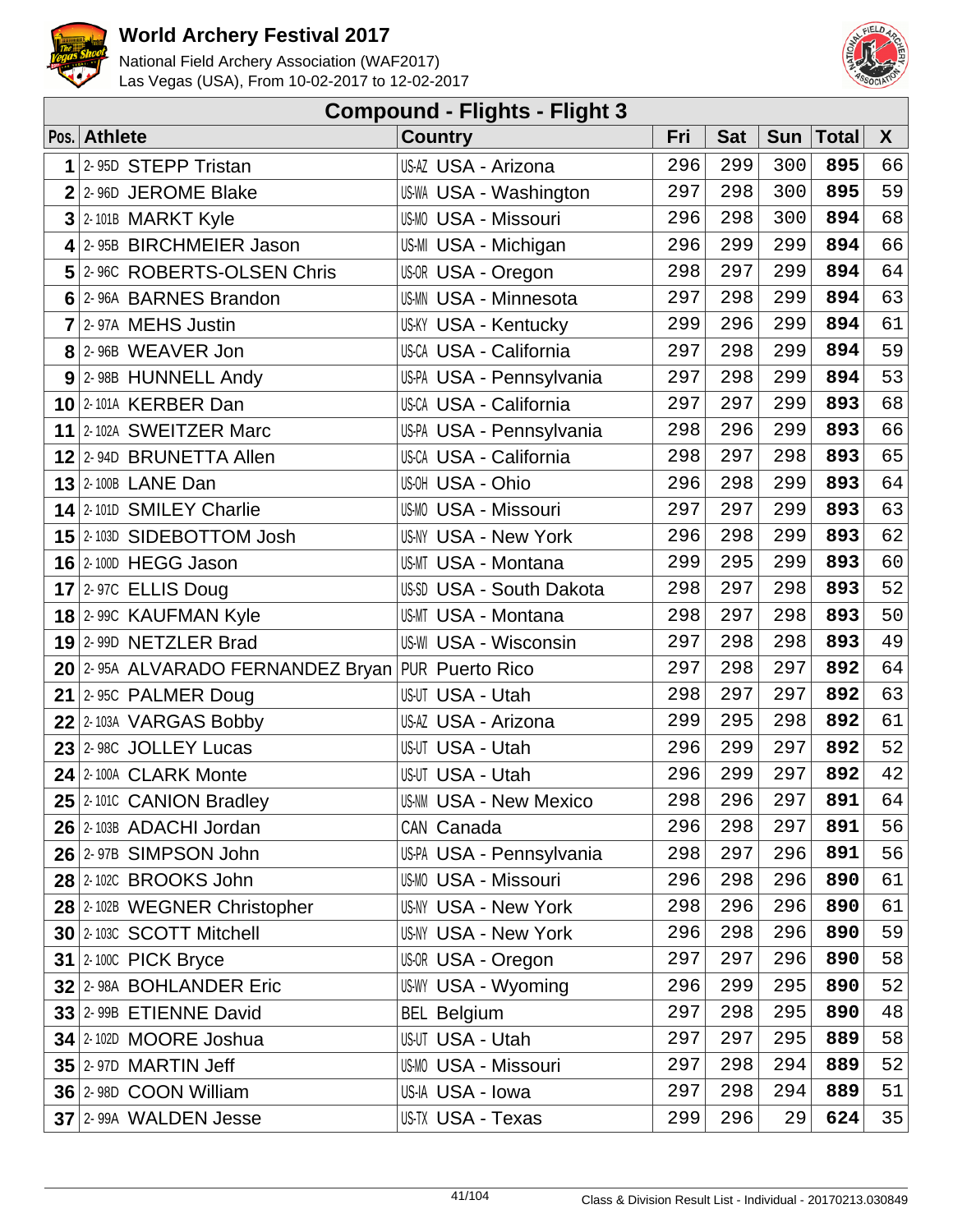# World Archery Festival 2017

National Field Archery Association (WAF2017)
Las Vegas (USA), From 10-02-2017 to 12-02-2017

## Compound - Flights - Flight 3

| Pos. | Athlete | Country | Fri | Sat | Sun | Total | X |
|---|---|---|---|---|---|---|---|
| 1 | 2-95D STEPP Tristan | US-AZ USA - Arizona | 296 | 299 | 300 | **895** | 66 |
| 2 | 2-96D JEROME Blake | US-WA USA - Washington | 297 | 298 | 300 | **895** | 59 |
| 3 | 2-101B MARKT Kyle | US-MO USA - Missouri | 296 | 298 | 300 | **894** | 68 |
| 4 | 2-95B BIRCHMEIER Jason | US-MI USA - Michigan | 296 | 299 | 299 | **894** | 66 |
| 5 | 2-96C ROBERTS-OLSEN Chris | US-OR USA - Oregon | 298 | 297 | 299 | **894** | 64 |
| 6 | 2-96A BARNES Brandon | US-MN USA - Minnesota | 297 | 298 | 299 | **894** | 63 |
| 7 | 2-97A MEHS Justin | US-KY USA - Kentucky | 299 | 296 | 299 | **894** | 61 |
| 8 | 2-96B WEAVER Jon | US-CA USA - California | 297 | 298 | 299 | **894** | 59 |
| 9 | 2-98B HUNNELL Andy | US-PA USA - Pennsylvania | 297 | 298 | 299 | **894** | 53 |
| 10 | 2-101A KERBER Dan | US-CA USA - California | 297 | 297 | 299 | **893** | 68 |
| 11 | 2-102A SWEITZER Marc | US-PA USA - Pennsylvania | 298 | 296 | 299 | **893** | 66 |
| 12 | 2-94D BRUNETTA Allen | US-CA USA - California | 298 | 297 | 298 | **893** | 65 |
| 13 | 2-100B LANE Dan | US-OH USA - Ohio | 296 | 298 | 299 | **893** | 64 |
| 14 | 2-101D SMILEY Charlie | US-MO USA - Missouri | 297 | 297 | 299 | **893** | 63 |
| 15 | 2-103D SIDEBOTTOM Josh | US-NY USA - New York | 296 | 298 | 299 | **893** | 62 |
| 16 | 2-100D HEGG Jason | US-MT USA - Montana | 299 | 295 | 299 | **893** | 60 |
| 17 | 2-97C ELLIS Doug | US-SD USA - South Dakota | 298 | 297 | 298 | **893** | 52 |
| 18 | 2-99C KAUFMAN Kyle | US-MT USA - Montana | 298 | 297 | 298 | **893** | 50 |
| 19 | 2-99D NETZLER Brad | US-WI USA - Wisconsin | 297 | 298 | 298 | **893** | 49 |
| 20 | 2-95A ALVARADO FERNANDEZ Bryan | PUR Puerto Rico | 297 | 298 | 297 | **892** | 64 |
| 21 | 2-95C PALMER Doug | US-UT USA - Utah | 298 | 297 | 297 | **892** | 63 |
| 22 | 2-103A VARGAS Bobby | US-AZ USA - Arizona | 299 | 295 | 298 | **892** | 61 |
| 23 | 2-98C JOLLEY Lucas | US-UT USA - Utah | 296 | 299 | 297 | **892** | 52 |
| 24 | 2-100A CLARK Monte | US-UT USA - Utah | 296 | 299 | 297 | **892** | 42 |
| 25 | 2-101C CANION Bradley | US-NM USA - New Mexico | 298 | 296 | 297 | **891** | 64 |
| 26 | 2-103B ADACHI Jordan | CAN Canada | 296 | 298 | 297 | **891** | 56 |
| 26 | 2-97B SIMPSON John | US-PA USA - Pennsylvania | 298 | 297 | 296 | **891** | 56 |
| 28 | 2-102C BROOKS John | US-MO USA - Missouri | 296 | 298 | 296 | **890** | 61 |
| 28 | 2-102B WEGNER Christopher | US-NY USA - New York | 298 | 296 | 296 | **890** | 61 |
| 30 | 2-103C SCOTT Mitchell | US-NY USA - New York | 296 | 298 | 296 | **890** | 59 |
| 31 | 2-100C PICK Bryce | US-OR USA - Oregon | 297 | 297 | 296 | **890** | 58 |
| 32 | 2-98A BOHLANDER Eric | US-WY USA - Wyoming | 296 | 299 | 295 | **890** | 52 |
| 33 | 2-99B ETIENNE David | BEL Belgium | 297 | 298 | 295 | **890** | 48 |
| 34 | 2-102D MOORE Joshua | US-UT USA - Utah | 297 | 297 | 295 | **889** | 58 |
| 35 | 2-97D MARTIN Jeff | US-MO USA - Missouri | 297 | 298 | 294 | **889** | 52 |
| 36 | 2-98D COON William | US-IA USA - Iowa | 297 | 298 | 294 | **889** | 51 |
| 37 | 2-99A WALDEN Jesse | US-TX USA - Texas | 299 | 296 | 29 | **624** | 35 |

Class & Division Result List - Individual - 20170213.030849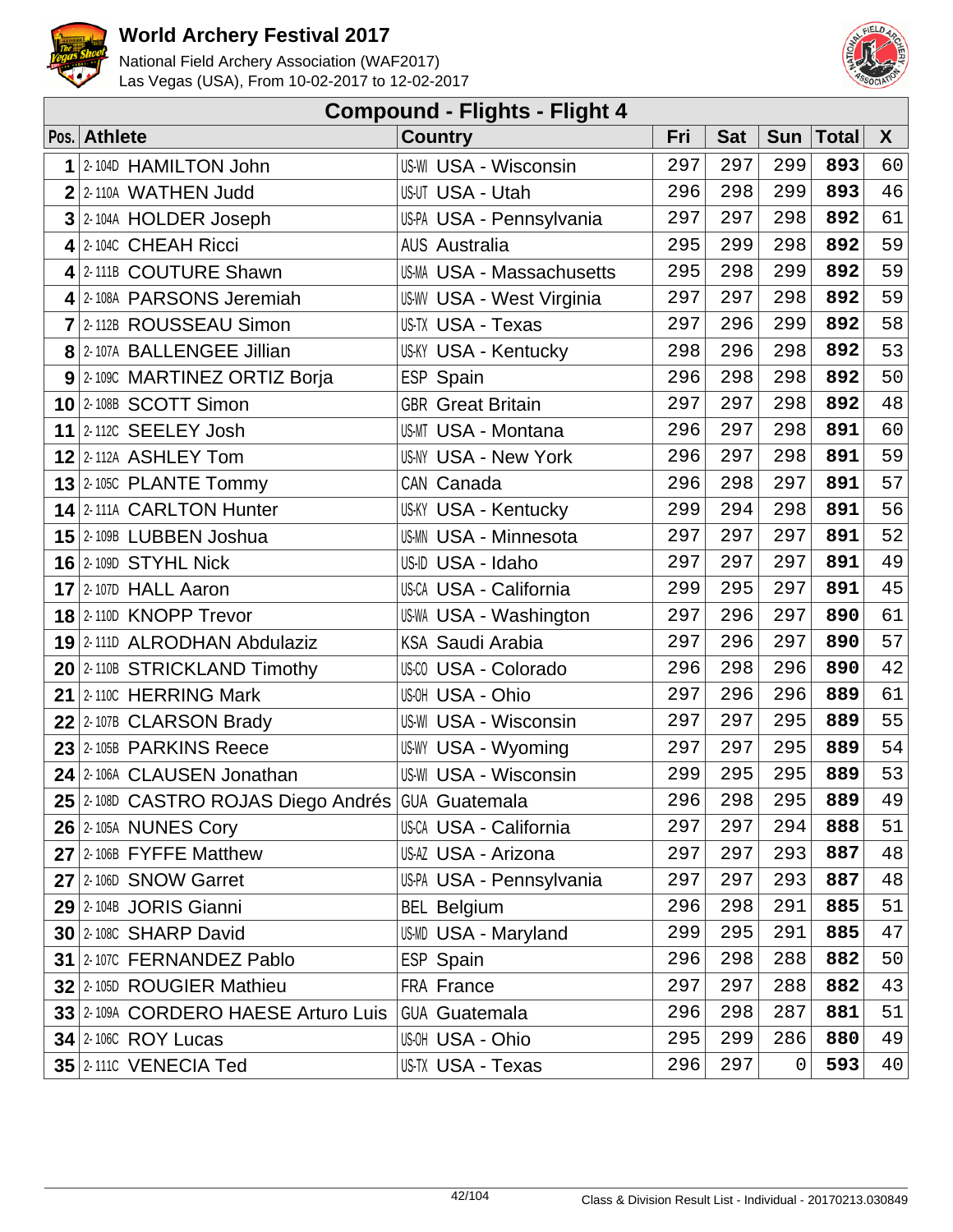# World Archery Festival 2017

National Field Archery Association (WAF2017)
Las Vegas (USA), From 10-02-2017 to 12-02-2017

## Compound - Flights - Flight 4

| Pos. | Athlete | Country | Fri | Sat | Sun | Total | X |
|---|---|---|---|---|---|---|---|
| 1 | 2-104D HAMILTON John | US-WI USA - Wisconsin | 297 | 297 | 299 | **893** | 60 |
| 2 | 2-110A WATHEN Judd | US-UT USA - Utah | 296 | 298 | 299 | **893** | 46 |
| 3 | 2-104A HOLDER Joseph | US-PA USA - Pennsylvania | 297 | 297 | 298 | **892** | 61 |
| 4 | 2-104C CHEAH Ricci | AUS Australia | 295 | 299 | 298 | **892** | 59 |
| 4 | 2-111B COUTURE Shawn | US-MA USA - Massachusetts | 295 | 298 | 299 | **892** | 59 |
| 4 | 2-108A PARSONS Jeremiah | US-WV USA - West Virginia | 297 | 297 | 298 | **892** | 59 |
| 7 | 2-112B ROUSSEAU Simon | US-TX USA - Texas | 297 | 296 | 299 | **892** | 58 |
| 8 | 2-107A BALLENGEE Jillian | US-KY USA - Kentucky | 298 | 296 | 298 | **892** | 53 |
| 9 | 2-109C MARTINEZ ORTIZ Borja | ESP Spain | 296 | 298 | 298 | **892** | 50 |
| 10 | 2-108B SCOTT Simon | GBR Great Britain | 297 | 297 | 298 | **892** | 48 |
| 11 | 2-112C SEELEY Josh | US-MT USA - Montana | 296 | 297 | 298 | **891** | 60 |
| 12 | 2-112A ASHLEY Tom | US-NY USA - New York | 296 | 297 | 298 | **891** | 59 |
| 13 | 2-105C PLANTE Tommy | CAN Canada | 296 | 298 | 297 | **891** | 57 |
| 14 | 2-111A CARLTON Hunter | US-KY USA - Kentucky | 299 | 294 | 298 | **891** | 56 |
| 15 | 2-109B LUBBEN Joshua | US-MN USA - Minnesota | 297 | 297 | 297 | **891** | 52 |
| 16 | 2-109D STYHL Nick | US-ID USA - Idaho | 297 | 297 | 297 | **891** | 49 |
| 17 | 2-107D HALL Aaron | US-CA USA - California | 299 | 295 | 297 | **891** | 45 |
| 18 | 2-110D KNOPP Trevor | US-WA USA - Washington | 297 | 296 | 297 | **890** | 61 |
| 19 | 2-111D ALRODHAN Abdulaziz | KSA Saudi Arabia | 297 | 296 | 297 | **890** | 57 |
| 20 | 2-110B STRICKLAND Timothy | US-CO USA - Colorado | 296 | 298 | 296 | **890** | 42 |
| 21 | 2-110C HERRING Mark | US-OH USA - Ohio | 297 | 296 | 296 | **889** | 61 |
| 22 | 2-107B CLARSON Brady | US-WI USA - Wisconsin | 297 | 297 | 295 | **889** | 55 |
| 23 | 2-105B PARKINS Reece | US-WY USA - Wyoming | 297 | 297 | 295 | **889** | 54 |
| 24 | 2-106A CLAUSEN Jonathan | US-WI USA - Wisconsin | 299 | 295 | 295 | **889** | 53 |
| 25 | 2-108D CASTRO ROJAS Diego Andrés | GUA Guatemala | 296 | 298 | 295 | **889** | 49 |
| 26 | 2-105A NUNES Cory | US-CA USA - California | 297 | 297 | 294 | **888** | 51 |
| 27 | 2-106B FYFFE Matthew | US-AZ USA - Arizona | 297 | 297 | 293 | **887** | 48 |
| 27 | 2-106D SNOW Garret | US-PA USA - Pennsylvania | 297 | 297 | 293 | **887** | 48 |
| 29 | 2-104B JORIS Gianni | BEL Belgium | 296 | 298 | 291 | **885** | 51 |
| 30 | 2-108C SHARP David | US-MD USA - Maryland | 299 | 295 | 291 | **885** | 47 |
| 31 | 2-107C FERNANDEZ Pablo | ESP Spain | 296 | 298 | 288 | **882** | 50 |
| 32 | 2-105D ROUGIER Mathieu | FRA France | 297 | 297 | 288 | **882** | 43 |
| 33 | 2-109A CORDERO HAESE Arturo Luis | GUA Guatemala | 296 | 298 | 287 | **881** | 51 |
| 34 | 2-106C ROY Lucas | US-OH USA - Ohio | 295 | 299 | 286 | **880** | 49 |
| 35 | 2-111C VENECIA Ted | US-TX USA - Texas | 296 | 297 | 0 | **593** | 40 |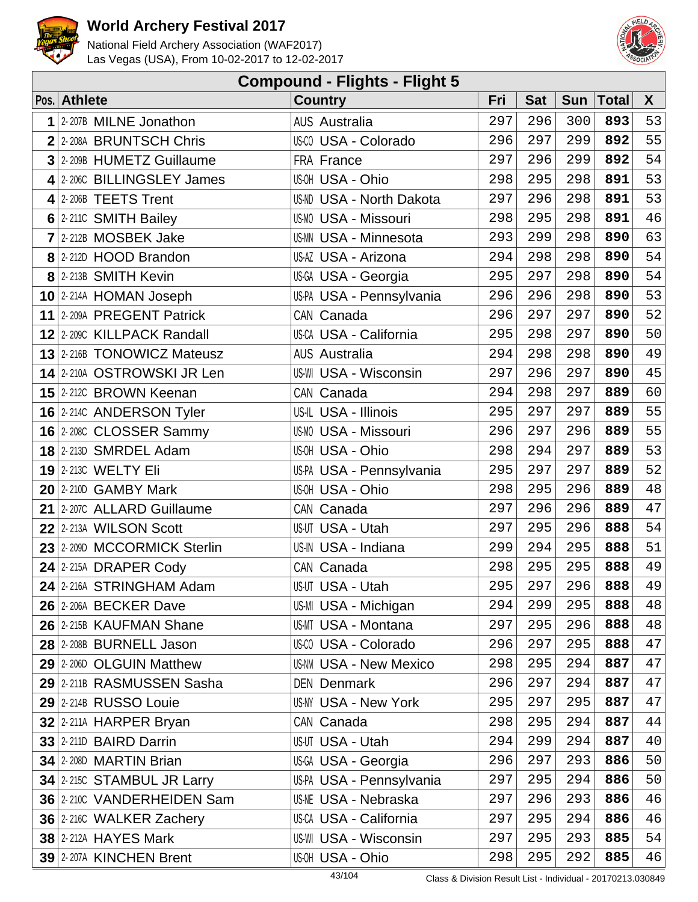# World Archery Festival 2017

National Field Archery Association (WAF2017)
Las Vegas (USA), From 10-02-2017 to 12-02-2017

## Compound - Flights - Flight 5

| Pos. | Athlete | | Country | | Fri | Sat | Sun | Total | X |
|---|---|---|---|---|---|---|---|---|---|
| 1 | 2-207B | MILNE Jonathon | AUS | Australia | 297 | 296 | 300 | **893** | 53 |
| 2 | 2-208A | BRUNTSCH Chris | US-CO | USA - Colorado | 296 | 297 | 299 | **892** | 55 |
| 3 | 2-209B | HUMETZ Guillaume | FRA | France | 297 | 296 | 299 | **892** | 54 |
| 4 | 2-206C | BILLINGSLEY James | US-OH | USA - Ohio | 298 | 295 | 298 | **891** | 53 |
| 4 | 2-206B | TEETS Trent | US-ND | USA - North Dakota | 297 | 296 | 298 | **891** | 53 |
| 6 | 2-211C | SMITH Bailey | US-MO | USA - Missouri | 298 | 295 | 298 | **891** | 46 |
| 7 | 2-212B | MOSBEK Jake | US-MN | USA - Minnesota | 293 | 299 | 298 | **890** | 63 |
| 8 | 2-212D | HOOD Brandon | US-AZ | USA - Arizona | 294 | 298 | 298 | **890** | 54 |
| 8 | 2-213B | SMITH Kevin | US-GA | USA - Georgia | 295 | 297 | 298 | **890** | 54 |
| 10 | 2-214A | HOMAN Joseph | US-PA | USA - Pennsylvania | 296 | 296 | 298 | **890** | 53 |
| 11 | 2-209A | PREGENT Patrick | CAN | Canada | 296 | 297 | 297 | **890** | 52 |
| 12 | 2-209C | KILLPACK Randall | US-CA | USA - California | 295 | 298 | 297 | **890** | 50 |
| 13 | 2-216B | TONOWICZ Mateusz | AUS | Australia | 294 | 298 | 298 | **890** | 49 |
| 14 | 2-210A | OSTROWSKI JR Len | US-WI | USA - Wisconsin | 297 | 296 | 297 | **890** | 45 |
| 15 | 2-212C | BROWN Keenan | CAN | Canada | 294 | 298 | 297 | **889** | 60 |
| 16 | 2-214C | ANDERSON Tyler | US-IL | USA - Illinois | 295 | 297 | 297 | **889** | 55 |
| 16 | 2-208C | CLOSSER Sammy | US-MO | USA - Missouri | 296 | 297 | 296 | **889** | 55 |
| 18 | 2-213D | SMRDEL Adam | US-OH | USA - Ohio | 298 | 294 | 297 | **889** | 53 |
| 19 | 2-213C | WELTY Eli | US-PA | USA - Pennsylvania | 295 | 297 | 297 | **889** | 52 |
| 20 | 2-210D | GAMBY Mark | US-OH | USA - Ohio | 298 | 295 | 296 | **889** | 48 |
| 21 | 2-207C | ALLARD Guillaume | CAN | Canada | 297 | 296 | 296 | **889** | 47 |
| 22 | 2-213A | WILSON Scott | US-UT | USA - Utah | 297 | 295 | 296 | **888** | 54 |
| 23 | 2-209D | MCCORMICK Sterlin | US-IN | USA - Indiana | 299 | 294 | 295 | **888** | 51 |
| 24 | 2-215A | DRAPER Cody | CAN | Canada | 298 | 295 | 295 | **888** | 49 |
| 24 | 2-216A | STRINGHAM Adam | US-UT | USA - Utah | 295 | 297 | 296 | **888** | 49 |
| 26 | 2-206A | BECKER Dave | US-MI | USA - Michigan | 294 | 299 | 295 | **888** | 48 |
| 26 | 2-215B | KAUFMAN Shane | US-MT | USA - Montana | 297 | 295 | 296 | **888** | 48 |
| 28 | 2-208B | BURNELL Jason | US-CO | USA - Colorado | 296 | 297 | 295 | **888** | 47 |
| 29 | 2-206D | OLGUIN Matthew | US-NM | USA - New Mexico | 298 | 295 | 294 | **887** | 47 |
| 29 | 2-211B | RASMUSSEN Sasha | DEN | Denmark | 296 | 297 | 294 | **887** | 47 |
| 29 | 2-214B | RUSSO Louie | US-NY | USA - New York | 295 | 297 | 295 | **887** | 47 |
| 32 | 2-211A | HARPER Bryan | CAN | Canada | 298 | 295 | 294 | **887** | 44 |
| 33 | 2-211D | BAIRD Darrin | US-UT | USA - Utah | 294 | 299 | 294 | **887** | 40 |
| 34 | 2-208D | MARTIN Brian | US-GA | USA - Georgia | 296 | 297 | 293 | **886** | 50 |
| 34 | 2-215C | STAMBUL JR Larry | US-PA | USA - Pennsylvania | 297 | 295 | 294 | **886** | 50 |
| 36 | 2-210C | VANDERHEIDEN Sam | US-NE | USA - Nebraska | 297 | 296 | 293 | **886** | 46 |
| 36 | 2-216C | WALKER Zachery | US-CA | USA - California | 297 | 295 | 294 | **886** | 46 |
| 38 | 2-212A | HAYES Mark | US-WI | USA - Wisconsin | 297 | 295 | 293 | **885** | 54 |
| 39 | 2-207A | KINCHEN Brent | US-OH | USA - Ohio | 298 | 295 | 292 | **885** | 46 |

Class & Division Result List - Individual - 20170213.030849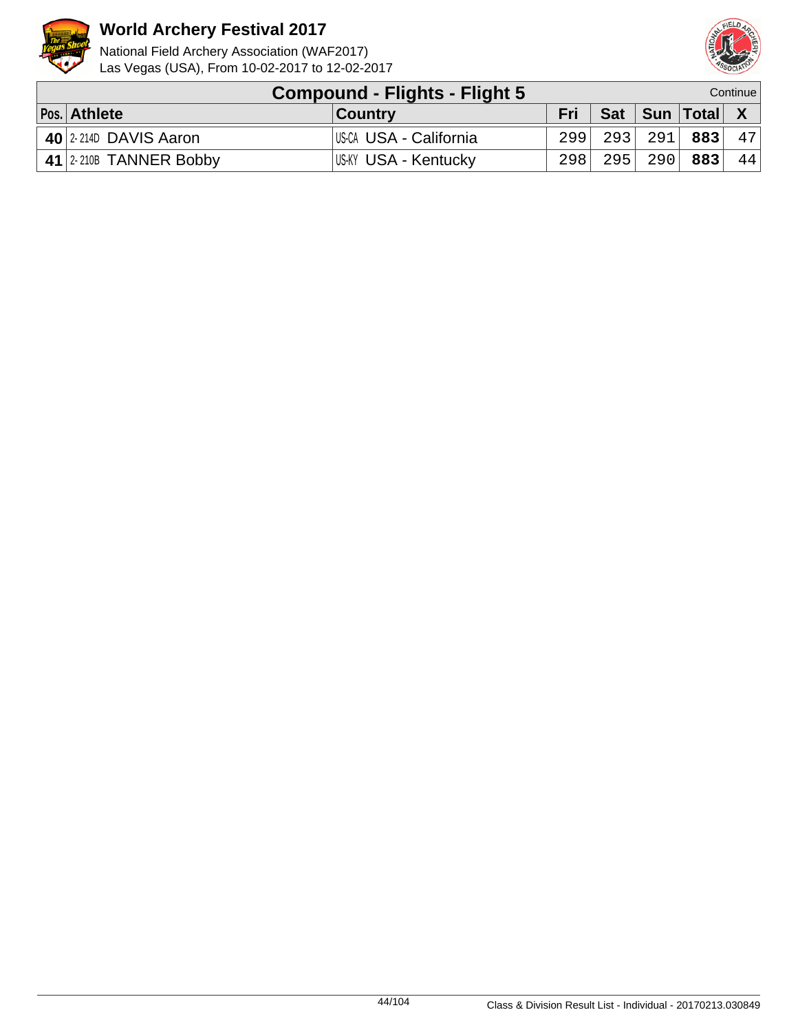# World Archery Festival 2017

National Field Archery Association (WAF2017)
Las Vegas (USA), From 10-02-2017 to 12-02-2017

## Compound - Flights - Flight 5

Continue

| Pos. | Athlete | Country | Fri | Sat | Sun | Total | X |
|---|---|---|---|---|---|---|---|
| **40** | 2-214D DAVIS Aaron | US-CA USA - California | 299 | 293 | 291 | **883** | 47 |
| **41** | 2-210B TANNER Bobby | US-KY USA - Kentucky | 298 | 295 | 290 | **883** | 44 |

Class & Division Result List - Individual - 20170213.030849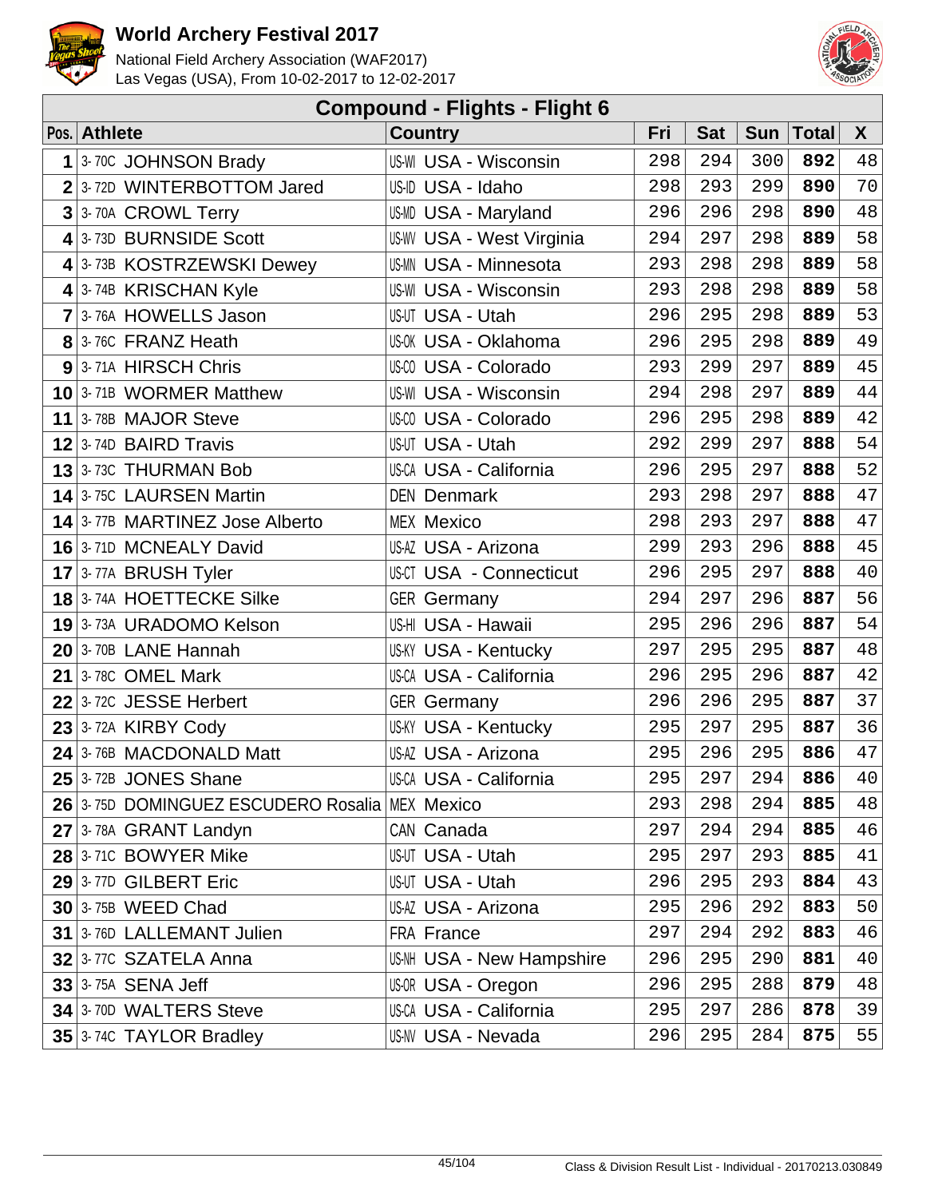# World Archery Festival 2017

National Field Archery Association (WAF2017)
Las Vegas (USA), From 10-02-2017 to 12-02-2017

## Compound - Flights - Flight 6

| Pos. | Athlete | Country | Fri | Sat | Sun | Total | X |
|---|---|---|---|---|---|---|---|
| 1 | 3-70C JOHNSON Brady | US-WI USA - Wisconsin | 298 | 294 | 300 | **892** | 48 |
| 2 | 3-72D WINTERBOTTOM Jared | US-ID USA - Idaho | 298 | 293 | 299 | **890** | 70 |
| 3 | 3-70A CROWL Terry | US-MD USA - Maryland | 296 | 296 | 298 | **890** | 48 |
| 4 | 3-73D BURNSIDE Scott | US-WV USA - West Virginia | 294 | 297 | 298 | **889** | 58 |
| 4 | 3-73B KOSTRZEWSKI Dewey | US-MN USA - Minnesota | 293 | 298 | 298 | **889** | 58 |
| 4 | 3-74B KRISCHAN Kyle | US-WI USA - Wisconsin | 293 | 298 | 298 | **889** | 58 |
| 7 | 3-76A HOWELLS Jason | US-UT USA - Utah | 296 | 295 | 298 | **889** | 53 |
| 8 | 3-76C FRANZ Heath | US-OK USA - Oklahoma | 296 | 295 | 298 | **889** | 49 |
| 9 | 3-71A HIRSCH Chris | US-CO USA - Colorado | 293 | 299 | 297 | **889** | 45 |
| 10 | 3-71B WORMER Matthew | US-WI USA - Wisconsin | 294 | 298 | 297 | **889** | 44 |
| 11 | 3-78B MAJOR Steve | US-CO USA - Colorado | 296 | 295 | 298 | **889** | 42 |
| 12 | 3-74D BAIRD Travis | US-UT USA - Utah | 292 | 299 | 297 | **888** | 54 |
| 13 | 3-73C THURMAN Bob | US-CA USA - California | 296 | 295 | 297 | **888** | 52 |
| 14 | 3-75C LAURSEN Martin | DEN Denmark | 293 | 298 | 297 | **888** | 47 |
| 14 | 3-77B MARTINEZ Jose Alberto | MEX Mexico | 298 | 293 | 297 | **888** | 47 |
| 16 | 3-71D MCNEALY David | US-AZ USA - Arizona | 299 | 293 | 296 | **888** | 45 |
| 17 | 3-77A BRUSH Tyler | US-CT USA - Connecticut | 296 | 295 | 297 | **888** | 40 |
| 18 | 3-74A HOETTECKE Silke | GER Germany | 294 | 297 | 296 | **887** | 56 |
| 19 | 3-73A URADOMO Kelson | US-HI USA - Hawaii | 295 | 296 | 296 | **887** | 54 |
| 20 | 3-70B LANE Hannah | US-KY USA - Kentucky | 297 | 295 | 295 | **887** | 48 |
| 21 | 3-78C OMEL Mark | US-CA USA - California | 296 | 295 | 296 | **887** | 42 |
| 22 | 3-72C JESSE Herbert | GER Germany | 296 | 296 | 295 | **887** | 37 |
| 23 | 3-72A KIRBY Cody | US-KY USA - Kentucky | 295 | 297 | 295 | **887** | 36 |
| 24 | 3-76B MACDONALD Matt | US-AZ USA - Arizona | 295 | 296 | 295 | **886** | 47 |
| 25 | 3-72B JONES Shane | US-CA USA - California | 295 | 297 | 294 | **886** | 40 |
| 26 | 3-75D DOMINGUEZ ESCUDERO Rosalia | MEX Mexico | 293 | 298 | 294 | **885** | 48 |
| 27 | 3-78A GRANT Landyn | CAN Canada | 297 | 294 | 294 | **885** | 46 |
| 28 | 3-71C BOWYER Mike | US-UT USA - Utah | 295 | 297 | 293 | **885** | 41 |
| 29 | 3-77D GILBERT Eric | US-UT USA - Utah | 296 | 295 | 293 | **884** | 43 |
| 30 | 3-75B WEED Chad | US-AZ USA - Arizona | 295 | 296 | 292 | **883** | 50 |
| 31 | 3-76D LALLEMANT Julien | FRA France | 297 | 294 | 292 | **883** | 46 |
| 32 | 3-77C SZATELA Anna | US-NH USA - New Hampshire | 296 | 295 | 290 | **881** | 40 |
| 33 | 3-75A SENA Jeff | US-OR USA - Oregon | 296 | 295 | 288 | **879** | 48 |
| 34 | 3-70D WALTERS Steve | US-CA USA - California | 295 | 297 | 286 | **878** | 39 |
| 35 | 3-74C TAYLOR Bradley | US-NV USA - Nevada | 296 | 295 | 284 | **875** | 55 |

Class & Division Result List - Individual - 20170213.030849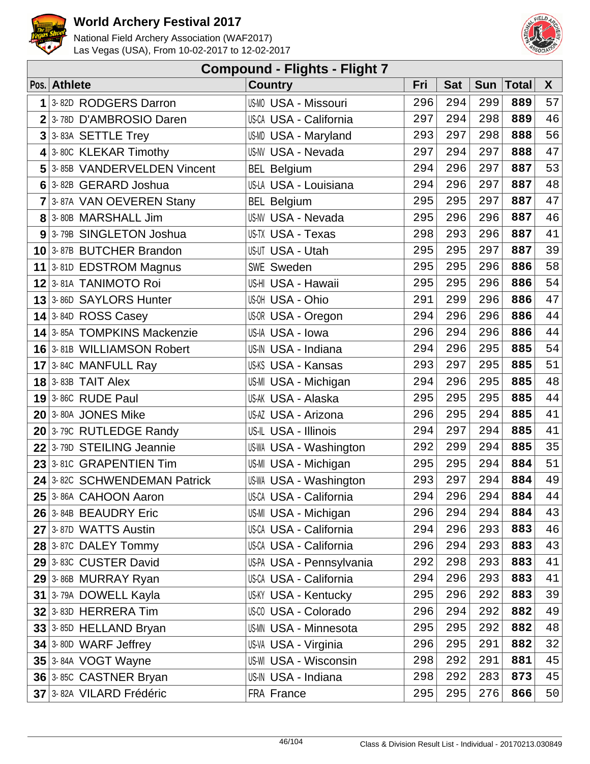# World Archery Festival 2017

National Field Archery Association (WAF2017)
Las Vegas (USA), From 10-02-2017 to 12-02-2017

## Compound - Flights - Flight 7

| Pos. | | Athlete | | Country | Fri | Sat | Sun | Total | X |
|---|---|---|---|---|---|---|---|---|---|
| 1 | 3-82D | RODGERS Darron | US-MO | USA - Missouri | 296 | 294 | 299 | **889** | 57 |
| 2 | 3-78D | D'AMBROSIO Daren | US-CA | USA - California | 297 | 294 | 298 | **889** | 46 |
| 3 | 3-83A | SETTLE Trey | US-MD | USA - Maryland | 293 | 297 | 298 | **888** | 56 |
| 4 | 3-80C | KLEKAR Timothy | US-NV | USA - Nevada | 297 | 294 | 297 | **888** | 47 |
| 5 | 3-85B | VANDERVELDEN Vincent | BEL | Belgium | 294 | 296 | 297 | **887** | 53 |
| 6 | 3-82B | GERARD Joshua | US-LA | USA - Louisiana | 294 | 296 | 297 | **887** | 48 |
| 7 | 3-87A | VAN OEVEREN Stany | BEL | Belgium | 295 | 295 | 297 | **887** | 47 |
| 8 | 3-80B | MARSHALL Jim | US-NV | USA - Nevada | 295 | 296 | 296 | **887** | 46 |
| 9 | 3-79B | SINGLETON Joshua | US-TX | USA - Texas | 298 | 293 | 296 | **887** | 41 |
| 10 | 3-87B | BUTCHER Brandon | US-UT | USA - Utah | 295 | 295 | 297 | **887** | 39 |
| 11 | 3-81D | EDSTROM Magnus | SWE | Sweden | 295 | 295 | 296 | **886** | 58 |
| 12 | 3-81A | TANIMOTO Roi | US-HI | USA - Hawaii | 295 | 295 | 296 | **886** | 54 |
| 13 | 3-86D | SAYLORS Hunter | US-OH | USA - Ohio | 291 | 299 | 296 | **886** | 47 |
| 14 | 3-84D | ROSS Casey | US-OR | USA - Oregon | 294 | 296 | 296 | **886** | 44 |
| 14 | 3-85A | TOMPKINS Mackenzie | US-IA | USA - Iowa | 296 | 294 | 296 | **886** | 44 |
| 16 | 3-81B | WILLIAMSON Robert | US-IN | USA - Indiana | 294 | 296 | 295 | **885** | 54 |
| 17 | 3-84C | MANFULL Ray | US-KS | USA - Kansas | 293 | 297 | 295 | **885** | 51 |
| 18 | 3-83B | TAIT Alex | US-MI | USA - Michigan | 294 | 296 | 295 | **885** | 48 |
| 19 | 3-86C | RUDE Paul | US-AK | USA - Alaska | 295 | 295 | 295 | **885** | 44 |
| 20 | 3-80A | JONES Mike | US-AZ | USA - Arizona | 296 | 295 | 294 | **885** | 41 |
| 20 | 3-79C | RUTLEDGE Randy | US-IL | USA - Illinois | 294 | 297 | 294 | **885** | 41 |
| 22 | 3-79D | STEILING Jeannie | US-WA | USA - Washington | 292 | 299 | 294 | **885** | 35 |
| 23 | 3-81C | GRAPENTIEN Tim | US-MI | USA - Michigan | 295 | 295 | 294 | **884** | 51 |
| 24 | 3-82C | SCHWENDEMAN Patrick | US-WA | USA - Washington | 293 | 297 | 294 | **884** | 49 |
| 25 | 3-86A | CAHOON Aaron | US-CA | USA - California | 294 | 296 | 294 | **884** | 44 |
| 26 | 3-84B | BEAUDRY Eric | US-MI | USA - Michigan | 296 | 294 | 294 | **884** | 43 |
| 27 | 3-87D | WATTS Austin | US-CA | USA - California | 294 | 296 | 293 | **883** | 46 |
| 28 | 3-87C | DALEY Tommy | US-CA | USA - California | 296 | 294 | 293 | **883** | 43 |
| 29 | 3-83C | CUSTER David | US-PA | USA - Pennsylvania | 292 | 298 | 293 | **883** | 41 |
| 29 | 3-86B | MURRAY Ryan | US-CA | USA - California | 294 | 296 | 293 | **883** | 41 |
| 31 | 3-79A | DOWELL Kayla | US-KY | USA - Kentucky | 295 | 296 | 292 | **883** | 39 |
| 32 | 3-83D | HERRERA Tim | US-CO | USA - Colorado | 296 | 294 | 292 | **882** | 49 |
| 33 | 3-85D | HELLAND Bryan | US-MN | USA - Minnesota | 295 | 295 | 292 | **882** | 48 |
| 34 | 3-80D | WARF Jeffrey | US-VA | USA - Virginia | 296 | 295 | 291 | **882** | 32 |
| 35 | 3-84A | VOGT Wayne | US-WI | USA - Wisconsin | 298 | 292 | 291 | **881** | 45 |
| 36 | 3-85C | CASTNER Bryan | US-IN | USA - Indiana | 298 | 292 | 283 | **873** | 45 |
| 37 | 3-82A | VILARD Frédéric | FRA | France | 295 | 295 | 276 | **866** | 50 |

Class & Division Result List - Individual - 20170213.030849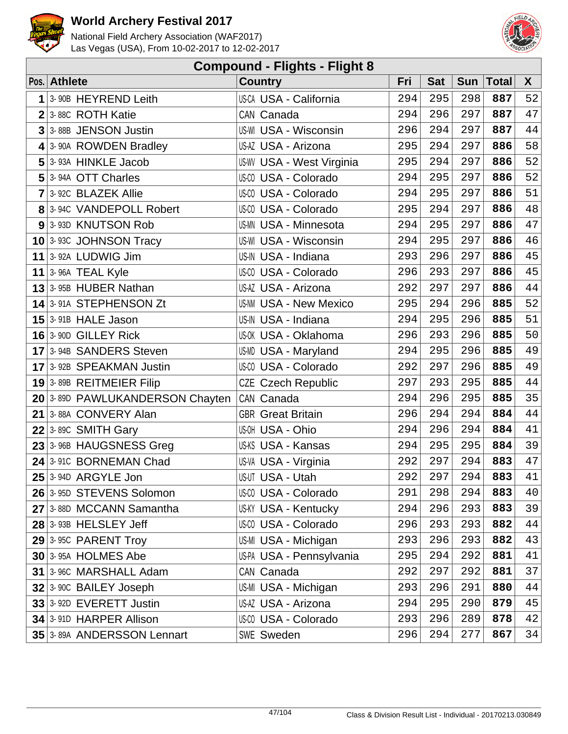# World Archery Festival 2017

National Field Archery Association (WAF2017)
Las Vegas (USA), From 10-02-2017 to 12-02-2017

## Compound - Flights - Flight 8

| Pos. | Athlete | | Country | | Fri | Sat | Sun | Total | X |
|---|---|---|---|---|---|---|---|---|---|
| 1 | 3-90B | HEYREND Leith | US-CA | USA - California | 294 | 295 | 298 | **887** | 52 |
| 2 | 3-88C | ROTH Katie | CAN | Canada | 294 | 296 | 297 | **887** | 47 |
| 3 | 3-88B | JENSON Justin | US-WI | USA - Wisconsin | 296 | 294 | 297 | **887** | 44 |
| 4 | 3-90A | ROWDEN Bradley | US-AZ | USA - Arizona | 295 | 294 | 297 | **886** | 58 |
| 5 | 3-93A | HINKLE Jacob | US-WV | USA - West Virginia | 295 | 294 | 297 | **886** | 52 |
| 5 | 3-94A | OTT Charles | US-CO | USA - Colorado | 294 | 295 | 297 | **886** | 52 |
| 7 | 3-92C | BLAZEK Allie | US-CO | USA - Colorado | 294 | 295 | 297 | **886** | 51 |
| 8 | 3-94C | VANDEPOLL Robert | US-CO | USA - Colorado | 295 | 294 | 297 | **886** | 48 |
| 9 | 3-93D | KNUTSON Rob | US-MN | USA - Minnesota | 294 | 295 | 297 | **886** | 47 |
| 10 | 3-93C | JOHNSON Tracy | US-WI | USA - Wisconsin | 294 | 295 | 297 | **886** | 46 |
| 11 | 3-92A | LUDWIG Jim | US-IN | USA - Indiana | 293 | 296 | 297 | **886** | 45 |
| 11 | 3-96A | TEAL Kyle | US-CO | USA - Colorado | 296 | 293 | 297 | **886** | 45 |
| 13 | 3-95B | HUBER Nathan | US-AZ | USA - Arizona | 292 | 297 | 297 | **886** | 44 |
| 14 | 3-91A | STEPHENSON Zt | US-NM | USA - New Mexico | 295 | 294 | 296 | **885** | 52 |
| 15 | 3-91B | HALE Jason | US-IN | USA - Indiana | 294 | 295 | 296 | **885** | 51 |
| 16 | 3-90D | GILLEY Rick | US-OK | USA - Oklahoma | 296 | 293 | 296 | **885** | 50 |
| 17 | 3-94B | SANDERS Steven | US-MD | USA - Maryland | 294 | 295 | 296 | **885** | 49 |
| 17 | 3-92B | SPEAKMAN Justin | US-CO | USA - Colorado | 292 | 297 | 296 | **885** | 49 |
| 19 | 3-89B | REITMEIER Filip | CZE | Czech Republic | 297 | 293 | 295 | **885** | 44 |
| 20 | 3-89D | PAWLUKANDERSON Chayten | CAN | Canada | 294 | 296 | 295 | **885** | 35 |
| 21 | 3-88A | CONVERY Alan | GBR | Great Britain | 296 | 294 | 294 | **884** | 44 |
| 22 | 3-89C | SMITH Gary | US-OH | USA - Ohio | 294 | 296 | 294 | **884** | 41 |
| 23 | 3-96B | HAUGSNESS Greg | US-KS | USA - Kansas | 294 | 295 | 295 | **884** | 39 |
| 24 | 3-91C | BORNEMAN Chad | US-VA | USA - Virginia | 292 | 297 | 294 | **883** | 47 |
| 25 | 3-94D | ARGYLE Jon | US-UT | USA - Utah | 292 | 297 | 294 | **883** | 41 |
| 26 | 3-95D | STEVENS Solomon | US-CO | USA - Colorado | 291 | 298 | 294 | **883** | 40 |
| 27 | 3-88D | MCCANN Samantha | US-KY | USA - Kentucky | 294 | 296 | 293 | **883** | 39 |
| 28 | 3-93B | HELSLEY Jeff | US-CO | USA - Colorado | 296 | 293 | 293 | **882** | 44 |
| 29 | 3-95C | PARENT Troy | US-MI | USA - Michigan | 293 | 296 | 293 | **882** | 43 |
| 30 | 3-95A | HOLMES Abe | US-PA | USA - Pennsylvania | 295 | 294 | 292 | **881** | 41 |
| 31 | 3-96C | MARSHALL Adam | CAN | Canada | 292 | 297 | 292 | **881** | 37 |
| 32 | 3-90C | BAILEY Joseph | US-MI | USA - Michigan | 293 | 296 | 291 | **880** | 44 |
| 33 | 3-92D | EVERETT Justin | US-AZ | USA - Arizona | 294 | 295 | 290 | **879** | 45 |
| 34 | 3-91D | HARPER Allison | US-CO | USA - Colorado | 293 | 296 | 289 | **878** | 42 |
| 35 | 3-89A | ANDERSSON Lennart | SWE | Sweden | 296 | 294 | 277 | **867** | 34 |

Class & Division Result List - Individual - 20170213.030849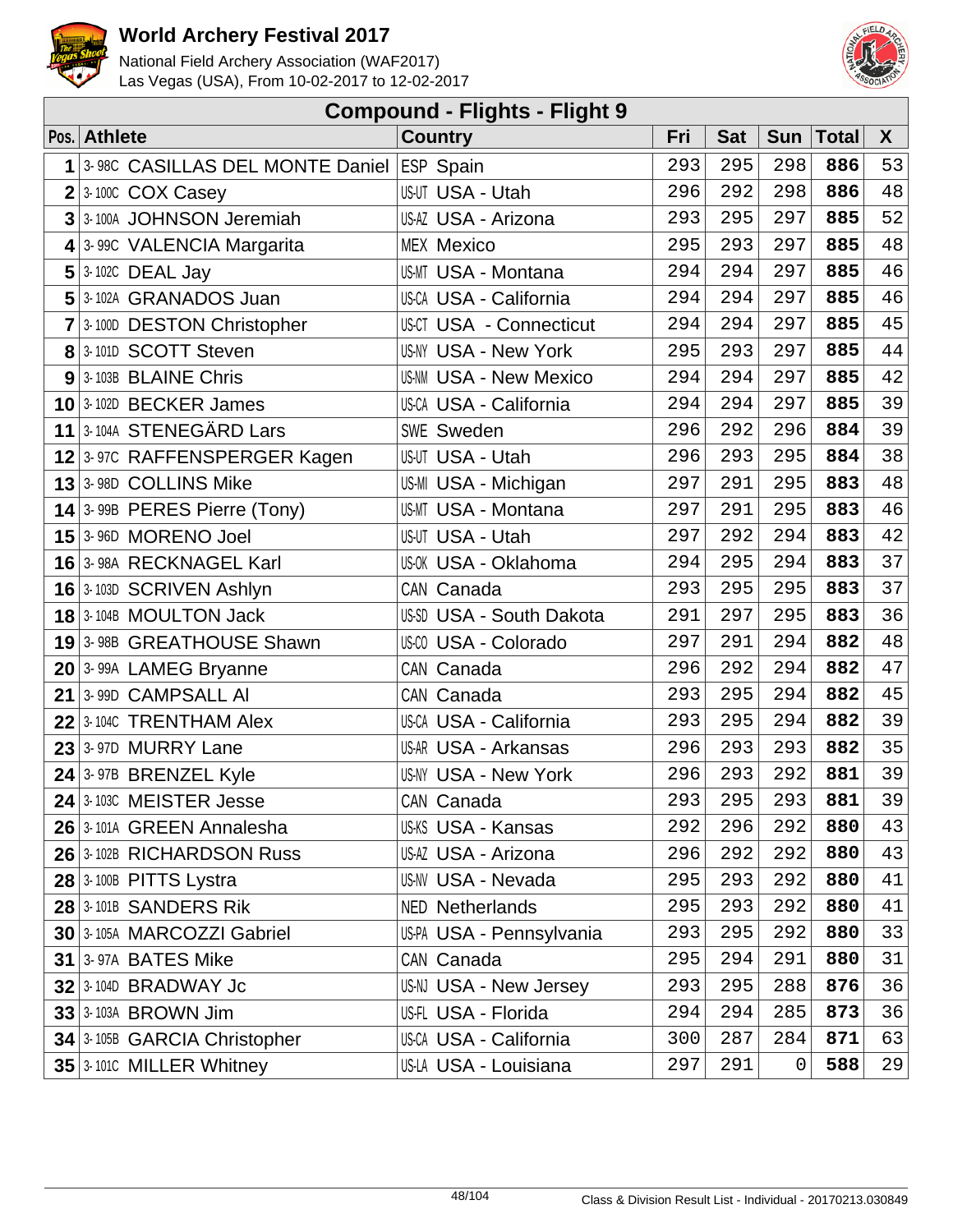# World Archery Festival 2017

National Field Archery Association (WAF2017)
Las Vegas (USA), From 10-02-2017 to 12-02-2017

## Compound - Flights - Flight 9

| Pos. | Athlete | Country | Fri | Sat | Sun | Total | X |
|---|---|---|---|---|---|---|---|
| 1 | 3-98C CASILLAS DEL MONTE Daniel | ESP Spain | 293 | 295 | 298 | **886** | 53 |
| 2 | 3-100C COX Casey | US-UT USA - Utah | 296 | 292 | 298 | **886** | 48 |
| 3 | 3-100A JOHNSON Jeremiah | US-AZ USA - Arizona | 293 | 295 | 297 | **885** | 52 |
| 4 | 3-99C VALENCIA Margarita | MEX Mexico | 295 | 293 | 297 | **885** | 48 |
| 5 | 3-102C DEAL Jay | US-MT USA - Montana | 294 | 294 | 297 | **885** | 46 |
| 5 | 3-102A GRANADOS Juan | US-CA USA - California | 294 | 294 | 297 | **885** | 46 |
| 7 | 3-100D DESTON Christopher | US-CT USA - Connecticut | 294 | 294 | 297 | **885** | 45 |
| 8 | 3-101D SCOTT Steven | US-NY USA - New York | 295 | 293 | 297 | **885** | 44 |
| 9 | 3-103B BLAINE Chris | US-NM USA - New Mexico | 294 | 294 | 297 | **885** | 42 |
| 10 | 3-102D BECKER James | US-CA USA - California | 294 | 294 | 297 | **885** | 39 |
| 11 | 3-104A STENEGÄRD Lars | SWE Sweden | 296 | 292 | 296 | **884** | 39 |
| 12 | 3-97C RAFFENSPERGER Kagen | US-UT USA - Utah | 296 | 293 | 295 | **884** | 38 |
| 13 | 3-98D COLLINS Mike | US-MI USA - Michigan | 297 | 291 | 295 | **883** | 48 |
| 14 | 3-99B PERES Pierre (Tony) | US-MT USA - Montana | 297 | 291 | 295 | **883** | 46 |
| 15 | 3-96D MORENO Joel | US-UT USA - Utah | 297 | 292 | 294 | **883** | 42 |
| 16 | 3-98A RECKNAGEL Karl | US-OK USA - Oklahoma | 294 | 295 | 294 | **883** | 37 |
| 16 | 3-103D SCRIVEN Ashlyn | CAN Canada | 293 | 295 | 295 | **883** | 37 |
| 18 | 3-104B MOULTON Jack | US-SD USA - South Dakota | 291 | 297 | 295 | **883** | 36 |
| 19 | 3-98B GREATHOUSE Shawn | US-CO USA - Colorado | 297 | 291 | 294 | **882** | 48 |
| 20 | 3-99A LAMEG Bryanne | CAN Canada | 296 | 292 | 294 | **882** | 47 |
| 21 | 3-99D CAMPSALL Al | CAN Canada | 293 | 295 | 294 | **882** | 45 |
| 22 | 3-104C TRENTHAM Alex | US-CA USA - California | 293 | 295 | 294 | **882** | 39 |
| 23 | 3-97D MURRY Lane | US-AR USA - Arkansas | 296 | 293 | 293 | **882** | 35 |
| 24 | 3-97B BRENZEL Kyle | US-NY USA - New York | 296 | 293 | 292 | **881** | 39 |
| 24 | 3-103C MEISTER Jesse | CAN Canada | 293 | 295 | 293 | **881** | 39 |
| 26 | 3-101A GREEN Annalesha | US-KS USA - Kansas | 292 | 296 | 292 | **880** | 43 |
| 26 | 3-102B RICHARDSON Russ | US-AZ USA - Arizona | 296 | 292 | 292 | **880** | 43 |
| 28 | 3-100B PITTS Lystra | US-NV USA - Nevada | 295 | 293 | 292 | **880** | 41 |
| 28 | 3-101B SANDERS Rik | NED Netherlands | 295 | 293 | 292 | **880** | 41 |
| 30 | 3-105A MARCOZZI Gabriel | US-PA USA - Pennsylvania | 293 | 295 | 292 | **880** | 33 |
| 31 | 3-97A BATES Mike | CAN Canada | 295 | 294 | 291 | **880** | 31 |
| 32 | 3-104D BRADWAY Jc | US-NJ USA - New Jersey | 293 | 295 | 288 | **876** | 36 |
| 33 | 3-103A BROWN Jim | US-FL USA - Florida | 294 | 294 | 285 | **873** | 36 |
| 34 | 3-105B GARCIA Christopher | US-CA USA - California | 300 | 287 | 284 | **871** | 63 |
| 35 | 3-101C MILLER Whitney | US-LA USA - Louisiana | 297 | 291 | 0 | **588** | 29 |

Class & Division Result List - Individual - 20170213.030849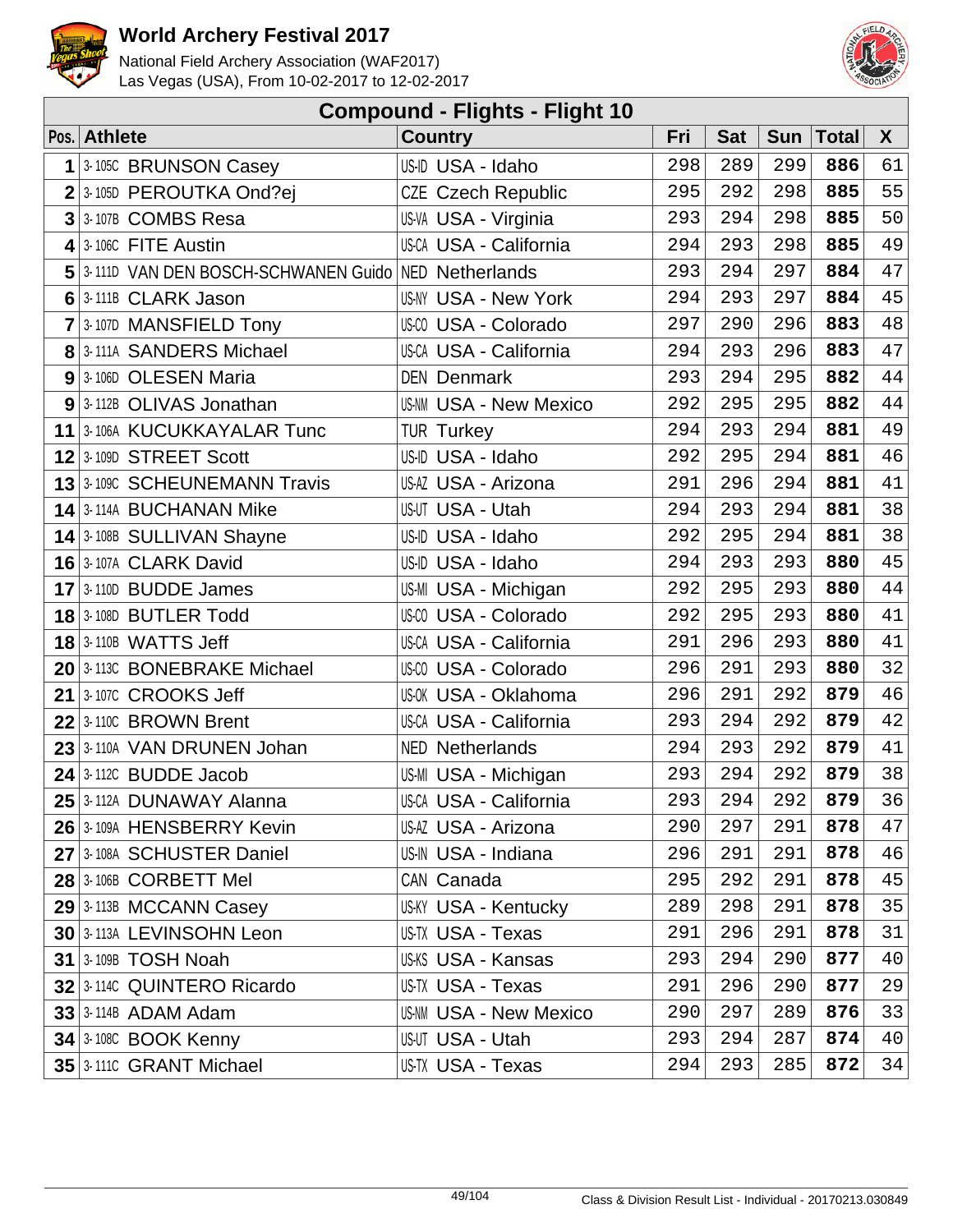# World Archery Festival 2017

National Field Archery Association (WAF2017)
Las Vegas (USA), From 10-02-2017 to 12-02-2017

## Compound - Flights - Flight 10

| Pos. | | Athlete | | Country | Fri | Sat | Sun | Total | X |
|---|---|---|---|---|---|---|---|---|---|
| 1 | 3-105C | BRUNSON Casey | US-ID | USA - Idaho | 298 | 289 | 299 | **886** | 61 |
| 2 | 3-105D | PEROUTKA Ond?ej | CZE | Czech Republic | 295 | 292 | 298 | **885** | 55 |
| 3 | 3-107B | COMBS Resa | US-VA | USA - Virginia | 293 | 294 | 298 | **885** | 50 |
| 4 | 3-106C | FITE Austin | US-CA | USA - California | 294 | 293 | 298 | **885** | 49 |
| 5 | 3-111D | VAN DEN BOSCH-SCHWANEN Guido | NED | Netherlands | 293 | 294 | 297 | **884** | 47 |
| 6 | 3-111B | CLARK Jason | US-NY | USA - New York | 294 | 293 | 297 | **884** | 45 |
| 7 | 3-107D | MANSFIELD Tony | US-CO | USA - Colorado | 297 | 290 | 296 | **883** | 48 |
| 8 | 3-111A | SANDERS Michael | US-CA | USA - California | 294 | 293 | 296 | **883** | 47 |
| 9 | 3-106D | OLESEN Maria | DEN | Denmark | 293 | 294 | 295 | **882** | 44 |
| 9 | 3-112B | OLIVAS Jonathan | US-NM | USA - New Mexico | 292 | 295 | 295 | **882** | 44 |
| 11 | 3-106A | KUCUKKAYALAR Tunc | TUR | Turkey | 294 | 293 | 294 | **881** | 49 |
| 12 | 3-109D | STREET Scott | US-ID | USA - Idaho | 292 | 295 | 294 | **881** | 46 |
| 13 | 3-109C | SCHEUNEMANN Travis | US-AZ | USA - Arizona | 291 | 296 | 294 | **881** | 41 |
| 14 | 3-114A | BUCHANAN Mike | US-UT | USA - Utah | 294 | 293 | 294 | **881** | 38 |
| 14 | 3-108B | SULLIVAN Shayne | US-ID | USA - Idaho | 292 | 295 | 294 | **881** | 38 |
| 16 | 3-107A | CLARK David | US-ID | USA - Idaho | 294 | 293 | 293 | **880** | 45 |
| 17 | 3-110D | BUDDE James | US-MI | USA - Michigan | 292 | 295 | 293 | **880** | 44 |
| 18 | 3-108D | BUTLER Todd | US-CO | USA - Colorado | 292 | 295 | 293 | **880** | 41 |
| 18 | 3-110B | WATTS Jeff | US-CA | USA - California | 291 | 296 | 293 | **880** | 41 |
| 20 | 3-113C | BONEBRAKE Michael | US-CO | USA - Colorado | 296 | 291 | 293 | **880** | 32 |
| 21 | 3-107C | CROOKS Jeff | US-OK | USA - Oklahoma | 296 | 291 | 292 | **879** | 46 |
| 22 | 3-110C | BROWN Brent | US-CA | USA - California | 293 | 294 | 292 | **879** | 42 |
| 23 | 3-110A | VAN DRUNEN Johan | NED | Netherlands | 294 | 293 | 292 | **879** | 41 |
| 24 | 3-112C | BUDDE Jacob | US-MI | USA - Michigan | 293 | 294 | 292 | **879** | 38 |
| 25 | 3-112A | DUNAWAY Alanna | US-CA | USA - California | 293 | 294 | 292 | **879** | 36 |
| 26 | 3-109A | HENSBERRY Kevin | US-AZ | USA - Arizona | 290 | 297 | 291 | **878** | 47 |
| 27 | 3-108A | SCHUSTER Daniel | US-IN | USA - Indiana | 296 | 291 | 291 | **878** | 46 |
| 28 | 3-106B | CORBETT Mel | CAN | Canada | 295 | 292 | 291 | **878** | 45 |
| 29 | 3-113B | MCCANN Casey | US-KY | USA - Kentucky | 289 | 298 | 291 | **878** | 35 |
| 30 | 3-113A | LEVINSOHN Leon | US-TX | USA - Texas | 291 | 296 | 291 | **878** | 31 |
| 31 | 3-109B | TOSH Noah | US-KS | USA - Kansas | 293 | 294 | 290 | **877** | 40 |
| 32 | 3-114C | QUINTERO Ricardo | US-TX | USA - Texas | 291 | 296 | 290 | **877** | 29 |
| 33 | 3-114B | ADAM Adam | US-NM | USA - New Mexico | 290 | 297 | 289 | **876** | 33 |
| 34 | 3-108C | BOOK Kenny | US-UT | USA - Utah | 293 | 294 | 287 | **874** | 40 |
| 35 | 3-111C | GRANT Michael | US-TX | USA - Texas | 294 | 293 | 285 | **872** | 34 |

Class & Division Result List - Individual - 20170213.030849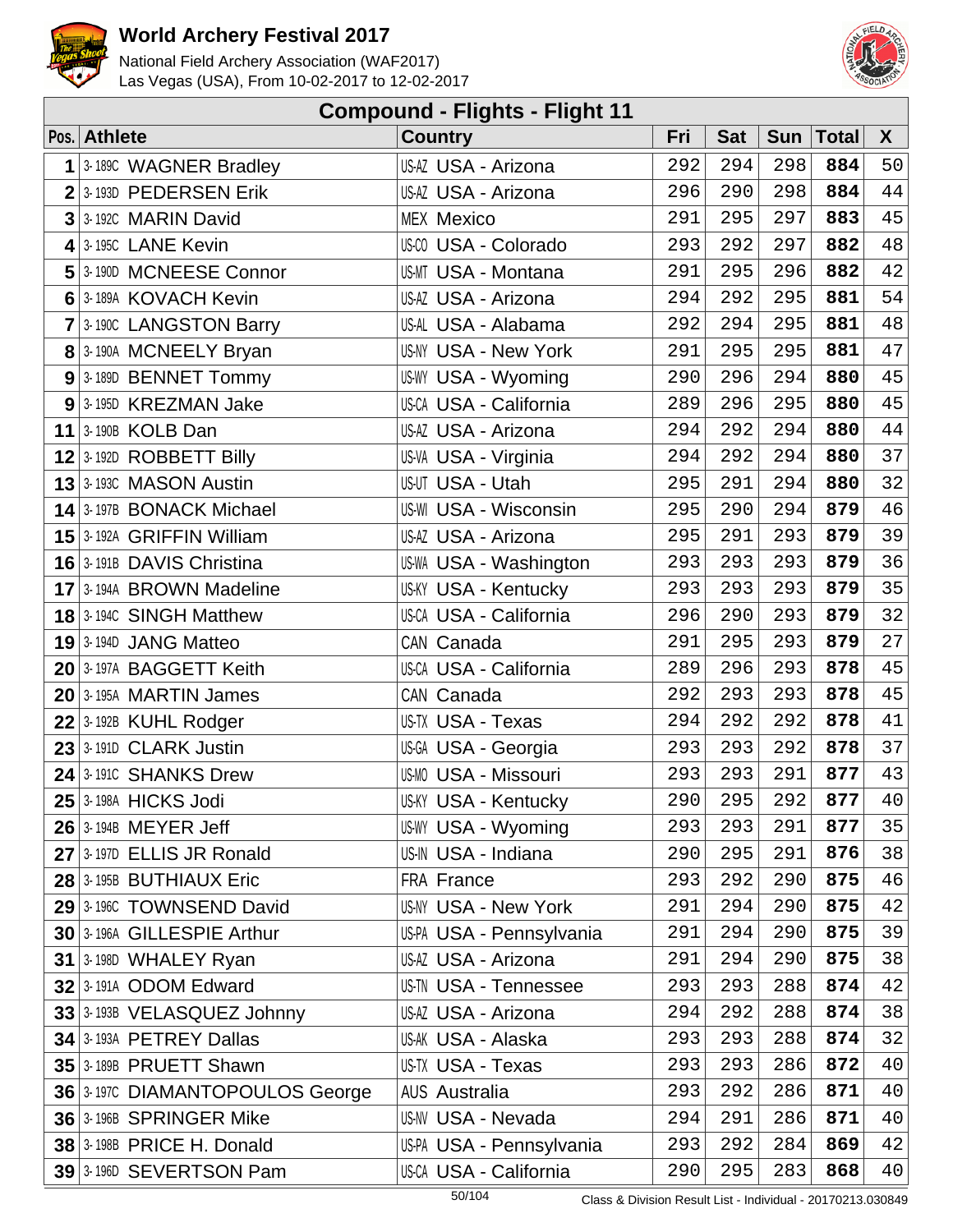# World Archery Festival 2017

National Field Archery Association (WAF2017)
Las Vegas (USA), From 10-02-2017 to 12-02-2017

## Compound - Flights - Flight 11

| Pos. | Athlete | Country | Fri | Sat | Sun | Total | X |
|---|---|---|---|---|---|---|---|
| 1 | 3-189C WAGNER Bradley | US-AZ USA - Arizona | 292 | 294 | 298 | **884** | 50 |
| 2 | 3-193D PEDERSEN Erik | US-AZ USA - Arizona | 296 | 290 | 298 | **884** | 44 |
| 3 | 3-192C MARIN David | MEX Mexico | 291 | 295 | 297 | **883** | 45 |
| 4 | 3-195C LANE Kevin | US-CO USA - Colorado | 293 | 292 | 297 | **882** | 48 |
| 5 | 3-190D MCNEESE Connor | US-MT USA - Montana | 291 | 295 | 296 | **882** | 42 |
| 6 | 3-189A KOVACH Kevin | US-AZ USA - Arizona | 294 | 292 | 295 | **881** | 54 |
| 7 | 3-190C LANGSTON Barry | US-AL USA - Alabama | 292 | 294 | 295 | **881** | 48 |
| 8 | 3-190A MCNEELY Bryan | US-NY USA - New York | 291 | 295 | 295 | **881** | 47 |
| 9 | 3-189D BENNET Tommy | US-WY USA - Wyoming | 290 | 296 | 294 | **880** | 45 |
| 9 | 3-195D KREZMAN Jake | US-CA USA - California | 289 | 296 | 295 | **880** | 45 |
| 11 | 3-190B KOLB Dan | US-AZ USA - Arizona | 294 | 292 | 294 | **880** | 44 |
| 12 | 3-192D ROBBETT Billy | US-VA USA - Virginia | 294 | 292 | 294 | **880** | 37 |
| 13 | 3-193C MASON Austin | US-UT USA - Utah | 295 | 291 | 294 | **880** | 32 |
| 14 | 3-197B BONACK Michael | US-WI USA - Wisconsin | 295 | 290 | 294 | **879** | 46 |
| 15 | 3-192A GRIFFIN William | US-AZ USA - Arizona | 295 | 291 | 293 | **879** | 39 |
| 16 | 3-191B DAVIS Christina | US-WA USA - Washington | 293 | 293 | 293 | **879** | 36 |
| 17 | 3-194A BROWN Madeline | US-KY USA - Kentucky | 293 | 293 | 293 | **879** | 35 |
| 18 | 3-194C SINGH Matthew | US-CA USA - California | 296 | 290 | 293 | **879** | 32 |
| 19 | 3-194D JANG Matteo | CAN Canada | 291 | 295 | 293 | **879** | 27 |
| 20 | 3-197A BAGGETT Keith | US-CA USA - California | 289 | 296 | 293 | **878** | 45 |
| 20 | 3-195A MARTIN James | CAN Canada | 292 | 293 | 293 | **878** | 45 |
| 22 | 3-192B KUHL Rodger | US-TX USA - Texas | 294 | 292 | 292 | **878** | 41 |
| 23 | 3-191D CLARK Justin | US-GA USA - Georgia | 293 | 293 | 292 | **878** | 37 |
| 24 | 3-191C SHANKS Drew | US-MO USA - Missouri | 293 | 293 | 291 | **877** | 43 |
| 25 | 3-198A HICKS Jodi | US-KY USA - Kentucky | 290 | 295 | 292 | **877** | 40 |
| 26 | 3-194B MEYER Jeff | US-WY USA - Wyoming | 293 | 293 | 291 | **877** | 35 |
| 27 | 3-197D ELLIS JR Ronald | US-IN USA - Indiana | 290 | 295 | 291 | **876** | 38 |
| 28 | 3-195B BUTHIAUX Eric | FRA France | 293 | 292 | 290 | **875** | 46 |
| 29 | 3-196C TOWNSEND David | US-NY USA - New York | 291 | 294 | 290 | **875** | 42 |
| 30 | 3-196A GILLESPIE Arthur | US-PA USA - Pennsylvania | 291 | 294 | 290 | **875** | 39 |
| 31 | 3-198D WHALEY Ryan | US-AZ USA - Arizona | 291 | 294 | 290 | **875** | 38 |
| 32 | 3-191A ODOM Edward | US-TN USA - Tennessee | 293 | 293 | 288 | **874** | 42 |
| 33 | 3-193B VELASQUEZ Johnny | US-AZ USA - Arizona | 294 | 292 | 288 | **874** | 38 |
| 34 | 3-193A PETREY Dallas | US-AK USA - Alaska | 293 | 293 | 288 | **874** | 32 |
| 35 | 3-189B PRUETT Shawn | US-TX USA - Texas | 293 | 293 | 286 | **872** | 40 |
| 36 | 3-197C DIAMANTOPOULOS George | AUS Australia | 293 | 292 | 286 | **871** | 40 |
| 36 | 3-196B SPRINGER Mike | US-NV USA - Nevada | 294 | 291 | 286 | **871** | 40 |
| 38 | 3-198B PRICE H. Donald | US-PA USA - Pennsylvania | 293 | 292 | 284 | **869** | 42 |
| 39 | 3-196D SEVERTSON Pam | US-CA USA - California | 290 | 295 | 283 | **868** | 40 |

Class & Division Result List - Individual - 20170213.030849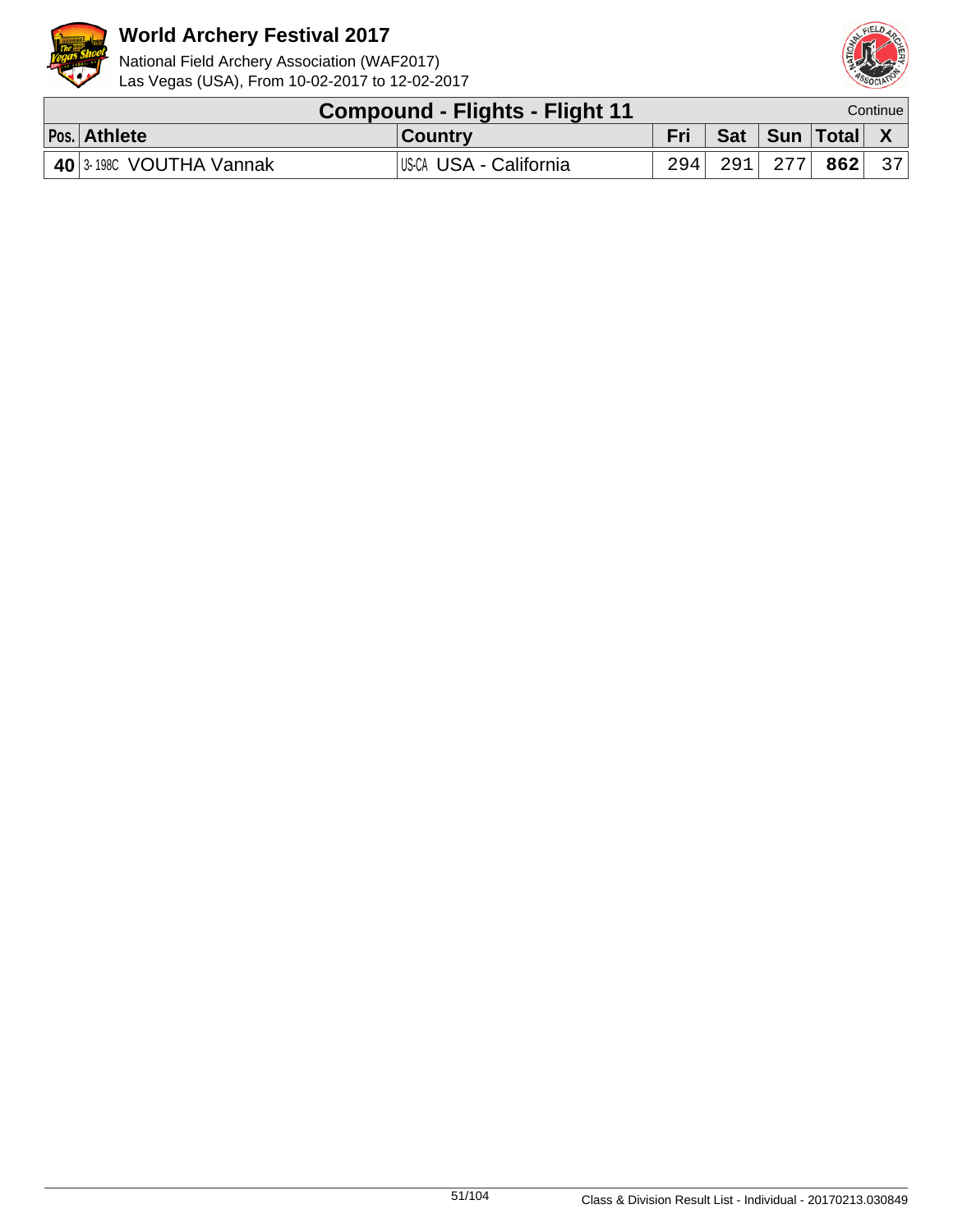# World Archery Festival 2017

National Field Archery Association (WAF2017)
Las Vegas (USA), From 10-02-2017 to 12-02-2017

## Compound - Flights - Flight 11

Continue

| Pos. | Athlete | Country | Fri | Sat | Sun | Total | X |
|---|---|---|---|---|---|---|---|
| **40** | 3-198C VOUTHA Vannak | US-CA USA - California | 294 | 291 | 277 | **862** | 37 |

Class & Division Result List - Individual - 20170213.030849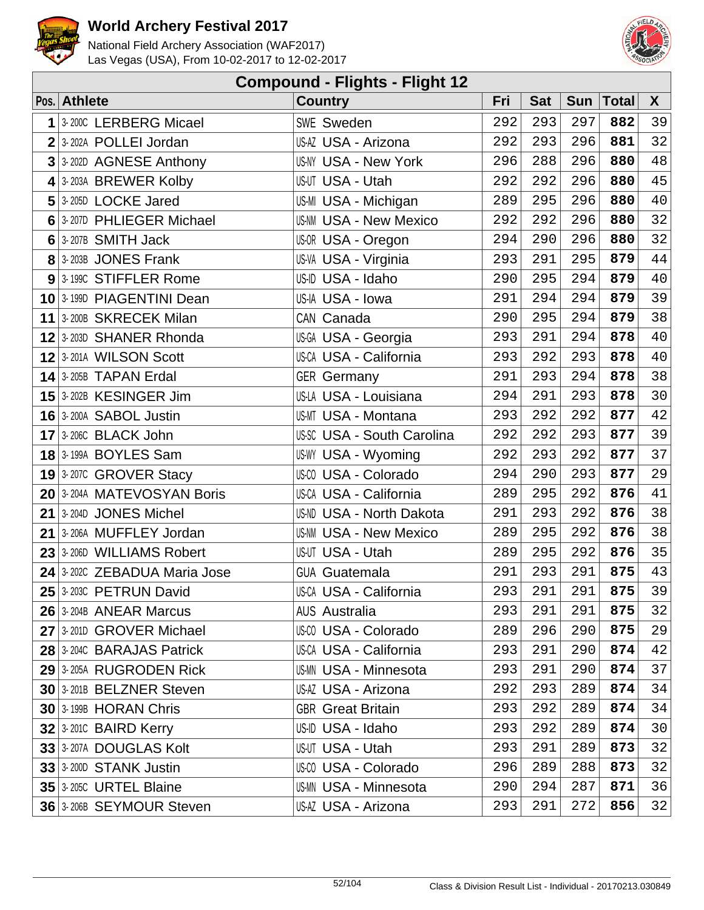# World Archery Festival 2017

National Field Archery Association (WAF2017)
Las Vegas (USA), From 10-02-2017 to 12-02-2017

## Compound - Flights - Flight 12

| Pos. | Athlete | Country | Fri | Sat | Sun | Total | X |
|---|---|---|---|---|---|---|---|
| 1 | 3-200C LERBERG Micael | SWE Sweden | 292 | 293 | 297 | **882** | 39 |
| 2 | 3-202A POLLEI Jordan | US-AZ USA - Arizona | 292 | 293 | 296 | **881** | 32 |
| 3 | 3-202D AGNESE Anthony | US-NY USA - New York | 296 | 288 | 296 | **880** | 48 |
| 4 | 3-203A BREWER Kolby | US-UT USA - Utah | 292 | 292 | 296 | **880** | 45 |
| 5 | 3-205D LOCKE Jared | US-MI USA - Michigan | 289 | 295 | 296 | **880** | 40 |
| 6 | 3-207D PHLIEGER Michael | US-NM USA - New Mexico | 292 | 292 | 296 | **880** | 32 |
| 6 | 3-207B SMITH Jack | US-OR USA - Oregon | 294 | 290 | 296 | **880** | 32 |
| 8 | 3-203B JONES Frank | US-VA USA - Virginia | 293 | 291 | 295 | **879** | 44 |
| 9 | 3-199C STIFFLER Rome | US-ID USA - Idaho | 290 | 295 | 294 | **879** | 40 |
| 10 | 3-199D PIAGENTINI Dean | US-IA USA - Iowa | 291 | 294 | 294 | **879** | 39 |
| 11 | 3-200B SKRECEK Milan | CAN Canada | 290 | 295 | 294 | **879** | 38 |
| 12 | 3-203D SHANER Rhonda | US-GA USA - Georgia | 293 | 291 | 294 | **878** | 40 |
| 12 | 3-201A WILSON Scott | US-CA USA - California | 293 | 292 | 293 | **878** | 40 |
| 14 | 3-205B TAPAN Erdal | GER Germany | 291 | 293 | 294 | **878** | 38 |
| 15 | 3-202B KESINGER Jim | US-LA USA - Louisiana | 294 | 291 | 293 | **878** | 30 |
| 16 | 3-200A SABOL Justin | US-MT USA - Montana | 293 | 292 | 292 | **877** | 42 |
| 17 | 3-206C BLACK John | US-SC USA - South Carolina | 292 | 292 | 293 | **877** | 39 |
| 18 | 3-199A BOYLES Sam | US-WY USA - Wyoming | 292 | 293 | 292 | **877** | 37 |
| 19 | 3-207C GROVER Stacy | US-CO USA - Colorado | 294 | 290 | 293 | **877** | 29 |
| 20 | 3-204A MATEVOSYAN Boris | US-CA USA - California | 289 | 295 | 292 | **876** | 41 |
| 21 | 3-204D JONES Michel | US-ND USA - North Dakota | 291 | 293 | 292 | **876** | 38 |
| 21 | 3-206A MUFFLEY Jordan | US-NM USA - New Mexico | 289 | 295 | 292 | **876** | 38 |
| 23 | 3-206D WILLIAMS Robert | US-UT USA - Utah | 289 | 295 | 292 | **876** | 35 |
| 24 | 3-202C ZEBADUA Maria Jose | GUA Guatemala | 291 | 293 | 291 | **875** | 43 |
| 25 | 3-203C PETRUN David | US-CA USA - California | 293 | 291 | 291 | **875** | 39 |
| 26 | 3-204B ANEAR Marcus | AUS Australia | 293 | 291 | 291 | **875** | 32 |
| 27 | 3-201D GROVER Michael | US-CO USA - Colorado | 289 | 296 | 290 | **875** | 29 |
| 28 | 3-204C BARAJAS Patrick | US-CA USA - California | 293 | 291 | 290 | **874** | 42 |
| 29 | 3-205A RUGRODEN Rick | US-MN USA - Minnesota | 293 | 291 | 290 | **874** | 37 |
| 30 | 3-201B BELZNER Steven | US-AZ USA - Arizona | 292 | 293 | 289 | **874** | 34 |
| 30 | 3-199B HORAN Chris | GBR Great Britain | 293 | 292 | 289 | **874** | 34 |
| 32 | 3-201C BAIRD Kerry | US-ID USA - Idaho | 293 | 292 | 289 | **874** | 30 |
| 33 | 3-207A DOUGLAS Kolt | US-UT USA - Utah | 293 | 291 | 289 | **873** | 32 |
| 33 | 3-200D STANK Justin | US-CO USA - Colorado | 296 | 289 | 288 | **873** | 32 |
| 35 | 3-205C URTEL Blaine | US-MN USA - Minnesota | 290 | 294 | 287 | **871** | 36 |
| 36 | 3-206B SEYMOUR Steven | US-AZ USA - Arizona | 293 | 291 | 272 | **856** | 32 |

Class & Division Result List - Individual - 20170213.030849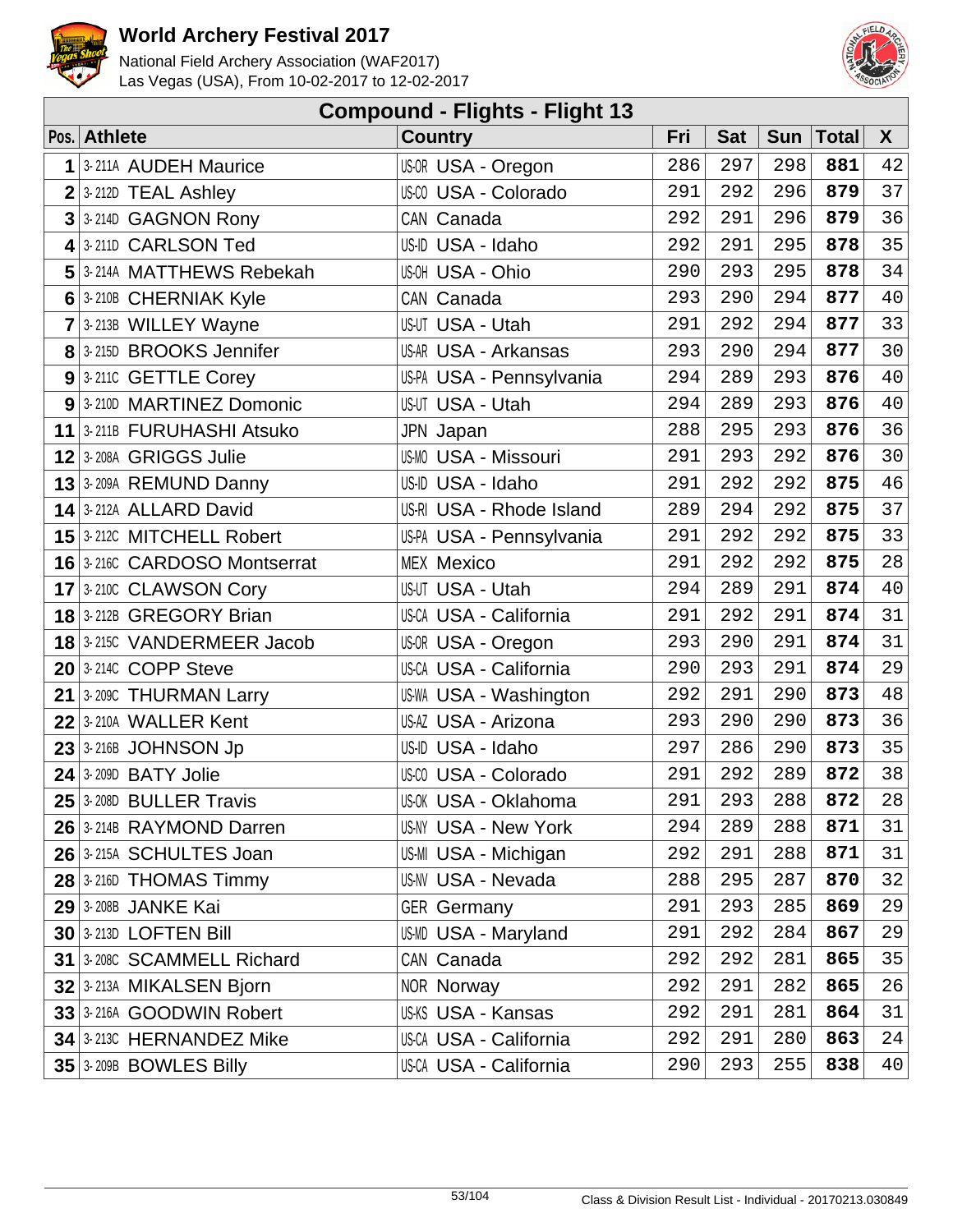# World Archery Festival 2017

National Field Archery Association (WAF2017)
Las Vegas (USA), From 10-02-2017 to 12-02-2017

## Compound - Flights - Flight 13

| Pos. | Athlete | Country | Fri | Sat | Sun | Total | X |
|---|---|---|---|---|---|---|---|
| 1 | 3-211A AUDEH Maurice | US-OR USA - Oregon | 286 | 297 | 298 | **881** | 42 |
| 2 | 3-212D TEAL Ashley | US-CO USA - Colorado | 291 | 292 | 296 | **879** | 37 |
| 3 | 3-214D GAGNON Rony | CAN Canada | 292 | 291 | 296 | **879** | 36 |
| 4 | 3-211D CARLSON Ted | US-ID USA - Idaho | 292 | 291 | 295 | **878** | 35 |
| 5 | 3-214A MATTHEWS Rebekah | US-OH USA - Ohio | 290 | 293 | 295 | **878** | 34 |
| 6 | 3-210B CHERNIAK Kyle | CAN Canada | 293 | 290 | 294 | **877** | 40 |
| 7 | 3-213B WILLEY Wayne | US-UT USA - Utah | 291 | 292 | 294 | **877** | 33 |
| 8 | 3-215D BROOKS Jennifer | US-AR USA - Arkansas | 293 | 290 | 294 | **877** | 30 |
| 9 | 3-211C GETTLE Corey | US-PA USA - Pennsylvania | 294 | 289 | 293 | **876** | 40 |
| 9 | 3-210D MARTINEZ Domonic | US-UT USA - Utah | 294 | 289 | 293 | **876** | 40 |
| 11 | 3-211B FURUHASHI Atsuko | JPN Japan | 288 | 295 | 293 | **876** | 36 |
| 12 | 3-208A GRIGGS Julie | US-MO USA - Missouri | 291 | 293 | 292 | **876** | 30 |
| 13 | 3-209A REMUND Danny | US-ID USA - Idaho | 291 | 292 | 292 | **875** | 46 |
| 14 | 3-212A ALLARD David | US-RI USA - Rhode Island | 289 | 294 | 292 | **875** | 37 |
| 15 | 3-212C MITCHELL Robert | US-PA USA - Pennsylvania | 291 | 292 | 292 | **875** | 33 |
| 16 | 3-216C CARDOSO Montserrat | MEX Mexico | 291 | 292 | 292 | **875** | 28 |
| 17 | 3-210C CLAWSON Cory | US-UT USA - Utah | 294 | 289 | 291 | **874** | 40 |
| 18 | 3-212B GREGORY Brian | US-CA USA - California | 291 | 292 | 291 | **874** | 31 |
| 18 | 3-215C VANDERMEER Jacob | US-OR USA - Oregon | 293 | 290 | 291 | **874** | 31 |
| 20 | 3-214C COPP Steve | US-CA USA - California | 290 | 293 | 291 | **874** | 29 |
| 21 | 3-209C THURMAN Larry | US-WA USA - Washington | 292 | 291 | 290 | **873** | 48 |
| 22 | 3-210A WALLER Kent | US-AZ USA - Arizona | 293 | 290 | 290 | **873** | 36 |
| 23 | 3-216B JOHNSON Jp | US-ID USA - Idaho | 297 | 286 | 290 | **873** | 35 |
| 24 | 3-209D BATY Jolie | US-CO USA - Colorado | 291 | 292 | 289 | **872** | 38 |
| 25 | 3-208D BULLER Travis | US-OK USA - Oklahoma | 291 | 293 | 288 | **872** | 28 |
| 26 | 3-214B RAYMOND Darren | US-NY USA - New York | 294 | 289 | 288 | **871** | 31 |
| 26 | 3-215A SCHULTES Joan | US-MI USA - Michigan | 292 | 291 | 288 | **871** | 31 |
| 28 | 3-216D THOMAS Timmy | US-NV USA - Nevada | 288 | 295 | 287 | **870** | 32 |
| 29 | 3-208B JANKE Kai | GER Germany | 291 | 293 | 285 | **869** | 29 |
| 30 | 3-213D LOFTEN Bill | US-MD USA - Maryland | 291 | 292 | 284 | **867** | 29 |
| 31 | 3-208C SCAMMELL Richard | CAN Canada | 292 | 292 | 281 | **865** | 35 |
| 32 | 3-213A MIKALSEN Bjorn | NOR Norway | 292 | 291 | 282 | **865** | 26 |
| 33 | 3-216A GOODWIN Robert | US-KS USA - Kansas | 292 | 291 | 281 | **864** | 31 |
| 34 | 3-213C HERNANDEZ Mike | US-CA USA - California | 292 | 291 | 280 | **863** | 24 |
| 35 | 3-209B BOWLES Billy | US-CA USA - California | 290 | 293 | 255 | **838** | 40 |

Class & Division Result List - Individual - 20170213.030849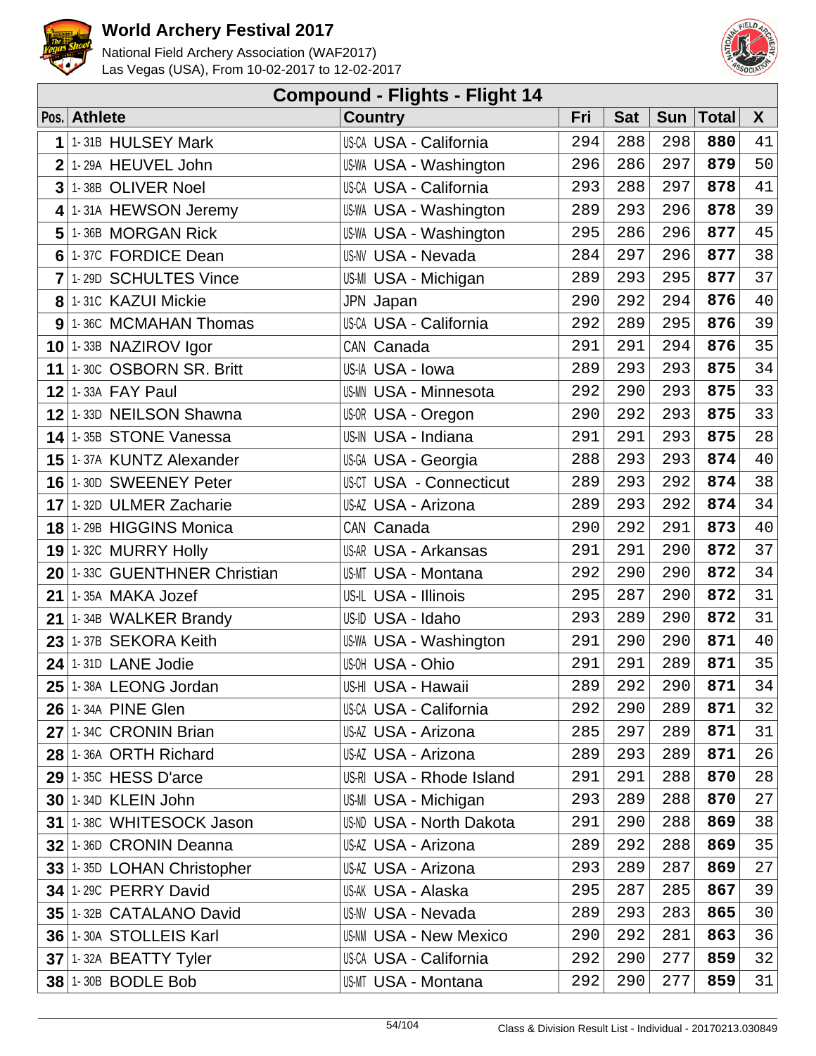# World Archery Festival 2017

National Field Archery Association (WAF2017)
Las Vegas (USA), From 10-02-2017 to 12-02-2017

## Compound - Flights - Flight 14

| Pos. | Athlete | Country | Fri | Sat | Sun | Total | X |
|---|---|---|---|---|---|---|---|
| 1 | 1-31B HULSEY Mark | US-CA USA - California | 294 | 288 | 298 | **880** | 41 |
| 2 | 1-29A HEUVEL John | US-WA USA - Washington | 296 | 286 | 297 | **879** | 50 |
| 3 | 1-38B OLIVER Noel | US-CA USA - California | 293 | 288 | 297 | **878** | 41 |
| 4 | 1-31A HEWSON Jeremy | US-WA USA - Washington | 289 | 293 | 296 | **878** | 39 |
| 5 | 1-36B MORGAN Rick | US-WA USA - Washington | 295 | 286 | 296 | **877** | 45 |
| 6 | 1-37C FORDICE Dean | US-NV USA - Nevada | 284 | 297 | 296 | **877** | 38 |
| 7 | 1-29D SCHULTES Vince | US-MI USA - Michigan | 289 | 293 | 295 | **877** | 37 |
| 8 | 1-31C KAZUI Mickie | JPN Japan | 290 | 292 | 294 | **876** | 40 |
| 9 | 1-36C MCMAHAN Thomas | US-CA USA - California | 292 | 289 | 295 | **876** | 39 |
| 10 | 1-33B NAZIROV Igor | CAN Canada | 291 | 291 | 294 | **876** | 35 |
| 11 | 1-30C OSBORN SR. Britt | US-IA USA - Iowa | 289 | 293 | 293 | **875** | 34 |
| 12 | 1-33A FAY Paul | US-MN USA - Minnesota | 292 | 290 | 293 | **875** | 33 |
| 12 | 1-33D NEILSON Shawna | US-OR USA - Oregon | 290 | 292 | 293 | **875** | 33 |
| 14 | 1-35B STONE Vanessa | US-IN USA - Indiana | 291 | 291 | 293 | **875** | 28 |
| 15 | 1-37A KUNTZ Alexander | US-GA USA - Georgia | 288 | 293 | 293 | **874** | 40 |
| 16 | 1-30D SWEENEY Peter | US-CT USA - Connecticut | 289 | 293 | 292 | **874** | 38 |
| 17 | 1-32D ULMER Zacharie | US-AZ USA - Arizona | 289 | 293 | 292 | **874** | 34 |
| 18 | 1-29B HIGGINS Monica | CAN Canada | 290 | 292 | 291 | **873** | 40 |
| 19 | 1-32C MURRY Holly | US-AR USA - Arkansas | 291 | 291 | 290 | **872** | 37 |
| 20 | 1-33C GUENTHNER Christian | US-MT USA - Montana | 292 | 290 | 290 | **872** | 34 |
| 21 | 1-35A MAKA Jozef | US-IL USA - Illinois | 295 | 287 | 290 | **872** | 31 |
| 21 | 1-34B WALKER Brandy | US-ID USA - Idaho | 293 | 289 | 290 | **872** | 31 |
| 23 | 1-37B SEKORA Keith | US-WA USA - Washington | 291 | 290 | 290 | **871** | 40 |
| 24 | 1-31D LANE Jodie | US-OH USA - Ohio | 291 | 291 | 289 | **871** | 35 |
| 25 | 1-38A LEONG Jordan | US-HI USA - Hawaii | 289 | 292 | 290 | **871** | 34 |
| 26 | 1-34A PINE Glen | US-CA USA - California | 292 | 290 | 289 | **871** | 32 |
| 27 | 1-34C CRONIN Brian | US-AZ USA - Arizona | 285 | 297 | 289 | **871** | 31 |
| 28 | 1-36A ORTH Richard | US-AZ USA - Arizona | 289 | 293 | 289 | **871** | 26 |
| 29 | 1-35C HESS D'arce | US-RI USA - Rhode Island | 291 | 291 | 288 | **870** | 28 |
| 30 | 1-34D KLEIN John | US-MI USA - Michigan | 293 | 289 | 288 | **870** | 27 |
| 31 | 1-38C WHITESOCK Jason | US-ND USA - North Dakota | 291 | 290 | 288 | **869** | 38 |
| 32 | 1-36D CRONIN Deanna | US-AZ USA - Arizona | 289 | 292 | 288 | **869** | 35 |
| 33 | 1-35D LOHAN Christopher | US-AZ USA - Arizona | 293 | 289 | 287 | **869** | 27 |
| 34 | 1-29C PERRY David | US-AK USA - Alaska | 295 | 287 | 285 | **867** | 39 |
| 35 | 1-32B CATALANO David | US-NV USA - Nevada | 289 | 293 | 283 | **865** | 30 |
| 36 | 1-30A STOLLEIS Karl | US-NM USA - New Mexico | 290 | 292 | 281 | **863** | 36 |
| 37 | 1-32A BEATTY Tyler | US-CA USA - California | 292 | 290 | 277 | **859** | 32 |
| 38 | 1-30B BODLE Bob | US-MT USA - Montana | 292 | 290 | 277 | **859** | 31 |

Class & Division Result List - Individual - 20170213.030849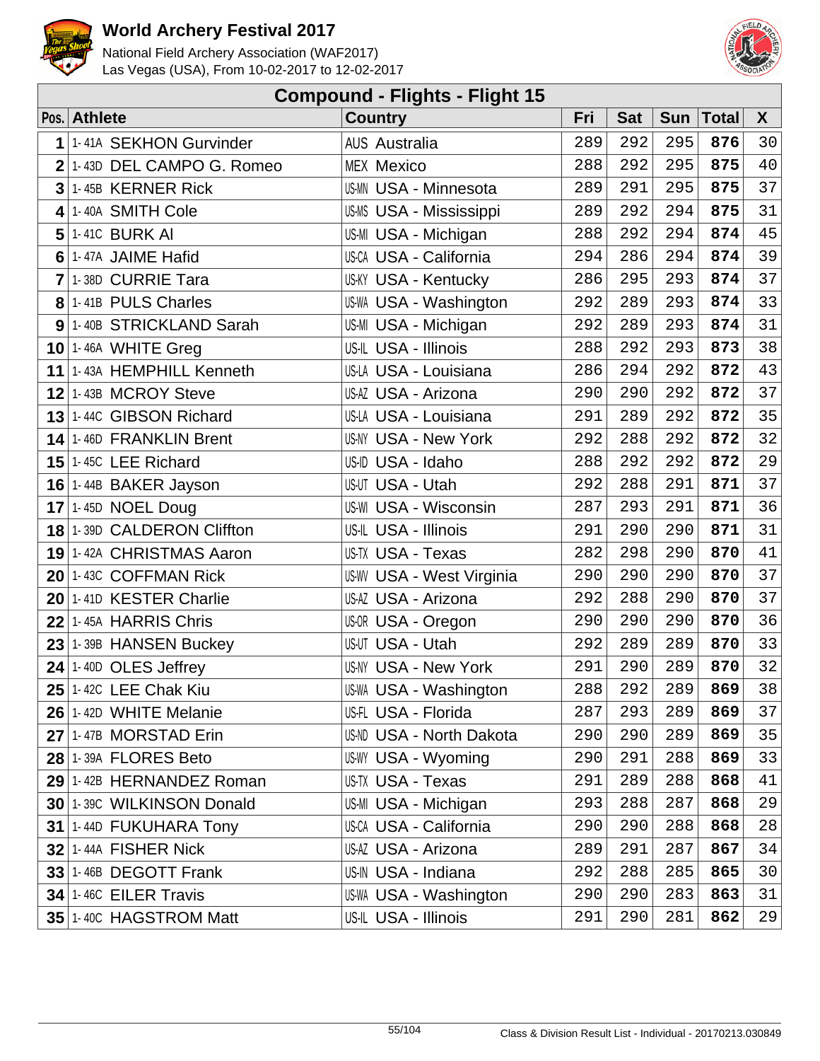# World Archery Festival 2017

National Field Archery Association (WAF2017)
Las Vegas (USA), From 10-02-2017 to 12-02-2017

## Compound - Flights - Flight 15

| Pos. | | Athlete | Country | | Fri | Sat | Sun | Total | X |
|---|---|---|---|---|---|---|---|---|---|
| 1 | 1-41A | SEKHON Gurvinder | AUS | Australia | 289 | 292 | 295 | **876** | 30 |
| 2 | 1-43D | DEL CAMPO G. Romeo | MEX | Mexico | 288 | 292 | 295 | **875** | 40 |
| 3 | 1-45B | KERNER Rick | US-MN | USA - Minnesota | 289 | 291 | 295 | **875** | 37 |
| 4 | 1-40A | SMITH Cole | US-MS | USA - Mississippi | 289 | 292 | 294 | **875** | 31 |
| 5 | 1-41C | BURK Al | US-MI | USA - Michigan | 288 | 292 | 294 | **874** | 45 |
| 6 | 1-47A | JAIME Hafid | US-CA | USA - California | 294 | 286 | 294 | **874** | 39 |
| 7 | 1-38D | CURRIE Tara | US-KY | USA - Kentucky | 286 | 295 | 293 | **874** | 37 |
| 8 | 1-41B | PULS Charles | US-WA | USA - Washington | 292 | 289 | 293 | **874** | 33 |
| 9 | 1-40B | STRICKLAND Sarah | US-MI | USA - Michigan | 292 | 289 | 293 | **874** | 31 |
| 10 | 1-46A | WHITE Greg | US-IL | USA - Illinois | 288 | 292 | 293 | **873** | 38 |
| 11 | 1-43A | HEMPHILL Kenneth | US-LA | USA - Louisiana | 286 | 294 | 292 | **872** | 43 |
| 12 | 1-43B | MCROY Steve | US-AZ | USA - Arizona | 290 | 290 | 292 | **872** | 37 |
| 13 | 1-44C | GIBSON Richard | US-LA | USA - Louisiana | 291 | 289 | 292 | **872** | 35 |
| 14 | 1-46D | FRANKLIN Brent | US-NY | USA - New York | 292 | 288 | 292 | **872** | 32 |
| 15 | 1-45C | LEE Richard | US-ID | USA - Idaho | 288 | 292 | 292 | **872** | 29 |
| 16 | 1-44B | BAKER Jayson | US-UT | USA - Utah | 292 | 288 | 291 | **871** | 37 |
| 17 | 1-45D | NOEL Doug | US-WI | USA - Wisconsin | 287 | 293 | 291 | **871** | 36 |
| 18 | 1-39D | CALDERON Cliffton | US-IL | USA - Illinois | 291 | 290 | 290 | **871** | 31 |
| 19 | 1-42A | CHRISTMAS Aaron | US-TX | USA - Texas | 282 | 298 | 290 | **870** | 41 |
| 20 | 1-43C | COFFMAN Rick | US-WV | USA - West Virginia | 290 | 290 | 290 | **870** | 37 |
| 20 | 1-41D | KESTER Charlie | US-AZ | USA - Arizona | 292 | 288 | 290 | **870** | 37 |
| 22 | 1-45A | HARRIS Chris | US-OR | USA - Oregon | 290 | 290 | 290 | **870** | 36 |
| 23 | 1-39B | HANSEN Buckey | US-UT | USA - Utah | 292 | 289 | 289 | **870** | 33 |
| 24 | 1-40D | OLES Jeffrey | US-NY | USA - New York | 291 | 290 | 289 | **870** | 32 |
| 25 | 1-42C | LEE Chak Kiu | US-WA | USA - Washington | 288 | 292 | 289 | **869** | 38 |
| 26 | 1-42D | WHITE Melanie | US-FL | USA - Florida | 287 | 293 | 289 | **869** | 37 |
| 27 | 1-47B | MORSTAD Erin | US-ND | USA - North Dakota | 290 | 290 | 289 | **869** | 35 |
| 28 | 1-39A | FLORES Beto | US-WY | USA - Wyoming | 290 | 291 | 288 | **869** | 33 |
| 29 | 1-42B | HERNANDEZ Roman | US-TX | USA - Texas | 291 | 289 | 288 | **868** | 41 |
| 30 | 1-39C | WILKINSON Donald | US-MI | USA - Michigan | 293 | 288 | 287 | **868** | 29 |
| 31 | 1-44D | FUKUHARA Tony | US-CA | USA - California | 290 | 290 | 288 | **868** | 28 |
| 32 | 1-44A | FISHER Nick | US-AZ | USA - Arizona | 289 | 291 | 287 | **867** | 34 |
| 33 | 1-46B | DEGOTT Frank | US-IN | USA - Indiana | 292 | 288 | 285 | **865** | 30 |
| 34 | 1-46C | EILER Travis | US-WA | USA - Washington | 290 | 290 | 283 | **863** | 31 |
| 35 | 1-40C | HAGSTROM Matt | US-IL | USA - Illinois | 291 | 290 | 281 | **862** | 29 |

Class & Division Result List - Individual - 20170213.030849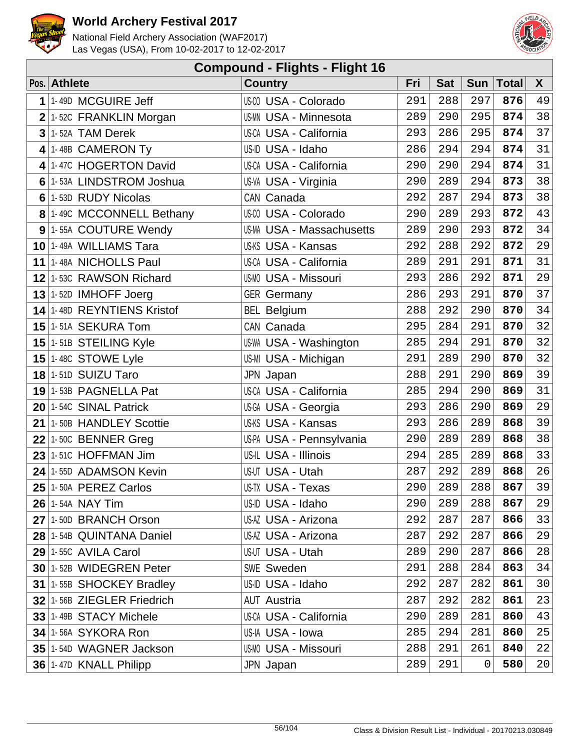# World Archery Festival 2017

National Field Archery Association (WAF2017)
Las Vegas (USA), From 10-02-2017 to 12-02-2017

## Compound - Flights - Flight 16

| Pos. | Athlete | Country | Fri | Sat | Sun | Total | X |
|---|---|---|---|---|---|---|---|
| 1 | 1-49D MCGUIRE Jeff | US-CO USA - Colorado | 291 | 288 | 297 | **876** | 49 |
| 2 | 1-52C FRANKLIN Morgan | US-MN USA - Minnesota | 289 | 290 | 295 | **874** | 38 |
| 3 | 1-52A TAM Derek | US-CA USA - California | 293 | 286 | 295 | **874** | 37 |
| 4 | 1-48B CAMERON Ty | US-ID USA - Idaho | 286 | 294 | 294 | **874** | 31 |
| 4 | 1-47C HOGERTON David | US-CA USA - California | 290 | 290 | 294 | **874** | 31 |
| 6 | 1-53A LINDSTROM Joshua | US-VA USA - Virginia | 290 | 289 | 294 | **873** | 38 |
| 6 | 1-53D RUDY Nicolas | CAN Canada | 292 | 287 | 294 | **873** | 38 |
| 8 | 1-49C MCCONNELL Bethany | US-CO USA - Colorado | 290 | 289 | 293 | **872** | 43 |
| 9 | 1-55A COUTURE Wendy | US-MA USA - Massachusetts | 289 | 290 | 293 | **872** | 34 |
| 10 | 1-49A WILLIAMS Tara | US-KS USA - Kansas | 292 | 288 | 292 | **872** | 29 |
| 11 | 1-48A NICHOLLS Paul | US-CA USA - California | 289 | 291 | 291 | **871** | 31 |
| 12 | 1-53C RAWSON Richard | US-MO USA - Missouri | 293 | 286 | 292 | **871** | 29 |
| 13 | 1-52D IMHOFF Joerg | GER Germany | 286 | 293 | 291 | **870** | 37 |
| 14 | 1-48D REYNTIENS Kristof | BEL Belgium | 288 | 292 | 290 | **870** | 34 |
| 15 | 1-51A SEKURA Tom | CAN Canada | 295 | 284 | 291 | **870** | 32 |
| 15 | 1-51B STEILING Kyle | US-WA USA - Washington | 285 | 294 | 291 | **870** | 32 |
| 15 | 1-48C STOWE Lyle | US-MI USA - Michigan | 291 | 289 | 290 | **870** | 32 |
| 18 | 1-51D SUIZU Taro | JPN Japan | 288 | 291 | 290 | **869** | 39 |
| 19 | 1-53B PAGNELLA Pat | US-CA USA - California | 285 | 294 | 290 | **869** | 31 |
| 20 | 1-54C SINAL Patrick | US-GA USA - Georgia | 293 | 286 | 290 | **869** | 29 |
| 21 | 1-50B HANDLEY Scottie | US-KS USA - Kansas | 293 | 286 | 289 | **868** | 39 |
| 22 | 1-50C BENNER Greg | US-PA USA - Pennsylvania | 290 | 289 | 289 | **868** | 38 |
| 23 | 1-51C HOFFMAN Jim | US-IL USA - Illinois | 294 | 285 | 289 | **868** | 33 |
| 24 | 1-55D ADAMSON Kevin | US-UT USA - Utah | 287 | 292 | 289 | **868** | 26 |
| 25 | 1-50A PEREZ Carlos | US-TX USA - Texas | 290 | 289 | 288 | **867** | 39 |
| 26 | 1-54A NAY Tim | US-ID USA - Idaho | 290 | 289 | 288 | **867** | 29 |
| 27 | 1-50D BRANCH Orson | US-AZ USA - Arizona | 292 | 287 | 287 | **866** | 33 |
| 28 | 1-54B QUINTANA Daniel | US-AZ USA - Arizona | 287 | 292 | 287 | **866** | 29 |
| 29 | 1-55C AVILA Carol | US-UT USA - Utah | 289 | 290 | 287 | **866** | 28 |
| 30 | 1-52B WIDEGREN Peter | SWE Sweden | 291 | 288 | 284 | **863** | 34 |
| 31 | 1-55B SHOCKEY Bradley | US-ID USA - Idaho | 292 | 287 | 282 | **861** | 30 |
| 32 | 1-56B ZIEGLER Friedrich | AUT Austria | 287 | 292 | 282 | **861** | 23 |
| 33 | 1-49B STACY Michele | US-CA USA - California | 290 | 289 | 281 | **860** | 43 |
| 34 | 1-56A SYKORA Ron | US-IA USA - Iowa | 285 | 294 | 281 | **860** | 25 |
| 35 | 1-54D WAGNER Jackson | US-MO USA - Missouri | 288 | 291 | 261 | **840** | 22 |
| 36 | 1-47D KNALL Philipp | JPN Japan | 289 | 291 | 0 | **580** | 20 |

Class & Division Result List - Individual - 20170213.030849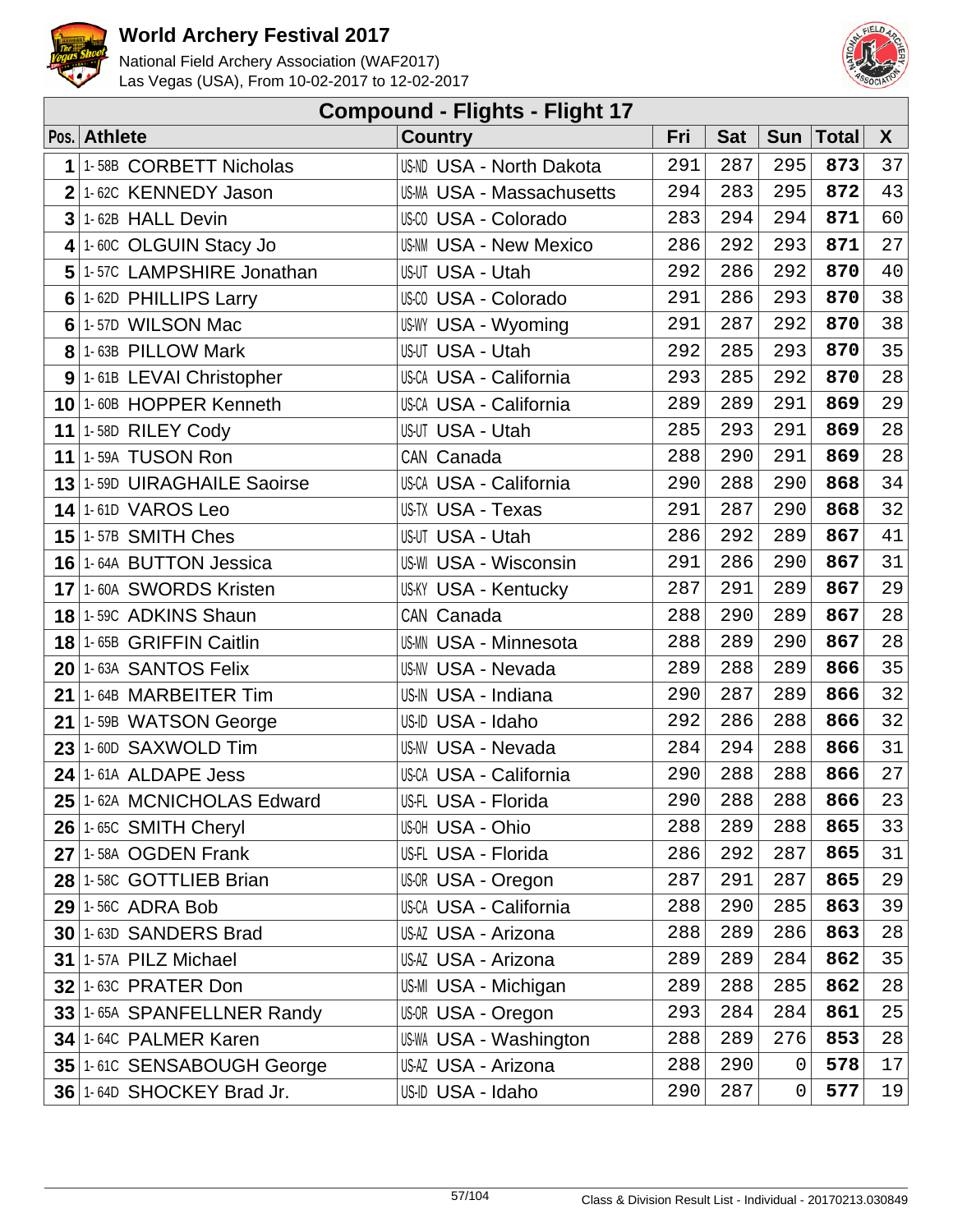# World Archery Festival 2017

National Field Archery Association (WAF2017)
Las Vegas (USA), From 10-02-2017 to 12-02-2017

## Compound - Flights - Flight 17

| Pos. | Athlete | Country | Fri | Sat | Sun | Total | X |
|---|---|---|---|---|---|---|---|
| 1 | 1-58B CORBETT Nicholas | US-ND USA - North Dakota | 291 | 287 | 295 | **873** | 37 |
| 2 | 1-62C KENNEDY Jason | US-MA USA - Massachusetts | 294 | 283 | 295 | **872** | 43 |
| 3 | 1-62B HALL Devin | US-CO USA - Colorado | 283 | 294 | 294 | **871** | 60 |
| 4 | 1-60C OLGUIN Stacy Jo | US-NM USA - New Mexico | 286 | 292 | 293 | **871** | 27 |
| 5 | 1-57C LAMPSHIRE Jonathan | US-UT USA - Utah | 292 | 286 | 292 | **870** | 40 |
| 6 | 1-62D PHILLIPS Larry | US-CO USA - Colorado | 291 | 286 | 293 | **870** | 38 |
| 6 | 1-57D WILSON Mac | US-WY USA - Wyoming | 291 | 287 | 292 | **870** | 38 |
| 8 | 1-63B PILLOW Mark | US-UT USA - Utah | 292 | 285 | 293 | **870** | 35 |
| 9 | 1-61B LEVAI Christopher | US-CA USA - California | 293 | 285 | 292 | **870** | 28 |
| 10 | 1-60B HOPPER Kenneth | US-CA USA - California | 289 | 289 | 291 | **869** | 29 |
| 11 | 1-58D RILEY Cody | US-UT USA - Utah | 285 | 293 | 291 | **869** | 28 |
| 11 | 1-59A TUSON Ron | CAN Canada | 288 | 290 | 291 | **869** | 28 |
| 13 | 1-59D UIRAGHAILE Saoirse | US-CA USA - California | 290 | 288 | 290 | **868** | 34 |
| 14 | 1-61D VAROS Leo | US-TX USA - Texas | 291 | 287 | 290 | **868** | 32 |
| 15 | 1-57B SMITH Ches | US-UT USA - Utah | 286 | 292 | 289 | **867** | 41 |
| 16 | 1-64A BUTTON Jessica | US-WI USA - Wisconsin | 291 | 286 | 290 | **867** | 31 |
| 17 | 1-60A SWORDS Kristen | US-KY USA - Kentucky | 287 | 291 | 289 | **867** | 29 |
| 18 | 1-59C ADKINS Shaun | CAN Canada | 288 | 290 | 289 | **867** | 28 |
| 18 | 1-65B GRIFFIN Caitlin | US-MN USA - Minnesota | 288 | 289 | 290 | **867** | 28 |
| 20 | 1-63A SANTOS Felix | US-NV USA - Nevada | 289 | 288 | 289 | **866** | 35 |
| 21 | 1-64B MARBEITER Tim | US-IN USA - Indiana | 290 | 287 | 289 | **866** | 32 |
| 21 | 1-59B WATSON George | US-ID USA - Idaho | 292 | 286 | 288 | **866** | 32 |
| 23 | 1-60D SAXWOLD Tim | US-NV USA - Nevada | 284 | 294 | 288 | **866** | 31 |
| 24 | 1-61A ALDAPE Jess | US-CA USA - California | 290 | 288 | 288 | **866** | 27 |
| 25 | 1-62A MCNICHOLAS Edward | US-FL USA - Florida | 290 | 288 | 288 | **866** | 23 |
| 26 | 1-65C SMITH Cheryl | US-OH USA - Ohio | 288 | 289 | 288 | **865** | 33 |
| 27 | 1-58A OGDEN Frank | US-FL USA - Florida | 286 | 292 | 287 | **865** | 31 |
| 28 | 1-58C GOTTLIEB Brian | US-OR USA - Oregon | 287 | 291 | 287 | **865** | 29 |
| 29 | 1-56C ADRA Bob | US-CA USA - California | 288 | 290 | 285 | **863** | 39 |
| 30 | 1-63D SANDERS Brad | US-AZ USA - Arizona | 288 | 289 | 286 | **863** | 28 |
| 31 | 1-57A PILZ Michael | US-AZ USA - Arizona | 289 | 289 | 284 | **862** | 35 |
| 32 | 1-63C PRATER Don | US-MI USA - Michigan | 289 | 288 | 285 | **862** | 28 |
| 33 | 1-65A SPANFELLNER Randy | US-OR USA - Oregon | 293 | 284 | 284 | **861** | 25 |
| 34 | 1-64C PALMER Karen | US-WA USA - Washington | 288 | 289 | 276 | **853** | 28 |
| 35 | 1-61C SENSABOUGH George | US-AZ USA - Arizona | 288 | 290 | 0 | **578** | 17 |
| 36 | 1-64D SHOCKEY Brad Jr. | US-ID USA - Idaho | 290 | 287 | 0 | **577** | 19 |

Class & Division Result List - Individual - 20170213.030849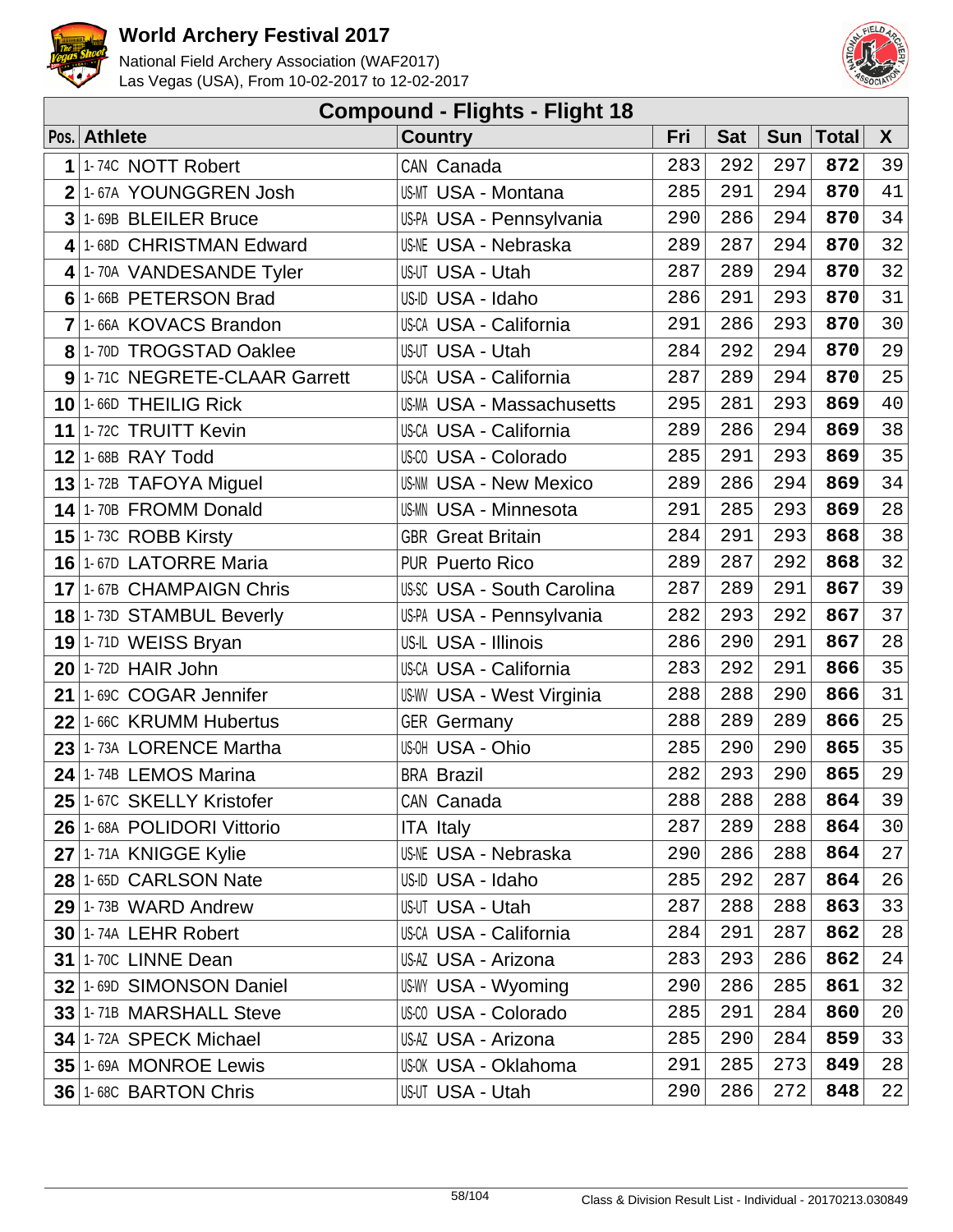# World Archery Festival 2017

National Field Archery Association (WAF2017)
Las Vegas (USA), From 10-02-2017 to 12-02-2017

## Compound - Flights - Flight 18

| Pos. | Athlete | Country | Fri | Sat | Sun | Total | X |
|---|---|---|---|---|---|---|---|
| 1 | 1-74C NOTT Robert | CAN Canada | 283 | 292 | 297 | **872** | 39 |
| 2 | 1-67A YOUNGGREN Josh | US-MT USA - Montana | 285 | 291 | 294 | **870** | 41 |
| 3 | 1-69B BLEILER Bruce | US-PA USA - Pennsylvania | 290 | 286 | 294 | **870** | 34 |
| 4 | 1-68D CHRISTMAN Edward | US-NE USA - Nebraska | 289 | 287 | 294 | **870** | 32 |
| 4 | 1-70A VANDESANDE Tyler | US-UT USA - Utah | 287 | 289 | 294 | **870** | 32 |
| 6 | 1-66B PETERSON Brad | US-ID USA - Idaho | 286 | 291 | 293 | **870** | 31 |
| 7 | 1-66A KOVACS Brandon | US-CA USA - California | 291 | 286 | 293 | **870** | 30 |
| 8 | 1-70D TROGSTAD Oaklee | US-UT USA - Utah | 284 | 292 | 294 | **870** | 29 |
| 9 | 1-71C NEGRETE-CLAAR Garrett | US-CA USA - California | 287 | 289 | 294 | **870** | 25 |
| 10 | 1-66D THEILIG Rick | US-MA USA - Massachusetts | 295 | 281 | 293 | **869** | 40 |
| 11 | 1-72C TRUITT Kevin | US-CA USA - California | 289 | 286 | 294 | **869** | 38 |
| 12 | 1-68B RAY Todd | US-CO USA - Colorado | 285 | 291 | 293 | **869** | 35 |
| 13 | 1-72B TAFOYA Miguel | US-NM USA - New Mexico | 289 | 286 | 294 | **869** | 34 |
| 14 | 1-70B FROMM Donald | US-MN USA - Minnesota | 291 | 285 | 293 | **869** | 28 |
| 15 | 1-73C ROBB Kirsty | GBR Great Britain | 284 | 291 | 293 | **868** | 38 |
| 16 | 1-67D LATORRE Maria | PUR Puerto Rico | 289 | 287 | 292 | **868** | 32 |
| 17 | 1-67B CHAMPAIGN Chris | US-SC USA - South Carolina | 287 | 289 | 291 | **867** | 39 |
| 18 | 1-73D STAMBUL Beverly | US-PA USA - Pennsylvania | 282 | 293 | 292 | **867** | 37 |
| 19 | 1-71D WEISS Bryan | US-IL USA - Illinois | 286 | 290 | 291 | **867** | 28 |
| 20 | 1-72D HAIR John | US-CA USA - California | 283 | 292 | 291 | **866** | 35 |
| 21 | 1-69C COGAR Jennifer | US-WV USA - West Virginia | 288 | 288 | 290 | **866** | 31 |
| 22 | 1-66C KRUMM Hubertus | GER Germany | 288 | 289 | 289 | **866** | 25 |
| 23 | 1-73A LORENCE Martha | US-OH USA - Ohio | 285 | 290 | 290 | **865** | 35 |
| 24 | 1-74B LEMOS Marina | BRA Brazil | 282 | 293 | 290 | **865** | 29 |
| 25 | 1-67C SKELLY Kristofer | CAN Canada | 288 | 288 | 288 | **864** | 39 |
| 26 | 1-68A POLIDORI Vittorio | ITA Italy | 287 | 289 | 288 | **864** | 30 |
| 27 | 1-71A KNIGGE Kylie | US-NE USA - Nebraska | 290 | 286 | 288 | **864** | 27 |
| 28 | 1-65D CARLSON Nate | US-ID USA - Idaho | 285 | 292 | 287 | **864** | 26 |
| 29 | 1-73B WARD Andrew | US-UT USA - Utah | 287 | 288 | 288 | **863** | 33 |
| 30 | 1-74A LEHR Robert | US-CA USA - California | 284 | 291 | 287 | **862** | 28 |
| 31 | 1-70C LINNE Dean | US-AZ USA - Arizona | 283 | 293 | 286 | **862** | 24 |
| 32 | 1-69D SIMONSON Daniel | US-WY USA - Wyoming | 290 | 286 | 285 | **861** | 32 |
| 33 | 1-71B MARSHALL Steve | US-CO USA - Colorado | 285 | 291 | 284 | **860** | 20 |
| 34 | 1-72A SPECK Michael | US-AZ USA - Arizona | 285 | 290 | 284 | **859** | 33 |
| 35 | 1-69A MONROE Lewis | US-OK USA - Oklahoma | 291 | 285 | 273 | **849** | 28 |
| 36 | 1-68C BARTON Chris | US-UT USA - Utah | 290 | 286 | 272 | **848** | 22 |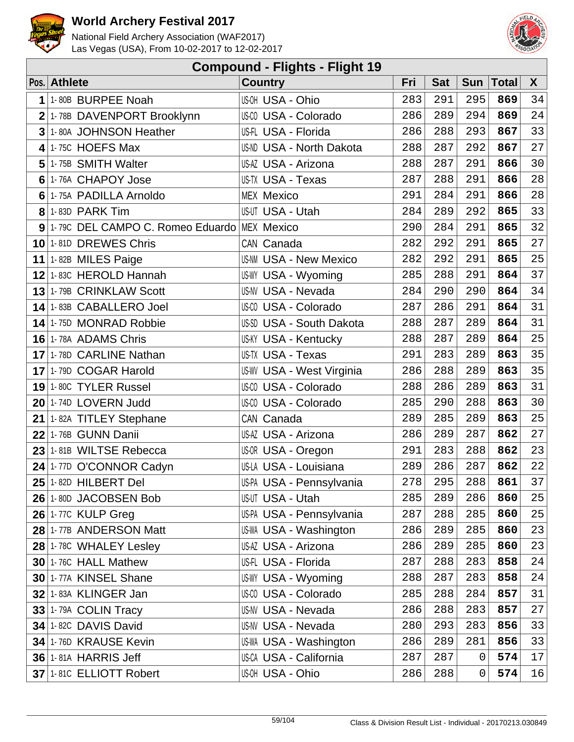# World Archery Festival 2017

National Field Archery Association (WAF2017)
Las Vegas (USA), From 10-02-2017 to 12-02-2017

## Compound - Flights - Flight 19

| Pos. | Athlete | Country | Fri | Sat | Sun | Total | X |
|---|---|---|---|---|---|---|---|
| 1 | 1-80B BURPEE Noah | US-OH USA - Ohio | 283 | 291 | 295 | **869** | 34 |
| 2 | 1-78B DAVENPORT Brooklynn | US-CO USA - Colorado | 286 | 289 | 294 | **869** | 24 |
| 3 | 1-80A JOHNSON Heather | US-FL USA - Florida | 286 | 288 | 293 | **867** | 33 |
| 4 | 1-75C HOEFS Max | US-ND USA - North Dakota | 288 | 287 | 292 | **867** | 27 |
| 5 | 1-75B SMITH Walter | US-AZ USA - Arizona | 288 | 287 | 291 | **866** | 30 |
| 6 | 1-76A CHAPOY Jose | US-TX USA - Texas | 287 | 288 | 291 | **866** | 28 |
| 6 | 1-75A PADILLA Arnoldo | MEX Mexico | 291 | 284 | 291 | **866** | 28 |
| 8 | 1-83D PARK Tim | US-UT USA - Utah | 284 | 289 | 292 | **865** | 33 |
| 9 | 1-79C DEL CAMPO C. Romeo Eduardo | MEX Mexico | 290 | 284 | 291 | **865** | 32 |
| 10 | 1-81D DREWES Chris | CAN Canada | 282 | 292 | 291 | **865** | 27 |
| 11 | 1-82B MILES Paige | US-NM USA - New Mexico | 282 | 292 | 291 | **865** | 25 |
| 12 | 1-83C HEROLD Hannah | US-WY USA - Wyoming | 285 | 288 | 291 | **864** | 37 |
| 13 | 1-79B CRINKLAW Scott | US-NV USA - Nevada | 284 | 290 | 290 | **864** | 34 |
| 14 | 1-83B CABALLERO Joel | US-CO USA - Colorado | 287 | 286 | 291 | **864** | 31 |
| 14 | 1-75D MONRAD Robbie | US-SD USA - South Dakota | 288 | 287 | 289 | **864** | 31 |
| 16 | 1-78A ADAMS Chris | US-KY USA - Kentucky | 288 | 287 | 289 | **864** | 25 |
| 17 | 1-78D CARLINE Nathan | US-TX USA - Texas | 291 | 283 | 289 | **863** | 35 |
| 17 | 1-79D COGAR Harold | US-WV USA - West Virginia | 286 | 288 | 289 | **863** | 35 |
| 19 | 1-80C TYLER Russel | US-CO USA - Colorado | 288 | 286 | 289 | **863** | 31 |
| 20 | 1-74D LOVERN Judd | US-CO USA - Colorado | 285 | 290 | 288 | **863** | 30 |
| 21 | 1-82A TITLEY Stephane | CAN Canada | 289 | 285 | 289 | **863** | 25 |
| 22 | 1-76B GUNN Danii | US-AZ USA - Arizona | 286 | 289 | 287 | **862** | 27 |
| 23 | 1-81B WILTSE Rebecca | US-OR USA - Oregon | 291 | 283 | 288 | **862** | 23 |
| 24 | 1-77D O'CONNOR Cadyn | US-LA USA - Louisiana | 289 | 286 | 287 | **862** | 22 |
| 25 | 1-82D HILBERT Del | US-PA USA - Pennsylvania | 278 | 295 | 288 | **861** | 37 |
| 26 | 1-80D JACOBSEN Bob | US-UT USA - Utah | 285 | 289 | 286 | **860** | 25 |
| 26 | 1-77C KULP Greg | US-PA USA - Pennsylvania | 287 | 288 | 285 | **860** | 25 |
| 28 | 1-77B ANDERSON Matt | US-WA USA - Washington | 286 | 289 | 285 | **860** | 23 |
| 28 | 1-78C WHALEY Lesley | US-AZ USA - Arizona | 286 | 289 | 285 | **860** | 23 |
| 30 | 1-76C HALL Mathew | US-FL USA - Florida | 287 | 288 | 283 | **858** | 24 |
| 30 | 1-77A KINSEL Shane | US-WY USA - Wyoming | 288 | 287 | 283 | **858** | 24 |
| 32 | 1-83A KLINGER Jan | US-CO USA - Colorado | 285 | 288 | 284 | **857** | 31 |
| 33 | 1-79A COLIN Tracy | US-NV USA - Nevada | 286 | 288 | 283 | **857** | 27 |
| 34 | 1-82C DAVIS David | US-NV USA - Nevada | 280 | 293 | 283 | **856** | 33 |
| 34 | 1-76D KRAUSE Kevin | US-WA USA - Washington | 286 | 289 | 281 | **856** | 33 |
| 36 | 1-81A HARRIS Jeff | US-CA USA - California | 287 | 287 | 0 | **574** | 17 |
| 37 | 1-81C ELLIOTT Robert | US-OH USA - Ohio | 286 | 288 | 0 | **574** | 16 |

Class & Division Result List - Individual - 20170213.030849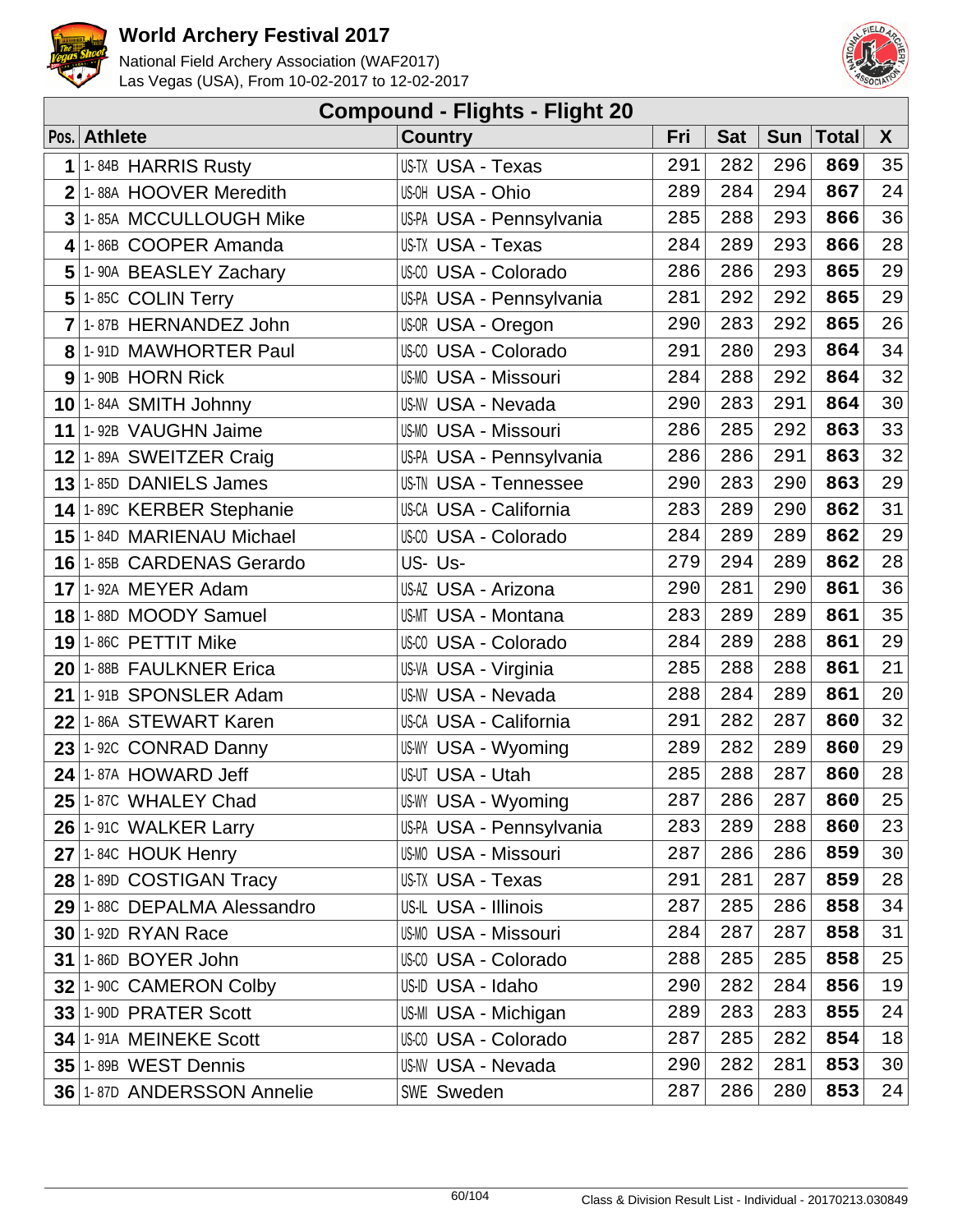# World Archery Festival 2017

National Field Archery Association (WAF2017)
Las Vegas (USA), From 10-02-2017 to 12-02-2017

## Compound - Flights - Flight 20

| Pos. | Athlete | | Country | | Fri | Sat | Sun | Total | X |
|---|---|---|---|---|---|---|---|---|---|
| 1 | 1-84B | HARRIS Rusty | US-TX | USA - Texas | 291 | 282 | 296 | **869** | 35 |
| 2 | 1-88A | HOOVER Meredith | US-OH | USA - Ohio | 289 | 284 | 294 | **867** | 24 |
| 3 | 1-85A | MCCULLOUGH Mike | US-PA | USA - Pennsylvania | 285 | 288 | 293 | **866** | 36 |
| 4 | 1-86B | COOPER Amanda | US-TX | USA - Texas | 284 | 289 | 293 | **866** | 28 |
| 5 | 1-90A | BEASLEY Zachary | US-CO | USA - Colorado | 286 | 286 | 293 | **865** | 29 |
| 5 | 1-85C | COLIN Terry | US-PA | USA - Pennsylvania | 281 | 292 | 292 | **865** | 29 |
| 7 | 1-87B | HERNANDEZ John | US-OR | USA - Oregon | 290 | 283 | 292 | **865** | 26 |
| 8 | 1-91D | MAWHORTER Paul | US-CO | USA - Colorado | 291 | 280 | 293 | **864** | 34 |
| 9 | 1-90B | HORN Rick | US-MO | USA - Missouri | 284 | 288 | 292 | **864** | 32 |
| 10 | 1-84A | SMITH Johnny | US-NV | USA - Nevada | 290 | 283 | 291 | **864** | 30 |
| 11 | 1-92B | VAUGHN Jaime | US-MO | USA - Missouri | 286 | 285 | 292 | **863** | 33 |
| 12 | 1-89A | SWEITZER Craig | US-PA | USA - Pennsylvania | 286 | 286 | 291 | **863** | 32 |
| 13 | 1-85D | DANIELS James | US-TN | USA - Tennessee | 290 | 283 | 290 | **863** | 29 |
| 14 | 1-89C | KERBER Stephanie | US-CA | USA - California | 283 | 289 | 290 | **862** | 31 |
| 15 | 1-84D | MARIENAU Michael | US-CO | USA - Colorado | 284 | 289 | 289 | **862** | 29 |
| 16 | 1-85B | CARDENAS Gerardo | US- | Us- | 279 | 294 | 289 | **862** | 28 |
| 17 | 1-92A | MEYER Adam | US-AZ | USA - Arizona | 290 | 281 | 290 | **861** | 36 |
| 18 | 1-88D | MOODY Samuel | US-MT | USA - Montana | 283 | 289 | 289 | **861** | 35 |
| 19 | 1-86C | PETTIT Mike | US-CO | USA - Colorado | 284 | 289 | 288 | **861** | 29 |
| 20 | 1-88B | FAULKNER Erica | US-VA | USA - Virginia | 285 | 288 | 288 | **861** | 21 |
| 21 | 1-91B | SPONSLER Adam | US-NV | USA - Nevada | 288 | 284 | 289 | **861** | 20 |
| 22 | 1-86A | STEWART Karen | US-CA | USA - California | 291 | 282 | 287 | **860** | 32 |
| 23 | 1-92C | CONRAD Danny | US-WY | USA - Wyoming | 289 | 282 | 289 | **860** | 29 |
| 24 | 1-87A | HOWARD Jeff | US-UT | USA - Utah | 285 | 288 | 287 | **860** | 28 |
| 25 | 1-87C | WHALEY Chad | US-WY | USA - Wyoming | 287 | 286 | 287 | **860** | 25 |
| 26 | 1-91C | WALKER Larry | US-PA | USA - Pennsylvania | 283 | 289 | 288 | **860** | 23 |
| 27 | 1-84C | HOUK Henry | US-MO | USA - Missouri | 287 | 286 | 286 | **859** | 30 |
| 28 | 1-89D | COSTIGAN Tracy | US-TX | USA - Texas | 291 | 281 | 287 | **859** | 28 |
| 29 | 1-88C | DEPALMA Alessandro | US-IL | USA - Illinois | 287 | 285 | 286 | **858** | 34 |
| 30 | 1-92D | RYAN Race | US-MO | USA - Missouri | 284 | 287 | 287 | **858** | 31 |
| 31 | 1-86D | BOYER John | US-CO | USA - Colorado | 288 | 285 | 285 | **858** | 25 |
| 32 | 1-90C | CAMERON Colby | US-ID | USA - Idaho | 290 | 282 | 284 | **856** | 19 |
| 33 | 1-90D | PRATER Scott | US-MI | USA - Michigan | 289 | 283 | 283 | **855** | 24 |
| 34 | 1-91A | MEINEKE Scott | US-CO | USA - Colorado | 287 | 285 | 282 | **854** | 18 |
| 35 | 1-89B | WEST Dennis | US-NV | USA - Nevada | 290 | 282 | 281 | **853** | 30 |
| 36 | 1-87D | ANDERSSON Annelie | SWE | Sweden | 287 | 286 | 280 | **853** | 24 |

Class & Division Result List - Individual - 20170213.030849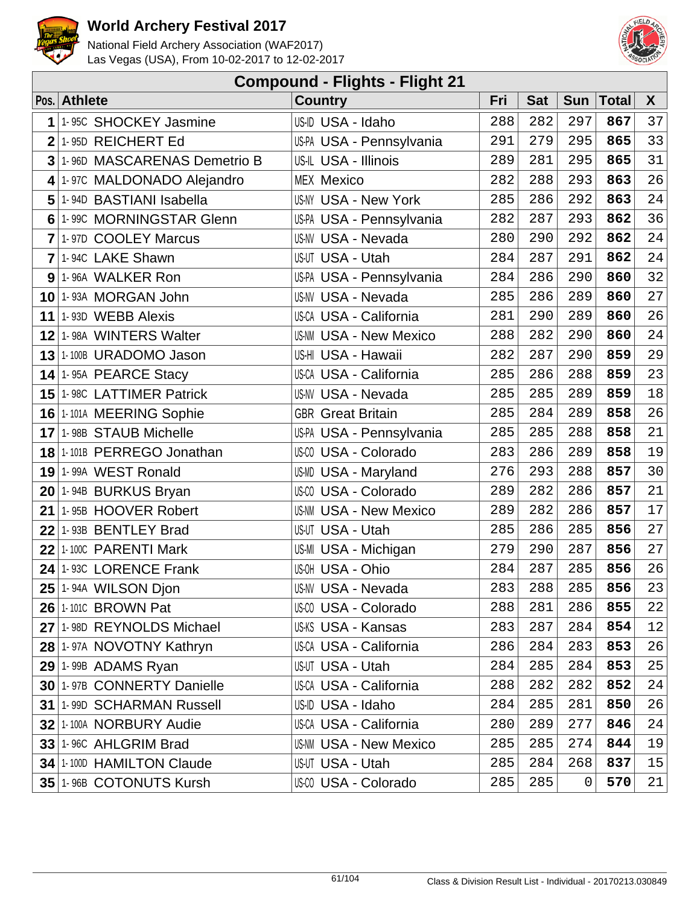# World Archery Festival 2017

National Field Archery Association (WAF2017)
Las Vegas (USA), From 10-02-2017 to 12-02-2017

## Compound - Flights - Flight 21

| Pos. | Athlete | Country | Fri | Sat | Sun | Total | X |
|---|---|---|---|---|---|---|---|
| 1 | 1-95C SHOCKEY Jasmine | US-ID USA - Idaho | 288 | 282 | 297 | **867** | 37 |
| 2 | 1-95D REICHERT Ed | US-PA USA - Pennsylvania | 291 | 279 | 295 | **865** | 33 |
| 3 | 1-96D MASCARENAS Demetrio B | US-IL USA - Illinois | 289 | 281 | 295 | **865** | 31 |
| 4 | 1-97C MALDONADO Alejandro | MEX Mexico | 282 | 288 | 293 | **863** | 26 |
| 5 | 1-94D BASTIANI Isabella | US-NY USA - New York | 285 | 286 | 292 | **863** | 24 |
| 6 | 1-99C MORNINGSTAR Glenn | US-PA USA - Pennsylvania | 282 | 287 | 293 | **862** | 36 |
| 7 | 1-97D COOLEY Marcus | US-NV USA - Nevada | 280 | 290 | 292 | **862** | 24 |
| 7 | 1-94C LAKE Shawn | US-UT USA - Utah | 284 | 287 | 291 | **862** | 24 |
| 9 | 1-96A WALKER Ron | US-PA USA - Pennsylvania | 284 | 286 | 290 | **860** | 32 |
| 10 | 1-93A MORGAN John | US-NV USA - Nevada | 285 | 286 | 289 | **860** | 27 |
| 11 | 1-93D WEBB Alexis | US-CA USA - California | 281 | 290 | 289 | **860** | 26 |
| 12 | 1-98A WINTERS Walter | US-NM USA - New Mexico | 288 | 282 | 290 | **860** | 24 |
| 13 | 1-100B URADOMO Jason | US-HI USA - Hawaii | 282 | 287 | 290 | **859** | 29 |
| 14 | 1-95A PEARCE Stacy | US-CA USA - California | 285 | 286 | 288 | **859** | 23 |
| 15 | 1-98C LATTIMER Patrick | US-NV USA - Nevada | 285 | 285 | 289 | **859** | 18 |
| 16 | 1-101A MEERING Sophie | GBR Great Britain | 285 | 284 | 289 | **858** | 26 |
| 17 | 1-98B STAUB Michelle | US-PA USA - Pennsylvania | 285 | 285 | 288 | **858** | 21 |
| 18 | 1-101B PERREGO Jonathan | US-CO USA - Colorado | 283 | 286 | 289 | **858** | 19 |
| 19 | 1-99A WEST Ronald | US-MD USA - Maryland | 276 | 293 | 288 | **857** | 30 |
| 20 | 1-94B BURKUS Bryan | US-CO USA - Colorado | 289 | 282 | 286 | **857** | 21 |
| 21 | 1-95B HOOVER Robert | US-NM USA - New Mexico | 289 | 282 | 286 | **857** | 17 |
| 22 | 1-93B BENTLEY Brad | US-UT USA - Utah | 285 | 286 | 285 | **856** | 27 |
| 22 | 1-100C PARENTI Mark | US-MI USA - Michigan | 279 | 290 | 287 | **856** | 27 |
| 24 | 1-93C LORENCE Frank | US-OH USA - Ohio | 284 | 287 | 285 | **856** | 26 |
| 25 | 1-94A WILSON Djon | US-NV USA - Nevada | 283 | 288 | 285 | **856** | 23 |
| 26 | 1-101C BROWN Pat | US-CO USA - Colorado | 288 | 281 | 286 | **855** | 22 |
| 27 | 1-98D REYNOLDS Michael | US-KS USA - Kansas | 283 | 287 | 284 | **854** | 12 |
| 28 | 1-97A NOVOTNY Kathryn | US-CA USA - California | 286 | 284 | 283 | **853** | 26 |
| 29 | 1-99B ADAMS Ryan | US-UT USA - Utah | 284 | 285 | 284 | **853** | 25 |
| 30 | 1-97B CONNERTY Danielle | US-CA USA - California | 288 | 282 | 282 | **852** | 24 |
| 31 | 1-99D SCHARMAN Russell | US-ID USA - Idaho | 284 | 285 | 281 | **850** | 26 |
| 32 | 1-100A NORBURY Audie | US-CA USA - California | 280 | 289 | 277 | **846** | 24 |
| 33 | 1-96C AHLGRIM Brad | US-NM USA - New Mexico | 285 | 285 | 274 | **844** | 19 |
| 34 | 1-100D HAMILTON Claude | US-UT USA - Utah | 285 | 284 | 268 | **837** | 15 |
| 35 | 1-96B COTONUTS Kursh | US-CO USA - Colorado | 285 | 285 | 0 | **570** | 21 |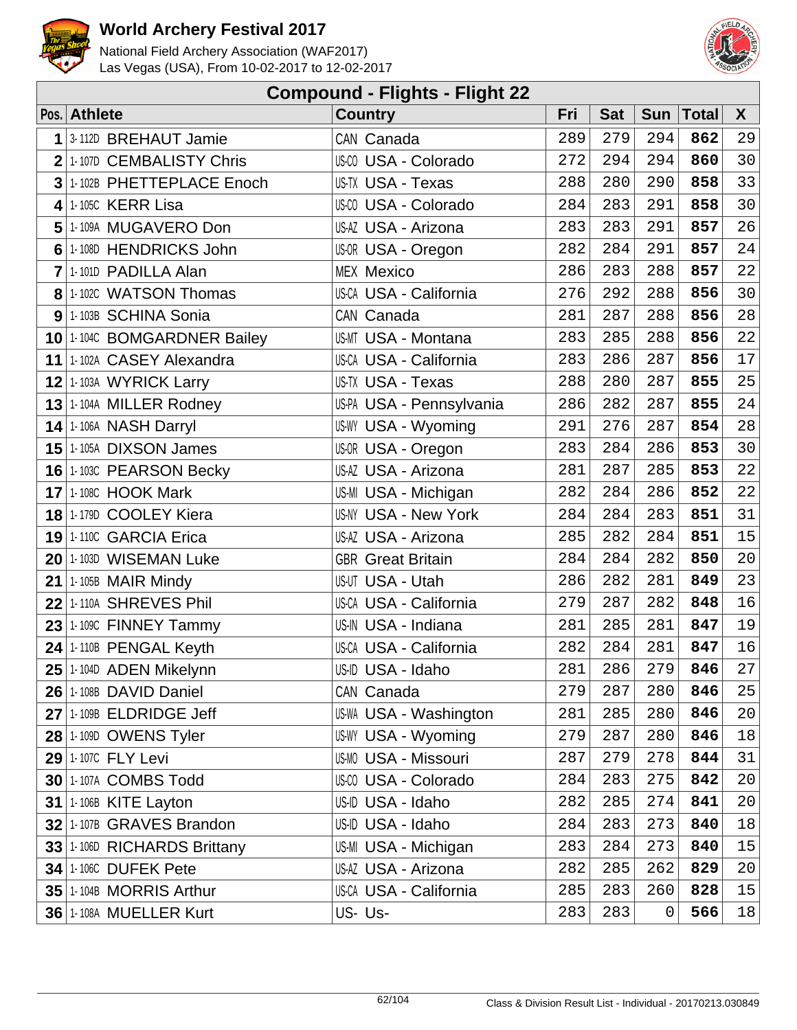# World Archery Festival 2017

National Field Archery Association (WAF2017)
Las Vegas (USA), From 10-02-2017 to 12-02-2017

## Compound - Flights - Flight 22

| Pos. | Athlete | Country | Fri | Sat | Sun | Total | X |
|---|---|---|---|---|---|---|---|
| 1 | 3-112D BREHAUT Jamie | CAN Canada | 289 | 279 | 294 | **862** | 29 |
| 2 | 1-107D CEMBALISTY Chris | US-CO USA - Colorado | 272 | 294 | 294 | **860** | 30 |
| 3 | 1-102B PHETTEPLACE Enoch | US-TX USA - Texas | 288 | 280 | 290 | **858** | 33 |
| 4 | 1-105C KERR Lisa | US-CO USA - Colorado | 284 | 283 | 291 | **858** | 30 |
| 5 | 1-109A MUGAVERO Don | US-AZ USA - Arizona | 283 | 283 | 291 | **857** | 26 |
| 6 | 1-108D HENDRICKS John | US-OR USA - Oregon | 282 | 284 | 291 | **857** | 24 |
| 7 | 1-101D PADILLA Alan | MEX Mexico | 286 | 283 | 288 | **857** | 22 |
| 8 | 1-102C WATSON Thomas | US-CA USA - California | 276 | 292 | 288 | **856** | 30 |
| 9 | 1-103B SCHINA Sonia | CAN Canada | 281 | 287 | 288 | **856** | 28 |
| 10 | 1-104C BOMGARDNER Bailey | US-MT USA - Montana | 283 | 285 | 288 | **856** | 22 |
| 11 | 1-102A CASEY Alexandra | US-CA USA - California | 283 | 286 | 287 | **856** | 17 |
| 12 | 1-103A WYRICK Larry | US-TX USA - Texas | 288 | 280 | 287 | **855** | 25 |
| 13 | 1-104A MILLER Rodney | US-PA USA - Pennsylvania | 286 | 282 | 287 | **855** | 24 |
| 14 | 1-106A NASH Darryl | US-WY USA - Wyoming | 291 | 276 | 287 | **854** | 28 |
| 15 | 1-105A DIXSON James | US-OR USA - Oregon | 283 | 284 | 286 | **853** | 30 |
| 16 | 1-103C PEARSON Becky | US-AZ USA - Arizona | 281 | 287 | 285 | **853** | 22 |
| 17 | 1-108C HOOK Mark | US-MI USA - Michigan | 282 | 284 | 286 | **852** | 22 |
| 18 | 1-179D COOLEY Kiera | US-NY USA - New York | 284 | 284 | 283 | **851** | 31 |
| 19 | 1-110C GARCIA Erica | US-AZ USA - Arizona | 285 | 282 | 284 | **851** | 15 |
| 20 | 1-103D WISEMAN Luke | GBR Great Britain | 284 | 284 | 282 | **850** | 20 |
| 21 | 1-105B MAIR Mindy | US-UT USA - Utah | 286 | 282 | 281 | **849** | 23 |
| 22 | 1-110A SHREVES Phil | US-CA USA - California | 279 | 287 | 282 | **848** | 16 |
| 23 | 1-109C FINNEY Tammy | US-IN USA - Indiana | 281 | 285 | 281 | **847** | 19 |
| 24 | 1-110B PENGAL Keyth | US-CA USA - California | 282 | 284 | 281 | **847** | 16 |
| 25 | 1-104D ADEN Mikelynn | US-ID USA - Idaho | 281 | 286 | 279 | **846** | 27 |
| 26 | 1-108B DAVID Daniel | CAN Canada | 279 | 287 | 280 | **846** | 25 |
| 27 | 1-109B ELDRIDGE Jeff | US-WA USA - Washington | 281 | 285 | 280 | **846** | 20 |
| 28 | 1-109D OWENS Tyler | US-WY USA - Wyoming | 279 | 287 | 280 | **846** | 18 |
| 29 | 1-107C FLY Levi | US-MO USA - Missouri | 287 | 279 | 278 | **844** | 31 |
| 30 | 1-107A COMBS Todd | US-CO USA - Colorado | 284 | 283 | 275 | **842** | 20 |
| 31 | 1-106B KITE Layton | US-ID USA - Idaho | 282 | 285 | 274 | **841** | 20 |
| 32 | 1-107B GRAVES Brandon | US-ID USA - Idaho | 284 | 283 | 273 | **840** | 18 |
| 33 | 1-106D RICHARDS Brittany | US-MI USA - Michigan | 283 | 284 | 273 | **840** | 15 |
| 34 | 1-106C DUFEK Pete | US-AZ USA - Arizona | 282 | 285 | 262 | **829** | 20 |
| 35 | 1-104B MORRIS Arthur | US-CA USA - California | 285 | 283 | 260 | **828** | 15 |
| 36 | 1-108A MUELLER Kurt | US- Us- | 283 | 283 | 0 | **566** | 18 |

Class & Division Result List - Individual - 20170213.030849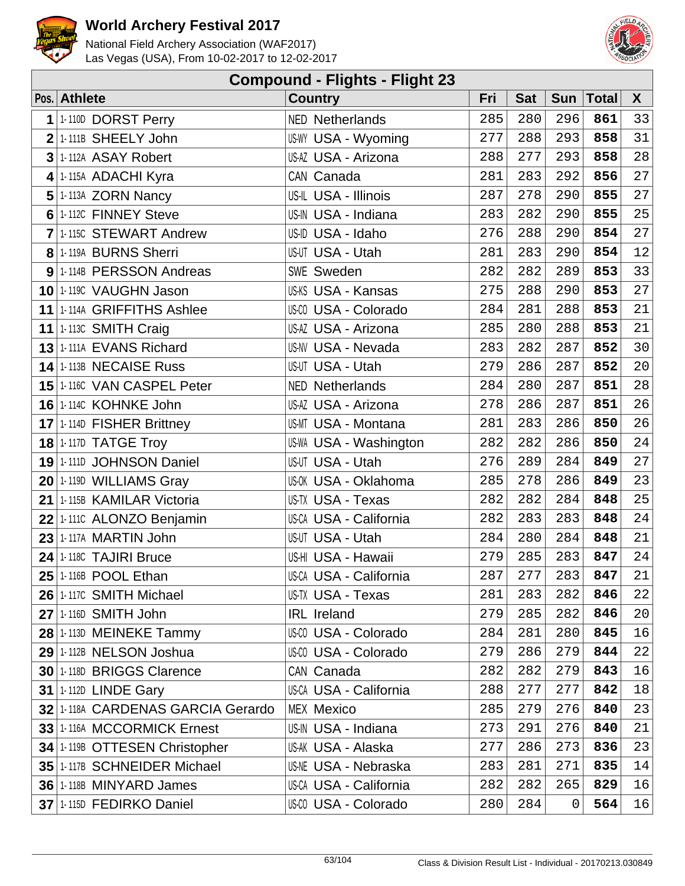# World Archery Festival 2017

National Field Archery Association (WAF2017)
Las Vegas (USA), From 10-02-2017 to 12-02-2017

## Compound - Flights - Flight 23

| Pos. | Athlete | Country | Fri | Sat | Sun | Total | X |
|---|---|---|---|---|---|---|---|
| 1 | 1-110D DORST Perry | NED Netherlands | 285 | 280 | 296 | **861** | 33 |
| 2 | 1-111B SHEELY John | US-WY USA - Wyoming | 277 | 288 | 293 | **858** | 31 |
| 3 | 1-112A ASAY Robert | US-AZ USA - Arizona | 288 | 277 | 293 | **858** | 28 |
| 4 | 1-115A ADACHI Kyra | CAN Canada | 281 | 283 | 292 | **856** | 27 |
| 5 | 1-113A ZORN Nancy | US-IL USA - Illinois | 287 | 278 | 290 | **855** | 27 |
| 6 | 1-112C FINNEY Steve | US-IN USA - Indiana | 283 | 282 | 290 | **855** | 25 |
| 7 | 1-115C STEWART Andrew | US-ID USA - Idaho | 276 | 288 | 290 | **854** | 27 |
| 8 | 1-119A BURNS Sherri | US-UT USA - Utah | 281 | 283 | 290 | **854** | 12 |
| 9 | 1-114B PERSSON Andreas | SWE Sweden | 282 | 282 | 289 | **853** | 33 |
| 10 | 1-119C VAUGHN Jason | US-KS USA - Kansas | 275 | 288 | 290 | **853** | 27 |
| 11 | 1-114A GRIFFITHS Ashlee | US-CO USA - Colorado | 284 | 281 | 288 | **853** | 21 |
| 11 | 1-113C SMITH Craig | US-AZ USA - Arizona | 285 | 280 | 288 | **853** | 21 |
| 13 | 1-111A EVANS Richard | US-NV USA - Nevada | 283 | 282 | 287 | **852** | 30 |
| 14 | 1-113B NECAISE Russ | US-UT USA - Utah | 279 | 286 | 287 | **852** | 20 |
| 15 | 1-116C VAN CASPEL Peter | NED Netherlands | 284 | 280 | 287 | **851** | 28 |
| 16 | 1-114C KOHNKE John | US-AZ USA - Arizona | 278 | 286 | 287 | **851** | 26 |
| 17 | 1-114D FISHER Brittney | US-MT USA - Montana | 281 | 283 | 286 | **850** | 26 |
| 18 | 1-117D TATGE Troy | US-WA USA - Washington | 282 | 282 | 286 | **850** | 24 |
| 19 | 1-111D JOHNSON Daniel | US-UT USA - Utah | 276 | 289 | 284 | **849** | 27 |
| 20 | 1-119D WILLIAMS Gray | US-OK USA - Oklahoma | 285 | 278 | 286 | **849** | 23 |
| 21 | 1-115B KAMILAR Victoria | US-TX USA - Texas | 282 | 282 | 284 | **848** | 25 |
| 22 | 1-111C ALONZO Benjamin | US-CA USA - California | 282 | 283 | 283 | **848** | 24 |
| 23 | 1-117A MARTIN John | US-UT USA - Utah | 284 | 280 | 284 | **848** | 21 |
| 24 | 1-118C TAJIRI Bruce | US-HI USA - Hawaii | 279 | 285 | 283 | **847** | 24 |
| 25 | 1-116B POOL Ethan | US-CA USA - California | 287 | 277 | 283 | **847** | 21 |
| 26 | 1-117C SMITH Michael | US-TX USA - Texas | 281 | 283 | 282 | **846** | 22 |
| 27 | 1-116D SMITH John | IRL Ireland | 279 | 285 | 282 | **846** | 20 |
| 28 | 1-113D MEINEKE Tammy | US-CO USA - Colorado | 284 | 281 | 280 | **845** | 16 |
| 29 | 1-112B NELSON Joshua | US-CO USA - Colorado | 279 | 286 | 279 | **844** | 22 |
| 30 | 1-118D BRIGGS Clarence | CAN Canada | 282 | 282 | 279 | **843** | 16 |
| 31 | 1-112D LINDE Gary | US-CA USA - California | 288 | 277 | 277 | **842** | 18 |
| 32 | 1-118A CARDENAS GARCIA Gerardo | MEX Mexico | 285 | 279 | 276 | **840** | 23 |
| 33 | 1-116A MCCORMICK Ernest | US-IN USA - Indiana | 273 | 291 | 276 | **840** | 21 |
| 34 | 1-119B OTTESEN Christopher | US-AK USA - Alaska | 277 | 286 | 273 | **836** | 23 |
| 35 | 1-117B SCHNEIDER Michael | US-NE USA - Nebraska | 283 | 281 | 271 | **835** | 14 |
| 36 | 1-118B MINYARD James | US-CA USA - California | 282 | 282 | 265 | **829** | 16 |
| 37 | 1-115D FEDIRKO Daniel | US-CO USA - Colorado | 280 | 284 | 0 | **564** | 16 |

Class & Division Result List - Individual - 20170213.030849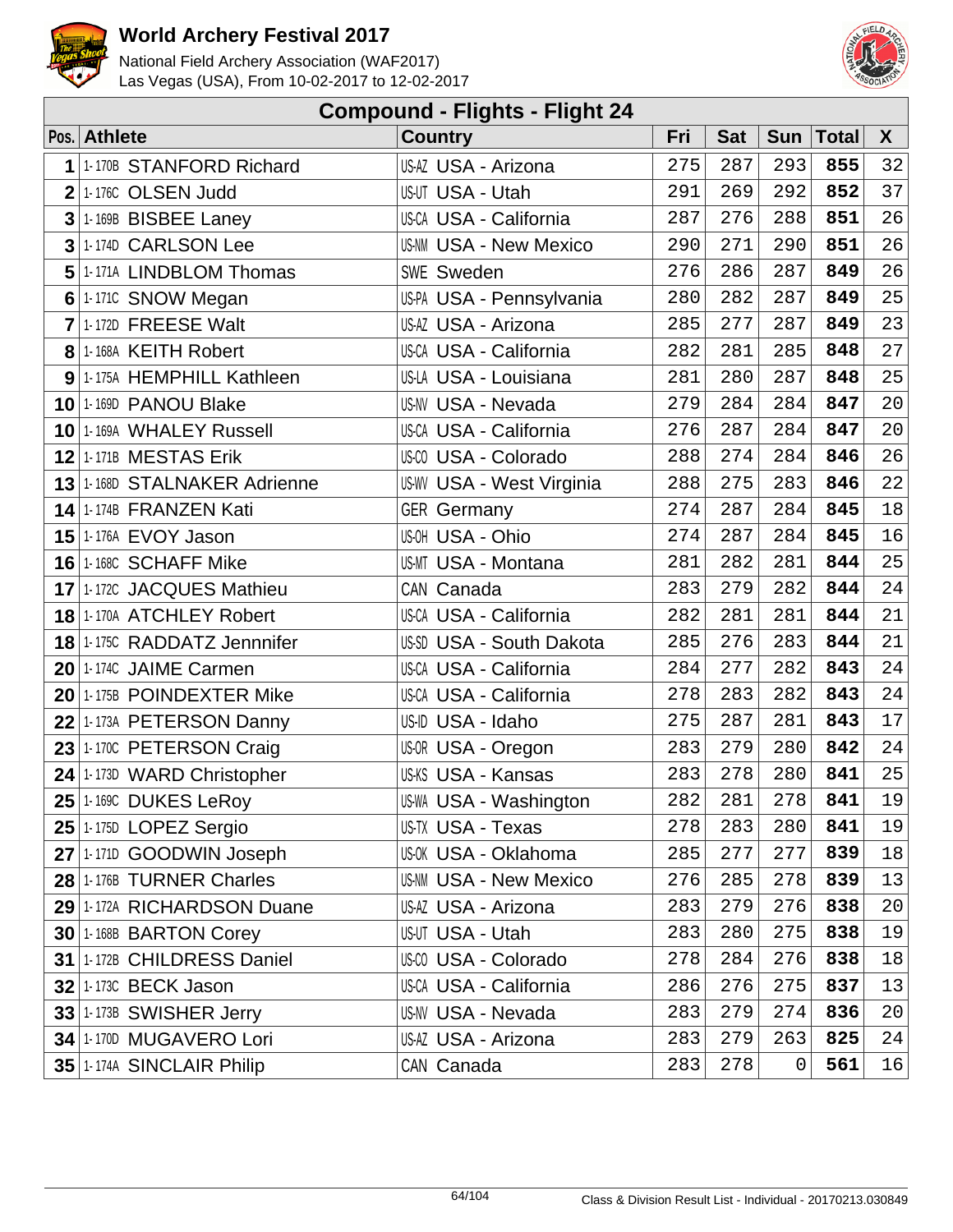# World Archery Festival 2017

National Field Archery Association (WAF2017)
Las Vegas (USA), From 10-02-2017 to 12-02-2017

## Compound - Flights - Flight 24

| Pos. | Athlete | Country | Fri | Sat | Sun | Total | X |
|---|---|---|---|---|---|---|---|
| 1 | 1-170B STANFORD Richard | US-AZ USA - Arizona | 275 | 287 | 293 | **855** | 32 |
| 2 | 1-176C OLSEN Judd | US-UT USA - Utah | 291 | 269 | 292 | **852** | 37 |
| 3 | 1-169B BISBEE Laney | US-CA USA - California | 287 | 276 | 288 | **851** | 26 |
| 3 | 1-174D CARLSON Lee | US-NM USA - New Mexico | 290 | 271 | 290 | **851** | 26 |
| 5 | 1-171A LINDBLOM Thomas | SWE Sweden | 276 | 286 | 287 | **849** | 26 |
| 6 | 1-171C SNOW Megan | US-PA USA - Pennsylvania | 280 | 282 | 287 | **849** | 25 |
| 7 | 1-172D FREESE Walt | US-AZ USA - Arizona | 285 | 277 | 287 | **849** | 23 |
| 8 | 1-168A KEITH Robert | US-CA USA - California | 282 | 281 | 285 | **848** | 27 |
| 9 | 1-175A HEMPHILL Kathleen | US-LA USA - Louisiana | 281 | 280 | 287 | **848** | 25 |
| 10 | 1-169D PANOU Blake | US-NV USA - Nevada | 279 | 284 | 284 | **847** | 20 |
| 10 | 1-169A WHALEY Russell | US-CA USA - California | 276 | 287 | 284 | **847** | 20 |
| 12 | 1-171B MESTAS Erik | US-CO USA - Colorado | 288 | 274 | 284 | **846** | 26 |
| 13 | 1-168D STALNAKER Adrienne | US-WV USA - West Virginia | 288 | 275 | 283 | **846** | 22 |
| 14 | 1-174B FRANZEN Kati | GER Germany | 274 | 287 | 284 | **845** | 18 |
| 15 | 1-176A EVOY Jason | US-OH USA - Ohio | 274 | 287 | 284 | **845** | 16 |
| 16 | 1-168C SCHAFF Mike | US-MT USA - Montana | 281 | 282 | 281 | **844** | 25 |
| 17 | 1-172C JACQUES Mathieu | CAN Canada | 283 | 279 | 282 | **844** | 24 |
| 18 | 1-170A ATCHLEY Robert | US-CA USA - California | 282 | 281 | 281 | **844** | 21 |
| 18 | 1-175C RADDATZ Jennnifer | US-SD USA - South Dakota | 285 | 276 | 283 | **844** | 21 |
| 20 | 1-174C JAIME Carmen | US-CA USA - California | 284 | 277 | 282 | **843** | 24 |
| 20 | 1-175B POINDEXTER Mike | US-CA USA - California | 278 | 283 | 282 | **843** | 24 |
| 22 | 1-173A PETERSON Danny | US-ID USA - Idaho | 275 | 287 | 281 | **843** | 17 |
| 23 | 1-170C PETERSON Craig | US-OR USA - Oregon | 283 | 279 | 280 | **842** | 24 |
| 24 | 1-173D WARD Christopher | US-KS USA - Kansas | 283 | 278 | 280 | **841** | 25 |
| 25 | 1-169C DUKES LeRoy | US-WA USA - Washington | 282 | 281 | 278 | **841** | 19 |
| 25 | 1-175D LOPEZ Sergio | US-TX USA - Texas | 278 | 283 | 280 | **841** | 19 |
| 27 | 1-171D GOODWIN Joseph | US-OK USA - Oklahoma | 285 | 277 | 277 | **839** | 18 |
| 28 | 1-176B TURNER Charles | US-NM USA - New Mexico | 276 | 285 | 278 | **839** | 13 |
| 29 | 1-172A RICHARDSON Duane | US-AZ USA - Arizona | 283 | 279 | 276 | **838** | 20 |
| 30 | 1-168B BARTON Corey | US-UT USA - Utah | 283 | 280 | 275 | **838** | 19 |
| 31 | 1-172B CHILDRESS Daniel | US-CO USA - Colorado | 278 | 284 | 276 | **838** | 18 |
| 32 | 1-173C BECK Jason | US-CA USA - California | 286 | 276 | 275 | **837** | 13 |
| 33 | 1-173B SWISHER Jerry | US-NV USA - Nevada | 283 | 279 | 274 | **836** | 20 |
| 34 | 1-170D MUGAVERO Lori | US-AZ USA - Arizona | 283 | 279 | 263 | **825** | 24 |
| 35 | 1-174A SINCLAIR Philip | CAN Canada | 283 | 278 | 0 | **561** | 16 |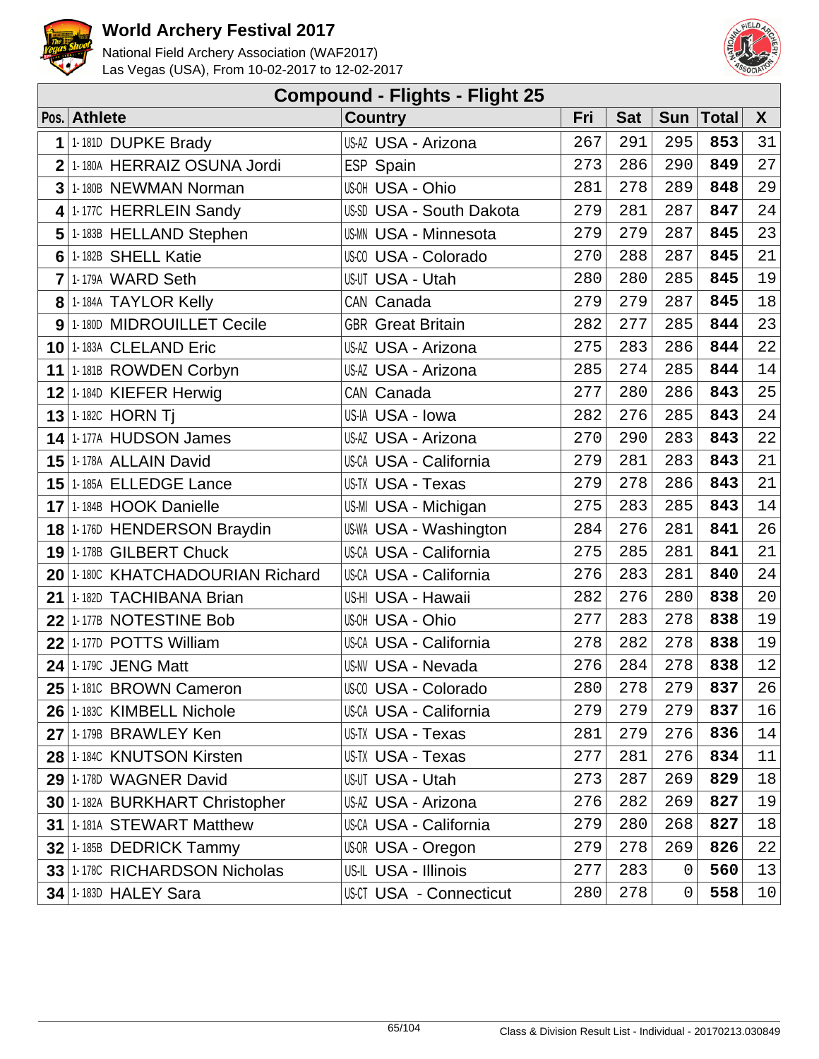# World Archery Festival 2017

National Field Archery Association (WAF2017)
Las Vegas (USA), From 10-02-2017 to 12-02-2017

## Compound - Flights - Flight 25

| Pos. | Athlete | Country | Fri | Sat | Sun | Total | X |
|---|---|---|---|---|---|---|---|
| 1 | 1-181D DUPKE Brady | US-AZ USA - Arizona | 267 | 291 | 295 | **853** | 31 |
| 2 | 1-180A HERRAIZ OSUNA Jordi | ESP Spain | 273 | 286 | 290 | **849** | 27 |
| 3 | 1-180B NEWMAN Norman | US-OH USA - Ohio | 281 | 278 | 289 | **848** | 29 |
| 4 | 1-177C HERRLEIN Sandy | US-SD USA - South Dakota | 279 | 281 | 287 | **847** | 24 |
| 5 | 1-183B HELLAND Stephen | US-MN USA - Minnesota | 279 | 279 | 287 | **845** | 23 |
| 6 | 1-182B SHELL Katie | US-CO USA - Colorado | 270 | 288 | 287 | **845** | 21 |
| 7 | 1-179A WARD Seth | US-UT USA - Utah | 280 | 280 | 285 | **845** | 19 |
| 8 | 1-184A TAYLOR Kelly | CAN Canada | 279 | 279 | 287 | **845** | 18 |
| 9 | 1-180D MIDROUILLET Cecile | GBR Great Britain | 282 | 277 | 285 | **844** | 23 |
| 10 | 1-183A CLELAND Eric | US-AZ USA - Arizona | 275 | 283 | 286 | **844** | 22 |
| 11 | 1-181B ROWDEN Corbyn | US-AZ USA - Arizona | 285 | 274 | 285 | **844** | 14 |
| 12 | 1-184D KIEFER Herwig | CAN Canada | 277 | 280 | 286 | **843** | 25 |
| 13 | 1-182C HORN Tj | US-IA USA - Iowa | 282 | 276 | 285 | **843** | 24 |
| 14 | 1-177A HUDSON James | US-AZ USA - Arizona | 270 | 290 | 283 | **843** | 22 |
| 15 | 1-178A ALLAIN David | US-CA USA - California | 279 | 281 | 283 | **843** | 21 |
| 15 | 1-185A ELLEDGE Lance | US-TX USA - Texas | 279 | 278 | 286 | **843** | 21 |
| 17 | 1-184B HOOK Danielle | US-MI USA - Michigan | 275 | 283 | 285 | **843** | 14 |
| 18 | 1-176D HENDERSON Braydin | US-WA USA - Washington | 284 | 276 | 281 | **841** | 26 |
| 19 | 1-178B GILBERT Chuck | US-CA USA - California | 275 | 285 | 281 | **841** | 21 |
| 20 | 1-180C KHATCHADOURIAN Richard | US-CA USA - California | 276 | 283 | 281 | **840** | 24 |
| 21 | 1-182D TACHIBANA Brian | US-HI USA - Hawaii | 282 | 276 | 280 | **838** | 20 |
| 22 | 1-177B NOTESTINE Bob | US-OH USA - Ohio | 277 | 283 | 278 | **838** | 19 |
| 22 | 1-177D POTTS William | US-CA USA - California | 278 | 282 | 278 | **838** | 19 |
| 24 | 1-179C JENG Matt | US-NV USA - Nevada | 276 | 284 | 278 | **838** | 12 |
| 25 | 1-181C BROWN Cameron | US-CO USA - Colorado | 280 | 278 | 279 | **837** | 26 |
| 26 | 1-183C KIMBELL Nichole | US-CA USA - California | 279 | 279 | 279 | **837** | 16 |
| 27 | 1-179B BRAWLEY Ken | US-TX USA - Texas | 281 | 279 | 276 | **836** | 14 |
| 28 | 1-184C KNUTSON Kirsten | US-TX USA - Texas | 277 | 281 | 276 | **834** | 11 |
| 29 | 1-178D WAGNER David | US-UT USA - Utah | 273 | 287 | 269 | **829** | 18 |
| 30 | 1-182A BURKHART Christopher | US-AZ USA - Arizona | 276 | 282 | 269 | **827** | 19 |
| 31 | 1-181A STEWART Matthew | US-CA USA - California | 279 | 280 | 268 | **827** | 18 |
| 32 | 1-185B DEDRICK Tammy | US-OR USA - Oregon | 279 | 278 | 269 | **826** | 22 |
| 33 | 1-178C RICHARDSON Nicholas | US-IL USA - Illinois | 277 | 283 | 0 | **560** | 13 |
| 34 | 1-183D HALEY Sara | US-CT USA - Connecticut | 280 | 278 | 0 | **558** | 10 |

Class & Division Result List - Individual - 20170213.030849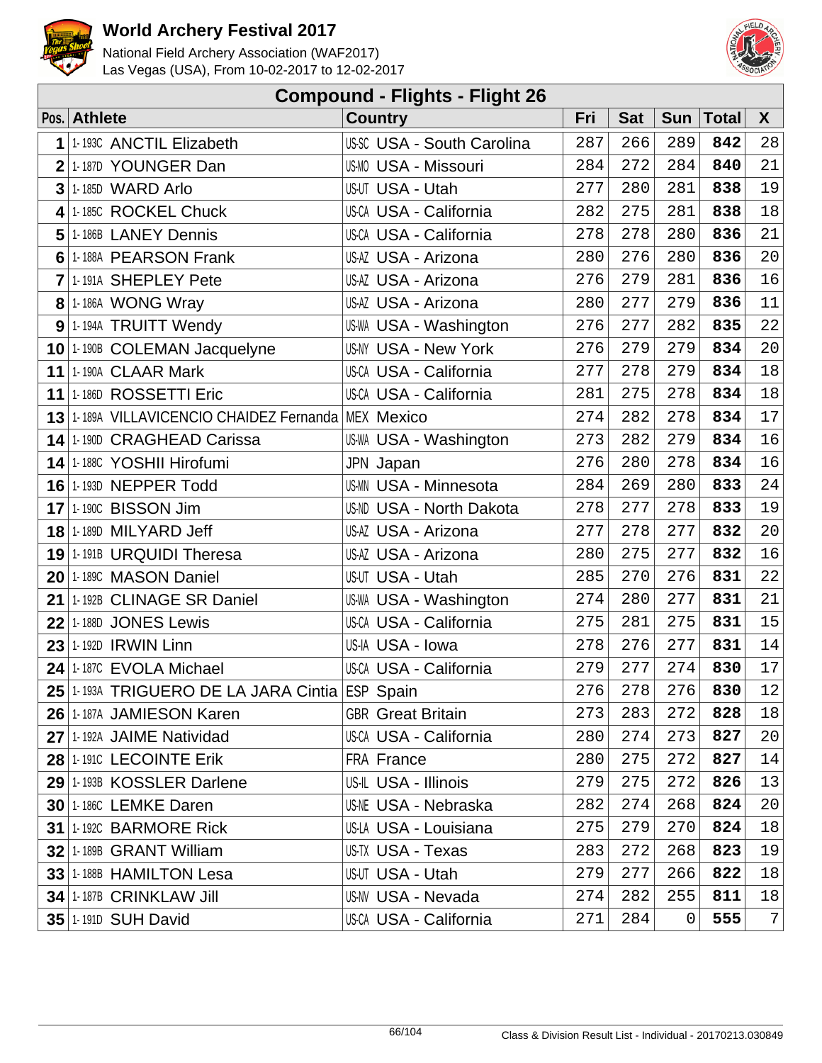# World Archery Festival 2017

National Field Archery Association (WAF2017)
Las Vegas (USA), From 10-02-2017 to 12-02-2017

## Compound - Flights - Flight 26

| Pos. | Athlete | | Country | | Fri | Sat | Sun | Total | X |
|---|---|---|---|---|---|---|---|---|---|
| 1 | 1-193C | ANCTIL Elizabeth | US-SC | USA - South Carolina | 287 | 266 | 289 | **842** | 28 |
| 2 | 1-187D | YOUNGER Dan | US-MO | USA - Missouri | 284 | 272 | 284 | **840** | 21 |
| 3 | 1-185D | WARD Arlo | US-UT | USA - Utah | 277 | 280 | 281 | **838** | 19 |
| 4 | 1-185C | ROCKEL Chuck | US-CA | USA - California | 282 | 275 | 281 | **838** | 18 |
| 5 | 1-186B | LANEY Dennis | US-CA | USA - California | 278 | 278 | 280 | **836** | 21 |
| 6 | 1-188A | PEARSON Frank | US-AZ | USA - Arizona | 280 | 276 | 280 | **836** | 20 |
| 7 | 1-191A | SHEPLEY Pete | US-AZ | USA - Arizona | 276 | 279 | 281 | **836** | 16 |
| 8 | 1-186A | WONG Wray | US-AZ | USA - Arizona | 280 | 277 | 279 | **836** | 11 |
| 9 | 1-194A | TRUITT Wendy | US-WA | USA - Washington | 276 | 277 | 282 | **835** | 22 |
| 10 | 1-190B | COLEMAN Jacquelyne | US-NY | USA - New York | 276 | 279 | 279 | **834** | 20 |
| 11 | 1-190A | CLAAR Mark | US-CA | USA - California | 277 | 278 | 279 | **834** | 18 |
| 11 | 1-186D | ROSSETTI Eric | US-CA | USA - California | 281 | 275 | 278 | **834** | 18 |
| 13 | 1-189A | VILLAVICENCIO CHAIDEZ Fernanda | MEX | Mexico | 274 | 282 | 278 | **834** | 17 |
| 14 | 1-190D | CRAGHEAD Carissa | US-WA | USA - Washington | 273 | 282 | 279 | **834** | 16 |
| 14 | 1-188C | YOSHII Hirofumi | JPN | Japan | 276 | 280 | 278 | **834** | 16 |
| 16 | 1-193D | NEPPER Todd | US-MN | USA - Minnesota | 284 | 269 | 280 | **833** | 24 |
| 17 | 1-190C | BISSON Jim | US-ND | USA - North Dakota | 278 | 277 | 278 | **833** | 19 |
| 18 | 1-189D | MILYARD Jeff | US-AZ | USA - Arizona | 277 | 278 | 277 | **832** | 20 |
| 19 | 1-191B | URQUIDI Theresa | US-AZ | USA - Arizona | 280 | 275 | 277 | **832** | 16 |
| 20 | 1-189C | MASON Daniel | US-UT | USA - Utah | 285 | 270 | 276 | **831** | 22 |
| 21 | 1-192B | CLINAGE SR Daniel | US-WA | USA - Washington | 274 | 280 | 277 | **831** | 21 |
| 22 | 1-188D | JONES Lewis | US-CA | USA - California | 275 | 281 | 275 | **831** | 15 |
| 23 | 1-192D | IRWIN Linn | US-IA | USA - Iowa | 278 | 276 | 277 | **831** | 14 |
| 24 | 1-187C | EVOLA Michael | US-CA | USA - California | 279 | 277 | 274 | **830** | 17 |
| 25 | 1-193A | TRIGUERO DE LA JARA Cintia | ESP | Spain | 276 | 278 | 276 | **830** | 12 |
| 26 | 1-187A | JAMIESON Karen | GBR | Great Britain | 273 | 283 | 272 | **828** | 18 |
| 27 | 1-192A | JAIME Natividad | US-CA | USA - California | 280 | 274 | 273 | **827** | 20 |
| 28 | 1-191C | LECOINTE Erik | FRA | France | 280 | 275 | 272 | **827** | 14 |
| 29 | 1-193B | KOSSLER Darlene | US-IL | USA - Illinois | 279 | 275 | 272 | **826** | 13 |
| 30 | 1-186C | LEMKE Daren | US-NE | USA - Nebraska | 282 | 274 | 268 | **824** | 20 |
| 31 | 1-192C | BARMORE Rick | US-LA | USA - Louisiana | 275 | 279 | 270 | **824** | 18 |
| 32 | 1-189B | GRANT William | US-TX | USA - Texas | 283 | 272 | 268 | **823** | 19 |
| 33 | 1-188B | HAMILTON Lesa | US-UT | USA - Utah | 279 | 277 | 266 | **822** | 18 |
| 34 | 1-187B | CRINKLAW Jill | US-NV | USA - Nevada | 274 | 282 | 255 | **811** | 18 |
| 35 | 1-191D | SUH David | US-CA | USA - California | 271 | 284 | 0 | **555** | 7 |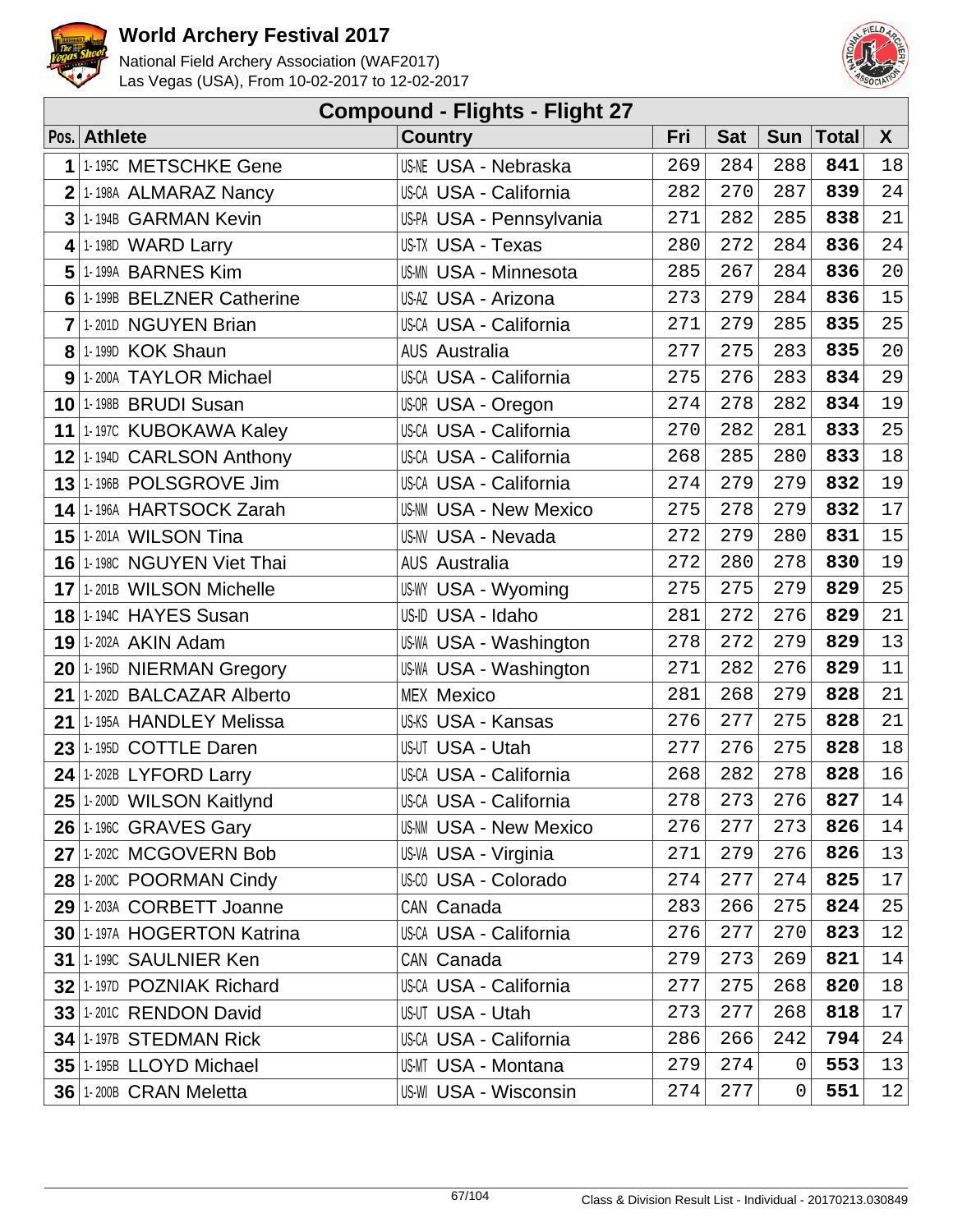# World Archery Festival 2017

National Field Archery Association (WAF2017)
Las Vegas (USA), From 10-02-2017 to 12-02-2017

## Compound - Flights - Flight 27

| Pos. | Athlete | | Country | | Fri | Sat | Sun | Total | X |
|---|---|---|---|---|---|---|---|---|---|
| 1 | 1-195C | METSCHKE Gene | US-NE | USA - Nebraska | 269 | 284 | 288 | **841** | 18 |
| 2 | 1-198A | ALMARAZ Nancy | US-CA | USA - California | 282 | 270 | 287 | **839** | 24 |
| 3 | 1-194B | GARMAN Kevin | US-PA | USA - Pennsylvania | 271 | 282 | 285 | **838** | 21 |
| 4 | 1-198D | WARD Larry | US-TX | USA - Texas | 280 | 272 | 284 | **836** | 24 |
| 5 | 1-199A | BARNES Kim | US-MN | USA - Minnesota | 285 | 267 | 284 | **836** | 20 |
| 6 | 1-199B | BELZNER Catherine | US-AZ | USA - Arizona | 273 | 279 | 284 | **836** | 15 |
| 7 | 1-201D | NGUYEN Brian | US-CA | USA - California | 271 | 279 | 285 | **835** | 25 |
| 8 | 1-199D | KOK Shaun | AUS | Australia | 277 | 275 | 283 | **835** | 20 |
| 9 | 1-200A | TAYLOR Michael | US-CA | USA - California | 275 | 276 | 283 | **834** | 29 |
| 10 | 1-198B | BRUDI Susan | US-OR | USA - Oregon | 274 | 278 | 282 | **834** | 19 |
| 11 | 1-197C | KUBOKAWA Kaley | US-CA | USA - California | 270 | 282 | 281 | **833** | 25 |
| 12 | 1-194D | CARLSON Anthony | US-CA | USA - California | 268 | 285 | 280 | **833** | 18 |
| 13 | 1-196B | POLSGROVE Jim | US-CA | USA - California | 274 | 279 | 279 | **832** | 19 |
| 14 | 1-196A | HARTSOCK Zarah | US-NM | USA - New Mexico | 275 | 278 | 279 | **832** | 17 |
| 15 | 1-201A | WILSON Tina | US-NV | USA - Nevada | 272 | 279 | 280 | **831** | 15 |
| 16 | 1-198C | NGUYEN Viet Thai | AUS | Australia | 272 | 280 | 278 | **830** | 19 |
| 17 | 1-201B | WILSON Michelle | US-WY | USA - Wyoming | 275 | 275 | 279 | **829** | 25 |
| 18 | 1-194C | HAYES Susan | US-ID | USA - Idaho | 281 | 272 | 276 | **829** | 21 |
| 19 | 1-202A | AKIN Adam | US-WA | USA - Washington | 278 | 272 | 279 | **829** | 13 |
| 20 | 1-196D | NIERMAN Gregory | US-WA | USA - Washington | 271 | 282 | 276 | **829** | 11 |
| 21 | 1-202D | BALCAZAR Alberto | MEX | Mexico | 281 | 268 | 279 | **828** | 21 |
| 21 | 1-195A | HANDLEY Melissa | US-KS | USA - Kansas | 276 | 277 | 275 | **828** | 21 |
| 23 | 1-195D | COTTLE Daren | US-UT | USA - Utah | 277 | 276 | 275 | **828** | 18 |
| 24 | 1-202B | LYFORD Larry | US-CA | USA - California | 268 | 282 | 278 | **828** | 16 |
| 25 | 1-200D | WILSON Kaitlynd | US-CA | USA - California | 278 | 273 | 276 | **827** | 14 |
| 26 | 1-196C | GRAVES Gary | US-NM | USA - New Mexico | 276 | 277 | 273 | **826** | 14 |
| 27 | 1-202C | MCGOVERN Bob | US-VA | USA - Virginia | 271 | 279 | 276 | **826** | 13 |
| 28 | 1-200C | POORMAN Cindy | US-CO | USA - Colorado | 274 | 277 | 274 | **825** | 17 |
| 29 | 1-203A | CORBETT Joanne | CAN | Canada | 283 | 266 | 275 | **824** | 25 |
| 30 | 1-197A | HOGERTON Katrina | US-CA | USA - California | 276 | 277 | 270 | **823** | 12 |
| 31 | 1-199C | SAULNIER Ken | CAN | Canada | 279 | 273 | 269 | **821** | 14 |
| 32 | 1-197D | POZNIAK Richard | US-CA | USA - California | 277 | 275 | 268 | **820** | 18 |
| 33 | 1-201C | RENDON David | US-UT | USA - Utah | 273 | 277 | 268 | **818** | 17 |
| 34 | 1-197B | STEDMAN Rick | US-CA | USA - California | 286 | 266 | 242 | **794** | 24 |
| 35 | 1-195B | LLOYD Michael | US-MT | USA - Montana | 279 | 274 | 0 | **553** | 13 |
| 36 | 1-200B | CRAN Meletta | US-WI | USA - Wisconsin | 274 | 277 | 0 | **551** | 12 |

Class & Division Result List - Individual - 20170213.030849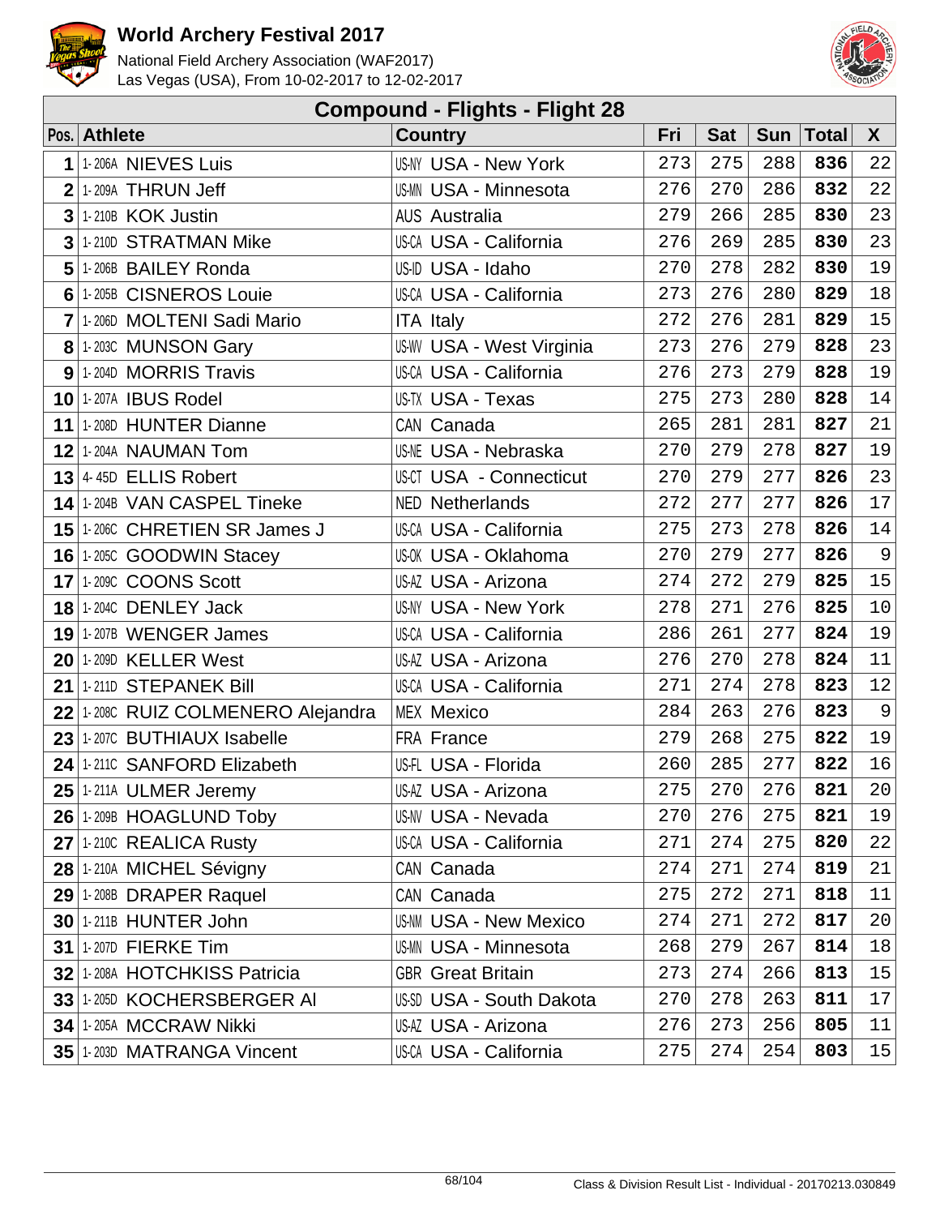# World Archery Festival 2017

National Field Archery Association (WAF2017)
Las Vegas (USA), From 10-02-2017 to 12-02-2017

## Compound - Flights - Flight 28

| Pos. | Athlete | Country | Fri | Sat | Sun | Total | X |
|---|---|---|---|---|---|---|---|
| 1 | 1-206A NIEVES Luis | US-NY USA - New York | 273 | 275 | 288 | **836** | 22 |
| 2 | 1-209A THRUN Jeff | US-MN USA - Minnesota | 276 | 270 | 286 | **832** | 22 |
| 3 | 1-210B KOK Justin | AUS Australia | 279 | 266 | 285 | **830** | 23 |
| 3 | 1-210D STRATMAN Mike | US-CA USA - California | 276 | 269 | 285 | **830** | 23 |
| 5 | 1-206B BAILEY Ronda | US-ID USA - Idaho | 270 | 278 | 282 | **830** | 19 |
| 6 | 1-205B CISNEROS Louie | US-CA USA - California | 273 | 276 | 280 | **829** | 18 |
| 7 | 1-206D MOLTENI Sadi Mario | ITA Italy | 272 | 276 | 281 | **829** | 15 |
| 8 | 1-203C MUNSON Gary | US-WV USA - West Virginia | 273 | 276 | 279 | **828** | 23 |
| 9 | 1-204D MORRIS Travis | US-CA USA - California | 276 | 273 | 279 | **828** | 19 |
| 10 | 1-207A IBUS Rodel | US-TX USA - Texas | 275 | 273 | 280 | **828** | 14 |
| 11 | 1-208D HUNTER Dianne | CAN Canada | 265 | 281 | 281 | **827** | 21 |
| 12 | 1-204A NAUMAN Tom | US-NE USA - Nebraska | 270 | 279 | 278 | **827** | 19 |
| 13 | 4-45D ELLIS Robert | US-CT USA - Connecticut | 270 | 279 | 277 | **826** | 23 |
| 14 | 1-204B VAN CASPEL Tineke | NED Netherlands | 272 | 277 | 277 | **826** | 17 |
| 15 | 1-206C CHRETIEN SR James J | US-CA USA - California | 275 | 273 | 278 | **826** | 14 |
| 16 | 1-205C GOODWIN Stacey | US-OK USA - Oklahoma | 270 | 279 | 277 | **826** | 9 |
| 17 | 1-209C COONS Scott | US-AZ USA - Arizona | 274 | 272 | 279 | **825** | 15 |
| 18 | 1-204C DENLEY Jack | US-NY USA - New York | 278 | 271 | 276 | **825** | 10 |
| 19 | 1-207B WENGER James | US-CA USA - California | 286 | 261 | 277 | **824** | 19 |
| 20 | 1-209D KELLER West | US-AZ USA - Arizona | 276 | 270 | 278 | **824** | 11 |
| 21 | 1-211D STEPANEK Bill | US-CA USA - California | 271 | 274 | 278 | **823** | 12 |
| 22 | 1-208C RUIZ COLMENERO Alejandra | MEX Mexico | 284 | 263 | 276 | **823** | 9 |
| 23 | 1-207C BUTHIAUX Isabelle | FRA France | 279 | 268 | 275 | **822** | 19 |
| 24 | 1-211C SANFORD Elizabeth | US-FL USA - Florida | 260 | 285 | 277 | **822** | 16 |
| 25 | 1-211A ULMER Jeremy | US-AZ USA - Arizona | 275 | 270 | 276 | **821** | 20 |
| 26 | 1-209B HOAGLUND Toby | US-NV USA - Nevada | 270 | 276 | 275 | **821** | 19 |
| 27 | 1-210C REALICA Rusty | US-CA USA - California | 271 | 274 | 275 | **820** | 22 |
| 28 | 1-210A MICHEL Sévigny | CAN Canada | 274 | 271 | 274 | **819** | 21 |
| 29 | 1-208B DRAPER Raquel | CAN Canada | 275 | 272 | 271 | **818** | 11 |
| 30 | 1-211B HUNTER John | US-NM USA - New Mexico | 274 | 271 | 272 | **817** | 20 |
| 31 | 1-207D FIERKE Tim | US-MN USA - Minnesota | 268 | 279 | 267 | **814** | 18 |
| 32 | 1-208A HOTCHKISS Patricia | GBR Great Britain | 273 | 274 | 266 | **813** | 15 |
| 33 | 1-205D KOCHERSBERGER Al | US-SD USA - South Dakota | 270 | 278 | 263 | **811** | 17 |
| 34 | 1-205A MCCRAW Nikki | US-AZ USA - Arizona | 276 | 273 | 256 | **805** | 11 |
| 35 | 1-203D MATRANGA Vincent | US-CA USA - California | 275 | 274 | 254 | **803** | 15 |

Class & Division Result List - Individual - 20170213.030849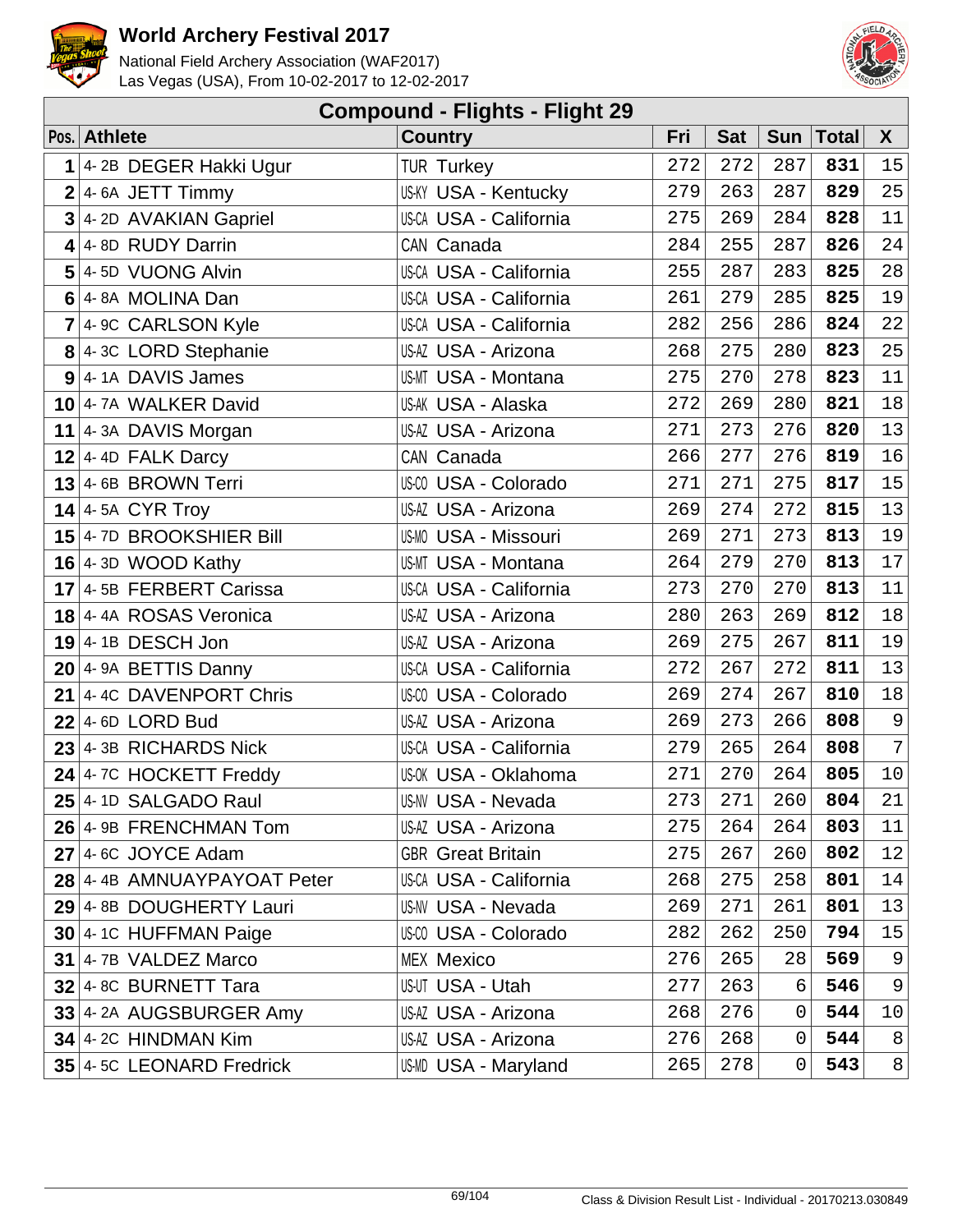# World Archery Festival 2017

National Field Archery Association (WAF2017)
Las Vegas (USA), From 10-02-2017 to 12-02-2017

## Compound - Flights - Flight 29

| Pos. | Athlete | Country | Fri | Sat | Sun | Total | X |
|---|---|---|---|---|---|---|---|
| 1 | 4- 2B DEGER Hakki Ugur | TUR Turkey | 272 | 272 | 287 | **831** | 15 |
| 2 | 4- 6A JETT Timmy | US-KY USA - Kentucky | 279 | 263 | 287 | **829** | 25 |
| 3 | 4- 2D AVAKIAN Gapriel | US-CA USA - California | 275 | 269 | 284 | **828** | 11 |
| 4 | 4- 8D RUDY Darrin | CAN Canada | 284 | 255 | 287 | **826** | 24 |
| 5 | 4- 5D VUONG Alvin | US-CA USA - California | 255 | 287 | 283 | **825** | 28 |
| 6 | 4- 8A MOLINA Dan | US-CA USA - California | 261 | 279 | 285 | **825** | 19 |
| 7 | 4- 9C CARLSON Kyle | US-CA USA - California | 282 | 256 | 286 | **824** | 22 |
| 8 | 4- 3C LORD Stephanie | US-AZ USA - Arizona | 268 | 275 | 280 | **823** | 25 |
| 9 | 4- 1A DAVIS James | US-MT USA - Montana | 275 | 270 | 278 | **823** | 11 |
| 10 | 4- 7A WALKER David | US-AK USA - Alaska | 272 | 269 | 280 | **821** | 18 |
| 11 | 4- 3A DAVIS Morgan | US-AZ USA - Arizona | 271 | 273 | 276 | **820** | 13 |
| 12 | 4- 4D FALK Darcy | CAN Canada | 266 | 277 | 276 | **819** | 16 |
| 13 | 4- 6B BROWN Terri | US-CO USA - Colorado | 271 | 271 | 275 | **817** | 15 |
| 14 | 4- 5A CYR Troy | US-AZ USA - Arizona | 269 | 274 | 272 | **815** | 13 |
| 15 | 4- 7D BROOKSHIER Bill | US-MO USA - Missouri | 269 | 271 | 273 | **813** | 19 |
| 16 | 4- 3D WOOD Kathy | US-MT USA - Montana | 264 | 279 | 270 | **813** | 17 |
| 17 | 4- 5B FERBERT Carissa | US-CA USA - California | 273 | 270 | 270 | **813** | 11 |
| 18 | 4- 4A ROSAS Veronica | US-AZ USA - Arizona | 280 | 263 | 269 | **812** | 18 |
| 19 | 4- 1B DESCH Jon | US-AZ USA - Arizona | 269 | 275 | 267 | **811** | 19 |
| 20 | 4- 9A BETTIS Danny | US-CA USA - California | 272 | 267 | 272 | **811** | 13 |
| 21 | 4- 4C DAVENPORT Chris | US-CO USA - Colorado | 269 | 274 | 267 | **810** | 18 |
| 22 | 4- 6D LORD Bud | US-AZ USA - Arizona | 269 | 273 | 266 | **808** | 9 |
| 23 | 4- 3B RICHARDS Nick | US-CA USA - California | 279 | 265 | 264 | **808** | 7 |
| 24 | 4- 7C HOCKETT Freddy | US-OK USA - Oklahoma | 271 | 270 | 264 | **805** | 10 |
| 25 | 4- 1D SALGADO Raul | US-NV USA - Nevada | 273 | 271 | 260 | **804** | 21 |
| 26 | 4- 9B FRENCHMAN Tom | US-AZ USA - Arizona | 275 | 264 | 264 | **803** | 11 |
| 27 | 4- 6C JOYCE Adam | GBR Great Britain | 275 | 267 | 260 | **802** | 12 |
| 28 | 4- 4B AMNUAYPAYOAT Peter | US-CA USA - California | 268 | 275 | 258 | **801** | 14 |
| 29 | 4- 8B DOUGHERTY Lauri | US-NV USA - Nevada | 269 | 271 | 261 | **801** | 13 |
| 30 | 4- 1C HUFFMAN Paige | US-CO USA - Colorado | 282 | 262 | 250 | **794** | 15 |
| 31 | 4- 7B VALDEZ Marco | MEX Mexico | 276 | 265 | 28 | **569** | 9 |
| 32 | 4- 8C BURNETT Tara | US-UT USA - Utah | 277 | 263 | 6 | **546** | 9 |
| 33 | 4- 2A AUGSBURGER Amy | US-AZ USA - Arizona | 268 | 276 | 0 | **544** | 10 |
| 34 | 4- 2C HINDMAN Kim | US-AZ USA - Arizona | 276 | 268 | 0 | **544** | 8 |
| 35 | 4- 5C LEONARD Fredrick | US-MD USA - Maryland | 265 | 278 | 0 | **543** | 8 |

Class & Division Result List - Individual - 20170213.030849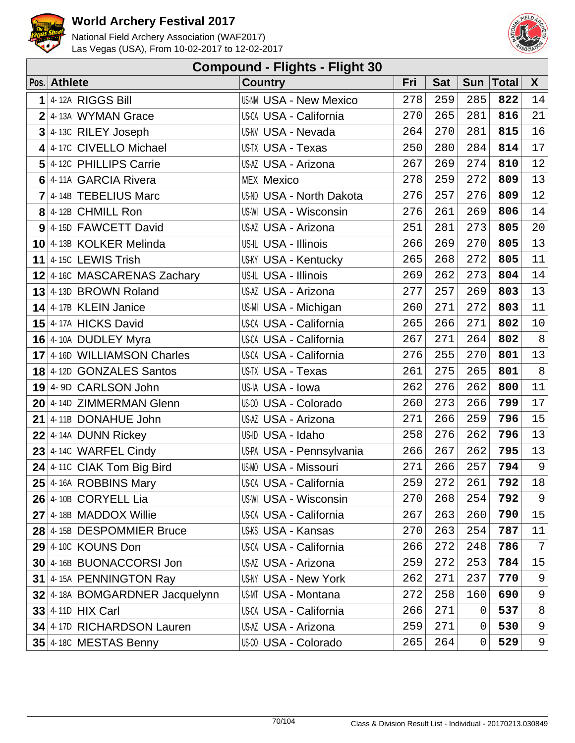# World Archery Festival 2017

National Field Archery Association (WAF2017)
Las Vegas (USA), From 10-02-2017 to 12-02-2017

## Compound - Flights - Flight 30

| Pos. | Athlete | Country | Fri | Sat | Sun | Total | X |
|---|---|---|---|---|---|---|---|
| 1 | 4-12A RIGGS Bill | US-NM USA - New Mexico | 278 | 259 | 285 | **822** | 14 |
| 2 | 4-13A WYMAN Grace | US-CA USA - California | 270 | 265 | 281 | **816** | 21 |
| 3 | 4-13C RILEY Joseph | US-NV USA - Nevada | 264 | 270 | 281 | **815** | 16 |
| 4 | 4-17C CIVELLO Michael | US-TX USA - Texas | 250 | 280 | 284 | **814** | 17 |
| 5 | 4-12C PHILLIPS Carrie | US-AZ USA - Arizona | 267 | 269 | 274 | **810** | 12 |
| 6 | 4-11A GARCIA Rivera | MEX Mexico | 278 | 259 | 272 | **809** | 13 |
| 7 | 4-14B TEBELIUS Marc | US-ND USA - North Dakota | 276 | 257 | 276 | **809** | 12 |
| 8 | 4-12B CHMILL Ron | US-WI USA - Wisconsin | 276 | 261 | 269 | **806** | 14 |
| 9 | 4-15D FAWCETT David | US-AZ USA - Arizona | 251 | 281 | 273 | **805** | 20 |
| 10 | 4-13B KOLKER Melinda | US-IL USA - Illinois | 266 | 269 | 270 | **805** | 13 |
| 11 | 4-15C LEWIS Trish | US-KY USA - Kentucky | 265 | 268 | 272 | **805** | 11 |
| 12 | 4-16C MASCARENAS Zachary | US-IL USA - Illinois | 269 | 262 | 273 | **804** | 14 |
| 13 | 4-13D BROWN Roland | US-AZ USA - Arizona | 277 | 257 | 269 | **803** | 13 |
| 14 | 4-17B KLEIN Janice | US-MI USA - Michigan | 260 | 271 | 272 | **803** | 11 |
| 15 | 4-17A HICKS David | US-CA USA - California | 265 | 266 | 271 | **802** | 10 |
| 16 | 4-10A DUDLEY Myra | US-CA USA - California | 267 | 271 | 264 | **802** | 8 |
| 17 | 4-16D WILLIAMSON Charles | US-CA USA - California | 276 | 255 | 270 | **801** | 13 |
| 18 | 4-12D GONZALES Santos | US-TX USA - Texas | 261 | 275 | 265 | **801** | 8 |
| 19 | 4-9D CARLSON John | US-IA USA - Iowa | 262 | 276 | 262 | **800** | 11 |
| 20 | 4-14D ZIMMERMAN Glenn | US-CO USA - Colorado | 260 | 273 | 266 | **799** | 17 |
| 21 | 4-11B DONAHUE John | US-AZ USA - Arizona | 271 | 266 | 259 | **796** | 15 |
| 22 | 4-14A DUNN Rickey | US-ID USA - Idaho | 258 | 276 | 262 | **796** | 13 |
| 23 | 4-14C WARFEL Cindy | US-PA USA - Pennsylvania | 266 | 267 | 262 | **795** | 13 |
| 24 | 4-11C CIAK Tom Big Bird | US-MO USA - Missouri | 271 | 266 | 257 | **794** | 9 |
| 25 | 4-16A ROBBINS Mary | US-CA USA - California | 259 | 272 | 261 | **792** | 18 |
| 26 | 4-10B CORYELL Lia | US-WI USA - Wisconsin | 270 | 268 | 254 | **792** | 9 |
| 27 | 4-18B MADDOX Willie | US-CA USA - California | 267 | 263 | 260 | **790** | 15 |
| 28 | 4-15B DESPOMMIER Bruce | US-KS USA - Kansas | 270 | 263 | 254 | **787** | 11 |
| 29 | 4-10C KOUNS Don | US-CA USA - California | 266 | 272 | 248 | **786** | 7 |
| 30 | 4-16B BUONACCORSI Jon | US-AZ USA - Arizona | 259 | 272 | 253 | **784** | 15 |
| 31 | 4-15A PENNINGTON Ray | US-NY USA - New York | 262 | 271 | 237 | **770** | 9 |
| 32 | 4-18A BOMGARDNER Jacquelynn | US-MT USA - Montana | 272 | 258 | 160 | **690** | 9 |
| 33 | 4-11D HIX Carl | US-CA USA - California | 266 | 271 | 0 | **537** | 8 |
| 34 | 4-17D RICHARDSON Lauren | US-AZ USA - Arizona | 259 | 271 | 0 | **530** | 9 |
| 35 | 4-18C MESTAS Benny | US-CO USA - Colorado | 265 | 264 | 0 | **529** | 9 |

Class & Division Result List - Individual - 20170213.030849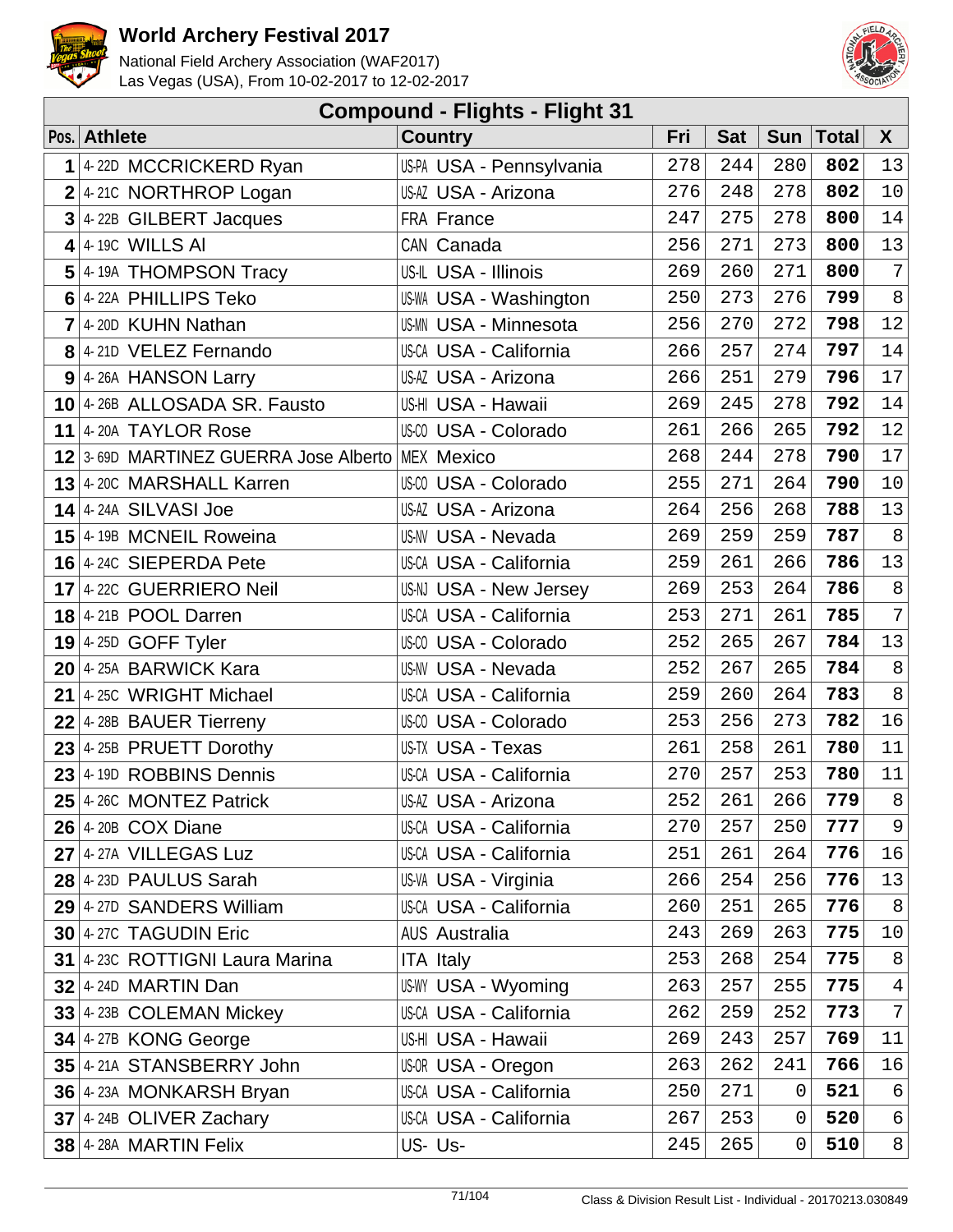# World Archery Festival 2017

National Field Archery Association (WAF2017)
Las Vegas (USA), From 10-02-2017 to 12-02-2017

## Compound - Flights - Flight 31

| Pos. | Athlete | Country | Fri | Sat | Sun | Total | X |
|---|---|---|---|---|---|---|---|
| 1 | 4-22D MCCRICKERD Ryan | US-PA USA - Pennsylvania | 278 | 244 | 280 | **802** | 13 |
| 2 | 4-21C NORTHROP Logan | US-AZ USA - Arizona | 276 | 248 | 278 | **802** | 10 |
| 3 | 4-22B GILBERT Jacques | FRA France | 247 | 275 | 278 | **800** | 14 |
| 4 | 4-19C WILLS Al | CAN Canada | 256 | 271 | 273 | **800** | 13 |
| 5 | 4-19A THOMPSON Tracy | US-IL USA - Illinois | 269 | 260 | 271 | **800** | 7 |
| 6 | 4-22A PHILLIPS Teko | US-WA USA - Washington | 250 | 273 | 276 | **799** | 8 |
| 7 | 4-20D KUHN Nathan | US-MN USA - Minnesota | 256 | 270 | 272 | **798** | 12 |
| 8 | 4-21D VELEZ Fernando | US-CA USA - California | 266 | 257 | 274 | **797** | 14 |
| 9 | 4-26A HANSON Larry | US-AZ USA - Arizona | 266 | 251 | 279 | **796** | 17 |
| 10 | 4-26B ALLOSADA SR. Fausto | US-HI USA - Hawaii | 269 | 245 | 278 | **792** | 14 |
| 11 | 4-20A TAYLOR Rose | US-CO USA - Colorado | 261 | 266 | 265 | **792** | 12 |
| 12 | 3-69D MARTINEZ GUERRA Jose Alberto | MEX Mexico | 268 | 244 | 278 | **790** | 17 |
| 13 | 4-20C MARSHALL Karren | US-CO USA - Colorado | 255 | 271 | 264 | **790** | 10 |
| 14 | 4-24A SILVASI Joe | US-AZ USA - Arizona | 264 | 256 | 268 | **788** | 13 |
| 15 | 4-19B MCNEIL Roweina | US-NV USA - Nevada | 269 | 259 | 259 | **787** | 8 |
| 16 | 4-24C SIEPERDA Pete | US-CA USA - California | 259 | 261 | 266 | **786** | 13 |
| 17 | 4-22C GUERRIERO Neil | US-NJ USA - New Jersey | 269 | 253 | 264 | **786** | 8 |
| 18 | 4-21B POOL Darren | US-CA USA - California | 253 | 271 | 261 | **785** | 7 |
| 19 | 4-25D GOFF Tyler | US-CO USA - Colorado | 252 | 265 | 267 | **784** | 13 |
| 20 | 4-25A BARWICK Kara | US-NV USA - Nevada | 252 | 267 | 265 | **784** | 8 |
| 21 | 4-25C WRIGHT Michael | US-CA USA - California | 259 | 260 | 264 | **783** | 8 |
| 22 | 4-28B BAUER Tierreny | US-CO USA - Colorado | 253 | 256 | 273 | **782** | 16 |
| 23 | 4-25B PRUETT Dorothy | US-TX USA - Texas | 261 | 258 | 261 | **780** | 11 |
| 23 | 4-19D ROBBINS Dennis | US-CA USA - California | 270 | 257 | 253 | **780** | 11 |
| 25 | 4-26C MONTEZ Patrick | US-AZ USA - Arizona | 252 | 261 | 266 | **779** | 8 |
| 26 | 4-20B COX Diane | US-CA USA - California | 270 | 257 | 250 | **777** | 9 |
| 27 | 4-27A VILLEGAS Luz | US-CA USA - California | 251 | 261 | 264 | **776** | 16 |
| 28 | 4-23D PAULUS Sarah | US-VA USA - Virginia | 266 | 254 | 256 | **776** | 13 |
| 29 | 4-27D SANDERS William | US-CA USA - California | 260 | 251 | 265 | **776** | 8 |
| 30 | 4-27C TAGUDIN Eric | AUS Australia | 243 | 269 | 263 | **775** | 10 |
| 31 | 4-23C ROTTIGNI Laura Marina | ITA Italy | 253 | 268 | 254 | **775** | 8 |
| 32 | 4-24D MARTIN Dan | US-WY USA - Wyoming | 263 | 257 | 255 | **775** | 4 |
| 33 | 4-23B COLEMAN Mickey | US-CA USA - California | 262 | 259 | 252 | **773** | 7 |
| 34 | 4-27B KONG George | US-HI USA - Hawaii | 269 | 243 | 257 | **769** | 11 |
| 35 | 4-21A STANSBERRY John | US-OR USA - Oregon | 263 | 262 | 241 | **766** | 16 |
| 36 | 4-23A MONKARSH Bryan | US-CA USA - California | 250 | 271 | 0 | **521** | 6 |
| 37 | 4-24B OLIVER Zachary | US-CA USA - California | 267 | 253 | 0 | **520** | 6 |
| 38 | 4-28A MARTIN Felix | US- Us- | 245 | 265 | 0 | **510** | 8 |

Class & Division Result List - Individual - 20170213.030849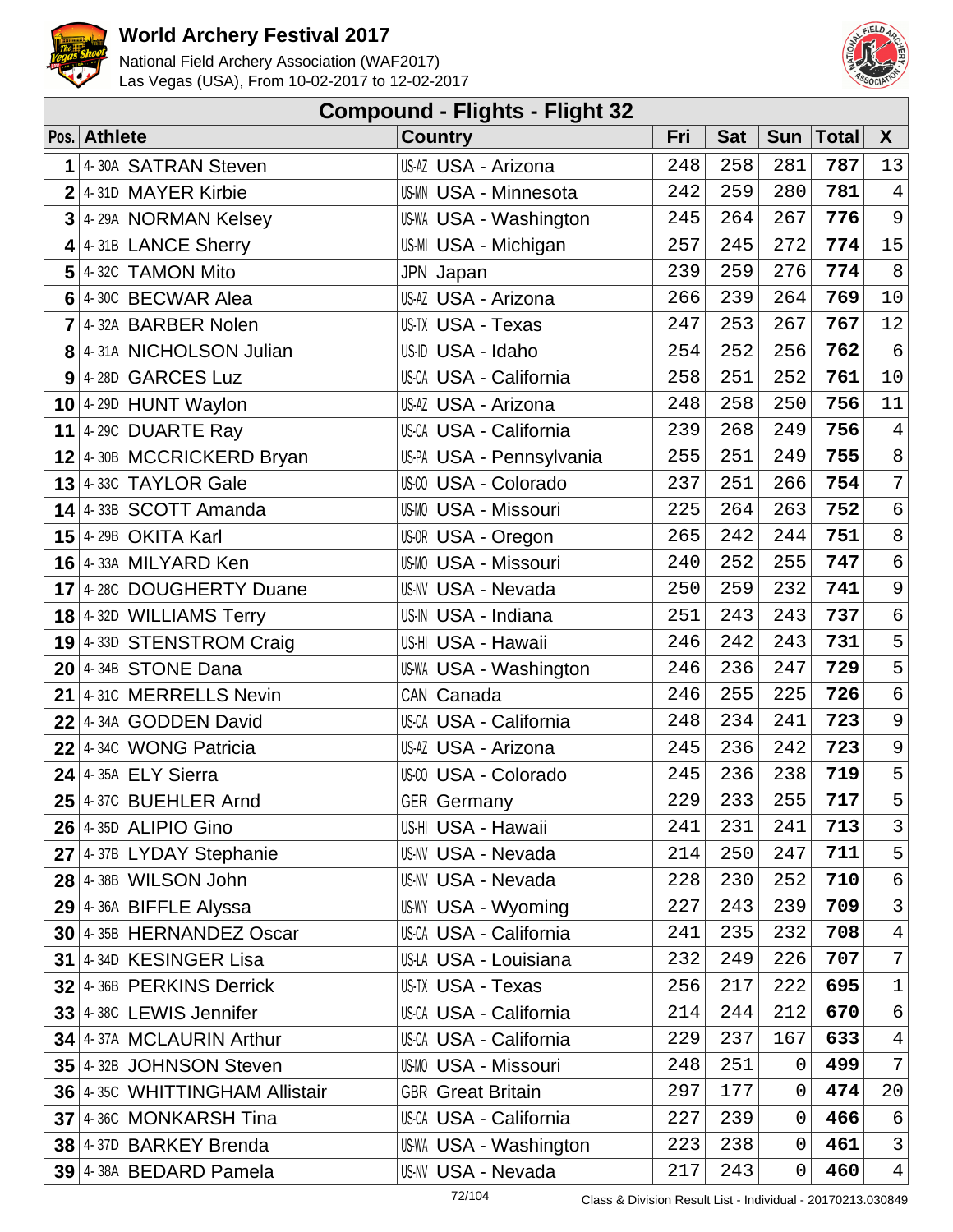# World Archery Festival 2017

National Field Archery Association (WAF2017)
Las Vegas (USA), From 10-02-2017 to 12-02-2017

## Compound - Flights - Flight 32

| Pos. | Athlete | Country | Fri | Sat | Sun | Total | X |
|---|---|---|---|---|---|---|---|
| 1 | 4-30A SATRAN Steven | US-AZ USA - Arizona | 248 | 258 | 281 | 787 | 13 |
| 2 | 4-31D MAYER Kirbie | US-MN USA - Minnesota | 242 | 259 | 280 | 781 | 4 |
| 3 | 4-29A NORMAN Kelsey | US-WA USA - Washington | 245 | 264 | 267 | 776 | 9 |
| 4 | 4-31B LANCE Sherry | US-MI USA - Michigan | 257 | 245 | 272 | 774 | 15 |
| 5 | 4-32C TAMON Mito | JPN Japan | 239 | 259 | 276 | 774 | 8 |
| 6 | 4-30C BECWAR Alea | US-AZ USA - Arizona | 266 | 239 | 264 | 769 | 10 |
| 7 | 4-32A BARBER Nolen | US-TX USA - Texas | 247 | 253 | 267 | 767 | 12 |
| 8 | 4-31A NICHOLSON Julian | US-ID USA - Idaho | 254 | 252 | 256 | 762 | 6 |
| 9 | 4-28D GARCES Luz | US-CA USA - California | 258 | 251 | 252 | 761 | 10 |
| 10 | 4-29D HUNT Waylon | US-AZ USA - Arizona | 248 | 258 | 250 | 756 | 11 |
| 11 | 4-29C DUARTE Ray | US-CA USA - California | 239 | 268 | 249 | 756 | 4 |
| 12 | 4-30B MCCRICKERD Bryan | US-PA USA - Pennsylvania | 255 | 251 | 249 | 755 | 8 |
| 13 | 4-33C TAYLOR Gale | US-CO USA - Colorado | 237 | 251 | 266 | 754 | 7 |
| 14 | 4-33B SCOTT Amanda | US-MO USA - Missouri | 225 | 264 | 263 | 752 | 6 |
| 15 | 4-29B OKITA Karl | US-OR USA - Oregon | 265 | 242 | 244 | 751 | 8 |
| 16 | 4-33A MILYARD Ken | US-MO USA - Missouri | 240 | 252 | 255 | 747 | 6 |
| 17 | 4-28C DOUGHERTY Duane | US-NV USA - Nevada | 250 | 259 | 232 | 741 | 9 |
| 18 | 4-32D WILLIAMS Terry | US-IN USA - Indiana | 251 | 243 | 243 | 737 | 6 |
| 19 | 4-33D STENSTROM Craig | US-HI USA - Hawaii | 246 | 242 | 243 | 731 | 5 |
| 20 | 4-34B STONE Dana | US-WA USA - Washington | 246 | 236 | 247 | 729 | 5 |
| 21 | 4-31C MERRELLS Nevin | CAN Canada | 246 | 255 | 225 | 726 | 6 |
| 22 | 4-34A GODDEN David | US-CA USA - California | 248 | 234 | 241 | 723 | 9 |
| 22 | 4-34C WONG Patricia | US-AZ USA - Arizona | 245 | 236 | 242 | 723 | 9 |
| 24 | 4-35A ELY Sierra | US-CO USA - Colorado | 245 | 236 | 238 | 719 | 5 |
| 25 | 4-37C BUEHLER Arnd | GER Germany | 229 | 233 | 255 | 717 | 5 |
| 26 | 4-35D ALIPIO Gino | US-HI USA - Hawaii | 241 | 231 | 241 | 713 | 3 |
| 27 | 4-37B LYDAY Stephanie | US-NV USA - Nevada | 214 | 250 | 247 | 711 | 5 |
| 28 | 4-38B WILSON John | US-NV USA - Nevada | 228 | 230 | 252 | 710 | 6 |
| 29 | 4-36A BIFFLE Alyssa | US-WY USA - Wyoming | 227 | 243 | 239 | 709 | 3 |
| 30 | 4-35B HERNANDEZ Oscar | US-CA USA - California | 241 | 235 | 232 | 708 | 4 |
| 31 | 4-34D KESINGER Lisa | US-LA USA - Louisiana | 232 | 249 | 226 | 707 | 7 |
| 32 | 4-36B PERKINS Derrick | US-TX USA - Texas | 256 | 217 | 222 | 695 | 1 |
| 33 | 4-38C LEWIS Jennifer | US-CA USA - California | 214 | 244 | 212 | 670 | 6 |
| 34 | 4-37A MCLAURIN Arthur | US-CA USA - California | 229 | 237 | 167 | 633 | 4 |
| 35 | 4-32B JOHNSON Steven | US-MO USA - Missouri | 248 | 251 | 0 | 499 | 7 |
| 36 | 4-35C WHITTINGHAM Allistair | GBR Great Britain | 297 | 177 | 0 | 474 | 20 |
| 37 | 4-36C MONKARSH Tina | US-CA USA - California | 227 | 239 | 0 | 466 | 6 |
| 38 | 4-37D BARKEY Brenda | US-WA USA - Washington | 223 | 238 | 0 | 461 | 3 |
| 39 | 4-38A BEDARD Pamela | US-NV USA - Nevada | 217 | 243 | 0 | 460 | 4 |

Class & Division Result List - Individual - 20170213.030849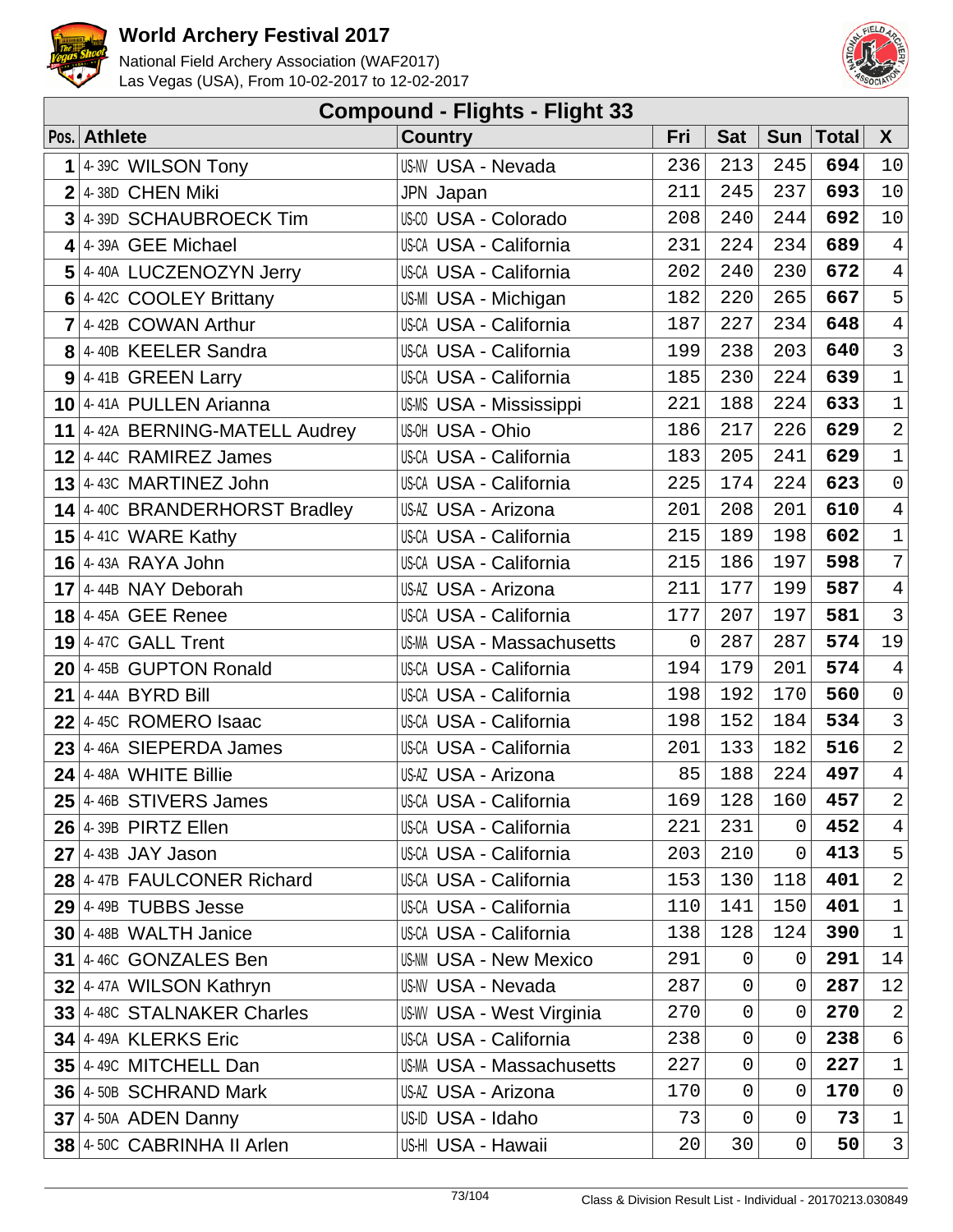# World Archery Festival 2017

National Field Archery Association (WAF2017)
Las Vegas (USA), From 10-02-2017 to 12-02-2017

## Compound - Flights - Flight 33

| Pos. | Athlete | Country | Fri | Sat | Sun | Total | X |
|---|---|---|---|---|---|---|---|
| 1 | 4-39C WILSON Tony | US-NV USA - Nevada | 236 | 213 | 245 | **694** | 10 |
| 2 | 4-38D CHEN Miki | JPN Japan | 211 | 245 | 237 | **693** | 10 |
| 3 | 4-39D SCHAUBROECK Tim | US-CO USA - Colorado | 208 | 240 | 244 | **692** | 10 |
| 4 | 4-39A GEE Michael | US-CA USA - California | 231 | 224 | 234 | **689** | 4 |
| 5 | 4-40A LUCZENOZYN Jerry | US-CA USA - California | 202 | 240 | 230 | **672** | 4 |
| 6 | 4-42C COOLEY Brittany | US-MI USA - Michigan | 182 | 220 | 265 | **667** | 5 |
| 7 | 4-42B COWAN Arthur | US-CA USA - California | 187 | 227 | 234 | **648** | 4 |
| 8 | 4-40B KEELER Sandra | US-CA USA - California | 199 | 238 | 203 | **640** | 3 |
| 9 | 4-41B GREEN Larry | US-CA USA - California | 185 | 230 | 224 | **639** | 1 |
| 10 | 4-41A PULLEN Arianna | US-MS USA - Mississippi | 221 | 188 | 224 | **633** | 1 |
| 11 | 4-42A BERNING-MATELL Audrey | US-OH USA - Ohio | 186 | 217 | 226 | **629** | 2 |
| 12 | 4-44C RAMIREZ James | US-CA USA - California | 183 | 205 | 241 | **629** | 1 |
| 13 | 4-43C MARTINEZ John | US-CA USA - California | 225 | 174 | 224 | **623** | 0 |
| 14 | 4-40C BRANDERHORST Bradley | US-AZ USA - Arizona | 201 | 208 | 201 | **610** | 4 |
| 15 | 4-41C WARE Kathy | US-CA USA - California | 215 | 189 | 198 | **602** | 1 |
| 16 | 4-43A RAYA John | US-CA USA - California | 215 | 186 | 197 | **598** | 7 |
| 17 | 4-44B NAY Deborah | US-AZ USA - Arizona | 211 | 177 | 199 | **587** | 4 |
| 18 | 4-45A GEE Renee | US-CA USA - California | 177 | 207 | 197 | **581** | 3 |
| 19 | 4-47C GALL Trent | US-MA USA - Massachusetts | 0 | 287 | 287 | **574** | 19 |
| 20 | 4-45B GUPTON Ronald | US-CA USA - California | 194 | 179 | 201 | **574** | 4 |
| 21 | 4-44A BYRD Bill | US-CA USA - California | 198 | 192 | 170 | **560** | 0 |
| 22 | 4-45C ROMERO Isaac | US-CA USA - California | 198 | 152 | 184 | **534** | 3 |
| 23 | 4-46A SIEPERDA James | US-CA USA - California | 201 | 133 | 182 | **516** | 2 |
| 24 | 4-48A WHITE Billie | US-AZ USA - Arizona | 85 | 188 | 224 | **497** | 4 |
| 25 | 4-46B STIVERS James | US-CA USA - California | 169 | 128 | 160 | **457** | 2 |
| 26 | 4-39B PIRTZ Ellen | US-CA USA - California | 221 | 231 | 0 | **452** | 4 |
| 27 | 4-43B JAY Jason | US-CA USA - California | 203 | 210 | 0 | **413** | 5 |
| 28 | 4-47B FAULCONER Richard | US-CA USA - California | 153 | 130 | 118 | **401** | 2 |
| 29 | 4-49B TUBBS Jesse | US-CA USA - California | 110 | 141 | 150 | **401** | 1 |
| 30 | 4-48B WALTH Janice | US-CA USA - California | 138 | 128 | 124 | **390** | 1 |
| 31 | 4-46C GONZALES Ben | US-NM USA - New Mexico | 291 | 0 | 0 | **291** | 14 |
| 32 | 4-47A WILSON Kathryn | US-NV USA - Nevada | 287 | 0 | 0 | **287** | 12 |
| 33 | 4-48C STALNAKER Charles | US-WV USA - West Virginia | 270 | 0 | 0 | **270** | 2 |
| 34 | 4-49A KLERKS Eric | US-CA USA - California | 238 | 0 | 0 | **238** | 6 |
| 35 | 4-49C MITCHELL Dan | US-MA USA - Massachusetts | 227 | 0 | 0 | **227** | 1 |
| 36 | 4-50B SCHRAND Mark | US-AZ USA - Arizona | 170 | 0 | 0 | **170** | 0 |
| 37 | 4-50A ADEN Danny | US-ID USA - Idaho | 73 | 0 | 0 | **73** | 1 |
| 38 | 4-50C CABRINHA II Arlen | US-HI USA - Hawaii | 20 | 30 | 0 | **50** | 3 |

Class & Division Result List - Individual - 20170213.030849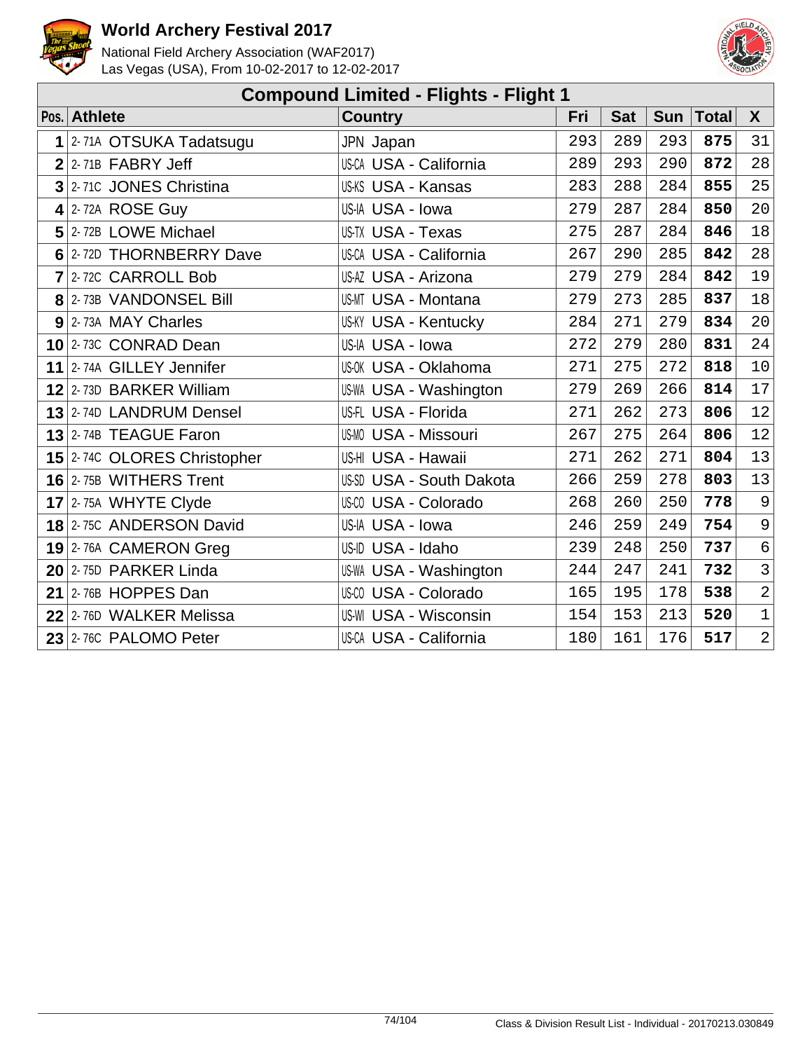# World Archery Festival 2017

National Field Archery Association (WAF2017)
Las Vegas (USA), From 10-02-2017 to 12-02-2017

## Compound Limited - Flights - Flight 1

| Pos. | Athlete | Country | Fri | Sat | Sun | Total | X |
|---|---|---|---|---|---|---|---|
| 1 | 2- 71A OTSUKA Tadatsugu | JPN Japan | 293 | 289 | 293 | **875** | 31 |
| 2 | 2- 71B FABRY Jeff | US-CA USA - California | 289 | 293 | 290 | **872** | 28 |
| 3 | 2- 71C JONES Christina | US-KS USA - Kansas | 283 | 288 | 284 | **855** | 25 |
| 4 | 2- 72A ROSE Guy | US-IA USA - Iowa | 279 | 287 | 284 | **850** | 20 |
| 5 | 2- 72B LOWE Michael | US-TX USA - Texas | 275 | 287 | 284 | **846** | 18 |
| 6 | 2- 72D THORNBERRY Dave | US-CA USA - California | 267 | 290 | 285 | **842** | 28 |
| 7 | 2- 72C CARROLL Bob | US-AZ USA - Arizona | 279 | 279 | 284 | **842** | 19 |
| 8 | 2- 73B VANDONSEL Bill | US-MT USA - Montana | 279 | 273 | 285 | **837** | 18 |
| 9 | 2- 73A MAY Charles | US-KY USA - Kentucky | 284 | 271 | 279 | **834** | 20 |
| 10 | 2- 73C CONRAD Dean | US-IA USA - Iowa | 272 | 279 | 280 | **831** | 24 |
| 11 | 2- 74A GILLEY Jennifer | US-OK USA - Oklahoma | 271 | 275 | 272 | **818** | 10 |
| 12 | 2- 73D BARKER William | US-WA USA - Washington | 279 | 269 | 266 | **814** | 17 |
| 13 | 2- 74D LANDRUM Densel | US-FL USA - Florida | 271 | 262 | 273 | **806** | 12 |
| 13 | 2- 74B TEAGUE Faron | US-MO USA - Missouri | 267 | 275 | 264 | **806** | 12 |
| 15 | 2- 74C OLORES Christopher | US-HI USA - Hawaii | 271 | 262 | 271 | **804** | 13 |
| 16 | 2- 75B WITHERS Trent | US-SD USA - South Dakota | 266 | 259 | 278 | **803** | 13 |
| 17 | 2- 75A WHYTE Clyde | US-CO USA - Colorado | 268 | 260 | 250 | **778** | 9 |
| 18 | 2- 75C ANDERSON David | US-IA USA - Iowa | 246 | 259 | 249 | **754** | 9 |
| 19 | 2- 76A CAMERON Greg | US-ID USA - Idaho | 239 | 248 | 250 | **737** | 6 |
| 20 | 2- 75D PARKER Linda | US-WA USA - Washington | 244 | 247 | 241 | **732** | 3 |
| 21 | 2- 76B HOPPES Dan | US-CO USA - Colorado | 165 | 195 | 178 | **538** | 2 |
| 22 | 2- 76D WALKER Melissa | US-WI USA - Wisconsin | 154 | 153 | 213 | **520** | 1 |
| 23 | 2- 76C PALOMO Peter | US-CA USA - California | 180 | 161 | 176 | **517** | 2 |

Class & Division Result List - Individual - 20170213.030849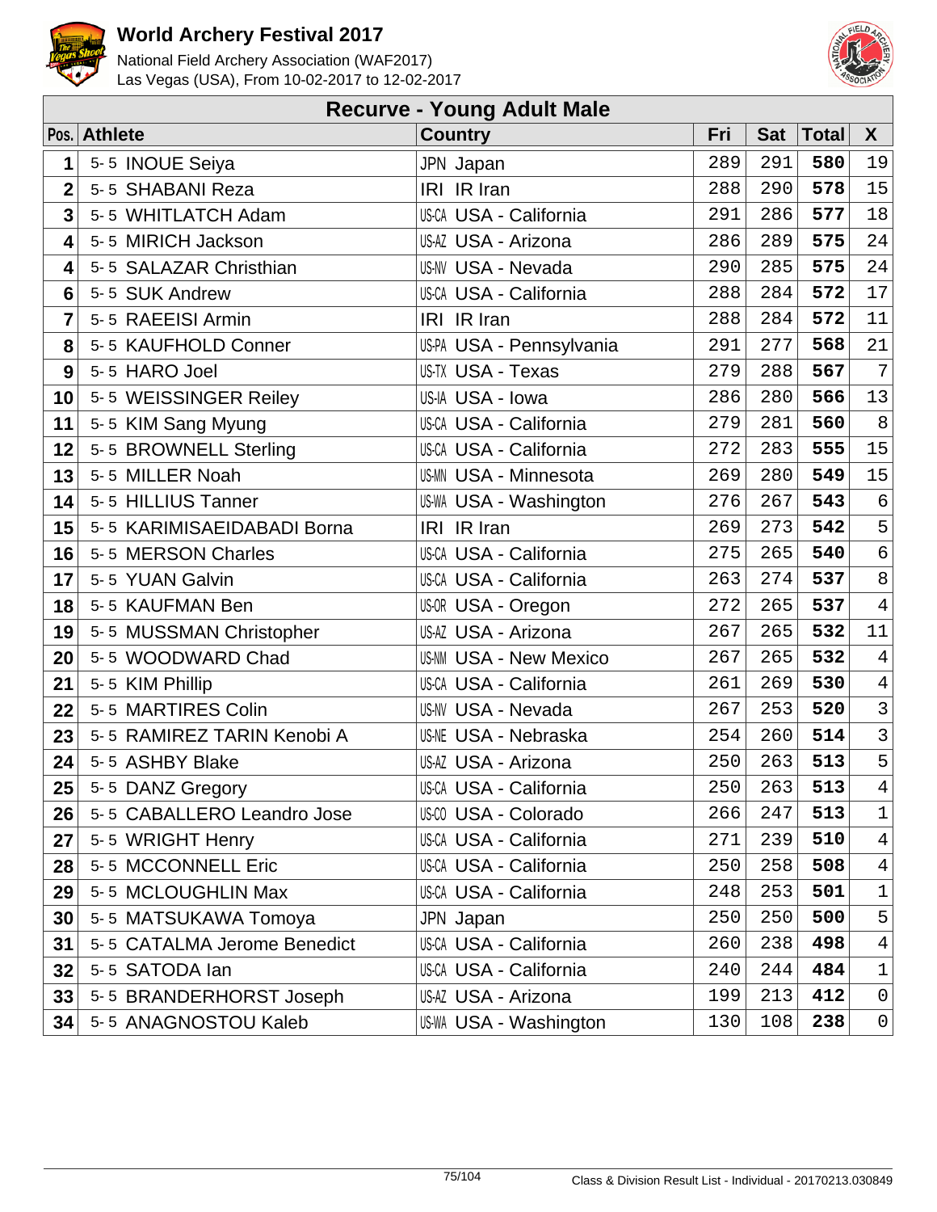# World Archery Festival 2017

National Field Archery Association (WAF2017)
Las Vegas (USA), From 10-02-2017 to 12-02-2017

## Recurve - Young Adult Male

| Pos. | Athlete | Country | Fri | Sat | Total | X |
|---|---|---|---|---|---|---|
| 1 | 5- 5 INOUE Seiya | JPN Japan | 289 | 291 | **580** | 19 |
| 2 | 5- 5 SHABANI Reza | IRI IR Iran | 288 | 290 | **578** | 15 |
| 3 | 5- 5 WHITLATCH Adam | US-CA USA - California | 291 | 286 | **577** | 18 |
| 4 | 5- 5 MIRICH Jackson | US-AZ USA - Arizona | 286 | 289 | **575** | 24 |
| 4 | 5- 5 SALAZAR Christhian | US-NV USA - Nevada | 290 | 285 | **575** | 24 |
| 6 | 5- 5 SUK Andrew | US-CA USA - California | 288 | 284 | **572** | 17 |
| 7 | 5- 5 RAEEISI Armin | IRI IR Iran | 288 | 284 | **572** | 11 |
| 8 | 5- 5 KAUFHOLD Conner | US-PA USA - Pennsylvania | 291 | 277 | **568** | 21 |
| 9 | 5- 5 HARO Joel | US-TX USA - Texas | 279 | 288 | **567** | 7 |
| 10 | 5- 5 WEISSINGER Reiley | US-IA USA - Iowa | 286 | 280 | **566** | 13 |
| 11 | 5- 5 KIM Sang Myung | US-CA USA - California | 279 | 281 | **560** | 8 |
| 12 | 5- 5 BROWNELL Sterling | US-CA USA - California | 272 | 283 | **555** | 15 |
| 13 | 5- 5 MILLER Noah | US-MN USA - Minnesota | 269 | 280 | **549** | 15 |
| 14 | 5- 5 HILLIUS Tanner | US-WA USA - Washington | 276 | 267 | **543** | 6 |
| 15 | 5- 5 KARIMISAEIDABADI Borna | IRI IR Iran | 269 | 273 | **542** | 5 |
| 16 | 5- 5 MERSON Charles | US-CA USA - California | 275 | 265 | **540** | 6 |
| 17 | 5- 5 YUAN Galvin | US-CA USA - California | 263 | 274 | **537** | 8 |
| 18 | 5- 5 KAUFMAN Ben | US-OR USA - Oregon | 272 | 265 | **537** | 4 |
| 19 | 5- 5 MUSSMAN Christopher | US-AZ USA - Arizona | 267 | 265 | **532** | 11 |
| 20 | 5- 5 WOODWARD Chad | US-NM USA - New Mexico | 267 | 265 | **532** | 4 |
| 21 | 5- 5 KIM Phillip | US-CA USA - California | 261 | 269 | **530** | 4 |
| 22 | 5- 5 MARTIRES Colin | US-NV USA - Nevada | 267 | 253 | **520** | 3 |
| 23 | 5- 5 RAMIREZ TARIN Kenobi A | US-NE USA - Nebraska | 254 | 260 | **514** | 3 |
| 24 | 5- 5 ASHBY Blake | US-AZ USA - Arizona | 250 | 263 | **513** | 5 |
| 25 | 5- 5 DANZ Gregory | US-CA USA - California | 250 | 263 | **513** | 4 |
| 26 | 5- 5 CABALLERO Leandro Jose | US-CO USA - Colorado | 266 | 247 | **513** | 1 |
| 27 | 5- 5 WRIGHT Henry | US-CA USA - California | 271 | 239 | **510** | 4 |
| 28 | 5- 5 MCCONNELL Eric | US-CA USA - California | 250 | 258 | **508** | 4 |
| 29 | 5- 5 MCLOUGHLIN Max | US-CA USA - California | 248 | 253 | **501** | 1 |
| 30 | 5- 5 MATSUKAWA Tomoya | JPN Japan | 250 | 250 | **500** | 5 |
| 31 | 5- 5 CATALMA Jerome Benedict | US-CA USA - California | 260 | 238 | **498** | 4 |
| 32 | 5- 5 SATODA Ian | US-CA USA - California | 240 | 244 | **484** | 1 |
| 33 | 5- 5 BRANDERHORST Joseph | US-AZ USA - Arizona | 199 | 213 | **412** | 0 |
| 34 | 5- 5 ANAGNOSTOU Kaleb | US-WA USA - Washington | 130 | 108 | **238** | 0 |

Class & Division Result List - Individual - 20170213.030849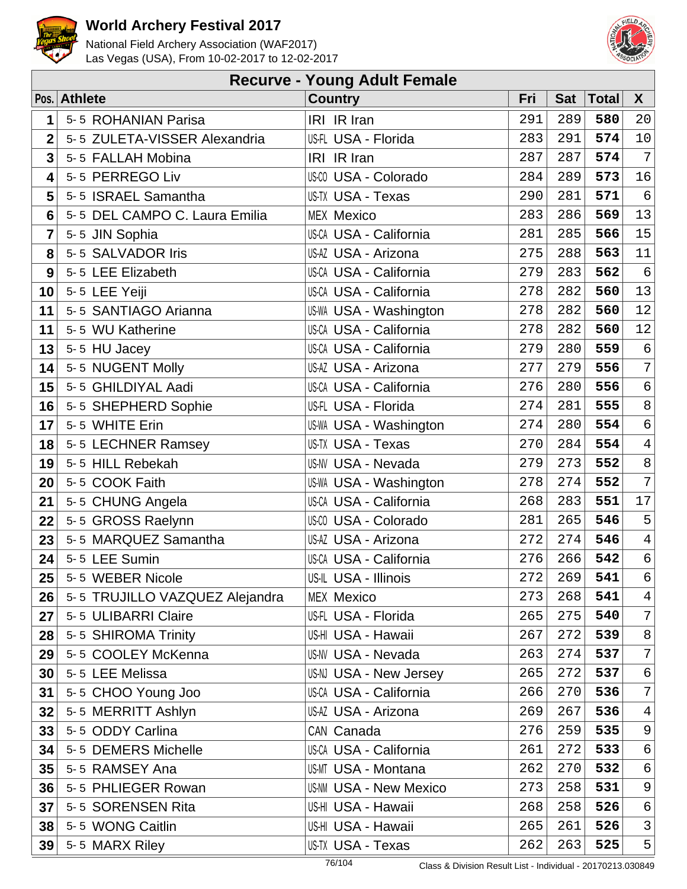# World Archery Festival 2017

National Field Archery Association (WAF2017)
Las Vegas (USA), From 10-02-2017 to 12-02-2017

## Recurve - Young Adult Female

| Pos. | Athlete | Country | Fri | Sat | Total | X |
|---|---|---|---|---|---|---|
| 1 | 5- 5 ROHANIAN Parisa | IRI IR Iran | 291 | 289 | **580** | 20 |
| 2 | 5- 5 ZULETA-VISSER Alexandria | US-FL USA - Florida | 283 | 291 | **574** | 10 |
| 3 | 5- 5 FALLAH Mobina | IRI IR Iran | 287 | 287 | **574** | 7 |
| 4 | 5- 5 PERREGO Liv | US-CO USA - Colorado | 284 | 289 | **573** | 16 |
| 5 | 5- 5 ISRAEL Samantha | US-TX USA - Texas | 290 | 281 | **571** | 6 |
| 6 | 5- 5 DEL CAMPO C. Laura Emilia | MEX Mexico | 283 | 286 | **569** | 13 |
| 7 | 5- 5 JIN Sophia | US-CA USA - California | 281 | 285 | **566** | 15 |
| 8 | 5- 5 SALVADOR Iris | US-AZ USA - Arizona | 275 | 288 | **563** | 11 |
| 9 | 5- 5 LEE Elizabeth | US-CA USA - California | 279 | 283 | **562** | 6 |
| 10 | 5- 5 LEE Yeiji | US-CA USA - California | 278 | 282 | **560** | 13 |
| 11 | 5- 5 SANTIAGO Arianna | US-WA USA - Washington | 278 | 282 | **560** | 12 |
| 11 | 5- 5 WU Katherine | US-CA USA - California | 278 | 282 | **560** | 12 |
| 13 | 5- 5 HU Jacey | US-CA USA - California | 279 | 280 | **559** | 6 |
| 14 | 5- 5 NUGENT Molly | US-AZ USA - Arizona | 277 | 279 | **556** | 7 |
| 15 | 5- 5 GHILDIYAL Aadi | US-CA USA - California | 276 | 280 | **556** | 6 |
| 16 | 5- 5 SHEPHERD Sophie | US-FL USA - Florida | 274 | 281 | **555** | 8 |
| 17 | 5- 5 WHITE Erin | US-WA USA - Washington | 274 | 280 | **554** | 6 |
| 18 | 5- 5 LECHNER Ramsey | US-TX USA - Texas | 270 | 284 | **554** | 4 |
| 19 | 5- 5 HILL Rebekah | US-NV USA - Nevada | 279 | 273 | **552** | 8 |
| 20 | 5- 5 COOK Faith | US-WA USA - Washington | 278 | 274 | **552** | 7 |
| 21 | 5- 5 CHUNG Angela | US-CA USA - California | 268 | 283 | **551** | 17 |
| 22 | 5- 5 GROSS Raelynn | US-CO USA - Colorado | 281 | 265 | **546** | 5 |
| 23 | 5- 5 MARQUEZ Samantha | US-AZ USA - Arizona | 272 | 274 | **546** | 4 |
| 24 | 5- 5 LEE Sumin | US-CA USA - California | 276 | 266 | **542** | 6 |
| 25 | 5- 5 WEBER Nicole | US-IL USA - Illinois | 272 | 269 | **541** | 6 |
| 26 | 5- 5 TRUJILLO VAZQUEZ Alejandra | MEX Mexico | 273 | 268 | **541** | 4 |
| 27 | 5- 5 ULIBARRI Claire | US-FL USA - Florida | 265 | 275 | **540** | 7 |
| 28 | 5- 5 SHIROMA Trinity | US-HI USA - Hawaii | 267 | 272 | **539** | 8 |
| 29 | 5- 5 COOLEY McKenna | US-NV USA - Nevada | 263 | 274 | **537** | 7 |
| 30 | 5- 5 LEE Melissa | US-NJ USA - New Jersey | 265 | 272 | **537** | 6 |
| 31 | 5- 5 CHOO Young Joo | US-CA USA - California | 266 | 270 | **536** | 7 |
| 32 | 5- 5 MERRITT Ashlyn | US-AZ USA - Arizona | 269 | 267 | **536** | 4 |
| 33 | 5- 5 ODDY Carlina | CAN Canada | 276 | 259 | **535** | 9 |
| 34 | 5- 5 DEMERS Michelle | US-CA USA - California | 261 | 272 | **533** | 6 |
| 35 | 5- 5 RAMSEY Ana | US-MT USA - Montana | 262 | 270 | **532** | 6 |
| 36 | 5- 5 PHLIEGER Rowan | US-NM USA - New Mexico | 273 | 258 | **531** | 9 |
| 37 | 5- 5 SORENSEN Rita | US-HI USA - Hawaii | 268 | 258 | **526** | 6 |
| 38 | 5- 5 WONG Caitlin | US-HI USA - Hawaii | 265 | 261 | **526** | 3 |
| 39 | 5- 5 MARX Riley | US-TX USA - Texas | 262 | 263 | **525** | 5 |

Class & Division Result List - Individual - 20170213.030849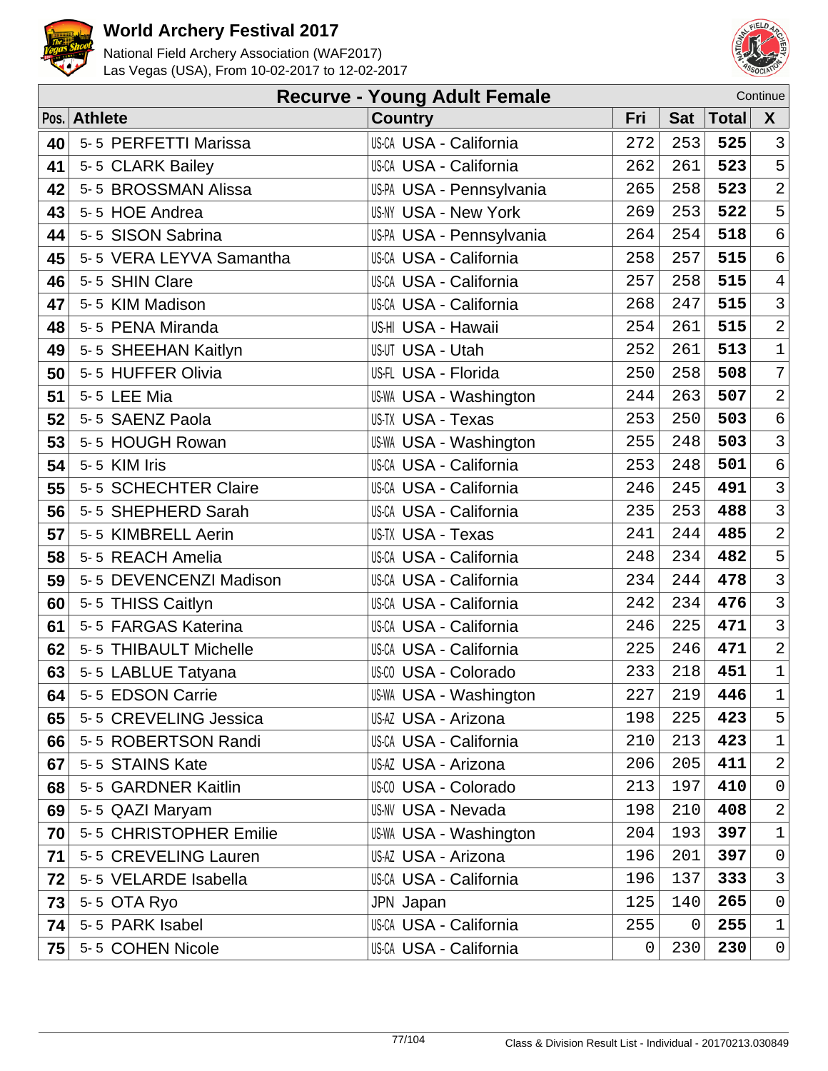# World Archery Festival 2017

National Field Archery Association (WAF2017)
Las Vegas (USA), From 10-02-2017 to 12-02-2017

## Recurve - Young Adult Female

Continue

| Pos. | Athlete | Country | Fri | Sat | Total | X |
|---|---|---|---|---|---|---|
| 40 | 5-5 PERFETTI Marissa | US-CA USA - California | 272 | 253 | **525** | 3 |
| 41 | 5-5 CLARK Bailey | US-CA USA - California | 262 | 261 | **523** | 5 |
| 42 | 5-5 BROSSMAN Alissa | US-PA USA - Pennsylvania | 265 | 258 | **523** | 2 |
| 43 | 5-5 HOE Andrea | US-NY USA - New York | 269 | 253 | **522** | 5 |
| 44 | 5-5 SISON Sabrina | US-PA USA - Pennsylvania | 264 | 254 | **518** | 6 |
| 45 | 5-5 VERA LEYVA Samantha | US-CA USA - California | 258 | 257 | **515** | 6 |
| 46 | 5-5 SHIN Clare | US-CA USA - California | 257 | 258 | **515** | 4 |
| 47 | 5-5 KIM Madison | US-CA USA - California | 268 | 247 | **515** | 3 |
| 48 | 5-5 PENA Miranda | US-HI USA - Hawaii | 254 | 261 | **515** | 2 |
| 49 | 5-5 SHEEHAN Kaitlyn | US-UT USA - Utah | 252 | 261 | **513** | 1 |
| 50 | 5-5 HUFFER Olivia | US-FL USA - Florida | 250 | 258 | **508** | 7 |
| 51 | 5-5 LEE Mia | US-WA USA - Washington | 244 | 263 | **507** | 2 |
| 52 | 5-5 SAENZ Paola | US-TX USA - Texas | 253 | 250 | **503** | 6 |
| 53 | 5-5 HOUGH Rowan | US-WA USA - Washington | 255 | 248 | **503** | 3 |
| 54 | 5-5 KIM Iris | US-CA USA - California | 253 | 248 | **501** | 6 |
| 55 | 5-5 SCHECHTER Claire | US-CA USA - California | 246 | 245 | **491** | 3 |
| 56 | 5-5 SHEPHERD Sarah | US-CA USA - California | 235 | 253 | **488** | 3 |
| 57 | 5-5 KIMBRELL Aerin | US-TX USA - Texas | 241 | 244 | **485** | 2 |
| 58 | 5-5 REACH Amelia | US-CA USA - California | 248 | 234 | **482** | 5 |
| 59 | 5-5 DEVENCENZI Madison | US-CA USA - California | 234 | 244 | **478** | 3 |
| 60 | 5-5 THISS Caitlyn | US-CA USA - California | 242 | 234 | **476** | 3 |
| 61 | 5-5 FARGAS Katerina | US-CA USA - California | 246 | 225 | **471** | 3 |
| 62 | 5-5 THIBAULT Michelle | US-CA USA - California | 225 | 246 | **471** | 2 |
| 63 | 5-5 LABLUE Tatyana | US-CO USA - Colorado | 233 | 218 | **451** | 1 |
| 64 | 5-5 EDSON Carrie | US-WA USA - Washington | 227 | 219 | **446** | 1 |
| 65 | 5-5 CREVELING Jessica | US-AZ USA - Arizona | 198 | 225 | **423** | 5 |
| 66 | 5-5 ROBERTSON Randi | US-CA USA - California | 210 | 213 | **423** | 1 |
| 67 | 5-5 STAINS Kate | US-AZ USA - Arizona | 206 | 205 | **411** | 2 |
| 68 | 5-5 GARDNER Kaitlin | US-CO USA - Colorado | 213 | 197 | **410** | 0 |
| 69 | 5-5 QAZI Maryam | US-NV USA - Nevada | 198 | 210 | **408** | 2 |
| 70 | 5-5 CHRISTOPHER Emilie | US-WA USA - Washington | 204 | 193 | **397** | 1 |
| 71 | 5-5 CREVELING Lauren | US-AZ USA - Arizona | 196 | 201 | **397** | 0 |
| 72 | 5-5 VELARDE Isabella | US-CA USA - California | 196 | 137 | **333** | 3 |
| 73 | 5-5 OTA Ryo | JPN Japan | 125 | 140 | **265** | 0 |
| 74 | 5-5 PARK Isabel | US-CA USA - California | 255 | 0 | **255** | 1 |
| 75 | 5-5 COHEN Nicole | US-CA USA - California | 0 | 230 | **230** | 0 |

Class & Division Result List - Individual - 20170213.030849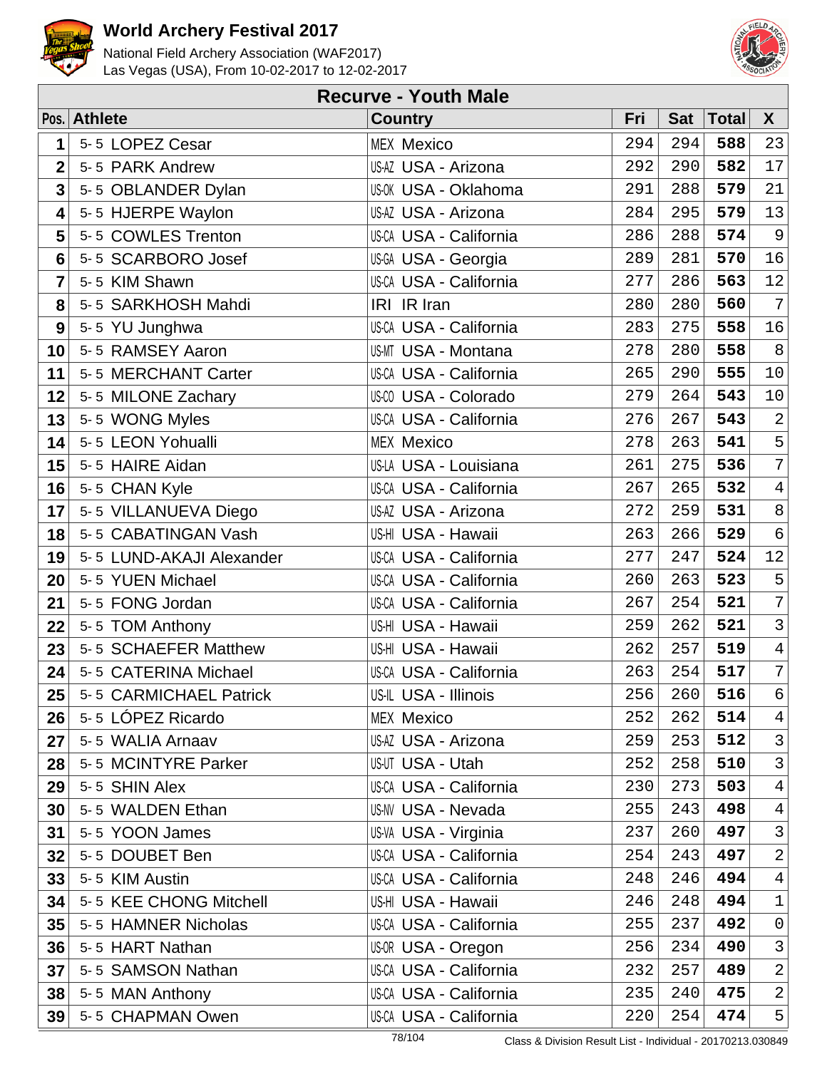# World Archery Festival 2017

National Field Archery Association (WAF2017)
Las Vegas (USA), From 10-02-2017 to 12-02-2017

## Recurve - Youth Male

| Pos. | Athlete | Country | Fri | Sat | Total | X |
|---|---|---|---|---|---|---|
| 1 | 5-5 LOPEZ Cesar | MEX Mexico | 294 | 294 | **588** | 23 |
| 2 | 5-5 PARK Andrew | US-AZ USA - Arizona | 292 | 290 | **582** | 17 |
| 3 | 5-5 OBLANDER Dylan | US-OK USA - Oklahoma | 291 | 288 | **579** | 21 |
| 4 | 5-5 HJERPE Waylon | US-AZ USA - Arizona | 284 | 295 | **579** | 13 |
| 5 | 5-5 COWLES Trenton | US-CA USA - California | 286 | 288 | **574** | 9 |
| 6 | 5-5 SCARBORO Josef | US-GA USA - Georgia | 289 | 281 | **570** | 16 |
| 7 | 5-5 KIM Shawn | US-CA USA - California | 277 | 286 | **563** | 12 |
| 8 | 5-5 SARKHOSH Mahdi | IRI IR Iran | 280 | 280 | **560** | 7 |
| 9 | 5-5 YU Junghwa | US-CA USA - California | 283 | 275 | **558** | 16 |
| 10 | 5-5 RAMSEY Aaron | US-MT USA - Montana | 278 | 280 | **558** | 8 |
| 11 | 5-5 MERCHANT Carter | US-CA USA - California | 265 | 290 | **555** | 10 |
| 12 | 5-5 MILONE Zachary | US-CO USA - Colorado | 279 | 264 | **543** | 10 |
| 13 | 5-5 WONG Myles | US-CA USA - California | 276 | 267 | **543** | 2 |
| 14 | 5-5 LEON Yohualli | MEX Mexico | 278 | 263 | **541** | 5 |
| 15 | 5-5 HAIRE Aidan | US-LA USA - Louisiana | 261 | 275 | **536** | 7 |
| 16 | 5-5 CHAN Kyle | US-CA USA - California | 267 | 265 | **532** | 4 |
| 17 | 5-5 VILLANUEVA Diego | US-AZ USA - Arizona | 272 | 259 | **531** | 8 |
| 18 | 5-5 CABATINGAN Vash | US-HI USA - Hawaii | 263 | 266 | **529** | 6 |
| 19 | 5-5 LUND-AKAJI Alexander | US-CA USA - California | 277 | 247 | **524** | 12 |
| 20 | 5-5 YUEN Michael | US-CA USA - California | 260 | 263 | **523** | 5 |
| 21 | 5-5 FONG Jordan | US-CA USA - California | 267 | 254 | **521** | 7 |
| 22 | 5-5 TOM Anthony | US-HI USA - Hawaii | 259 | 262 | **521** | 3 |
| 23 | 5-5 SCHAEFER Matthew | US-HI USA - Hawaii | 262 | 257 | **519** | 4 |
| 24 | 5-5 CATERINA Michael | US-CA USA - California | 263 | 254 | **517** | 7 |
| 25 | 5-5 CARMICHAEL Patrick | US-IL USA - Illinois | 256 | 260 | **516** | 6 |
| 26 | 5-5 LÓPEZ Ricardo | MEX Mexico | 252 | 262 | **514** | 4 |
| 27 | 5-5 WALIA Arnaav | US-AZ USA - Arizona | 259 | 253 | **512** | 3 |
| 28 | 5-5 MCINTYRE Parker | US-UT USA - Utah | 252 | 258 | **510** | 3 |
| 29 | 5-5 SHIN Alex | US-CA USA - California | 230 | 273 | **503** | 4 |
| 30 | 5-5 WALDEN Ethan | US-NV USA - Nevada | 255 | 243 | **498** | 4 |
| 31 | 5-5 YOON James | US-VA USA - Virginia | 237 | 260 | **497** | 3 |
| 32 | 5-5 DOUBET Ben | US-CA USA - California | 254 | 243 | **497** | 2 |
| 33 | 5-5 KIM Austin | US-CA USA - California | 248 | 246 | **494** | 4 |
| 34 | 5-5 KEE CHONG Mitchell | US-HI USA - Hawaii | 246 | 248 | **494** | 1 |
| 35 | 5-5 HAMNER Nicholas | US-CA USA - California | 255 | 237 | **492** | 0 |
| 36 | 5-5 HART Nathan | US-OR USA - Oregon | 256 | 234 | **490** | 3 |
| 37 | 5-5 SAMSON Nathan | US-CA USA - California | 232 | 257 | **489** | 2 |
| 38 | 5-5 MAN Anthony | US-CA USA - California | 235 | 240 | **475** | 2 |
| 39 | 5-5 CHAPMAN Owen | US-CA USA - California | 220 | 254 | **474** | 5 |

Class & Division Result List - Individual - 20170213.030849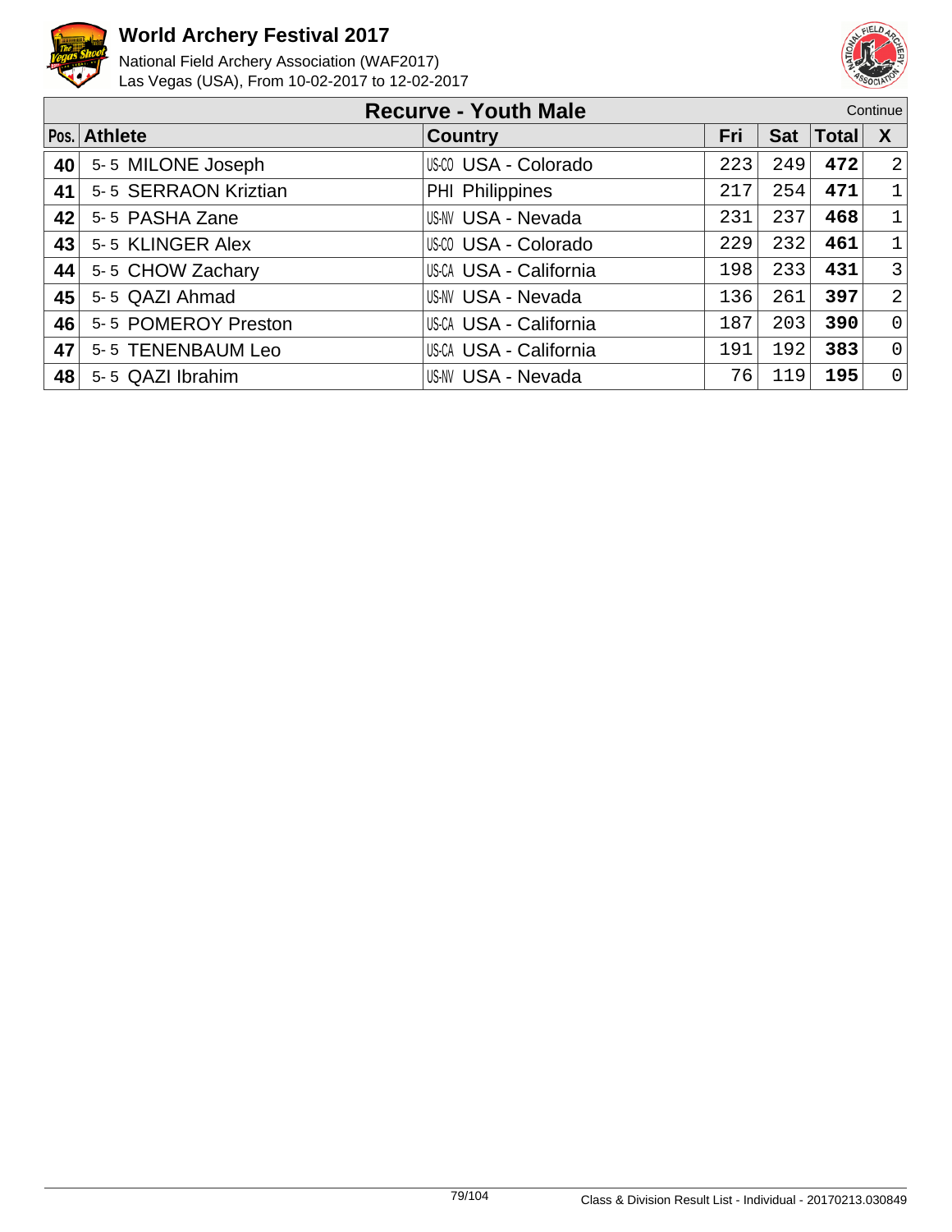# World Archery Festival 2017

National Field Archery Association (WAF2017)
Las Vegas (USA), From 10-02-2017 to 12-02-2017

## Recurve - Youth Male

Continue

| Pos. | Athlete | Country | Fri | Sat | Total | X |
|---|---|---|---|---|---|---|
| 40 | 5- 5 MILONE Joseph | US-CO USA - Colorado | 223 | 249 | **472** | 2 |
| 41 | 5- 5 SERRAON Kriztian | PHI Philippines | 217 | 254 | **471** | 1 |
| 42 | 5- 5 PASHA Zane | US-NV USA - Nevada | 231 | 237 | **468** | 1 |
| 43 | 5- 5 KLINGER Alex | US-CO USA - Colorado | 229 | 232 | **461** | 1 |
| 44 | 5- 5 CHOW Zachary | US-CA USA - California | 198 | 233 | **431** | 3 |
| 45 | 5- 5 QAZI Ahmad | US-NV USA - Nevada | 136 | 261 | **397** | 2 |
| 46 | 5- 5 POMEROY Preston | US-CA USA - California | 187 | 203 | **390** | 0 |
| 47 | 5- 5 TENENBAUM Leo | US-CA USA - California | 191 | 192 | **383** | 0 |
| 48 | 5- 5 QAZI Ibrahim | US-NV USA - Nevada | 76 | 119 | **195** | 0 |

Class & Division Result List - Individual - 20170213.030849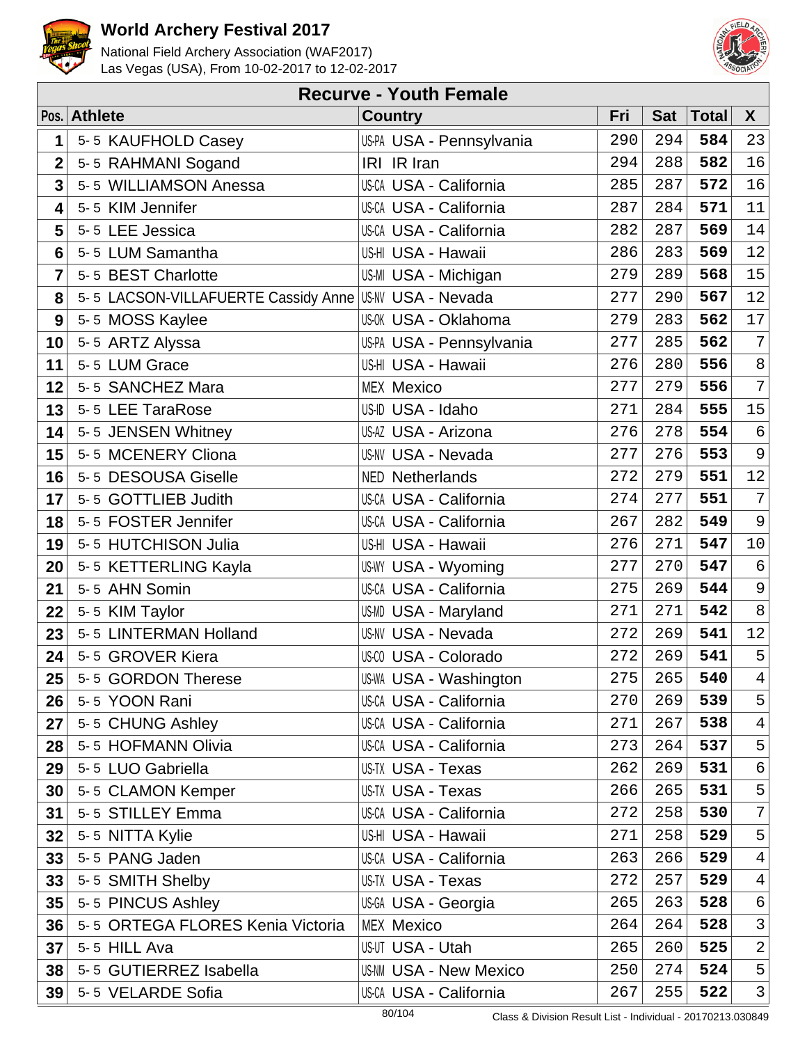# World Archery Festival 2017

National Field Archery Association (WAF2017)
Las Vegas (USA), From 10-02-2017 to 12-02-2017

## Recurve - Youth Female

| Pos. | Athlete | Country | Fri | Sat | Total | X |
|---|---|---|---|---|---|---|
| 1 | 5-5 KAUFHOLD Casey | US-PA USA - Pennsylvania | 290 | 294 | **584** | 23 |
| 2 | 5-5 RAHMANI Sogand | IRI IR Iran | 294 | 288 | **582** | 16 |
| 3 | 5-5 WILLIAMSON Anessa | US-CA USA - California | 285 | 287 | **572** | 16 |
| 4 | 5-5 KIM Jennifer | US-CA USA - California | 287 | 284 | **571** | 11 |
| 5 | 5-5 LEE Jessica | US-CA USA - California | 282 | 287 | **569** | 14 |
| 6 | 5-5 LUM Samantha | US-HI USA - Hawaii | 286 | 283 | **569** | 12 |
| 7 | 5-5 BEST Charlotte | US-MI USA - Michigan | 279 | 289 | **568** | 15 |
| 8 | 5-5 LACSON-VILLAFUERTE Cassidy Anne | US-NV USA - Nevada | 277 | 290 | **567** | 12 |
| 9 | 5-5 MOSS Kaylee | US-OK USA - Oklahoma | 279 | 283 | **562** | 17 |
| 10 | 5-5 ARTZ Alyssa | US-PA USA - Pennsylvania | 277 | 285 | **562** | 7 |
| 11 | 5-5 LUM Grace | US-HI USA - Hawaii | 276 | 280 | **556** | 8 |
| 12 | 5-5 SANCHEZ Mara | MEX Mexico | 277 | 279 | **556** | 7 |
| 13 | 5-5 LEE TaraRose | US-ID USA - Idaho | 271 | 284 | **555** | 15 |
| 14 | 5-5 JENSEN Whitney | US-AZ USA - Arizona | 276 | 278 | **554** | 6 |
| 15 | 5-5 MCENERY Cliona | US-NV USA - Nevada | 277 | 276 | **553** | 9 |
| 16 | 5-5 DESOUSA Giselle | NED Netherlands | 272 | 279 | **551** | 12 |
| 17 | 5-5 GOTTLIEB Judith | US-CA USA - California | 274 | 277 | **551** | 7 |
| 18 | 5-5 FOSTER Jennifer | US-CA USA - California | 267 | 282 | **549** | 9 |
| 19 | 5-5 HUTCHISON Julia | US-HI USA - Hawaii | 276 | 271 | **547** | 10 |
| 20 | 5-5 KETTERLING Kayla | US-WY USA - Wyoming | 277 | 270 | **547** | 6 |
| 21 | 5-5 AHN Somin | US-CA USA - California | 275 | 269 | **544** | 9 |
| 22 | 5-5 KIM Taylor | US-MD USA - Maryland | 271 | 271 | **542** | 8 |
| 23 | 5-5 LINTERMAN Holland | US-NV USA - Nevada | 272 | 269 | **541** | 12 |
| 24 | 5-5 GROVER Kiera | US-CO USA - Colorado | 272 | 269 | **541** | 5 |
| 25 | 5-5 GORDON Therese | US-WA USA - Washington | 275 | 265 | **540** | 4 |
| 26 | 5-5 YOON Rani | US-CA USA - California | 270 | 269 | **539** | 5 |
| 27 | 5-5 CHUNG Ashley | US-CA USA - California | 271 | 267 | **538** | 4 |
| 28 | 5-5 HOFMANN Olivia | US-CA USA - California | 273 | 264 | **537** | 5 |
| 29 | 5-5 LUO Gabriella | US-TX USA - Texas | 262 | 269 | **531** | 6 |
| 30 | 5-5 CLAMON Kemper | US-TX USA - Texas | 266 | 265 | **531** | 5 |
| 31 | 5-5 STILLEY Emma | US-CA USA - California | 272 | 258 | **530** | 7 |
| 32 | 5-5 NITTA Kylie | US-HI USA - Hawaii | 271 | 258 | **529** | 5 |
| 33 | 5-5 PANG Jaden | US-CA USA - California | 263 | 266 | **529** | 4 |
| 33 | 5-5 SMITH Shelby | US-TX USA - Texas | 272 | 257 | **529** | 4 |
| 35 | 5-5 PINCUS Ashley | US-GA USA - Georgia | 265 | 263 | **528** | 6 |
| 36 | 5-5 ORTEGA FLORES Kenia Victoria | MEX Mexico | 264 | 264 | **528** | 3 |
| 37 | 5-5 HILL Ava | US-UT USA - Utah | 265 | 260 | **525** | 2 |
| 38 | 5-5 GUTIERREZ Isabella | US-NM USA - New Mexico | 250 | 274 | **524** | 5 |
| 39 | 5-5 VELARDE Sofia | US-CA USA - California | 267 | 255 | **522** | 3 |

Class & Division Result List - Individual - 20170213.030849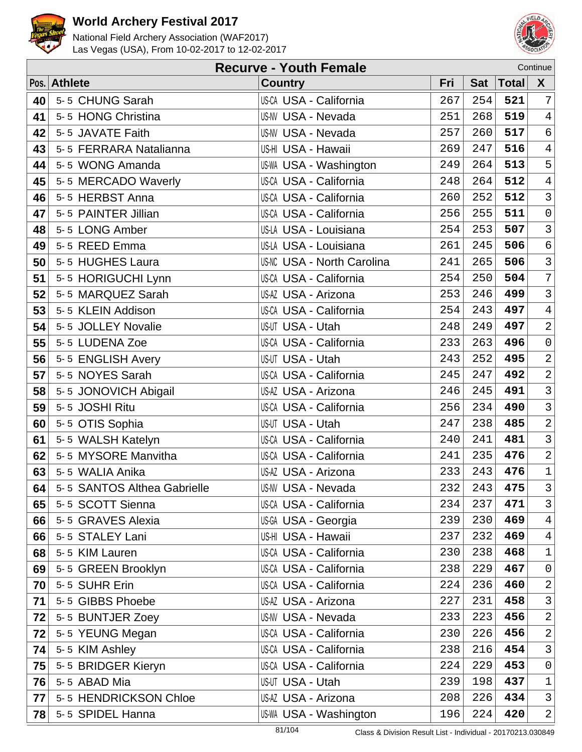# World Archery Festival 2017

National Field Archery Association (WAF2017)
Las Vegas (USA), From 10-02-2017 to 12-02-2017

## Recurve - Youth Female

Continue

| Pos. | Athlete | Country | Fri | Sat | Total | X |
|---|---|---|---|---|---|---|
| 40 | 5-5 CHUNG Sarah | US-CA USA - California | 267 | 254 | **521** | 7 |
| 41 | 5-5 HONG Christina | US-NV USA - Nevada | 251 | 268 | **519** | 4 |
| 42 | 5-5 JAVATE Faith | US-NV USA - Nevada | 257 | 260 | **517** | 6 |
| 43 | 5-5 FERRARA Natalianna | US-HI USA - Hawaii | 269 | 247 | **516** | 4 |
| 44 | 5-5 WONG Amanda | US-WA USA - Washington | 249 | 264 | **513** | 5 |
| 45 | 5-5 MERCADO Waverly | US-CA USA - California | 248 | 264 | **512** | 4 |
| 46 | 5-5 HERBST Anna | US-CA USA - California | 260 | 252 | **512** | 3 |
| 47 | 5-5 PAINTER Jillian | US-CA USA - California | 256 | 255 | **511** | 0 |
| 48 | 5-5 LONG Amber | US-LA USA - Louisiana | 254 | 253 | **507** | 3 |
| 49 | 5-5 REED Emma | US-LA USA - Louisiana | 261 | 245 | **506** | 6 |
| 50 | 5-5 HUGHES Laura | US-NC USA - North Carolina | 241 | 265 | **506** | 3 |
| 51 | 5-5 HORIGUCHI Lynn | US-CA USA - California | 254 | 250 | **504** | 7 |
| 52 | 5-5 MARQUEZ Sarah | US-AZ USA - Arizona | 253 | 246 | **499** | 3 |
| 53 | 5-5 KLEIN Addison | US-CA USA - California | 254 | 243 | **497** | 4 |
| 54 | 5-5 JOLLEY Novalie | US-UT USA - Utah | 248 | 249 | **497** | 2 |
| 55 | 5-5 LUDENA Zoe | US-CA USA - California | 233 | 263 | **496** | 0 |
| 56 | 5-5 ENGLISH Avery | US-UT USA - Utah | 243 | 252 | **495** | 2 |
| 57 | 5-5 NOYES Sarah | US-CA USA - California | 245 | 247 | **492** | 2 |
| 58 | 5-5 JONOVICH Abigail | US-AZ USA - Arizona | 246 | 245 | **491** | 3 |
| 59 | 5-5 JOSHI Ritu | US-CA USA - California | 256 | 234 | **490** | 3 |
| 60 | 5-5 OTIS Sophia | US-UT USA - Utah | 247 | 238 | **485** | 2 |
| 61 | 5-5 WALSH Katelyn | US-CA USA - California | 240 | 241 | **481** | 3 |
| 62 | 5-5 MYSORE Manvitha | US-CA USA - California | 241 | 235 | **476** | 2 |
| 63 | 5-5 WALIA Anika | US-AZ USA - Arizona | 233 | 243 | **476** | 1 |
| 64 | 5-5 SANTOS Althea Gabrielle | US-NV USA - Nevada | 232 | 243 | **475** | 3 |
| 65 | 5-5 SCOTT Sienna | US-CA USA - California | 234 | 237 | **471** | 3 |
| 66 | 5-5 GRAVES Alexia | US-GA USA - Georgia | 239 | 230 | **469** | 4 |
| 66 | 5-5 STALEY Lani | US-HI USA - Hawaii | 237 | 232 | **469** | 4 |
| 68 | 5-5 KIM Lauren | US-CA USA - California | 230 | 238 | **468** | 1 |
| 69 | 5-5 GREEN Brooklyn | US-CA USA - California | 238 | 229 | **467** | 0 |
| 70 | 5-5 SUHR Erin | US-CA USA - California | 224 | 236 | **460** | 2 |
| 71 | 5-5 GIBBS Phoebe | US-AZ USA - Arizona | 227 | 231 | **458** | 3 |
| 72 | 5-5 BUNTJER Zoey | US-NV USA - Nevada | 233 | 223 | **456** | 2 |
| 72 | 5-5 YEUNG Megan | US-CA USA - California | 230 | 226 | **456** | 2 |
| 74 | 5-5 KIM Ashley | US-CA USA - California | 238 | 216 | **454** | 3 |
| 75 | 5-5 BRIDGER Kieryn | US-CA USA - California | 224 | 229 | **453** | 0 |
| 76 | 5-5 ABAD Mia | US-UT USA - Utah | 239 | 198 | **437** | 1 |
| 77 | 5-5 HENDRICKSON Chloe | US-AZ USA - Arizona | 208 | 226 | **434** | 3 |
| 78 | 5-5 SPIDEL Hanna | US-WA USA - Washington | 196 | 224 | **420** | 2 |

Class & Division Result List - Individual - 20170213.030849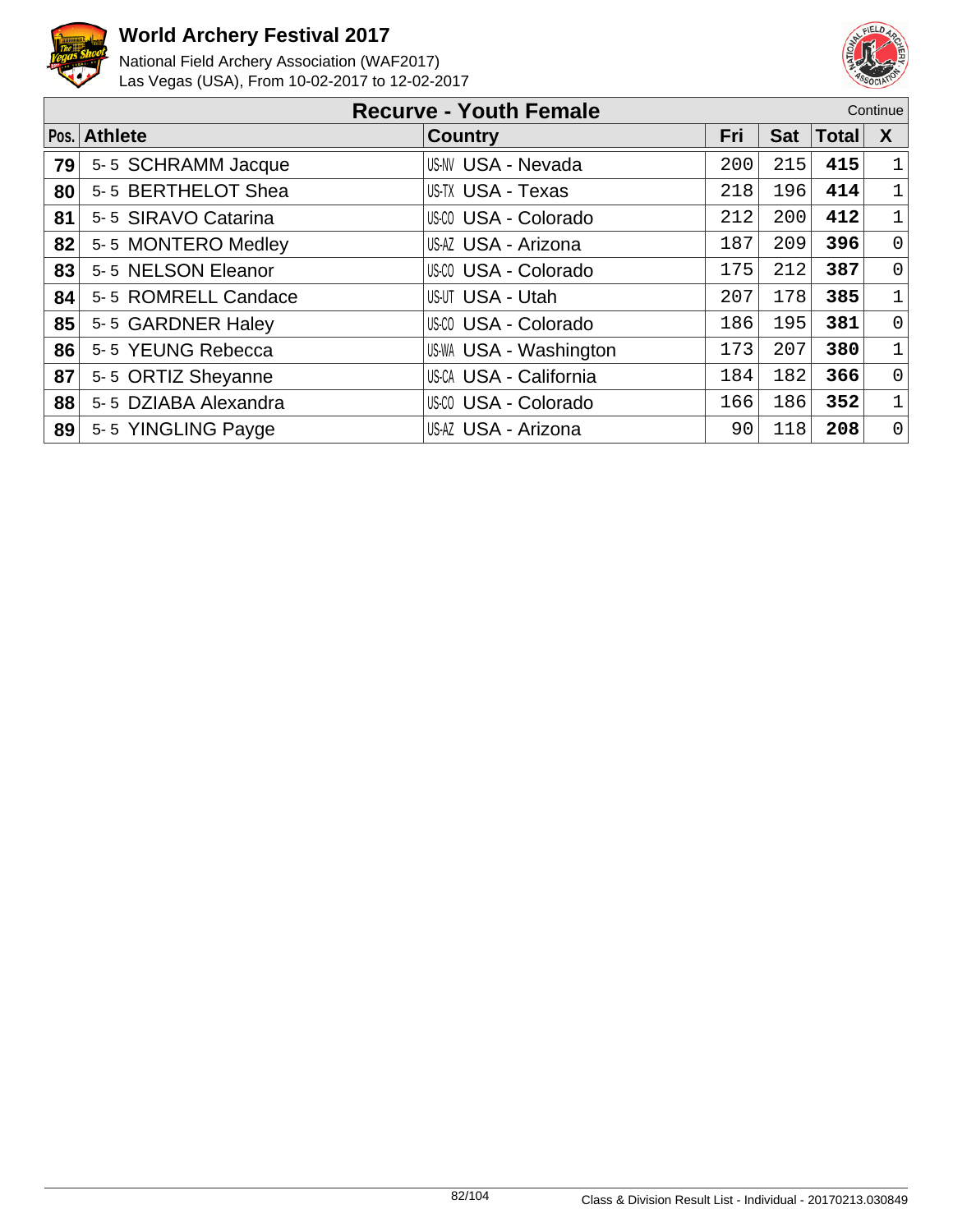# World Archery Festival 2017

National Field Archery Association (WAF2017)
Las Vegas (USA), From 10-02-2017 to 12-02-2017

## Recurve - Youth Female

Continue

| Pos. | Athlete | Country | Fri | Sat | Total | X |
|---|---|---|---|---|---|---|
| 79 | 5- 5 SCHRAMM Jacque | US-NV USA - Nevada | 200 | 215 | **415** | 1 |
| 80 | 5- 5 BERTHELOT Shea | US-TX USA - Texas | 218 | 196 | **414** | 1 |
| 81 | 5- 5 SIRAVO Catarina | US-CO USA - Colorado | 212 | 200 | **412** | 1 |
| 82 | 5- 5 MONTERO Medley | US-AZ USA - Arizona | 187 | 209 | **396** | 0 |
| 83 | 5- 5 NELSON Eleanor | US-CO USA - Colorado | 175 | 212 | **387** | 0 |
| 84 | 5- 5 ROMRELL Candace | US-UT USA - Utah | 207 | 178 | **385** | 1 |
| 85 | 5- 5 GARDNER Haley | US-CO USA - Colorado | 186 | 195 | **381** | 0 |
| 86 | 5- 5 YEUNG Rebecca | US-WA USA - Washington | 173 | 207 | **380** | 1 |
| 87 | 5- 5 ORTIZ Sheyanne | US-CA USA - California | 184 | 182 | **366** | 0 |
| 88 | 5- 5 DZIABA Alexandra | US-CO USA - Colorado | 166 | 186 | **352** | 1 |
| 89 | 5- 5 YINGLING Payge | US-AZ USA - Arizona | 90 | 118 | **208** | 0 |

Class & Division Result List - Individual - 20170213.030849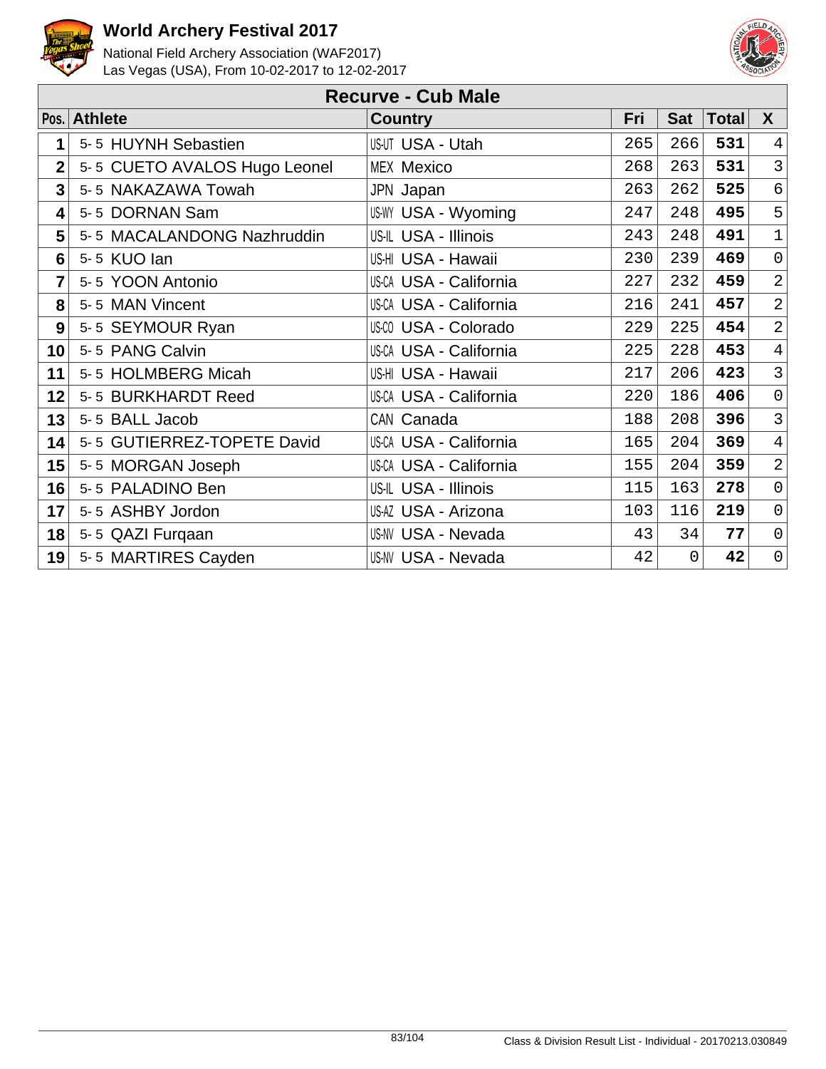# World Archery Festival 2017

National Field Archery Association (WAF2017)
Las Vegas (USA), From 10-02-2017 to 12-02-2017

## Recurve - Cub Male

| Pos. | Athlete | Country | Fri | Sat | Total | X |
|---|---|---|---|---|---|---|
| 1 | 5- 5 HUYNH Sebastien | US-UT USA - Utah | 265 | 266 | **531** | 4 |
| 2 | 5- 5 CUETO AVALOS Hugo Leonel | MEX Mexico | 268 | 263 | **531** | 3 |
| 3 | 5- 5 NAKAZAWA Towah | JPN Japan | 263 | 262 | **525** | 6 |
| 4 | 5- 5 DORNAN Sam | US-WY USA - Wyoming | 247 | 248 | **495** | 5 |
| 5 | 5- 5 MACALANDONG Nazhruddin | US-IL USA - Illinois | 243 | 248 | **491** | 1 |
| 6 | 5- 5 KUO Ian | US-HI USA - Hawaii | 230 | 239 | **469** | 0 |
| 7 | 5- 5 YOON Antonio | US-CA USA - California | 227 | 232 | **459** | 2 |
| 8 | 5- 5 MAN Vincent | US-CA USA - California | 216 | 241 | **457** | 2 |
| 9 | 5- 5 SEYMOUR Ryan | US-CO USA - Colorado | 229 | 225 | **454** | 2 |
| 10 | 5- 5 PANG Calvin | US-CA USA - California | 225 | 228 | **453** | 4 |
| 11 | 5- 5 HOLMBERG Micah | US-HI USA - Hawaii | 217 | 206 | **423** | 3 |
| 12 | 5- 5 BURKHARDT Reed | US-CA USA - California | 220 | 186 | **406** | 0 |
| 13 | 5- 5 BALL Jacob | CAN Canada | 188 | 208 | **396** | 3 |
| 14 | 5- 5 GUTIERREZ-TOPETE David | US-CA USA - California | 165 | 204 | **369** | 4 |
| 15 | 5- 5 MORGAN Joseph | US-CA USA - California | 155 | 204 | **359** | 2 |
| 16 | 5- 5 PALADINO Ben | US-IL USA - Illinois | 115 | 163 | **278** | 0 |
| 17 | 5- 5 ASHBY Jordon | US-AZ USA - Arizona | 103 | 116 | **219** | 0 |
| 18 | 5- 5 QAZI Furqaan | US-NV USA - Nevada | 43 | 34 | **77** | 0 |
| 19 | 5- 5 MARTIRES Cayden | US-NV USA - Nevada | 42 | 0 | **42** | 0 |

Class & Division Result List - Individual - 20170213.030849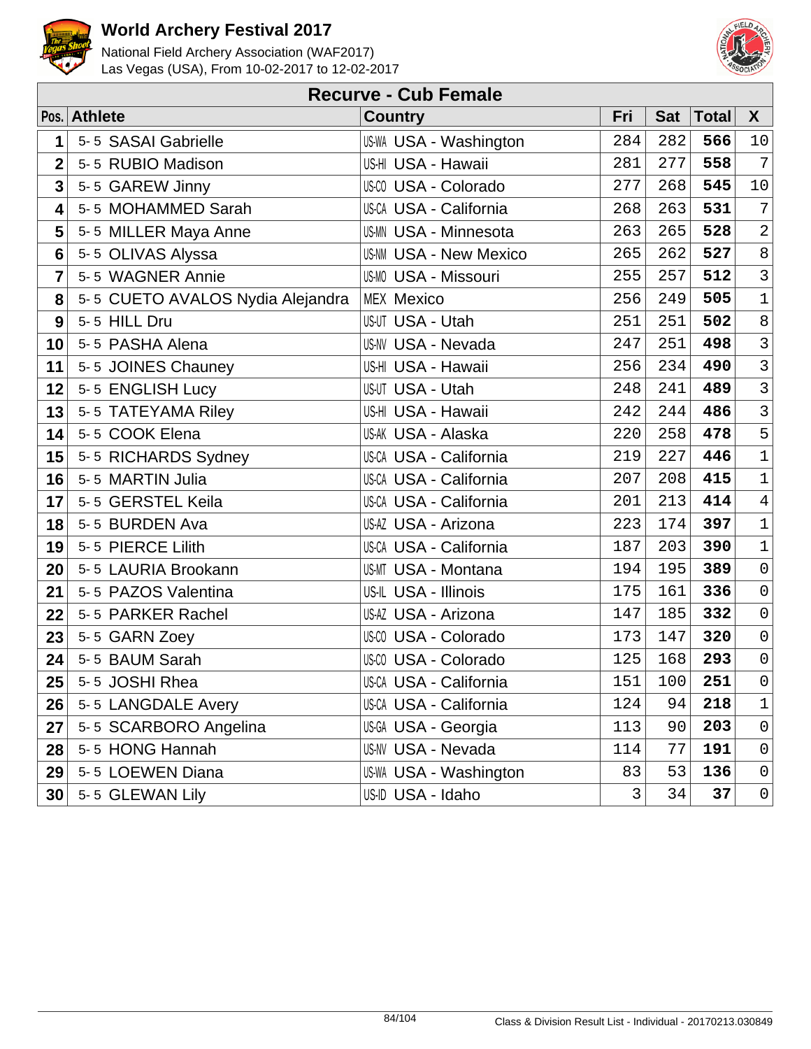# World Archery Festival 2017

National Field Archery Association (WAF2017)
Las Vegas (USA), From 10-02-2017 to 12-02-2017

## Recurve - Cub Female

| Pos. | Athlete | Country | Fri | Sat | Total | X |
|---|---|---|---|---|---|---|
| 1 | 5- 5 SASAI Gabrielle | US-WA USA - Washington | 284 | 282 | **566** | 10 |
| 2 | 5- 5 RUBIO Madison | US-HI USA - Hawaii | 281 | 277 | **558** | 7 |
| 3 | 5- 5 GAREW Jinny | US-CO USA - Colorado | 277 | 268 | **545** | 10 |
| 4 | 5- 5 MOHAMMED Sarah | US-CA USA - California | 268 | 263 | **531** | 7 |
| 5 | 5- 5 MILLER Maya Anne | US-MN USA - Minnesota | 263 | 265 | **528** | 2 |
| 6 | 5- 5 OLIVAS Alyssa | US-NM USA - New Mexico | 265 | 262 | **527** | 8 |
| 7 | 5- 5 WAGNER Annie | US-MO USA - Missouri | 255 | 257 | **512** | 3 |
| 8 | 5- 5 CUETO AVALOS Nydia Alejandra | MEX Mexico | 256 | 249 | **505** | 1 |
| 9 | 5- 5 HILL Dru | US-UT USA - Utah | 251 | 251 | **502** | 8 |
| 10 | 5- 5 PASHA Alena | US-NV USA - Nevada | 247 | 251 | **498** | 3 |
| 11 | 5- 5 JOINES Chauney | US-HI USA - Hawaii | 256 | 234 | **490** | 3 |
| 12 | 5- 5 ENGLISH Lucy | US-UT USA - Utah | 248 | 241 | **489** | 3 |
| 13 | 5- 5 TATEYAMA Riley | US-HI USA - Hawaii | 242 | 244 | **486** | 3 |
| 14 | 5- 5 COOK Elena | US-AK USA - Alaska | 220 | 258 | **478** | 5 |
| 15 | 5- 5 RICHARDS Sydney | US-CA USA - California | 219 | 227 | **446** | 1 |
| 16 | 5- 5 MARTIN Julia | US-CA USA - California | 207 | 208 | **415** | 1 |
| 17 | 5- 5 GERSTEL Keila | US-CA USA - California | 201 | 213 | **414** | 4 |
| 18 | 5- 5 BURDEN Ava | US-AZ USA - Arizona | 223 | 174 | **397** | 1 |
| 19 | 5- 5 PIERCE Lilith | US-CA USA - California | 187 | 203 | **390** | 1 |
| 20 | 5- 5 LAURIA Brookann | US-MT USA - Montana | 194 | 195 | **389** | 0 |
| 21 | 5- 5 PAZOS Valentina | US-IL USA - Illinois | 175 | 161 | **336** | 0 |
| 22 | 5- 5 PARKER Rachel | US-AZ USA - Arizona | 147 | 185 | **332** | 0 |
| 23 | 5- 5 GARN Zoey | US-CO USA - Colorado | 173 | 147 | **320** | 0 |
| 24 | 5- 5 BAUM Sarah | US-CO USA - Colorado | 125 | 168 | **293** | 0 |
| 25 | 5- 5 JOSHI Rhea | US-CA USA - California | 151 | 100 | **251** | 0 |
| 26 | 5- 5 LANGDALE Avery | US-CA USA - California | 124 | 94 | **218** | 1 |
| 27 | 5- 5 SCARBORO Angelina | US-GA USA - Georgia | 113 | 90 | **203** | 0 |
| 28 | 5- 5 HONG Hannah | US-NV USA - Nevada | 114 | 77 | **191** | 0 |
| 29 | 5- 5 LOEWEN Diana | US-WA USA - Washington | 83 | 53 | **136** | 0 |
| 30 | 5- 5 GLEWAN Lily | US-ID USA - Idaho | 3 | 34 | **37** | 0 |

Class & Division Result List - Individual - 20170213.030849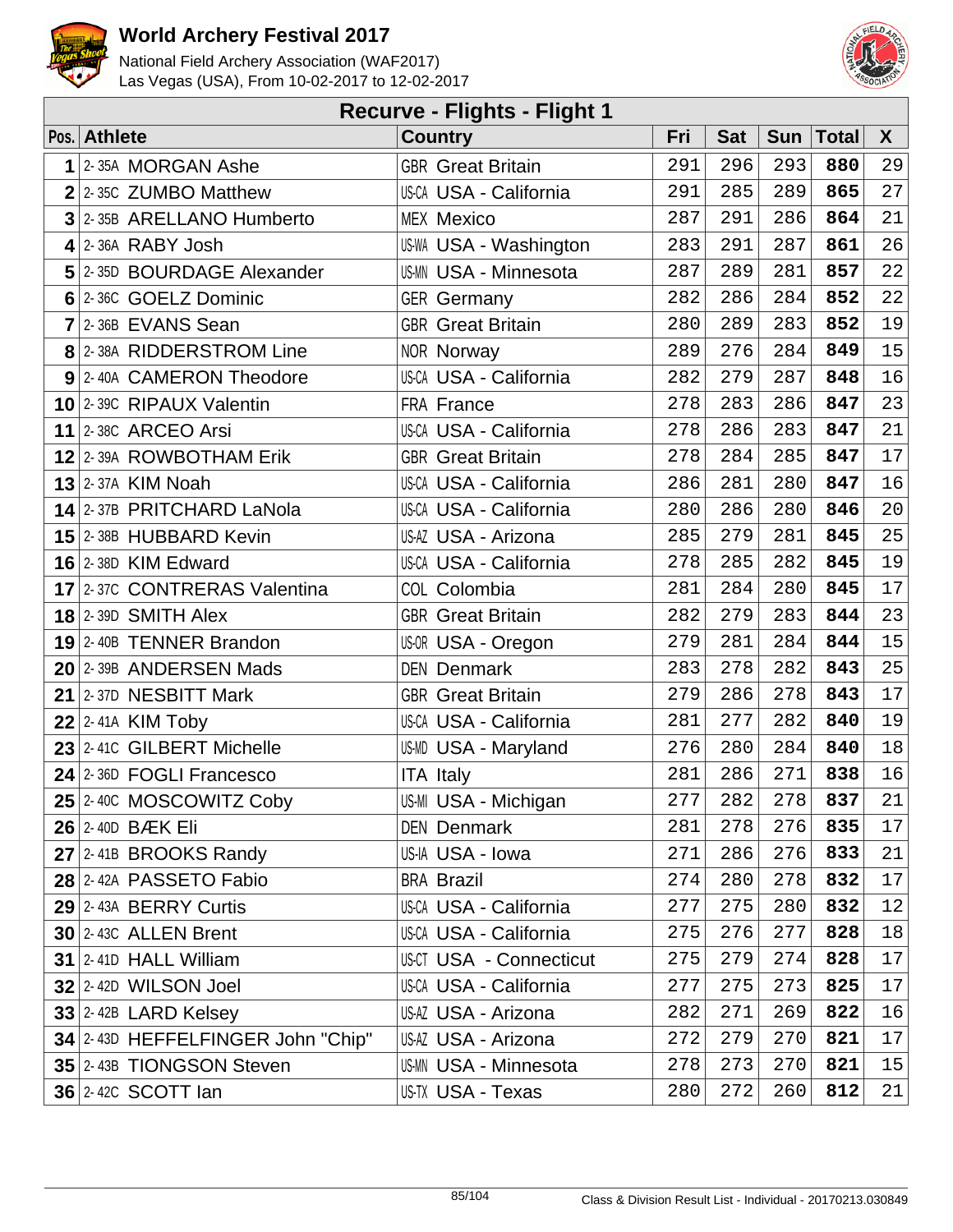# World Archery Festival 2017

National Field Archery Association (WAF2017)
Las Vegas (USA), From 10-02-2017 to 12-02-2017

## Recurve - Flights - Flight 1

| Pos. | Athlete | Country | Fri | Sat | Sun | Total | X |
|---|---|---|---|---|---|---|---|
| 1 | 2-35A MORGAN Ashe | GBR Great Britain | 291 | 296 | 293 | **880** | 29 |
| 2 | 2-35C ZUMBO Matthew | US-CA USA - California | 291 | 285 | 289 | **865** | 27 |
| 3 | 2-35B ARELLANO Humberto | MEX Mexico | 287 | 291 | 286 | **864** | 21 |
| 4 | 2-36A RABY Josh | US-WA USA - Washington | 283 | 291 | 287 | **861** | 26 |
| 5 | 2-35D BOURDAGE Alexander | US-MN USA - Minnesota | 287 | 289 | 281 | **857** | 22 |
| 6 | 2-36C GOELZ Dominic | GER Germany | 282 | 286 | 284 | **852** | 22 |
| 7 | 2-36B EVANS Sean | GBR Great Britain | 280 | 289 | 283 | **852** | 19 |
| 8 | 2-38A RIDDERSTROM Line | NOR Norway | 289 | 276 | 284 | **849** | 15 |
| 9 | 2-40A CAMERON Theodore | US-CA USA - California | 282 | 279 | 287 | **848** | 16 |
| 10 | 2-39C RIPAUX Valentin | FRA France | 278 | 283 | 286 | **847** | 23 |
| 11 | 2-38C ARCEO Arsi | US-CA USA - California | 278 | 286 | 283 | **847** | 21 |
| 12 | 2-39A ROWBOTHAM Erik | GBR Great Britain | 278 | 284 | 285 | **847** | 17 |
| 13 | 2-37A KIM Noah | US-CA USA - California | 286 | 281 | 280 | **847** | 16 |
| 14 | 2-37B PRITCHARD LaNola | US-CA USA - California | 280 | 286 | 280 | **846** | 20 |
| 15 | 2-38B HUBBARD Kevin | US-AZ USA - Arizona | 285 | 279 | 281 | **845** | 25 |
| 16 | 2-38D KIM Edward | US-CA USA - California | 278 | 285 | 282 | **845** | 19 |
| 17 | 2-37C CONTRERAS Valentina | COL Colombia | 281 | 284 | 280 | **845** | 17 |
| 18 | 2-39D SMITH Alex | GBR Great Britain | 282 | 279 | 283 | **844** | 23 |
| 19 | 2-40B TENNER Brandon | US-OR USA - Oregon | 279 | 281 | 284 | **844** | 15 |
| 20 | 2-39B ANDERSEN Mads | DEN Denmark | 283 | 278 | 282 | **843** | 25 |
| 21 | 2-37D NESBITT Mark | GBR Great Britain | 279 | 286 | 278 | **843** | 17 |
| 22 | 2-41A KIM Toby | US-CA USA - California | 281 | 277 | 282 | **840** | 19 |
| 23 | 2-41C GILBERT Michelle | US-MD USA - Maryland | 276 | 280 | 284 | **840** | 18 |
| 24 | 2-36D FOGLI Francesco | ITA Italy | 281 | 286 | 271 | **838** | 16 |
| 25 | 2-40C MOSCOWITZ Coby | US-MI USA - Michigan | 277 | 282 | 278 | **837** | 21 |
| 26 | 2-40D BÆK Eli | DEN Denmark | 281 | 278 | 276 | **835** | 17 |
| 27 | 2-41B BROOKS Randy | US-IA USA - Iowa | 271 | 286 | 276 | **833** | 21 |
| 28 | 2-42A PASSETO Fabio | BRA Brazil | 274 | 280 | 278 | **832** | 17 |
| 29 | 2-43A BERRY Curtis | US-CA USA - California | 277 | 275 | 280 | **832** | 12 |
| 30 | 2-43C ALLEN Brent | US-CA USA - California | 275 | 276 | 277 | **828** | 18 |
| 31 | 2-41D HALL William | US-CT USA - Connecticut | 275 | 279 | 274 | **828** | 17 |
| 32 | 2-42D WILSON Joel | US-CA USA - California | 277 | 275 | 273 | **825** | 17 |
| 33 | 2-42B LARD Kelsey | US-AZ USA - Arizona | 282 | 271 | 269 | **822** | 16 |
| 34 | 2-43D HEFFELFINGER John "Chip" | US-AZ USA - Arizona | 272 | 279 | 270 | **821** | 17 |
| 35 | 2-43B TIONGSON Steven | US-MN USA - Minnesota | 278 | 273 | 270 | **821** | 15 |
| 36 | 2-42C SCOTT Ian | US-TX USA - Texas | 280 | 272 | 260 | **812** | 21 |

Class & Division Result List - Individual - 20170213.030849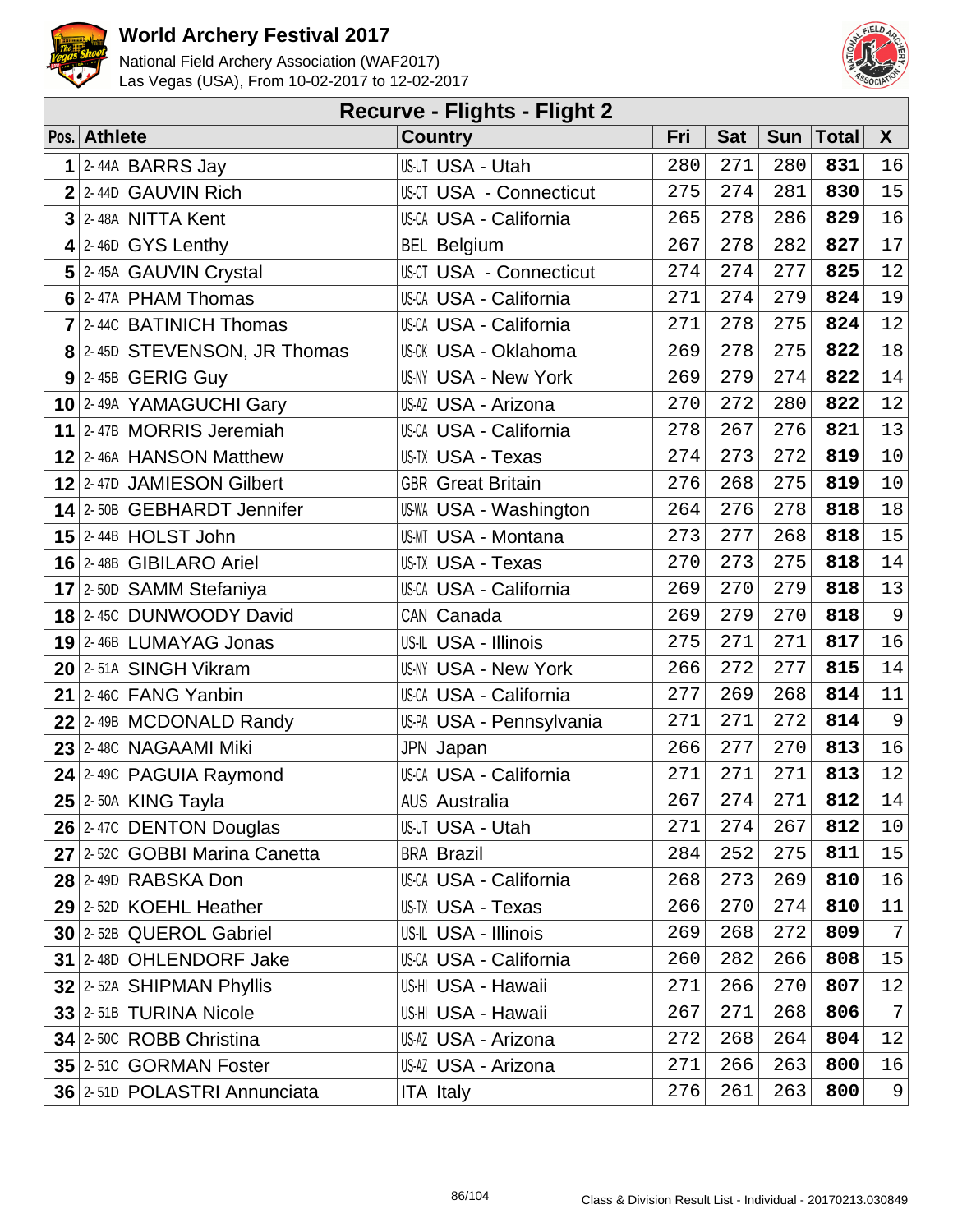# World Archery Festival 2017

National Field Archery Association (WAF2017)
Las Vegas (USA), From 10-02-2017 to 12-02-2017

## Recurve - Flights - Flight 2

| Pos. | Athlete | Country | Fri | Sat | Sun | Total | X |
|---|---|---|---|---|---|---|---|
| 1 | 2-44A BARRS Jay | US-UT USA - Utah | 280 | 271 | 280 | **831** | 16 |
| 2 | 2-44D GAUVIN Rich | US-CT USA - Connecticut | 275 | 274 | 281 | **830** | 15 |
| 3 | 2-48A NITTA Kent | US-CA USA - California | 265 | 278 | 286 | **829** | 16 |
| 4 | 2-46D GYS Lenthy | BEL Belgium | 267 | 278 | 282 | **827** | 17 |
| 5 | 2-45A GAUVIN Crystal | US-CT USA - Connecticut | 274 | 274 | 277 | **825** | 12 |
| 6 | 2-47A PHAM Thomas | US-CA USA - California | 271 | 274 | 279 | **824** | 19 |
| 7 | 2-44C BATINICH Thomas | US-CA USA - California | 271 | 278 | 275 | **824** | 12 |
| 8 | 2-45D STEVENSON, JR Thomas | US-OK USA - Oklahoma | 269 | 278 | 275 | **822** | 18 |
| 9 | 2-45B GERIG Guy | US-NY USA - New York | 269 | 279 | 274 | **822** | 14 |
| 10 | 2-49A YAMAGUCHI Gary | US-AZ USA - Arizona | 270 | 272 | 280 | **822** | 12 |
| 11 | 2-47B MORRIS Jeremiah | US-CA USA - California | 278 | 267 | 276 | **821** | 13 |
| 12 | 2-46A HANSON Matthew | US-TX USA - Texas | 274 | 273 | 272 | **819** | 10 |
| 12 | 2-47D JAMIESON Gilbert | GBR Great Britain | 276 | 268 | 275 | **819** | 10 |
| 14 | 2-50B GEBHARDT Jennifer | US-WA USA - Washington | 264 | 276 | 278 | **818** | 18 |
| 15 | 2-44B HOLST John | US-MT USA - Montana | 273 | 277 | 268 | **818** | 15 |
| 16 | 2-48B GIBILARO Ariel | US-TX USA - Texas | 270 | 273 | 275 | **818** | 14 |
| 17 | 2-50D SAMM Stefaniya | US-CA USA - California | 269 | 270 | 279 | **818** | 13 |
| 18 | 2-45C DUNWOODY David | CAN Canada | 269 | 279 | 270 | **818** | 9 |
| 19 | 2-46B LUMAYAG Jonas | US-IL USA - Illinois | 275 | 271 | 271 | **817** | 16 |
| 20 | 2-51A SINGH Vikram | US-NY USA - New York | 266 | 272 | 277 | **815** | 14 |
| 21 | 2-46C FANG Yanbin | US-CA USA - California | 277 | 269 | 268 | **814** | 11 |
| 22 | 2-49B MCDONALD Randy | US-PA USA - Pennsylvania | 271 | 271 | 272 | **814** | 9 |
| 23 | 2-48C NAGAAMI Miki | JPN Japan | 266 | 277 | 270 | **813** | 16 |
| 24 | 2-49C PAGUIA Raymond | US-CA USA - California | 271 | 271 | 271 | **813** | 12 |
| 25 | 2-50A KING Tayla | AUS Australia | 267 | 274 | 271 | **812** | 14 |
| 26 | 2-47C DENTON Douglas | US-UT USA - Utah | 271 | 274 | 267 | **812** | 10 |
| 27 | 2-52C GOBBI Marina Canetta | BRA Brazil | 284 | 252 | 275 | **811** | 15 |
| 28 | 2-49D RABSKA Don | US-CA USA - California | 268 | 273 | 269 | **810** | 16 |
| 29 | 2-52D KOEHL Heather | US-TX USA - Texas | 266 | 270 | 274 | **810** | 11 |
| 30 | 2-52B QUEROL Gabriel | US-IL USA - Illinois | 269 | 268 | 272 | **809** | 7 |
| 31 | 2-48D OHLENDORF Jake | US-CA USA - California | 260 | 282 | 266 | **808** | 15 |
| 32 | 2-52A SHIPMAN Phyllis | US-HI USA - Hawaii | 271 | 266 | 270 | **807** | 12 |
| 33 | 2-51B TURINA Nicole | US-HI USA - Hawaii | 267 | 271 | 268 | **806** | 7 |
| 34 | 2-50C ROBB Christina | US-AZ USA - Arizona | 272 | 268 | 264 | **804** | 12 |
| 35 | 2-51C GORMAN Foster | US-AZ USA - Arizona | 271 | 266 | 263 | **800** | 16 |
| 36 | 2-51D POLASTRI Annunciata | ITA Italy | 276 | 261 | 263 | **800** | 9 |

Class & Division Result List - Individual - 20170213.030849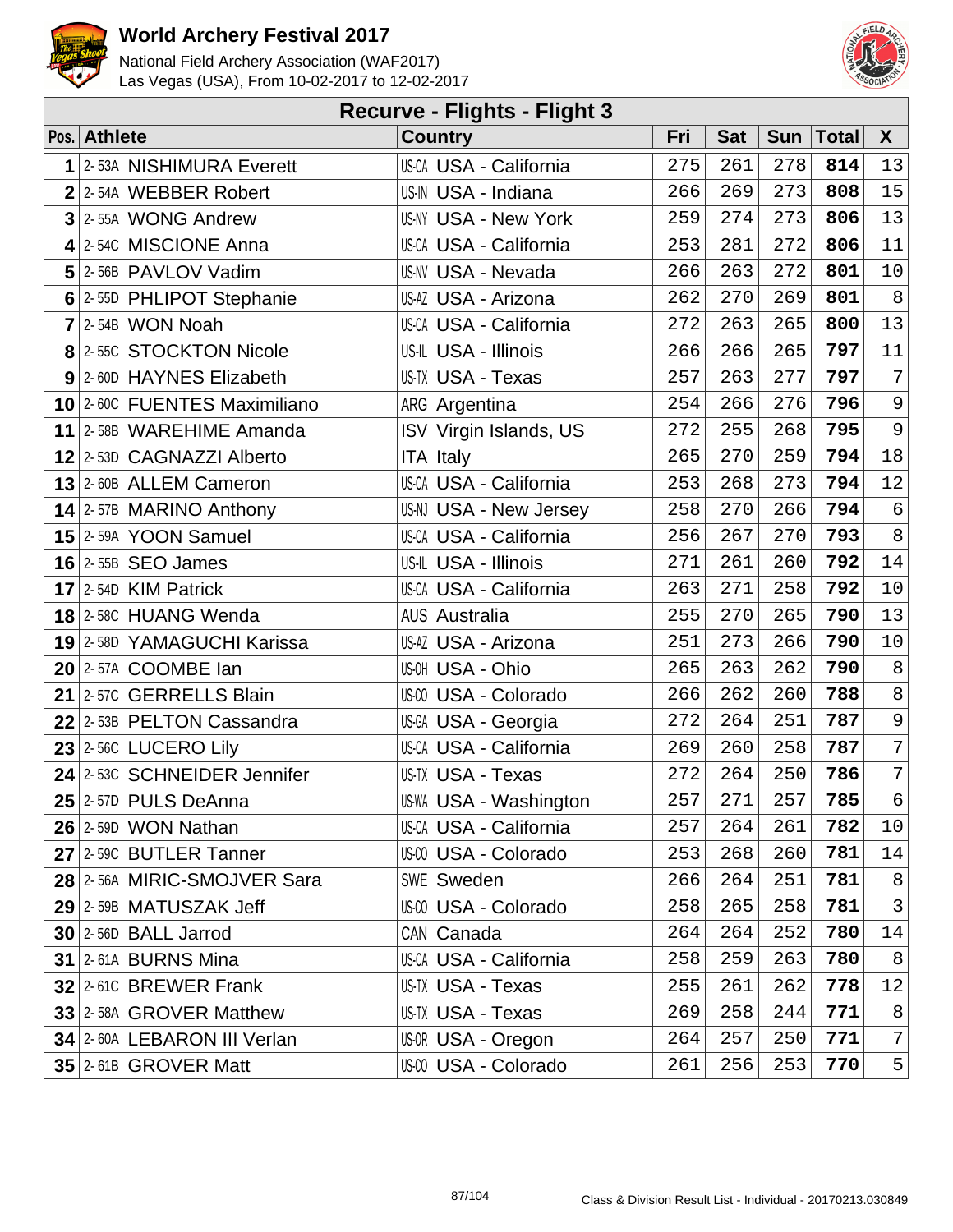# World Archery Festival 2017

National Field Archery Association (WAF2017)
Las Vegas (USA), From 10-02-2017 to 12-02-2017

## Recurve - Flights - Flight 3

| Pos. | Athlete | Country | Fri | Sat | Sun | Total | X |
|---|---|---|---|---|---|---|---|
| 1 | 2- 53A NISHIMURA Everett | US-CA USA - California | 275 | 261 | 278 | **814** | 13 |
| 2 | 2- 54A WEBBER Robert | US-IN USA - Indiana | 266 | 269 | 273 | **808** | 15 |
| 3 | 2- 55A WONG Andrew | US-NY USA - New York | 259 | 274 | 273 | **806** | 13 |
| 4 | 2- 54C MISCIONE Anna | US-CA USA - California | 253 | 281 | 272 | **806** | 11 |
| 5 | 2- 56B PAVLOV Vadim | US-NV USA - Nevada | 266 | 263 | 272 | **801** | 10 |
| 6 | 2- 55D PHLIPOT Stephanie | US-AZ USA - Arizona | 262 | 270 | 269 | **801** | 8 |
| 7 | 2- 54B WON Noah | US-CA USA - California | 272 | 263 | 265 | **800** | 13 |
| 8 | 2- 55C STOCKTON Nicole | US-IL USA - Illinois | 266 | 266 | 265 | **797** | 11 |
| 9 | 2- 60D HAYNES Elizabeth | US-TX USA - Texas | 257 | 263 | 277 | **797** | 7 |
| 10 | 2- 60C FUENTES Maximiliano | ARG Argentina | 254 | 266 | 276 | **796** | 9 |
| 11 | 2- 58B WAREHIME Amanda | ISV Virgin Islands, US | 272 | 255 | 268 | **795** | 9 |
| 12 | 2- 53D CAGNAZZI Alberto | ITA Italy | 265 | 270 | 259 | **794** | 18 |
| 13 | 2- 60B ALLEM Cameron | US-CA USA - California | 253 | 268 | 273 | **794** | 12 |
| 14 | 2- 57B MARINO Anthony | US-NJ USA - New Jersey | 258 | 270 | 266 | **794** | 6 |
| 15 | 2- 59A YOON Samuel | US-CA USA - California | 256 | 267 | 270 | **793** | 8 |
| 16 | 2- 55B SEO James | US-IL USA - Illinois | 271 | 261 | 260 | **792** | 14 |
| 17 | 2- 54D KIM Patrick | US-CA USA - California | 263 | 271 | 258 | **792** | 10 |
| 18 | 2- 58C HUANG Wenda | AUS Australia | 255 | 270 | 265 | **790** | 13 |
| 19 | 2- 58D YAMAGUCHI Karissa | US-AZ USA - Arizona | 251 | 273 | 266 | **790** | 10 |
| 20 | 2- 57A COOMBE Ian | US-OH USA - Ohio | 265 | 263 | 262 | **790** | 8 |
| 21 | 2- 57C GERRELLS Blain | US-CO USA - Colorado | 266 | 262 | 260 | **788** | 8 |
| 22 | 2- 53B PELTON Cassandra | US-GA USA - Georgia | 272 | 264 | 251 | **787** | 9 |
| 23 | 2- 56C LUCERO Lily | US-CA USA - California | 269 | 260 | 258 | **787** | 7 |
| 24 | 2- 53C SCHNEIDER Jennifer | US-TX USA - Texas | 272 | 264 | 250 | **786** | 7 |
| 25 | 2- 57D PULS DeAnna | US-WA USA - Washington | 257 | 271 | 257 | **785** | 6 |
| 26 | 2- 59D WON Nathan | US-CA USA - California | 257 | 264 | 261 | **782** | 10 |
| 27 | 2- 59C BUTLER Tanner | US-CO USA - Colorado | 253 | 268 | 260 | **781** | 14 |
| 28 | 2- 56A MIRIC-SMOJVER Sara | SWE Sweden | 266 | 264 | 251 | **781** | 8 |
| 29 | 2- 59B MATUSZAK Jeff | US-CO USA - Colorado | 258 | 265 | 258 | **781** | 3 |
| 30 | 2- 56D BALL Jarrod | CAN Canada | 264 | 264 | 252 | **780** | 14 |
| 31 | 2- 61A BURNS Mina | US-CA USA - California | 258 | 259 | 263 | **780** | 8 |
| 32 | 2- 61C BREWER Frank | US-TX USA - Texas | 255 | 261 | 262 | **778** | 12 |
| 33 | 2- 58A GROVER Matthew | US-TX USA - Texas | 269 | 258 | 244 | **771** | 8 |
| 34 | 2- 60A LEBARON III Verlan | US-OR USA - Oregon | 264 | 257 | 250 | **771** | 7 |
| 35 | 2- 61B GROVER Matt | US-CO USA - Colorado | 261 | 256 | 253 | **770** | 5 |

Class & Division Result List - Individual - 20170213.030849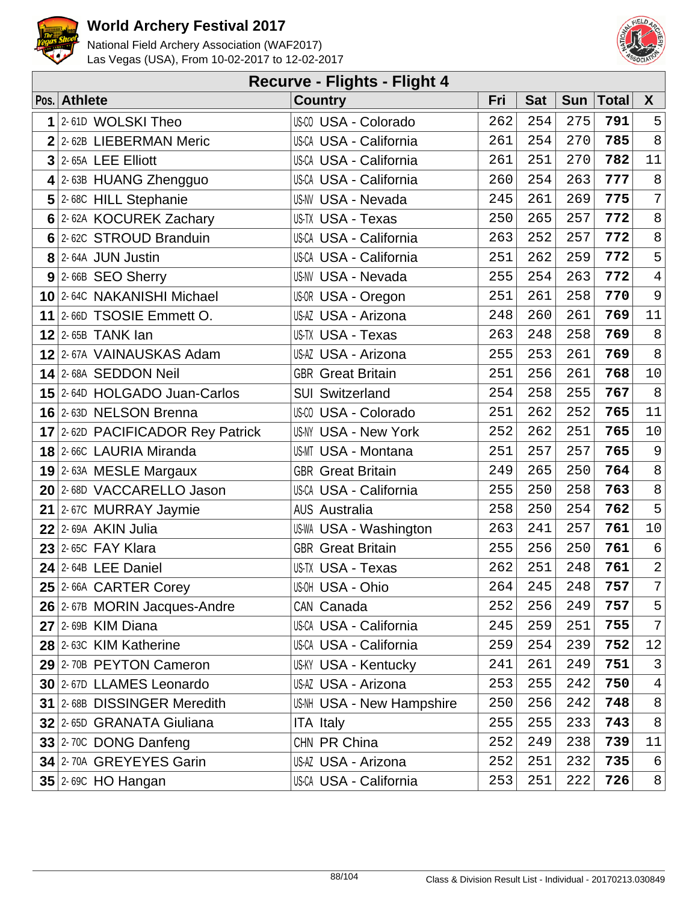# World Archery Festival 2017

National Field Archery Association (WAF2017)
Las Vegas (USA), From 10-02-2017 to 12-02-2017

## Recurve - Flights - Flight 4

| Pos. | | Athlete | | Country | Fri | Sat | Sun | Total | X |
|---|---|---|---|---|---|---|---|---|---|
| 1 | 2-61D | WOLSKI Theo | US-CO | USA - Colorado | 262 | 254 | 275 | **791** | 5 |
| 2 | 2-62B | LIEBERMAN Meric | US-CA | USA - California | 261 | 254 | 270 | **785** | 8 |
| 3 | 2-65A | LEE Elliott | US-CA | USA - California | 261 | 251 | 270 | **782** | 11 |
| 4 | 2-63B | HUANG Zhengguo | US-CA | USA - California | 260 | 254 | 263 | **777** | 8 |
| 5 | 2-68C | HILL Stephanie | US-NV | USA - Nevada | 245 | 261 | 269 | **775** | 7 |
| 6 | 2-62A | KOCUREK Zachary | US-TX | USA - Texas | 250 | 265 | 257 | **772** | 8 |
| 6 | 2-62C | STROUD Branduin | US-CA | USA - California | 263 | 252 | 257 | **772** | 8 |
| 8 | 2-64A | JUN Justin | US-CA | USA - California | 251 | 262 | 259 | **772** | 5 |
| 9 | 2-66B | SEO Sherry | US-NV | USA - Nevada | 255 | 254 | 263 | **772** | 4 |
| 10 | 2-64C | NAKANISHI Michael | US-OR | USA - Oregon | 251 | 261 | 258 | **770** | 9 |
| 11 | 2-66D | TSOSIE Emmett O. | US-AZ | USA - Arizona | 248 | 260 | 261 | **769** | 11 |
| 12 | 2-65B | TANK Ian | US-TX | USA - Texas | 263 | 248 | 258 | **769** | 8 |
| 12 | 2-67A | VAINAUSKAS Adam | US-AZ | USA - Arizona | 255 | 253 | 261 | **769** | 8 |
| 14 | 2-68A | SEDDON Neil | GBR | Great Britain | 251 | 256 | 261 | **768** | 10 |
| 15 | 2-64D | HOLGADO Juan-Carlos | SUI | Switzerland | 254 | 258 | 255 | **767** | 8 |
| 16 | 2-63D | NELSON Brenna | US-CO | USA - Colorado | 251 | 262 | 252 | **765** | 11 |
| 17 | 2-62D | PACIFICADOR Rey Patrick | US-NY | USA - New York | 252 | 262 | 251 | **765** | 10 |
| 18 | 2-66C | LAURIA Miranda | US-MT | USA - Montana | 251 | 257 | 257 | **765** | 9 |
| 19 | 2-63A | MESLE Margaux | GBR | Great Britain | 249 | 265 | 250 | **764** | 8 |
| 20 | 2-68D | VACCARELLO Jason | US-CA | USA - California | 255 | 250 | 258 | **763** | 8 |
| 21 | 2-67C | MURRAY Jaymie | AUS | Australia | 258 | 250 | 254 | **762** | 5 |
| 22 | 2-69A | AKIN Julia | US-WA | USA - Washington | 263 | 241 | 257 | **761** | 10 |
| 23 | 2-65C | FAY Klara | GBR | Great Britain | 255 | 256 | 250 | **761** | 6 |
| 24 | 2-64B | LEE Daniel | US-TX | USA - Texas | 262 | 251 | 248 | **761** | 2 |
| 25 | 2-66A | CARTER Corey | US-OH | USA - Ohio | 264 | 245 | 248 | **757** | 7 |
| 26 | 2-67B | MORIN Jacques-Andre | CAN | Canada | 252 | 256 | 249 | **757** | 5 |
| 27 | 2-69B | KIM Diana | US-CA | USA - California | 245 | 259 | 251 | **755** | 7 |
| 28 | 2-63C | KIM Katherine | US-CA | USA - California | 259 | 254 | 239 | **752** | 12 |
| 29 | 2-70B | PEYTON Cameron | US-KY | USA - Kentucky | 241 | 261 | 249 | **751** | 3 |
| 30 | 2-67D | LLAMES Leonardo | US-AZ | USA - Arizona | 253 | 255 | 242 | **750** | 4 |
| 31 | 2-68B | DISSINGER Meredith | US-NH | USA - New Hampshire | 250 | 256 | 242 | **748** | 8 |
| 32 | 2-65D | GRANATA Giuliana | ITA | Italy | 255 | 255 | 233 | **743** | 8 |
| 33 | 2-70C | DONG Danfeng | CHN | PR China | 252 | 249 | 238 | **739** | 11 |
| 34 | 2-70A | GREYEYES Garin | US-AZ | USA - Arizona | 252 | 251 | 232 | **735** | 6 |
| 35 | 2-69C | HO Hangan | US-CA | USA - California | 253 | 251 | 222 | **726** | 8 |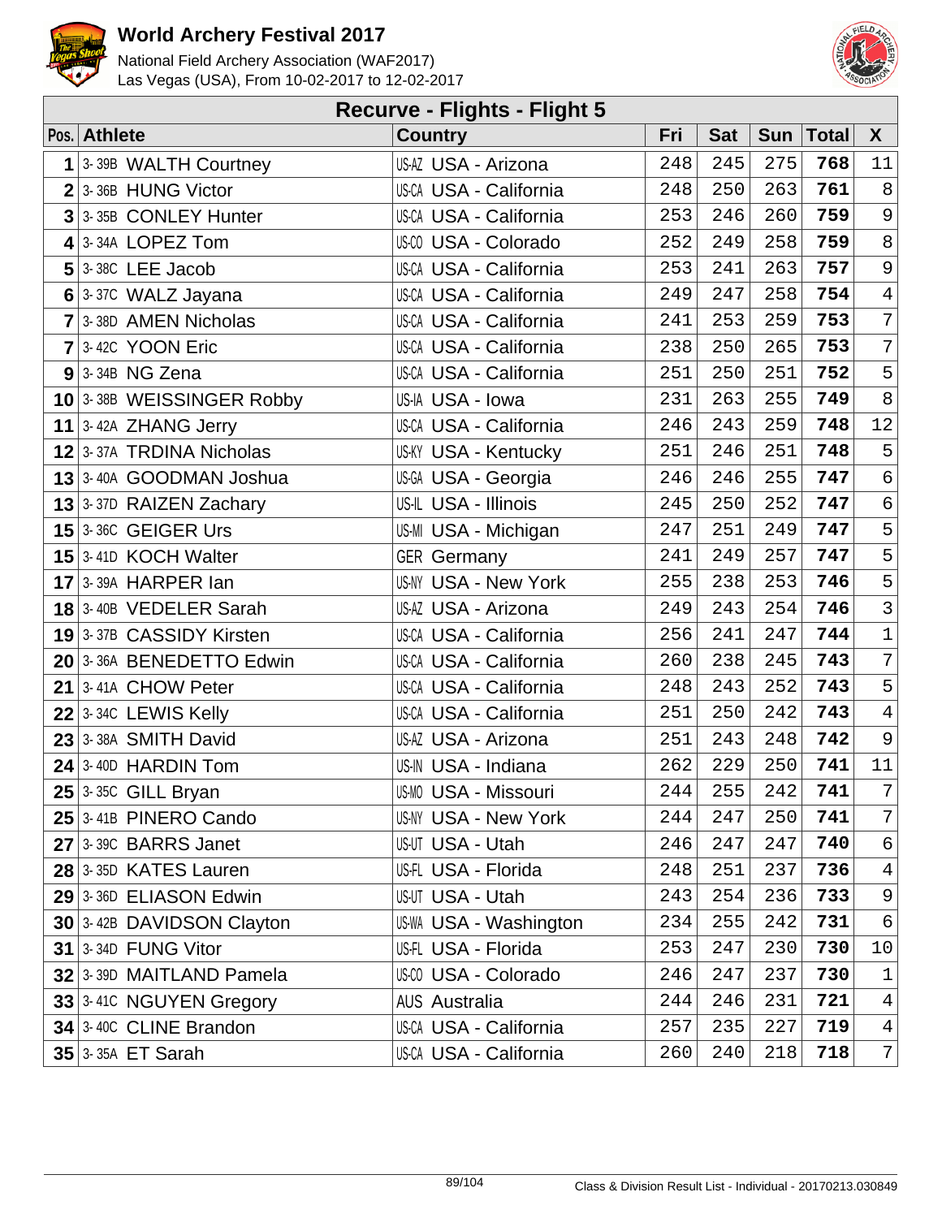# World Archery Festival 2017

National Field Archery Association (WAF2017)
Las Vegas (USA), From 10-02-2017 to 12-02-2017

## Recurve - Flights - Flight 5

| Pos. | Athlete | Country | Fri | Sat | Sun | Total | X |
|---|---|---|---|---|---|---|---|
| 1 | 3-39B WALTH Courtney | US-AZ USA - Arizona | 248 | 245 | 275 | **768** | 11 |
| 2 | 3-36B HUNG Victor | US-CA USA - California | 248 | 250 | 263 | **761** | 8 |
| 3 | 3-35B CONLEY Hunter | US-CA USA - California | 253 | 246 | 260 | **759** | 9 |
| 4 | 3-34A LOPEZ Tom | US-CO USA - Colorado | 252 | 249 | 258 | **759** | 8 |
| 5 | 3-38C LEE Jacob | US-CA USA - California | 253 | 241 | 263 | **757** | 9 |
| 6 | 3-37C WALZ Jayana | US-CA USA - California | 249 | 247 | 258 | **754** | 4 |
| 7 | 3-38D AMEN Nicholas | US-CA USA - California | 241 | 253 | 259 | **753** | 7 |
| 7 | 3-42C YOON Eric | US-CA USA - California | 238 | 250 | 265 | **753** | 7 |
| 9 | 3-34B NG Zena | US-CA USA - California | 251 | 250 | 251 | **752** | 5 |
| 10 | 3-38B WEISSINGER Robby | US-IA USA - Iowa | 231 | 263 | 255 | **749** | 8 |
| 11 | 3-42A ZHANG Jerry | US-CA USA - California | 246 | 243 | 259 | **748** | 12 |
| 12 | 3-37A TRDINA Nicholas | US-KY USA - Kentucky | 251 | 246 | 251 | **748** | 5 |
| 13 | 3-40A GOODMAN Joshua | US-GA USA - Georgia | 246 | 246 | 255 | **747** | 6 |
| 13 | 3-37D RAIZEN Zachary | US-IL USA - Illinois | 245 | 250 | 252 | **747** | 6 |
| 15 | 3-36C GEIGER Urs | US-MI USA - Michigan | 247 | 251 | 249 | **747** | 5 |
| 15 | 3-41D KOCH Walter | GER Germany | 241 | 249 | 257 | **747** | 5 |
| 17 | 3-39A HARPER Ian | US-NY USA - New York | 255 | 238 | 253 | **746** | 5 |
| 18 | 3-40B VEDELER Sarah | US-AZ USA - Arizona | 249 | 243 | 254 | **746** | 3 |
| 19 | 3-37B CASSIDY Kirsten | US-CA USA - California | 256 | 241 | 247 | **744** | 1 |
| 20 | 3-36A BENEDETTO Edwin | US-CA USA - California | 260 | 238 | 245 | **743** | 7 |
| 21 | 3-41A CHOW Peter | US-CA USA - California | 248 | 243 | 252 | **743** | 5 |
| 22 | 3-34C LEWIS Kelly | US-CA USA - California | 251 | 250 | 242 | **743** | 4 |
| 23 | 3-38A SMITH David | US-AZ USA - Arizona | 251 | 243 | 248 | **742** | 9 |
| 24 | 3-40D HARDIN Tom | US-IN USA - Indiana | 262 | 229 | 250 | **741** | 11 |
| 25 | 3-35C GILL Bryan | US-MO USA - Missouri | 244 | 255 | 242 | **741** | 7 |
| 25 | 3-41B PINERO Cando | US-NY USA - New York | 244 | 247 | 250 | **741** | 7 |
| 27 | 3-39C BARRS Janet | US-UT USA - Utah | 246 | 247 | 247 | **740** | 6 |
| 28 | 3-35D KATES Lauren | US-FL USA - Florida | 248 | 251 | 237 | **736** | 4 |
| 29 | 3-36D ELIASON Edwin | US-UT USA - Utah | 243 | 254 | 236 | **733** | 9 |
| 30 | 3-42B DAVIDSON Clayton | US-WA USA - Washington | 234 | 255 | 242 | **731** | 6 |
| 31 | 3-34D FUNG Vitor | US-FL USA - Florida | 253 | 247 | 230 | **730** | 10 |
| 32 | 3-39D MAITLAND Pamela | US-CO USA - Colorado | 246 | 247 | 237 | **730** | 1 |
| 33 | 3-41C NGUYEN Gregory | AUS Australia | 244 | 246 | 231 | **721** | 4 |
| 34 | 3-40C CLINE Brandon | US-CA USA - California | 257 | 235 | 227 | **719** | 4 |
| 35 | 3-35A ET Sarah | US-CA USA - California | 260 | 240 | 218 | **718** | 7 |

Class & Division Result List - Individual - 20170213.030849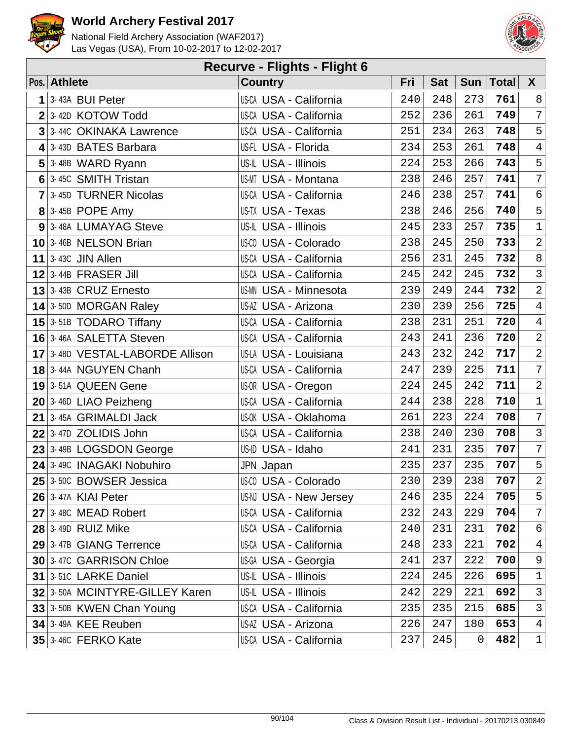# World Archery Festival 2017

National Field Archery Association (WAF2017)
Las Vegas (USA), From 10-02-2017 to 12-02-2017

## Recurve - Flights - Flight 6

| Pos. | Athlete | | Country | | Fri | Sat | Sun | Total | X |
|---|---|---|---|---|---|---|---|---|---|
| 1 | 3-43A | BUI Peter | US-CA | USA - California | 240 | 248 | 273 | **761** | 8 |
| 2 | 3-42D | KOTOW Todd | US-CA | USA - California | 252 | 236 | 261 | **749** | 7 |
| 3 | 3-44C | OKINAKA Lawrence | US-CA | USA - California | 251 | 234 | 263 | **748** | 5 |
| 4 | 3-43D | BATES Barbara | US-FL | USA - Florida | 234 | 253 | 261 | **748** | 4 |
| 5 | 3-48B | WARD Ryann | US-IL | USA - Illinois | 224 | 253 | 266 | **743** | 5 |
| 6 | 3-45C | SMITH Tristan | US-MT | USA - Montana | 238 | 246 | 257 | **741** | 7 |
| 7 | 3-45D | TURNER Nicolas | US-CA | USA - California | 246 | 238 | 257 | **741** | 6 |
| 8 | 3-45B | POPE Amy | US-TX | USA - Texas | 238 | 246 | 256 | **740** | 5 |
| 9 | 3-48A | LUMAYAG Steve | US-IL | USA - Illinois | 245 | 233 | 257 | **735** | 1 |
| 10 | 3-46B | NELSON Brian | US-CO | USA - Colorado | 238 | 245 | 250 | **733** | 2 |
| 11 | 3-43C | JIN Allen | US-CA | USA - California | 256 | 231 | 245 | **732** | 8 |
| 12 | 3-44B | FRASER Jill | US-CA | USA - California | 245 | 242 | 245 | **732** | 3 |
| 13 | 3-43B | CRUZ Ernesto | US-MN | USA - Minnesota | 239 | 249 | 244 | **732** | 2 |
| 14 | 3-50D | MORGAN Raley | US-AZ | USA - Arizona | 230 | 239 | 256 | **725** | 4 |
| 15 | 3-51B | TODARO Tiffany | US-CA | USA - California | 238 | 231 | 251 | **720** | 4 |
| 16 | 3-46A | SALETTA Steven | US-CA | USA - California | 243 | 241 | 236 | **720** | 2 |
| 17 | 3-48D | VESTAL-LABORDE Allison | US-LA | USA - Louisiana | 243 | 232 | 242 | **717** | 2 |
| 18 | 3-44A | NGUYEN Chanh | US-CA | USA - California | 247 | 239 | 225 | **711** | 7 |
| 19 | 3-51A | QUEEN Gene | US-OR | USA - Oregon | 224 | 245 | 242 | **711** | 2 |
| 20 | 3-46D | LIAO Peizheng | US-CA | USA - California | 244 | 238 | 228 | **710** | 1 |
| 21 | 3-45A | GRIMALDI Jack | US-OK | USA - Oklahoma | 261 | 223 | 224 | **708** | 7 |
| 22 | 3-47D | ZOLIDIS John | US-CA | USA - California | 238 | 240 | 230 | **708** | 3 |
| 23 | 3-49B | LOGSDON George | US-ID | USA - Idaho | 241 | 231 | 235 | **707** | 7 |
| 24 | 3-49C | INAGAKI Nobuhiro | JPN | Japan | 235 | 237 | 235 | **707** | 5 |
| 25 | 3-50C | BOWSER Jessica | US-CO | USA - Colorado | 230 | 239 | 238 | **707** | 2 |
| 26 | 3-47A | KIAI Peter | US-NJ | USA - New Jersey | 246 | 235 | 224 | **705** | 5 |
| 27 | 3-48C | MEAD Robert | US-CA | USA - California | 232 | 243 | 229 | **704** | 7 |
| 28 | 3-49D | RUIZ Mike | US-CA | USA - California | 240 | 231 | 231 | **702** | 6 |
| 29 | 3-47B | GIANG Terrence | US-CA | USA - California | 248 | 233 | 221 | **702** | 4 |
| 30 | 3-47C | GARRISON Chloe | US-GA | USA - Georgia | 241 | 237 | 222 | **700** | 9 |
| 31 | 3-51C | LARKE Daniel | US-IL | USA - Illinois | 224 | 245 | 226 | **695** | 1 |
| 32 | 3-50A | MCINTYRE-GILLEY Karen | US-IL | USA - Illinois | 242 | 229 | 221 | **692** | 3 |
| 33 | 3-50B | KWEN Chan Young | US-CA | USA - California | 235 | 235 | 215 | **685** | 3 |
| 34 | 3-49A | KEE Reuben | US-AZ | USA - Arizona | 226 | 247 | 180 | **653** | 4 |
| 35 | 3-46C | FERKO Kate | US-CA | USA - California | 237 | 245 | 0 | **482** | 1 |

Class & Division Result List - Individual - 20170213.030849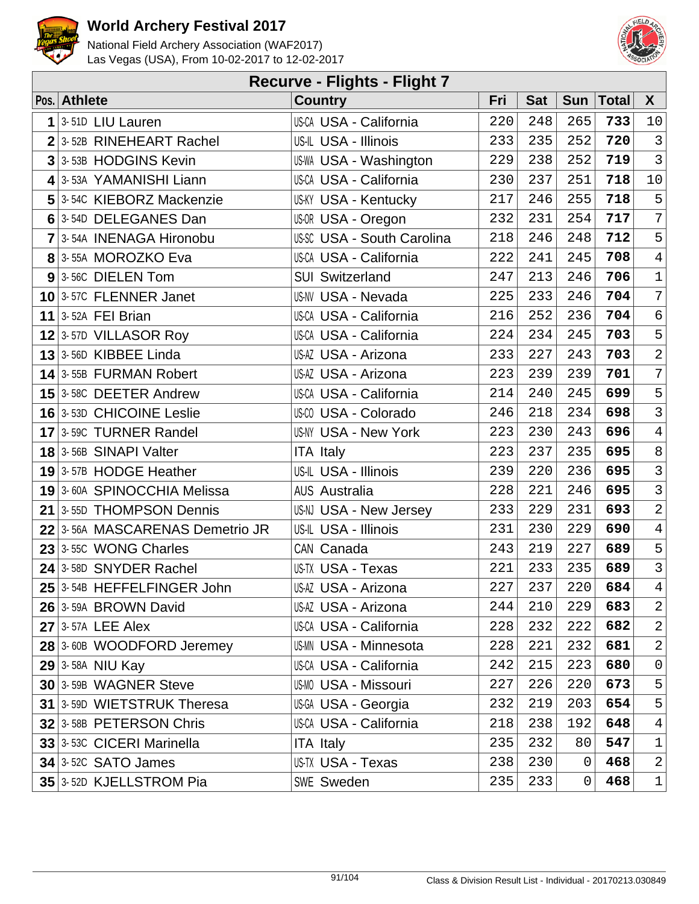# World Archery Festival 2017

National Field Archery Association (WAF2017)
Las Vegas (USA), From 10-02-2017 to 12-02-2017

## Recurve - Flights - Flight 7

| Pos. | Athlete | | Country | | Fri | Sat | Sun | Total | X |
|---|---|---|---|---|---|---|---|---|---|
| 1 | 3-51D | LIU Lauren | US-CA | USA - California | 220 | 248 | 265 | **733** | 10 |
| 2 | 3-52B | RINEHEART Rachel | US-IL | USA - Illinois | 233 | 235 | 252 | **720** | 3 |
| 3 | 3-53B | HODGINS Kevin | US-WA | USA - Washington | 229 | 238 | 252 | **719** | 3 |
| 4 | 3-53A | YAMANISHI Liann | US-CA | USA - California | 230 | 237 | 251 | **718** | 10 |
| 5 | 3-54C | KIEBORZ Mackenzie | US-KY | USA - Kentucky | 217 | 246 | 255 | **718** | 5 |
| 6 | 3-54D | DELEGANES Dan | US-OR | USA - Oregon | 232 | 231 | 254 | **717** | 7 |
| 7 | 3-54A | INENAGA Hironobu | US-SC | USA - South Carolina | 218 | 246 | 248 | **712** | 5 |
| 8 | 3-55A | MOROZKO Eva | US-CA | USA - California | 222 | 241 | 245 | **708** | 4 |
| 9 | 3-56C | DIELEN Tom | SUI | Switzerland | 247 | 213 | 246 | **706** | 1 |
| 10 | 3-57C | FLENNER Janet | US-NV | USA - Nevada | 225 | 233 | 246 | **704** | 7 |
| 11 | 3-52A | FEI Brian | US-CA | USA - California | 216 | 252 | 236 | **704** | 6 |
| 12 | 3-57D | VILLASOR Roy | US-CA | USA - California | 224 | 234 | 245 | **703** | 5 |
| 13 | 3-56D | KIBBEE Linda | US-AZ | USA - Arizona | 233 | 227 | 243 | **703** | 2 |
| 14 | 3-55B | FURMAN Robert | US-AZ | USA - Arizona | 223 | 239 | 239 | **701** | 7 |
| 15 | 3-58C | DEETER Andrew | US-CA | USA - California | 214 | 240 | 245 | **699** | 5 |
| 16 | 3-53D | CHICOINE Leslie | US-CO | USA - Colorado | 246 | 218 | 234 | **698** | 3 |
| 17 | 3-59C | TURNER Randel | US-NY | USA - New York | 223 | 230 | 243 | **696** | 4 |
| 18 | 3-56B | SINAPI Valter | ITA | Italy | 223 | 237 | 235 | **695** | 8 |
| 19 | 3-57B | HODGE Heather | US-IL | USA - Illinois | 239 | 220 | 236 | **695** | 3 |
| 19 | 3-60A | SPINOCCHIA Melissa | AUS | Australia | 228 | 221 | 246 | **695** | 3 |
| 21 | 3-55D | THOMPSON Dennis | US-NJ | USA - New Jersey | 233 | 229 | 231 | **693** | 2 |
| 22 | 3-56A | MASCARENAS Demetrio JR | US-IL | USA - Illinois | 231 | 230 | 229 | **690** | 4 |
| 23 | 3-55C | WONG Charles | CAN | Canada | 243 | 219 | 227 | **689** | 5 |
| 24 | 3-58D | SNYDER Rachel | US-TX | USA - Texas | 221 | 233 | 235 | **689** | 3 |
| 25 | 3-54B | HEFFELFINGER John | US-AZ | USA - Arizona | 227 | 237 | 220 | **684** | 4 |
| 26 | 3-59A | BROWN David | US-AZ | USA - Arizona | 244 | 210 | 229 | **683** | 2 |
| 27 | 3-57A | LEE Alex | US-CA | USA - California | 228 | 232 | 222 | **682** | 2 |
| 28 | 3-60B | WOODFORD Jeremey | US-MN | USA - Minnesota | 228 | 221 | 232 | **681** | 2 |
| 29 | 3-58A | NIU Kay | US-CA | USA - California | 242 | 215 | 223 | **680** | 0 |
| 30 | 3-59B | WAGNER Steve | US-MO | USA - Missouri | 227 | 226 | 220 | **673** | 5 |
| 31 | 3-59D | WIETSTRUK Theresa | US-GA | USA - Georgia | 232 | 219 | 203 | **654** | 5 |
| 32 | 3-58B | PETERSON Chris | US-CA | USA - California | 218 | 238 | 192 | **648** | 4 |
| 33 | 3-53C | CICERI Marinella | ITA | Italy | 235 | 232 | 80 | **547** | 1 |
| 34 | 3-52C | SATO James | US-TX | USA - Texas | 238 | 230 | 0 | **468** | 2 |
| 35 | 3-52D | KJELLSTROM Pia | SWE | Sweden | 235 | 233 | 0 | **468** | 1 |

Class & Division Result List - Individual - 20170213.030849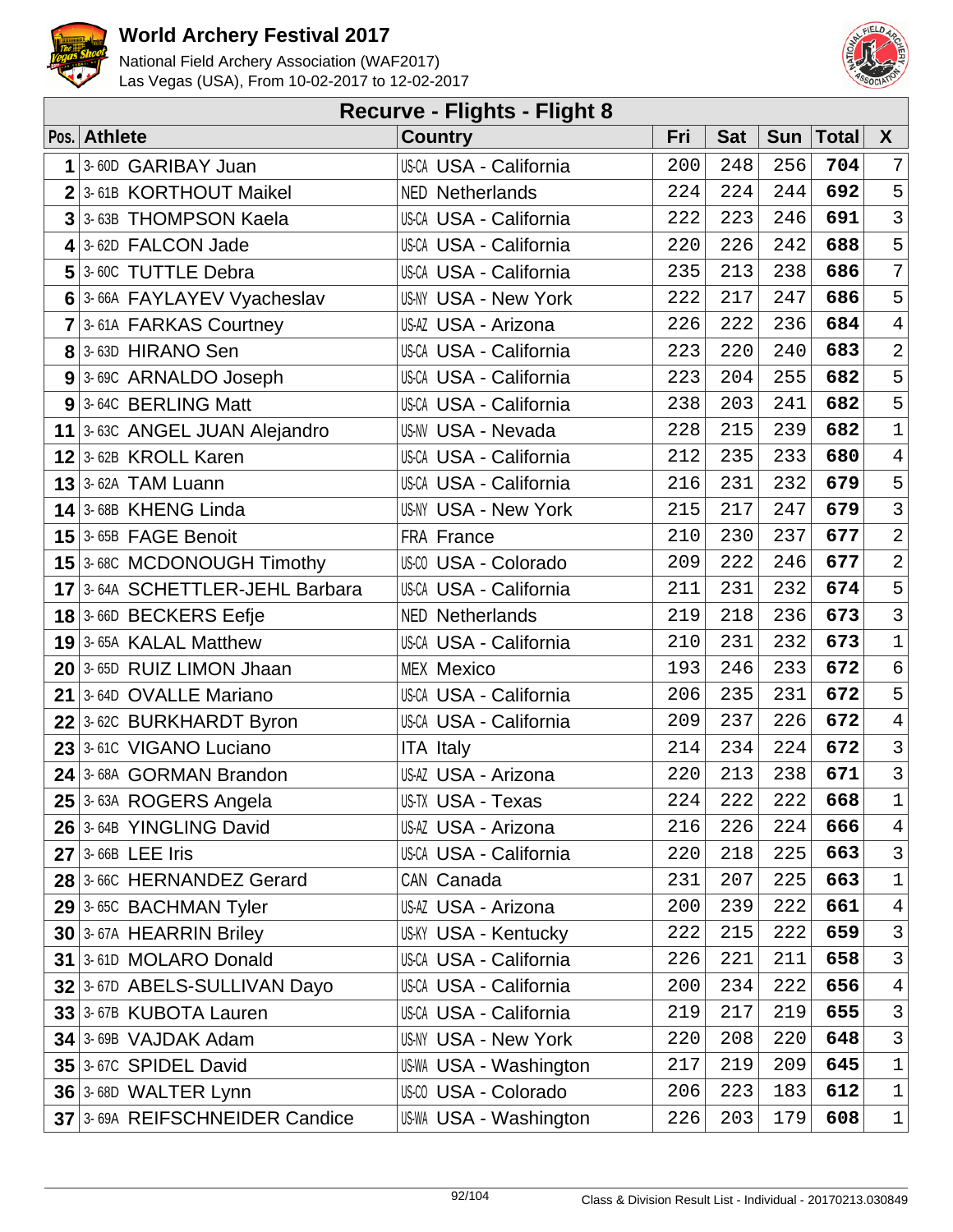# World Archery Festival 2017

National Field Archery Association (WAF2017)
Las Vegas (USA), From 10-02-2017 to 12-02-2017

## Recurve - Flights - Flight 8

| Pos. | Athlete | | Country | | Fri | Sat | Sun | Total | X |
|---|---|---|---|---|---|---|---|---|---|
| 1 | 3-60D | GARIBAY Juan | US-CA | USA - California | 200 | 248 | 256 | **704** | 7 |
| 2 | 3-61B | KORTHOUT Maikel | NED | Netherlands | 224 | 224 | 244 | **692** | 5 |
| 3 | 3-63B | THOMPSON Kaela | US-CA | USA - California | 222 | 223 | 246 | **691** | 3 |
| 4 | 3-62D | FALCON Jade | US-CA | USA - California | 220 | 226 | 242 | **688** | 5 |
| 5 | 3-60C | TUTTLE Debra | US-CA | USA - California | 235 | 213 | 238 | **686** | 7 |
| 6 | 3-66A | FAYLAYEV Vyacheslav | US-NY | USA - New York | 222 | 217 | 247 | **686** | 5 |
| 7 | 3-61A | FARKAS Courtney | US-AZ | USA - Arizona | 226 | 222 | 236 | **684** | 4 |
| 8 | 3-63D | HIRANO Sen | US-CA | USA - California | 223 | 220 | 240 | **683** | 2 |
| 9 | 3-69C | ARNALDO Joseph | US-CA | USA - California | 223 | 204 | 255 | **682** | 5 |
| 9 | 3-64C | BERLING Matt | US-CA | USA - California | 238 | 203 | 241 | **682** | 5 |
| 11 | 3-63C | ANGEL JUAN Alejandro | US-NV | USA - Nevada | 228 | 215 | 239 | **682** | 1 |
| 12 | 3-62B | KROLL Karen | US-CA | USA - California | 212 | 235 | 233 | **680** | 4 |
| 13 | 3-62A | TAM Luann | US-CA | USA - California | 216 | 231 | 232 | **679** | 5 |
| 14 | 3-68B | KHENG Linda | US-NY | USA - New York | 215 | 217 | 247 | **679** | 3 |
| 15 | 3-65B | FAGE Benoit | FRA | France | 210 | 230 | 237 | **677** | 2 |
| 15 | 3-68C | MCDONOUGH Timothy | US-CO | USA - Colorado | 209 | 222 | 246 | **677** | 2 |
| 17 | 3-64A | SCHETTLER-JEHL Barbara | US-CA | USA - California | 211 | 231 | 232 | **674** | 5 |
| 18 | 3-66D | BECKERS Eefje | NED | Netherlands | 219 | 218 | 236 | **673** | 3 |
| 19 | 3-65A | KALAL Matthew | US-CA | USA - California | 210 | 231 | 232 | **673** | 1 |
| 20 | 3-65D | RUIZ LIMON Jhaan | MEX | Mexico | 193 | 246 | 233 | **672** | 6 |
| 21 | 3-64D | OVALLE Mariano | US-CA | USA - California | 206 | 235 | 231 | **672** | 5 |
| 22 | 3-62C | BURKHARDT Byron | US-CA | USA - California | 209 | 237 | 226 | **672** | 4 |
| 23 | 3-61C | VIGANO Luciano | ITA | Italy | 214 | 234 | 224 | **672** | 3 |
| 24 | 3-68A | GORMAN Brandon | US-AZ | USA - Arizona | 220 | 213 | 238 | **671** | 3 |
| 25 | 3-63A | ROGERS Angela | US-TX | USA - Texas | 224 | 222 | 222 | **668** | 1 |
| 26 | 3-64B | YINGLING David | US-AZ | USA - Arizona | 216 | 226 | 224 | **666** | 4 |
| 27 | 3-66B | LEE Iris | US-CA | USA - California | 220 | 218 | 225 | **663** | 3 |
| 28 | 3-66C | HERNANDEZ Gerard | CAN | Canada | 231 | 207 | 225 | **663** | 1 |
| 29 | 3-65C | BACHMAN Tyler | US-AZ | USA - Arizona | 200 | 239 | 222 | **661** | 4 |
| 30 | 3-67A | HEARRIN Briley | US-KY | USA - Kentucky | 222 | 215 | 222 | **659** | 3 |
| 31 | 3-61D | MOLARO Donald | US-CA | USA - California | 226 | 221 | 211 | **658** | 3 |
| 32 | 3-67D | ABELS-SULLIVAN Dayo | US-CA | USA - California | 200 | 234 | 222 | **656** | 4 |
| 33 | 3-67B | KUBOTA Lauren | US-CA | USA - California | 219 | 217 | 219 | **655** | 3 |
| 34 | 3-69B | VAJDAK Adam | US-NY | USA - New York | 220 | 208 | 220 | **648** | 3 |
| 35 | 3-67C | SPIDEL David | US-WA | USA - Washington | 217 | 219 | 209 | **645** | 1 |
| 36 | 3-68D | WALTER Lynn | US-CO | USA - Colorado | 206 | 223 | 183 | **612** | 1 |
| 37 | 3-69A | REIFSCHNEIDER Candice | US-WA | USA - Washington | 226 | 203 | 179 | **608** | 1 |

Class & Division Result List - Individual - 20170213.030849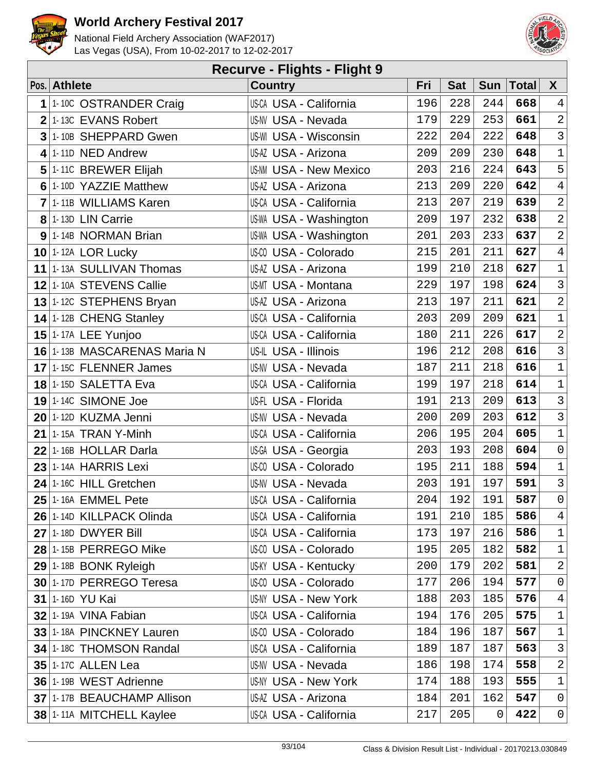# World Archery Festival 2017

National Field Archery Association (WAF2017)
Las Vegas (USA), From 10-02-2017 to 12-02-2017

## Recurve - Flights - Flight 9

| Pos. | Athlete | Country | Fri | Sat | Sun | Total | X |
|---|---|---|---|---|---|---|---|
| 1 | 1-10C OSTRANDER Craig | US-CA USA - California | 196 | 228 | 244 | 668 | 4 |
| 2 | 1-13C EVANS Robert | US-NV USA - Nevada | 179 | 229 | 253 | 661 | 2 |
| 3 | 1-10B SHEPPARD Gwen | US-WI USA - Wisconsin | 222 | 204 | 222 | 648 | 3 |
| 4 | 1-11D NED Andrew | US-AZ USA - Arizona | 209 | 209 | 230 | 648 | 1 |
| 5 | 1-11C BREWER Elijah | US-NM USA - New Mexico | 203 | 216 | 224 | 643 | 5 |
| 6 | 1-10D YAZZIE Matthew | US-AZ USA - Arizona | 213 | 209 | 220 | 642 | 4 |
| 7 | 1-11B WILLIAMS Karen | US-CA USA - California | 213 | 207 | 219 | 639 | 2 |
| 8 | 1-13D LIN Carrie | US-WA USA - Washington | 209 | 197 | 232 | 638 | 2 |
| 9 | 1-14B NORMAN Brian | US-WA USA - Washington | 201 | 203 | 233 | 637 | 2 |
| 10 | 1-12A LOR Lucky | US-CO USA - Colorado | 215 | 201 | 211 | 627 | 4 |
| 11 | 1-13A SULLIVAN Thomas | US-AZ USA - Arizona | 199 | 210 | 218 | 627 | 1 |
| 12 | 1-10A STEVENS Callie | US-MT USA - Montana | 229 | 197 | 198 | 624 | 3 |
| 13 | 1-12C STEPHENS Bryan | US-AZ USA - Arizona | 213 | 197 | 211 | 621 | 2 |
| 14 | 1-12B CHENG Stanley | US-CA USA - California | 203 | 209 | 209 | 621 | 1 |
| 15 | 1-17A LEE Yunjoo | US-CA USA - California | 180 | 211 | 226 | 617 | 2 |
| 16 | 1-13B MASCARENAS Maria N | US-IL USA - Illinois | 196 | 212 | 208 | 616 | 3 |
| 17 | 1-15C FLENNER James | US-NV USA - Nevada | 187 | 211 | 218 | 616 | 1 |
| 18 | 1-15D SALETTA Eva | US-CA USA - California | 199 | 197 | 218 | 614 | 1 |
| 19 | 1-14C SIMONE Joe | US-FL USA - Florida | 191 | 213 | 209 | 613 | 3 |
| 20 | 1-12D KUZMA Jenni | US-NV USA - Nevada | 200 | 209 | 203 | 612 | 3 |
| 21 | 1-15A TRAN Y-Minh | US-CA USA - California | 206 | 195 | 204 | 605 | 1 |
| 22 | 1-16B HOLLAR Darla | US-GA USA - Georgia | 203 | 193 | 208 | 604 | 0 |
| 23 | 1-14A HARRIS Lexi | US-CO USA - Colorado | 195 | 211 | 188 | 594 | 1 |
| 24 | 1-16C HILL Gretchen | US-NV USA - Nevada | 203 | 191 | 197 | 591 | 3 |
| 25 | 1-16A EMMEL Pete | US-CA USA - California | 204 | 192 | 191 | 587 | 0 |
| 26 | 1-14D KILLPACK Olinda | US-CA USA - California | 191 | 210 | 185 | 586 | 4 |
| 27 | 1-18D DWYER Bill | US-CA USA - California | 173 | 197 | 216 | 586 | 1 |
| 28 | 1-15B PERREGO Mike | US-CO USA - Colorado | 195 | 205 | 182 | 582 | 1 |
| 29 | 1-18B BONK Ryleigh | US-KY USA - Kentucky | 200 | 179 | 202 | 581 | 2 |
| 30 | 1-17D PERREGO Teresa | US-CO USA - Colorado | 177 | 206 | 194 | 577 | 0 |
| 31 | 1-16D YU Kai | US-NY USA - New York | 188 | 203 | 185 | 576 | 4 |
| 32 | 1-19A VINA Fabian | US-CA USA - California | 194 | 176 | 205 | 575 | 1 |
| 33 | 1-18A PINCKNEY Lauren | US-CO USA - Colorado | 184 | 196 | 187 | 567 | 1 |
| 34 | 1-18C THOMSON Randal | US-CA USA - California | 189 | 187 | 187 | 563 | 3 |
| 35 | 1-17C ALLEN Lea | US-NV USA - Nevada | 186 | 198 | 174 | 558 | 2 |
| 36 | 1-19B WEST Adrienne | US-NY USA - New York | 174 | 188 | 193 | 555 | 1 |
| 37 | 1-17B BEAUCHAMP Allison | US-AZ USA - Arizona | 184 | 201 | 162 | 547 | 0 |
| 38 | 1-11A MITCHELL Kaylee | US-CA USA - California | 217 | 205 | 0 | 422 | 0 |

Class & Division Result List - Individual - 20170213.030849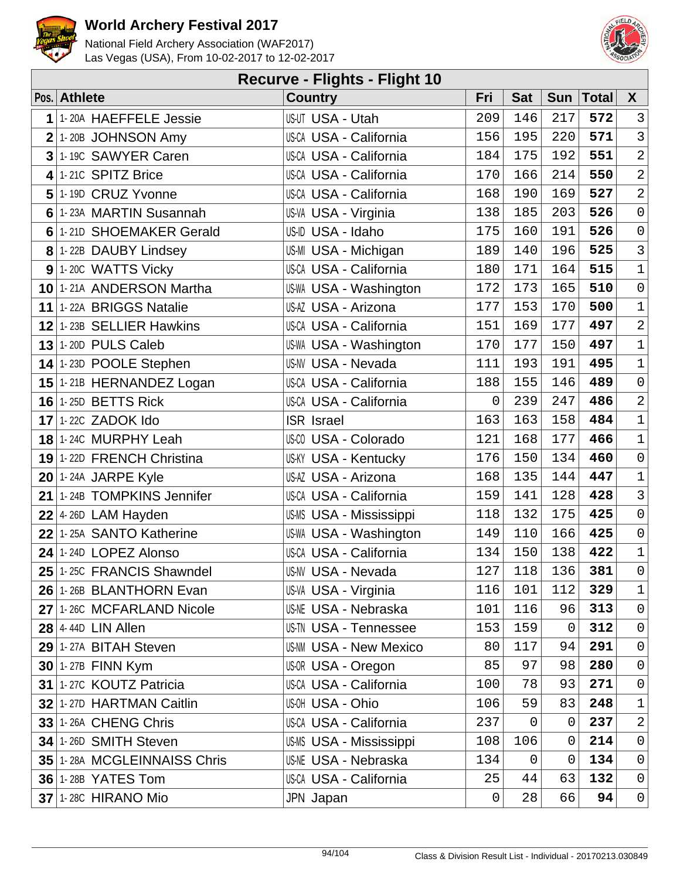# World Archery Festival 2017

National Field Archery Association (WAF2017)
Las Vegas (USA), From 10-02-2017 to 12-02-2017

## Recurve - Flights - Flight 10

| Pos. | Athlete | Country | Fri | Sat | Sun | Total | X |
|---|---|---|---|---|---|---|---|
| 1 | 1-20A HAEFFELE Jessie | US-UT USA - Utah | 209 | 146 | 217 | **572** | 3 |
| 2 | 1-20B JOHNSON Amy | US-CA USA - California | 156 | 195 | 220 | **571** | 3 |
| 3 | 1-19C SAWYER Caren | US-CA USA - California | 184 | 175 | 192 | **551** | 2 |
| 4 | 1-21C SPITZ Brice | US-CA USA - California | 170 | 166 | 214 | **550** | 2 |
| 5 | 1-19D CRUZ Yvonne | US-CA USA - California | 168 | 190 | 169 | **527** | 2 |
| 6 | 1-23A MARTIN Susannah | US-VA USA - Virginia | 138 | 185 | 203 | **526** | 0 |
| 6 | 1-21D SHOEMAKER Gerald | US-ID USA - Idaho | 175 | 160 | 191 | **526** | 0 |
| 8 | 1-22B DAUBY Lindsey | US-MI USA - Michigan | 189 | 140 | 196 | **525** | 3 |
| 9 | 1-20C WATTS Vicky | US-CA USA - California | 180 | 171 | 164 | **515** | 1 |
| 10 | 1-21A ANDERSON Martha | US-WA USA - Washington | 172 | 173 | 165 | **510** | 0 |
| 11 | 1-22A BRIGGS Natalie | US-AZ USA - Arizona | 177 | 153 | 170 | **500** | 1 |
| 12 | 1-23B SELLIER Hawkins | US-CA USA - California | 151 | 169 | 177 | **497** | 2 |
| 13 | 1-20D PULS Caleb | US-WA USA - Washington | 170 | 177 | 150 | **497** | 1 |
| 14 | 1-23D POOLE Stephen | US-NV USA - Nevada | 111 | 193 | 191 | **495** | 1 |
| 15 | 1-21B HERNANDEZ Logan | US-CA USA - California | 188 | 155 | 146 | **489** | 0 |
| 16 | 1-25D BETTS Rick | US-CA USA - California | 0 | 239 | 247 | **486** | 2 |
| 17 | 1-22C ZADOK Ido | ISR Israel | 163 | 163 | 158 | **484** | 1 |
| 18 | 1-24C MURPHY Leah | US-CO USA - Colorado | 121 | 168 | 177 | **466** | 1 |
| 19 | 1-22D FRENCH Christina | US-KY USA - Kentucky | 176 | 150 | 134 | **460** | 0 |
| 20 | 1-24A JARPE Kyle | US-AZ USA - Arizona | 168 | 135 | 144 | **447** | 1 |
| 21 | 1-24B TOMPKINS Jennifer | US-CA USA - California | 159 | 141 | 128 | **428** | 3 |
| 22 | 4-26D LAM Hayden | US-MS USA - Mississippi | 118 | 132 | 175 | **425** | 0 |
| 22 | 1-25A SANTO Katherine | US-WA USA - Washington | 149 | 110 | 166 | **425** | 0 |
| 24 | 1-24D LOPEZ Alonso | US-CA USA - California | 134 | 150 | 138 | **422** | 1 |
| 25 | 1-25C FRANCIS Shawndel | US-NV USA - Nevada | 127 | 118 | 136 | **381** | 0 |
| 26 | 1-26B BLANTHORN Evan | US-VA USA - Virginia | 116 | 101 | 112 | **329** | 1 |
| 27 | 1-26C MCFARLAND Nicole | US-NE USA - Nebraska | 101 | 116 | 96 | **313** | 0 |
| 28 | 4-44D LIN Allen | US-TN USA - Tennessee | 153 | 159 | 0 | **312** | 0 |
| 29 | 1-27A BITAH Steven | US-NM USA - New Mexico | 80 | 117 | 94 | **291** | 0 |
| 30 | 1-27B FINN Kym | US-OR USA - Oregon | 85 | 97 | 98 | **280** | 0 |
| 31 | 1-27C KOUTZ Patricia | US-CA USA - California | 100 | 78 | 93 | **271** | 0 |
| 32 | 1-27D HARTMAN Caitlin | US-OH USA - Ohio | 106 | 59 | 83 | **248** | 1 |
| 33 | 1-26A CHENG Chris | US-CA USA - California | 237 | 0 | 0 | **237** | 2 |
| 34 | 1-26D SMITH Steven | US-MS USA - Mississippi | 108 | 106 | 0 | **214** | 0 |
| 35 | 1-28A MCGLEINNAISS Chris | US-NE USA - Nebraska | 134 | 0 | 0 | **134** | 0 |
| 36 | 1-28B YATES Tom | US-CA USA - California | 25 | 44 | 63 | **132** | 0 |
| 37 | 1-28C HIRANO Mio | JPN Japan | 0 | 28 | 66 | **94** | 0 |

Class & Division Result List - Individual - 20170213.030849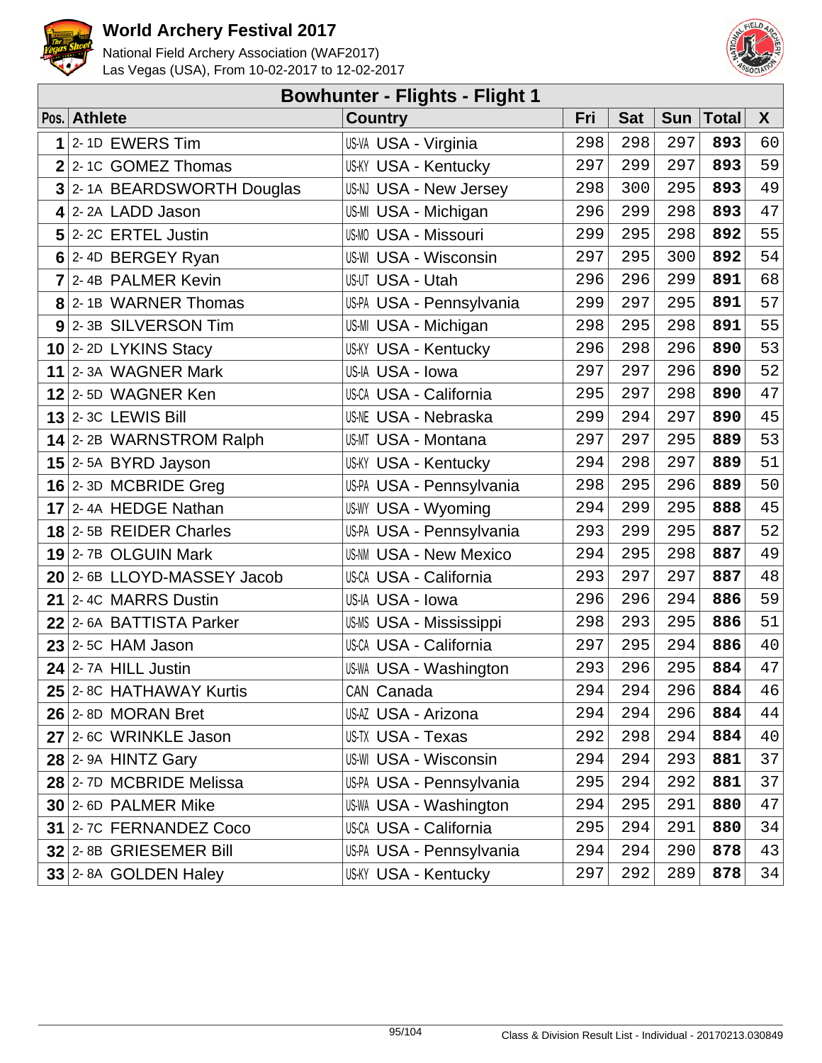# World Archery Festival 2017

National Field Archery Association (WAF2017)
Las Vegas (USA), From 10-02-2017 to 12-02-2017

## Bowhunter - Flights - Flight 1

| Pos. | Athlete | Country | Fri | Sat | Sun | Total | X |
|---|---|---|---|---|---|---|---|
| 1 | 2- 1D EWERS Tim | US-VA USA - Virginia | 298 | 298 | 297 | **893** | 60 |
| 2 | 2- 1C GOMEZ Thomas | US-KY USA - Kentucky | 297 | 299 | 297 | **893** | 59 |
| 3 | 2- 1A BEARDSWORTH Douglas | US-NJ USA - New Jersey | 298 | 300 | 295 | **893** | 49 |
| 4 | 2- 2A LADD Jason | US-MI USA - Michigan | 296 | 299 | 298 | **893** | 47 |
| 5 | 2- 2C ERTEL Justin | US-MO USA - Missouri | 299 | 295 | 298 | **892** | 55 |
| 6 | 2- 4D BERGEY Ryan | US-WI USA - Wisconsin | 297 | 295 | 300 | **892** | 54 |
| 7 | 2- 4B PALMER Kevin | US-UT USA - Utah | 296 | 296 | 299 | **891** | 68 |
| 8 | 2- 1B WARNER Thomas | US-PA USA - Pennsylvania | 299 | 297 | 295 | **891** | 57 |
| 9 | 2- 3B SILVERSON Tim | US-MI USA - Michigan | 298 | 295 | 298 | **891** | 55 |
| 10 | 2- 2D LYKINS Stacy | US-KY USA - Kentucky | 296 | 298 | 296 | **890** | 53 |
| 11 | 2- 3A WAGNER Mark | US-IA USA - Iowa | 297 | 297 | 296 | **890** | 52 |
| 12 | 2- 5D WAGNER Ken | US-CA USA - California | 295 | 297 | 298 | **890** | 47 |
| 13 | 2- 3C LEWIS Bill | US-NE USA - Nebraska | 299 | 294 | 297 | **890** | 45 |
| 14 | 2- 2B WARNSTROM Ralph | US-MT USA - Montana | 297 | 297 | 295 | **889** | 53 |
| 15 | 2- 5A BYRD Jayson | US-KY USA - Kentucky | 294 | 298 | 297 | **889** | 51 |
| 16 | 2- 3D MCBRIDE Greg | US-PA USA - Pennsylvania | 298 | 295 | 296 | **889** | 50 |
| 17 | 2- 4A HEDGE Nathan | US-WY USA - Wyoming | 294 | 299 | 295 | **888** | 45 |
| 18 | 2- 5B REIDER Charles | US-PA USA - Pennsylvania | 293 | 299 | 295 | **887** | 52 |
| 19 | 2- 7B OLGUIN Mark | US-NM USA - New Mexico | 294 | 295 | 298 | **887** | 49 |
| 20 | 2- 6B LLOYD-MASSEY Jacob | US-CA USA - California | 293 | 297 | 297 | **887** | 48 |
| 21 | 2- 4C MARRS Dustin | US-IA USA - Iowa | 296 | 296 | 294 | **886** | 59 |
| 22 | 2- 6A BATTISTA Parker | US-MS USA - Mississippi | 298 | 293 | 295 | **886** | 51 |
| 23 | 2- 5C HAM Jason | US-CA USA - California | 297 | 295 | 294 | **886** | 40 |
| 24 | 2- 7A HILL Justin | US-WA USA - Washington | 293 | 296 | 295 | **884** | 47 |
| 25 | 2- 8C HATHAWAY Kurtis | CAN Canada | 294 | 294 | 296 | **884** | 46 |
| 26 | 2- 8D MORAN Bret | US-AZ USA - Arizona | 294 | 294 | 296 | **884** | 44 |
| 27 | 2- 6C WRINKLE Jason | US-TX USA - Texas | 292 | 298 | 294 | **884** | 40 |
| 28 | 2- 9A HINTZ Gary | US-WI USA - Wisconsin | 294 | 294 | 293 | **881** | 37 |
| 28 | 2- 7D MCBRIDE Melissa | US-PA USA - Pennsylvania | 295 | 294 | 292 | **881** | 37 |
| 30 | 2- 6D PALMER Mike | US-WA USA - Washington | 294 | 295 | 291 | **880** | 47 |
| 31 | 2- 7C FERNANDEZ Coco | US-CA USA - California | 295 | 294 | 291 | **880** | 34 |
| 32 | 2- 8B GRIESEMER Bill | US-PA USA - Pennsylvania | 294 | 294 | 290 | **878** | 43 |
| 33 | 2- 8A GOLDEN Haley | US-KY USA - Kentucky | 297 | 292 | 289 | **878** | 34 |

Class & Division Result List - Individual - 20170213.030849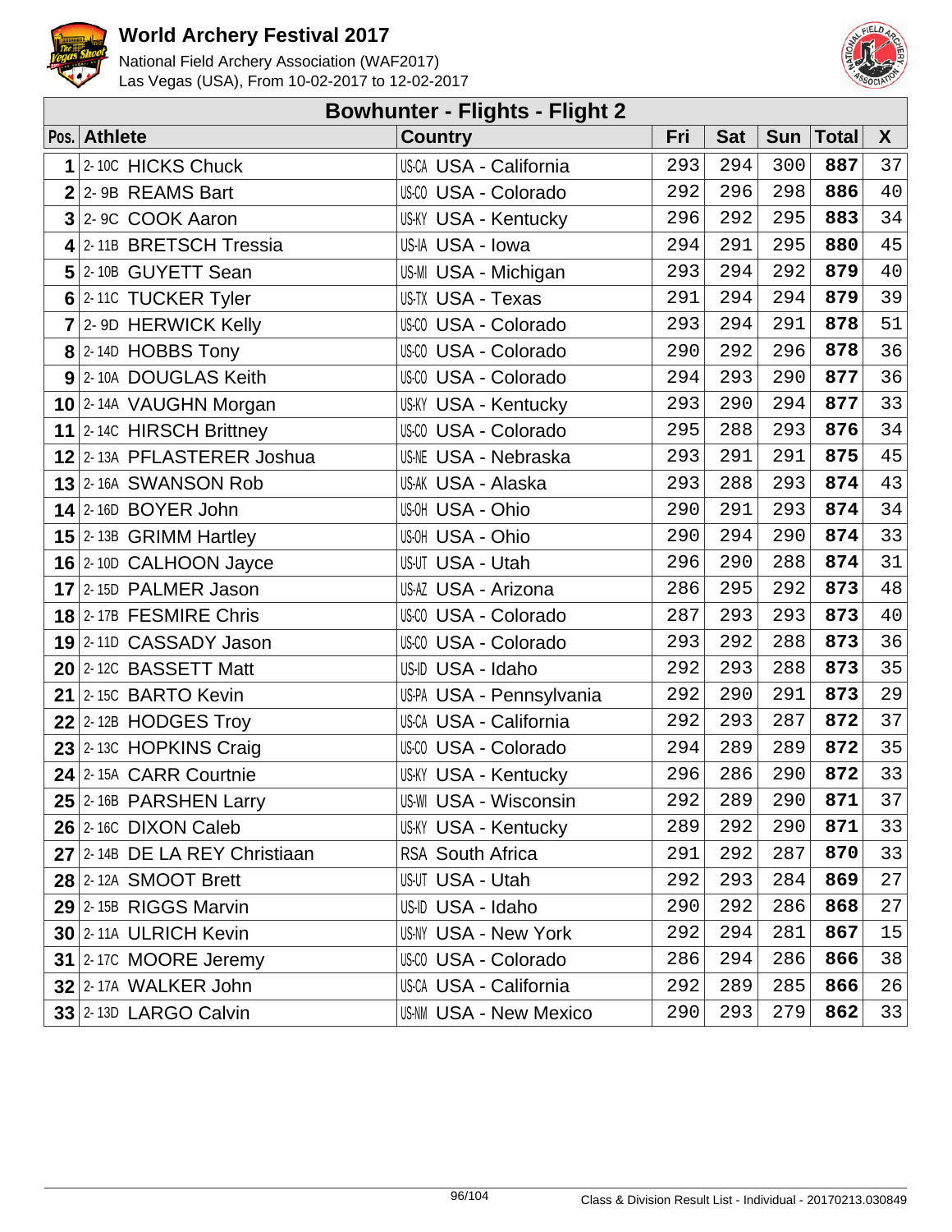# World Archery Festival 2017

National Field Archery Association (WAF2017)
Las Vegas (USA), From 10-02-2017 to 12-02-2017

## Bowhunter - Flights - Flight 2

| Pos. | Athlete | Country | Fri | Sat | Sun | Total | X |
|---|---|---|---|---|---|---|---|
| 1 | 2-10C HICKS Chuck | US-CA USA - California | 293 | 294 | 300 | **887** | 37 |
| 2 | 2-9B REAMS Bart | US-CO USA - Colorado | 292 | 296 | 298 | **886** | 40 |
| 3 | 2-9C COOK Aaron | US-KY USA - Kentucky | 296 | 292 | 295 | **883** | 34 |
| 4 | 2-11B BRETSCH Tressia | US-IA USA - Iowa | 294 | 291 | 295 | **880** | 45 |
| 5 | 2-10B GUYETT Sean | US-MI USA - Michigan | 293 | 294 | 292 | **879** | 40 |
| 6 | 2-11C TUCKER Tyler | US-TX USA - Texas | 291 | 294 | 294 | **879** | 39 |
| 7 | 2-9D HERWICK Kelly | US-CO USA - Colorado | 293 | 294 | 291 | **878** | 51 |
| 8 | 2-14D HOBBS Tony | US-CO USA - Colorado | 290 | 292 | 296 | **878** | 36 |
| 9 | 2-10A DOUGLAS Keith | US-CO USA - Colorado | 294 | 293 | 290 | **877** | 36 |
| 10 | 2-14A VAUGHN Morgan | US-KY USA - Kentucky | 293 | 290 | 294 | **877** | 33 |
| 11 | 2-14C HIRSCH Brittney | US-CO USA - Colorado | 295 | 288 | 293 | **876** | 34 |
| 12 | 2-13A PFLASTERER Joshua | US-NE USA - Nebraska | 293 | 291 | 291 | **875** | 45 |
| 13 | 2-16A SWANSON Rob | US-AK USA - Alaska | 293 | 288 | 293 | **874** | 43 |
| 14 | 2-16D BOYER John | US-OH USA - Ohio | 290 | 291 | 293 | **874** | 34 |
| 15 | 2-13B GRIMM Hartley | US-OH USA - Ohio | 290 | 294 | 290 | **874** | 33 |
| 16 | 2-10D CALHOON Jayce | US-UT USA - Utah | 296 | 290 | 288 | **874** | 31 |
| 17 | 2-15D PALMER Jason | US-AZ USA - Arizona | 286 | 295 | 292 | **873** | 48 |
| 18 | 2-17B FESMIRE Chris | US-CO USA - Colorado | 287 | 293 | 293 | **873** | 40 |
| 19 | 2-11D CASSADY Jason | US-CO USA - Colorado | 293 | 292 | 288 | **873** | 36 |
| 20 | 2-12C BASSETT Matt | US-ID USA - Idaho | 292 | 293 | 288 | **873** | 35 |
| 21 | 2-15C BARTO Kevin | US-PA USA - Pennsylvania | 292 | 290 | 291 | **873** | 29 |
| 22 | 2-12B HODGES Troy | US-CA USA - California | 292 | 293 | 287 | **872** | 37 |
| 23 | 2-13C HOPKINS Craig | US-CO USA - Colorado | 294 | 289 | 289 | **872** | 35 |
| 24 | 2-15A CARR Courtnie | US-KY USA - Kentucky | 296 | 286 | 290 | **872** | 33 |
| 25 | 2-16B PARSHEN Larry | US-WI USA - Wisconsin | 292 | 289 | 290 | **871** | 37 |
| 26 | 2-16C DIXON Caleb | US-KY USA - Kentucky | 289 | 292 | 290 | **871** | 33 |
| 27 | 2-14B DE LA REY Christiaan | RSA South Africa | 291 | 292 | 287 | **870** | 33 |
| 28 | 2-12A SMOOT Brett | US-UT USA - Utah | 292 | 293 | 284 | **869** | 27 |
| 29 | 2-15B RIGGS Marvin | US-ID USA - Idaho | 290 | 292 | 286 | **868** | 27 |
| 30 | 2-11A ULRICH Kevin | US-NY USA - New York | 292 | 294 | 281 | **867** | 15 |
| 31 | 2-17C MOORE Jeremy | US-CO USA - Colorado | 286 | 294 | 286 | **866** | 38 |
| 32 | 2-17A WALKER John | US-CA USA - California | 292 | 289 | 285 | **866** | 26 |
| 33 | 2-13D LARGO Calvin | US-NM USA - New Mexico | 290 | 293 | 279 | **862** | 33 |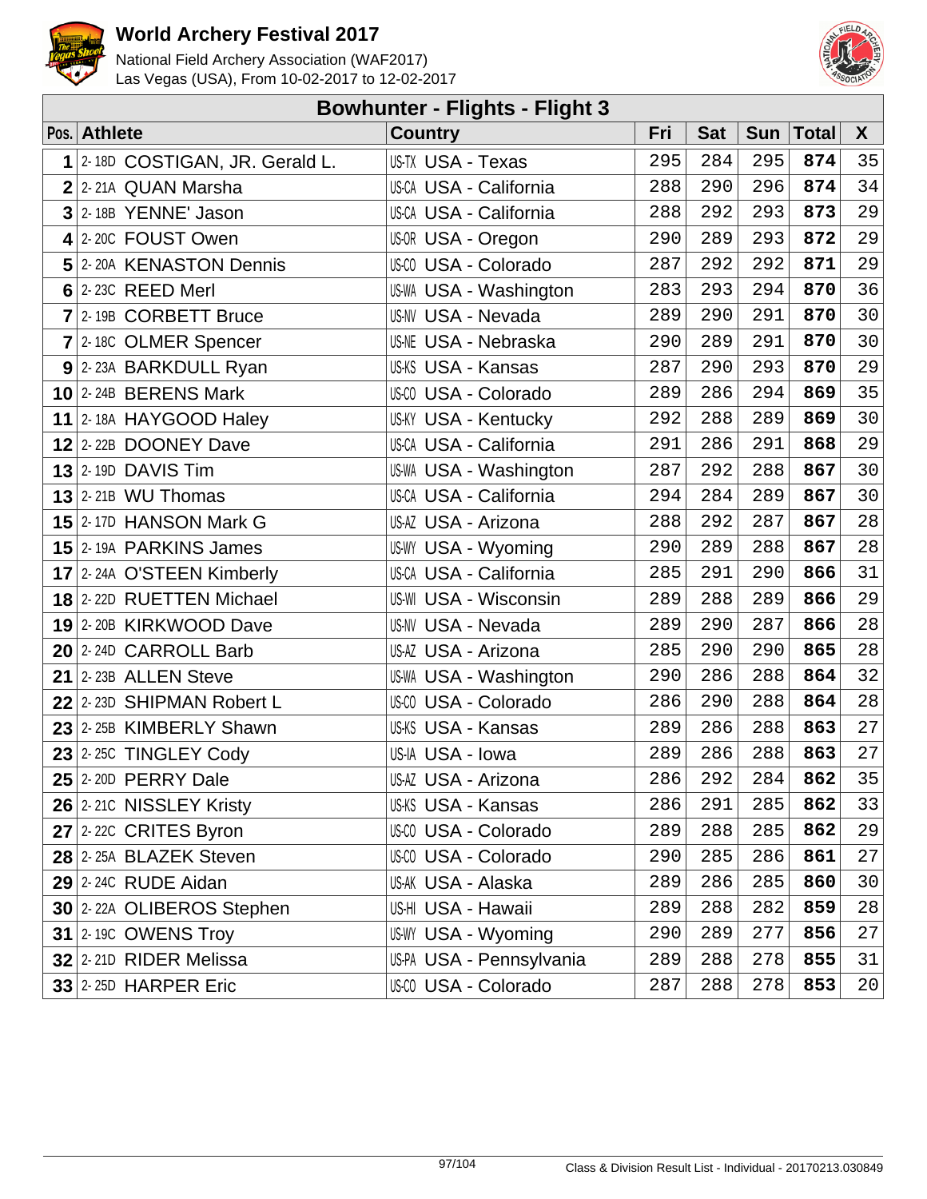# World Archery Festival 2017

National Field Archery Association (WAF2017)
Las Vegas (USA), From 10-02-2017 to 12-02-2017

## Bowhunter - Flights - Flight 3

| Pos. | Athlete | Country | Fri | Sat | Sun | Total | X |
|---|---|---|---|---|---|---|---|
| 1 | 2-18D COSTIGAN, JR. Gerald L. | US-TX USA - Texas | 295 | 284 | 295 | **874** | 35 |
| 2 | 2-21A QUAN Marsha | US-CA USA - California | 288 | 290 | 296 | **874** | 34 |
| 3 | 2-18B YENNE' Jason | US-CA USA - California | 288 | 292 | 293 | **873** | 29 |
| 4 | 2-20C FOUST Owen | US-OR USA - Oregon | 290 | 289 | 293 | **872** | 29 |
| 5 | 2-20A KENASTON Dennis | US-CO USA - Colorado | 287 | 292 | 292 | **871** | 29 |
| 6 | 2-23C REED Merl | US-WA USA - Washington | 283 | 293 | 294 | **870** | 36 |
| 7 | 2-19B CORBETT Bruce | US-NV USA - Nevada | 289 | 290 | 291 | **870** | 30 |
| 7 | 2-18C OLMER Spencer | US-NE USA - Nebraska | 290 | 289 | 291 | **870** | 30 |
| 9 | 2-23A BARKDULL Ryan | US-KS USA - Kansas | 287 | 290 | 293 | **870** | 29 |
| 10 | 2-24B BERENS Mark | US-CO USA - Colorado | 289 | 286 | 294 | **869** | 35 |
| 11 | 2-18A HAYGOOD Haley | US-KY USA - Kentucky | 292 | 288 | 289 | **869** | 30 |
| 12 | 2-22B DOONEY Dave | US-CA USA - California | 291 | 286 | 291 | **868** | 29 |
| 13 | 2-19D DAVIS Tim | US-WA USA - Washington | 287 | 292 | 288 | **867** | 30 |
| 13 | 2-21B WU Thomas | US-CA USA - California | 294 | 284 | 289 | **867** | 30 |
| 15 | 2-17D HANSON Mark G | US-AZ USA - Arizona | 288 | 292 | 287 | **867** | 28 |
| 15 | 2-19A PARKINS James | US-WY USA - Wyoming | 290 | 289 | 288 | **867** | 28 |
| 17 | 2-24A O'STEEN Kimberly | US-CA USA - California | 285 | 291 | 290 | **866** | 31 |
| 18 | 2-22D RUETTEN Michael | US-WI USA - Wisconsin | 289 | 288 | 289 | **866** | 29 |
| 19 | 2-20B KIRKWOOD Dave | US-NV USA - Nevada | 289 | 290 | 287 | **866** | 28 |
| 20 | 2-24D CARROLL Barb | US-AZ USA - Arizona | 285 | 290 | 290 | **865** | 28 |
| 21 | 2-23B ALLEN Steve | US-WA USA - Washington | 290 | 286 | 288 | **864** | 32 |
| 22 | 2-23D SHIPMAN Robert L | US-CO USA - Colorado | 286 | 290 | 288 | **864** | 28 |
| 23 | 2-25B KIMBERLY Shawn | US-KS USA - Kansas | 289 | 286 | 288 | **863** | 27 |
| 23 | 2-25C TINGLEY Cody | US-IA USA - Iowa | 289 | 286 | 288 | **863** | 27 |
| 25 | 2-20D PERRY Dale | US-AZ USA - Arizona | 286 | 292 | 284 | **862** | 35 |
| 26 | 2-21C NISSLEY Kristy | US-KS USA - Kansas | 286 | 291 | 285 | **862** | 33 |
| 27 | 2-22C CRITES Byron | US-CO USA - Colorado | 289 | 288 | 285 | **862** | 29 |
| 28 | 2-25A BLAZEK Steven | US-CO USA - Colorado | 290 | 285 | 286 | **861** | 27 |
| 29 | 2-24C RUDE Aidan | US-AK USA - Alaska | 289 | 286 | 285 | **860** | 30 |
| 30 | 2-22A OLIBEROS Stephen | US-HI USA - Hawaii | 289 | 288 | 282 | **859** | 28 |
| 31 | 2-19C OWENS Troy | US-WY USA - Wyoming | 290 | 289 | 277 | **856** | 27 |
| 32 | 2-21D RIDER Melissa | US-PA USA - Pennsylvania | 289 | 288 | 278 | **855** | 31 |
| 33 | 2-25D HARPER Eric | US-CO USA - Colorado | 287 | 288 | 278 | **853** | 20 |

Class & Division Result List - Individual - 20170213.030849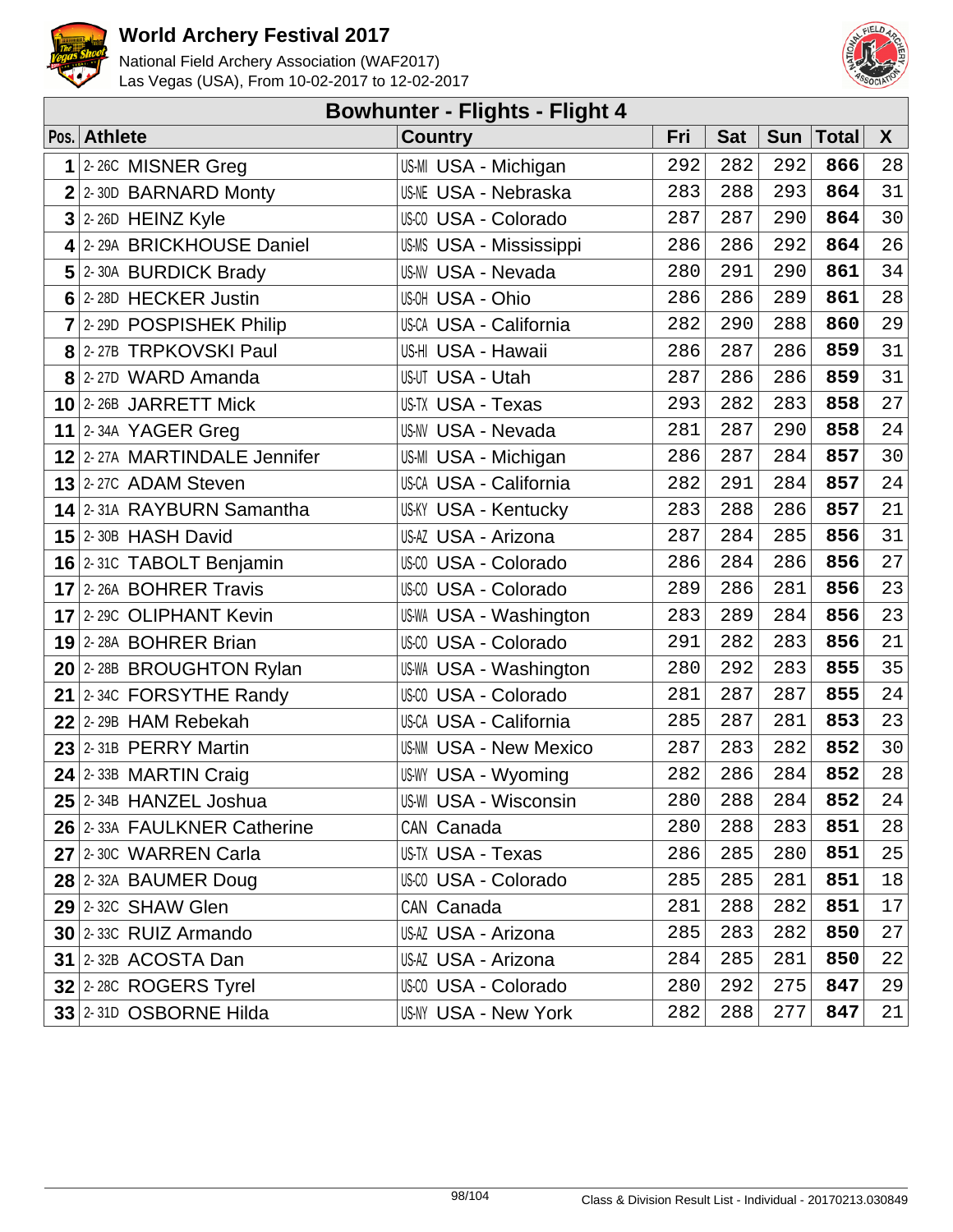# World Archery Festival 2017

National Field Archery Association (WAF2017)
Las Vegas (USA), From 10-02-2017 to 12-02-2017

## Bowhunter - Flights - Flight 4

| Pos. | Athlete | Country | Fri | Sat | Sun | Total | X |
|---|---|---|---|---|---|---|---|
| 1 | 2-26C MISNER Greg | US-MI USA - Michigan | 292 | 282 | 292 | **866** | 28 |
| 2 | 2-30D BARNARD Monty | US-NE USA - Nebraska | 283 | 288 | 293 | **864** | 31 |
| 3 | 2-26D HEINZ Kyle | US-CO USA - Colorado | 287 | 287 | 290 | **864** | 30 |
| 4 | 2-29A BRICKHOUSE Daniel | US-MS USA - Mississippi | 286 | 286 | 292 | **864** | 26 |
| 5 | 2-30A BURDICK Brady | US-NV USA - Nevada | 280 | 291 | 290 | **861** | 34 |
| 6 | 2-28D HECKER Justin | US-OH USA - Ohio | 286 | 286 | 289 | **861** | 28 |
| 7 | 2-29D POSPISHEK Philip | US-CA USA - California | 282 | 290 | 288 | **860** | 29 |
| 8 | 2-27B TRPKOVSKI Paul | US-HI USA - Hawaii | 286 | 287 | 286 | **859** | 31 |
| 8 | 2-27D WARD Amanda | US-UT USA - Utah | 287 | 286 | 286 | **859** | 31 |
| 10 | 2-26B JARRETT Mick | US-TX USA - Texas | 293 | 282 | 283 | **858** | 27 |
| 11 | 2-34A YAGER Greg | US-NV USA - Nevada | 281 | 287 | 290 | **858** | 24 |
| 12 | 2-27A MARTINDALE Jennifer | US-MI USA - Michigan | 286 | 287 | 284 | **857** | 30 |
| 13 | 2-27C ADAM Steven | US-CA USA - California | 282 | 291 | 284 | **857** | 24 |
| 14 | 2-31A RAYBURN Samantha | US-KY USA - Kentucky | 283 | 288 | 286 | **857** | 21 |
| 15 | 2-30B HASH David | US-AZ USA - Arizona | 287 | 284 | 285 | **856** | 31 |
| 16 | 2-31C TABOLT Benjamin | US-CO USA - Colorado | 286 | 284 | 286 | **856** | 27 |
| 17 | 2-26A BOHRER Travis | US-CO USA - Colorado | 289 | 286 | 281 | **856** | 23 |
| 17 | 2-29C OLIPHANT Kevin | US-WA USA - Washington | 283 | 289 | 284 | **856** | 23 |
| 19 | 2-28A BOHRER Brian | US-CO USA - Colorado | 291 | 282 | 283 | **856** | 21 |
| 20 | 2-28B BROUGHTON Rylan | US-WA USA - Washington | 280 | 292 | 283 | **855** | 35 |
| 21 | 2-34C FORSYTHE Randy | US-CO USA - Colorado | 281 | 287 | 287 | **855** | 24 |
| 22 | 2-29B HAM Rebekah | US-CA USA - California | 285 | 287 | 281 | **853** | 23 |
| 23 | 2-31B PERRY Martin | US-NM USA - New Mexico | 287 | 283 | 282 | **852** | 30 |
| 24 | 2-33B MARTIN Craig | US-WY USA - Wyoming | 282 | 286 | 284 | **852** | 28 |
| 25 | 2-34B HANZEL Joshua | US-WI USA - Wisconsin | 280 | 288 | 284 | **852** | 24 |
| 26 | 2-33A FAULKNER Catherine | CAN Canada | 280 | 288 | 283 | **851** | 28 |
| 27 | 2-30C WARREN Carla | US-TX USA - Texas | 286 | 285 | 280 | **851** | 25 |
| 28 | 2-32A BAUMER Doug | US-CO USA - Colorado | 285 | 285 | 281 | **851** | 18 |
| 29 | 2-32C SHAW Glen | CAN Canada | 281 | 288 | 282 | **851** | 17 |
| 30 | 2-33C RUIZ Armando | US-AZ USA - Arizona | 285 | 283 | 282 | **850** | 27 |
| 31 | 2-32B ACOSTA Dan | US-AZ USA - Arizona | 284 | 285 | 281 | **850** | 22 |
| 32 | 2-28C ROGERS Tyrel | US-CO USA - Colorado | 280 | 292 | 275 | **847** | 29 |
| 33 | 2-31D OSBORNE Hilda | US-NY USA - New York | 282 | 288 | 277 | **847** | 21 |

Class & Division Result List - Individual - 20170213.030849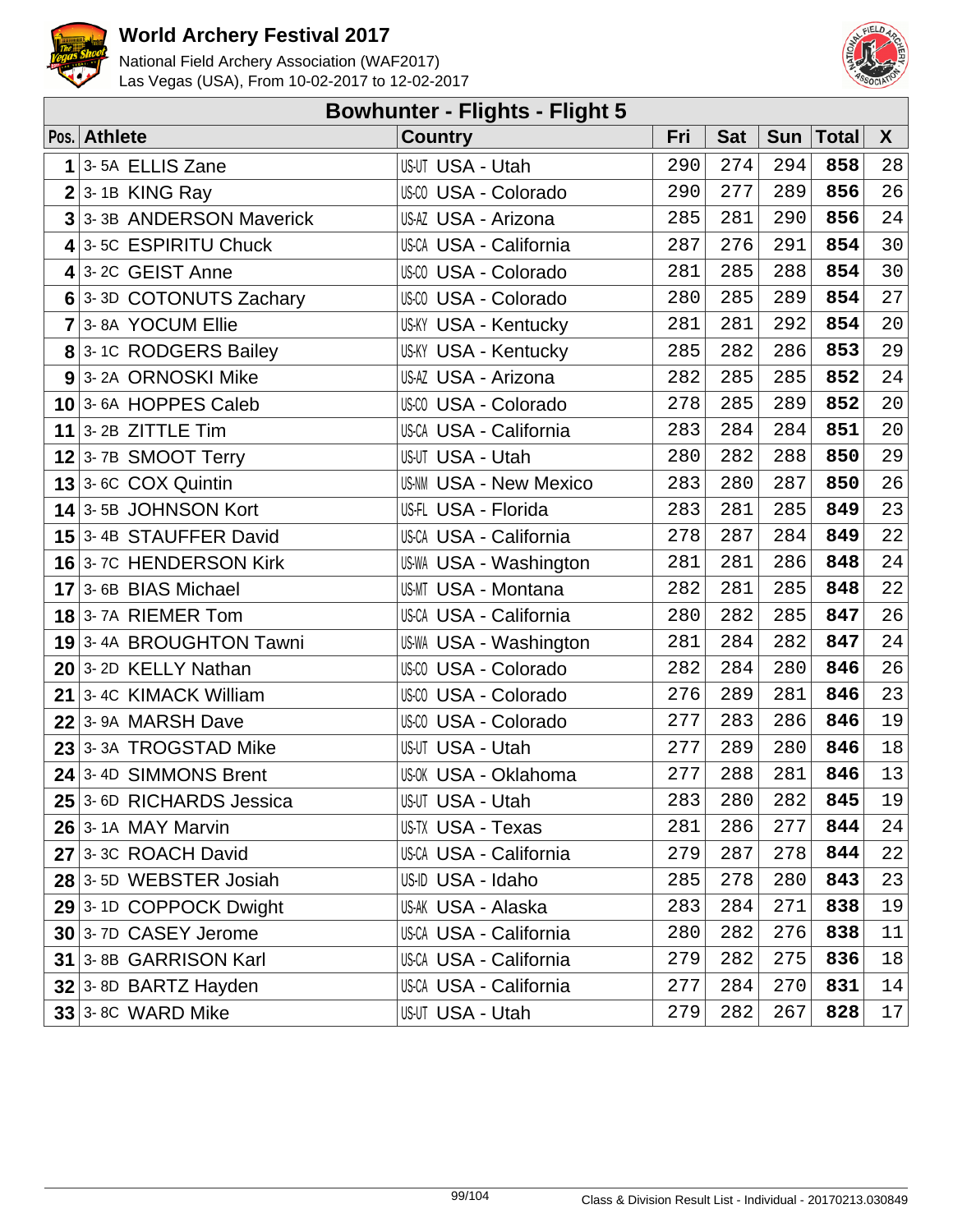# World Archery Festival 2017

National Field Archery Association (WAF2017)
Las Vegas (USA), From 10-02-2017 to 12-02-2017

## Bowhunter - Flights - Flight 5

| Pos. | Athlete | Country | Fri | Sat | Sun | Total | X |
|---|---|---|---|---|---|---|---|
| 1 | 3- 5A ELLIS Zane | US-UT USA - Utah | 290 | 274 | 294 | **858** | 28 |
| 2 | 3- 1B KING Ray | US-CO USA - Colorado | 290 | 277 | 289 | **856** | 26 |
| 3 | 3- 3B ANDERSON Maverick | US-AZ USA - Arizona | 285 | 281 | 290 | **856** | 24 |
| 4 | 3- 5C ESPIRITU Chuck | US-CA USA - California | 287 | 276 | 291 | **854** | 30 |
| 4 | 3- 2C GEIST Anne | US-CO USA - Colorado | 281 | 285 | 288 | **854** | 30 |
| 6 | 3- 3D COTONUTS Zachary | US-CO USA - Colorado | 280 | 285 | 289 | **854** | 27 |
| 7 | 3- 8A YOCUM Ellie | US-KY USA - Kentucky | 281 | 281 | 292 | **854** | 20 |
| 8 | 3- 1C RODGERS Bailey | US-KY USA - Kentucky | 285 | 282 | 286 | **853** | 29 |
| 9 | 3- 2A ORNOSKI Mike | US-AZ USA - Arizona | 282 | 285 | 285 | **852** | 24 |
| 10 | 3- 6A HOPPES Caleb | US-CO USA - Colorado | 278 | 285 | 289 | **852** | 20 |
| 11 | 3- 2B ZITTLE Tim | US-CA USA - California | 283 | 284 | 284 | **851** | 20 |
| 12 | 3- 7B SMOOT Terry | US-UT USA - Utah | 280 | 282 | 288 | **850** | 29 |
| 13 | 3- 6C COX Quintin | US-NM USA - New Mexico | 283 | 280 | 287 | **850** | 26 |
| 14 | 3- 5B JOHNSON Kort | US-FL USA - Florida | 283 | 281 | 285 | **849** | 23 |
| 15 | 3- 4B STAUFFER David | US-CA USA - California | 278 | 287 | 284 | **849** | 22 |
| 16 | 3- 7C HENDERSON Kirk | US-WA USA - Washington | 281 | 281 | 286 | **848** | 24 |
| 17 | 3- 6B BIAS Michael | US-MT USA - Montana | 282 | 281 | 285 | **848** | 22 |
| 18 | 3- 7A RIEMER Tom | US-CA USA - California | 280 | 282 | 285 | **847** | 26 |
| 19 | 3- 4A BROUGHTON Tawni | US-WA USA - Washington | 281 | 284 | 282 | **847** | 24 |
| 20 | 3- 2D KELLY Nathan | US-CO USA - Colorado | 282 | 284 | 280 | **846** | 26 |
| 21 | 3- 4C KIMACK William | US-CO USA - Colorado | 276 | 289 | 281 | **846** | 23 |
| 22 | 3- 9A MARSH Dave | US-CO USA - Colorado | 277 | 283 | 286 | **846** | 19 |
| 23 | 3- 3A TROGSTAD Mike | US-UT USA - Utah | 277 | 289 | 280 | **846** | 18 |
| 24 | 3- 4D SIMMONS Brent | US-OK USA - Oklahoma | 277 | 288 | 281 | **846** | 13 |
| 25 | 3- 6D RICHARDS Jessica | US-UT USA - Utah | 283 | 280 | 282 | **845** | 19 |
| 26 | 3- 1A MAY Marvin | US-TX USA - Texas | 281 | 286 | 277 | **844** | 24 |
| 27 | 3- 3C ROACH David | US-CA USA - California | 279 | 287 | 278 | **844** | 22 |
| 28 | 3- 5D WEBSTER Josiah | US-ID USA - Idaho | 285 | 278 | 280 | **843** | 23 |
| 29 | 3- 1D COPPOCK Dwight | US-AK USA - Alaska | 283 | 284 | 271 | **838** | 19 |
| 30 | 3- 7D CASEY Jerome | US-CA USA - California | 280 | 282 | 276 | **838** | 11 |
| 31 | 3- 8B GARRISON Karl | US-CA USA - California | 279 | 282 | 275 | **836** | 18 |
| 32 | 3- 8D BARTZ Hayden | US-CA USA - California | 277 | 284 | 270 | **831** | 14 |
| 33 | 3- 8C WARD Mike | US-UT USA - Utah | 279 | 282 | 267 | **828** | 17 |

Class & Division Result List - Individual - 20170213.030849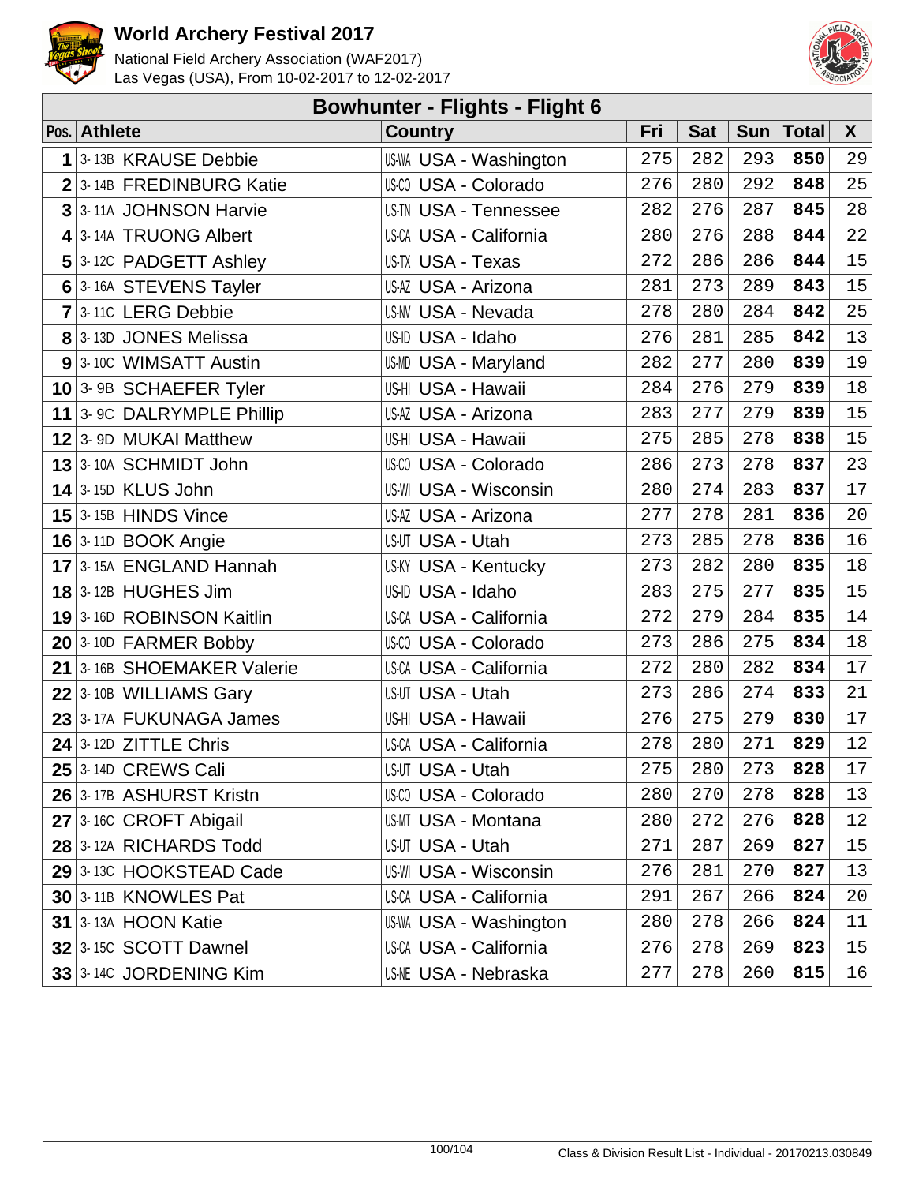# World Archery Festival 2017

National Field Archery Association (WAF2017)
Las Vegas (USA), From 10-02-2017 to 12-02-2017

## Bowhunter - Flights - Flight 6

| Pos. | | Athlete | | Country | Fri | Sat | Sun | Total | X |
|---|---|---|---|---|---|---|---|---|---|
| 1 | 3- 13B | KRAUSE Debbie | US-WA | USA - Washington | 275 | 282 | 293 | **850** | 29 |
| 2 | 3- 14B | FREDINBURG Katie | US-CO | USA - Colorado | 276 | 280 | 292 | **848** | 25 |
| 3 | 3- 11A | JOHNSON Harvie | US-TN | USA - Tennessee | 282 | 276 | 287 | **845** | 28 |
| 4 | 3- 14A | TRUONG Albert | US-CA | USA - California | 280 | 276 | 288 | **844** | 22 |
| 5 | 3- 12C | PADGETT Ashley | US-TX | USA - Texas | 272 | 286 | 286 | **844** | 15 |
| 6 | 3- 16A | STEVENS Tayler | US-AZ | USA - Arizona | 281 | 273 | 289 | **843** | 15 |
| 7 | 3- 11C | LERG Debbie | US-NV | USA - Nevada | 278 | 280 | 284 | **842** | 25 |
| 8 | 3- 13D | JONES Melissa | US-ID | USA - Idaho | 276 | 281 | 285 | **842** | 13 |
| 9 | 3- 10C | WIMSATT Austin | US-MD | USA - Maryland | 282 | 277 | 280 | **839** | 19 |
| 10 | 3- 9B | SCHAEFER Tyler | US-HI | USA - Hawaii | 284 | 276 | 279 | **839** | 18 |
| 11 | 3- 9C | DALRYMPLE Phillip | US-AZ | USA - Arizona | 283 | 277 | 279 | **839** | 15 |
| 12 | 3- 9D | MUKAI Matthew | US-HI | USA - Hawaii | 275 | 285 | 278 | **838** | 15 |
| 13 | 3- 10A | SCHMIDT John | US-CO | USA - Colorado | 286 | 273 | 278 | **837** | 23 |
| 14 | 3- 15D | KLUS John | US-WI | USA - Wisconsin | 280 | 274 | 283 | **837** | 17 |
| 15 | 3- 15B | HINDS Vince | US-AZ | USA - Arizona | 277 | 278 | 281 | **836** | 20 |
| 16 | 3- 11D | BOOK Angie | US-UT | USA - Utah | 273 | 285 | 278 | **836** | 16 |
| 17 | 3- 15A | ENGLAND Hannah | US-KY | USA - Kentucky | 273 | 282 | 280 | **835** | 18 |
| 18 | 3- 12B | HUGHES Jim | US-ID | USA - Idaho | 283 | 275 | 277 | **835** | 15 |
| 19 | 3- 16D | ROBINSON Kaitlin | US-CA | USA - California | 272 | 279 | 284 | **835** | 14 |
| 20 | 3- 10D | FARMER Bobby | US-CO | USA - Colorado | 273 | 286 | 275 | **834** | 18 |
| 21 | 3- 16B | SHOEMAKER Valerie | US-CA | USA - California | 272 | 280 | 282 | **834** | 17 |
| 22 | 3- 10B | WILLIAMS Gary | US-UT | USA - Utah | 273 | 286 | 274 | **833** | 21 |
| 23 | 3- 17A | FUKUNAGA James | US-HI | USA - Hawaii | 276 | 275 | 279 | **830** | 17 |
| 24 | 3- 12D | ZITTLE Chris | US-CA | USA - California | 278 | 280 | 271 | **829** | 12 |
| 25 | 3- 14D | CREWS Cali | US-UT | USA - Utah | 275 | 280 | 273 | **828** | 17 |
| 26 | 3- 17B | ASHURST Kristn | US-CO | USA - Colorado | 280 | 270 | 278 | **828** | 13 |
| 27 | 3- 16C | CROFT Abigail | US-MT | USA - Montana | 280 | 272 | 276 | **828** | 12 |
| 28 | 3- 12A | RICHARDS Todd | US-UT | USA - Utah | 271 | 287 | 269 | **827** | 15 |
| 29 | 3- 13C | HOOKSTEAD Cade | US-WI | USA - Wisconsin | 276 | 281 | 270 | **827** | 13 |
| 30 | 3- 11B | KNOWLES Pat | US-CA | USA - California | 291 | 267 | 266 | **824** | 20 |
| 31 | 3- 13A | HOON Katie | US-WA | USA - Washington | 280 | 278 | 266 | **824** | 11 |
| 32 | 3- 15C | SCOTT Dawnel | US-CA | USA - California | 276 | 278 | 269 | **823** | 15 |
| 33 | 3- 14C | JORDENING Kim | US-NE | USA - Nebraska | 277 | 278 | 260 | **815** | 16 |

Class & Division Result List - Individual - 20170213.030849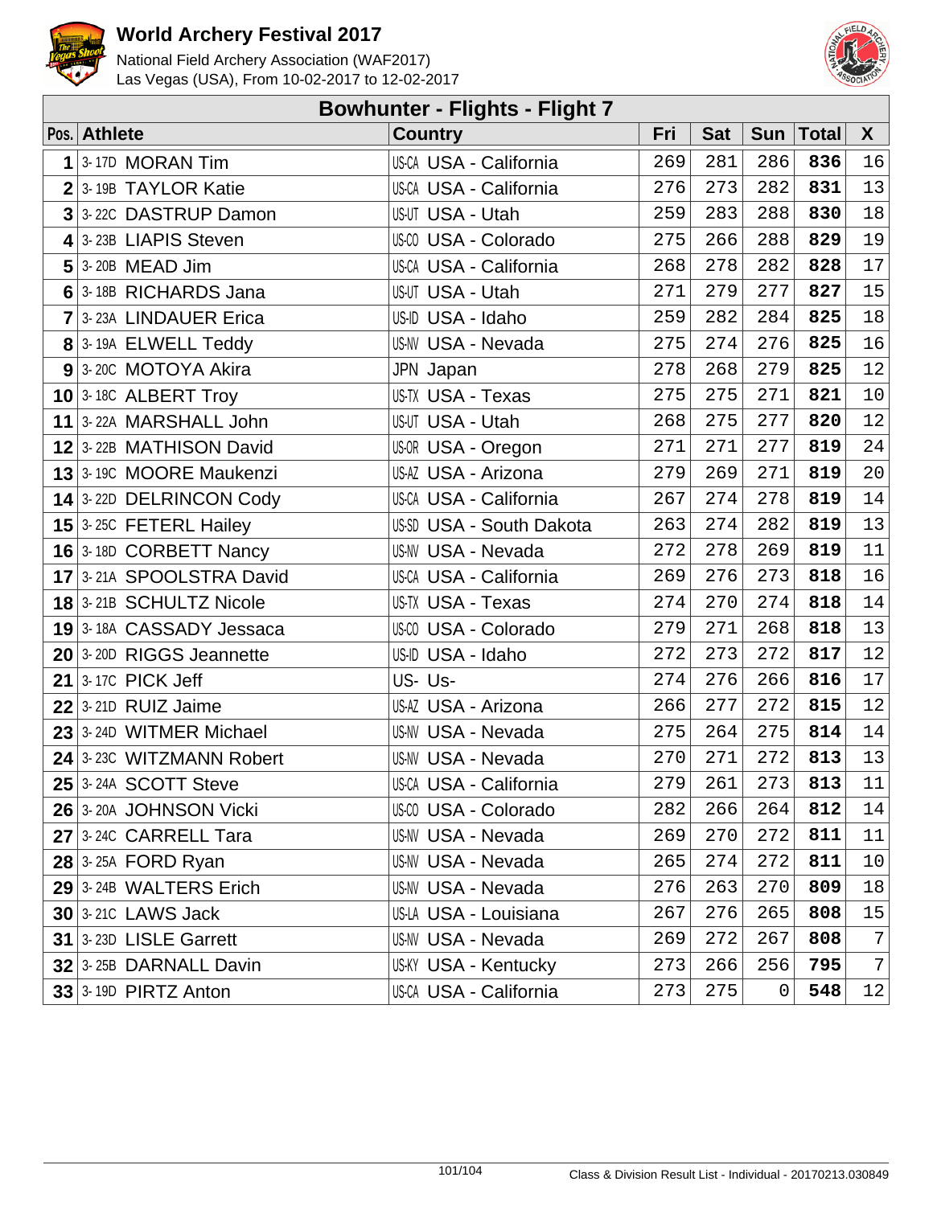# World Archery Festival 2017

National Field Archery Association (WAF2017)
Las Vegas (USA), From 10-02-2017 to 12-02-2017

## Bowhunter - Flights - Flight 7

| Pos. | Athlete | Country | Fri | Sat | Sun | Total | X |
|---|---|---|---|---|---|---|---|
| 1 | 3-17D MORAN Tim | US-CA USA - California | 269 | 281 | 286 | **836** | 16 |
| 2 | 3-19B TAYLOR Katie | US-CA USA - California | 276 | 273 | 282 | **831** | 13 |
| 3 | 3-22C DASTRUP Damon | US-UT USA - Utah | 259 | 283 | 288 | **830** | 18 |
| 4 | 3-23B LIAPIS Steven | US-CO USA - Colorado | 275 | 266 | 288 | **829** | 19 |
| 5 | 3-20B MEAD Jim | US-CA USA - California | 268 | 278 | 282 | **828** | 17 |
| 6 | 3-18B RICHARDS Jana | US-UT USA - Utah | 271 | 279 | 277 | **827** | 15 |
| 7 | 3-23A LINDAUER Erica | US-ID USA - Idaho | 259 | 282 | 284 | **825** | 18 |
| 8 | 3-19A ELWELL Teddy | US-NV USA - Nevada | 275 | 274 | 276 | **825** | 16 |
| 9 | 3-20C MOTOYA Akira | JPN Japan | 278 | 268 | 279 | **825** | 12 |
| 10 | 3-18C ALBERT Troy | US-TX USA - Texas | 275 | 275 | 271 | **821** | 10 |
| 11 | 3-22A MARSHALL John | US-UT USA - Utah | 268 | 275 | 277 | **820** | 12 |
| 12 | 3-22B MATHISON David | US-OR USA - Oregon | 271 | 271 | 277 | **819** | 24 |
| 13 | 3-19C MOORE Maukenzi | US-AZ USA - Arizona | 279 | 269 | 271 | **819** | 20 |
| 14 | 3-22D DELRINCON Cody | US-CA USA - California | 267 | 274 | 278 | **819** | 14 |
| 15 | 3-25C FETERL Hailey | US-SD USA - South Dakota | 263 | 274 | 282 | **819** | 13 |
| 16 | 3-18D CORBETT Nancy | US-NV USA - Nevada | 272 | 278 | 269 | **819** | 11 |
| 17 | 3-21A SPOOLSTRA David | US-CA USA - California | 269 | 276 | 273 | **818** | 16 |
| 18 | 3-21B SCHULTZ Nicole | US-TX USA - Texas | 274 | 270 | 274 | **818** | 14 |
| 19 | 3-18A CASSADY Jessaca | US-CO USA - Colorado | 279 | 271 | 268 | **818** | 13 |
| 20 | 3-20D RIGGS Jeannette | US-ID USA - Idaho | 272 | 273 | 272 | **817** | 12 |
| 21 | 3-17C PICK Jeff | US- Us- | 274 | 276 | 266 | **816** | 17 |
| 22 | 3-21D RUIZ Jaime | US-AZ USA - Arizona | 266 | 277 | 272 | **815** | 12 |
| 23 | 3-24D WITMER Michael | US-NV USA - Nevada | 275 | 264 | 275 | **814** | 14 |
| 24 | 3-23C WITZMANN Robert | US-NV USA - Nevada | 270 | 271 | 272 | **813** | 13 |
| 25 | 3-24A SCOTT Steve | US-CA USA - California | 279 | 261 | 273 | **813** | 11 |
| 26 | 3-20A JOHNSON Vicki | US-CO USA - Colorado | 282 | 266 | 264 | **812** | 14 |
| 27 | 3-24C CARRELL Tara | US-NV USA - Nevada | 269 | 270 | 272 | **811** | 11 |
| 28 | 3-25A FORD Ryan | US-NV USA - Nevada | 265 | 274 | 272 | **811** | 10 |
| 29 | 3-24B WALTERS Erich | US-NV USA - Nevada | 276 | 263 | 270 | **809** | 18 |
| 30 | 3-21C LAWS Jack | US-LA USA - Louisiana | 267 | 276 | 265 | **808** | 15 |
| 31 | 3-23D LISLE Garrett | US-NV USA - Nevada | 269 | 272 | 267 | **808** | 7 |
| 32 | 3-25B DARNALL Davin | US-KY USA - Kentucky | 273 | 266 | 256 | **795** | 7 |
| 33 | 3-19D PIRTZ Anton | US-CA USA - California | 273 | 275 | 0 | **548** | 12 |

Class & Division Result List - Individual - 20170213.030849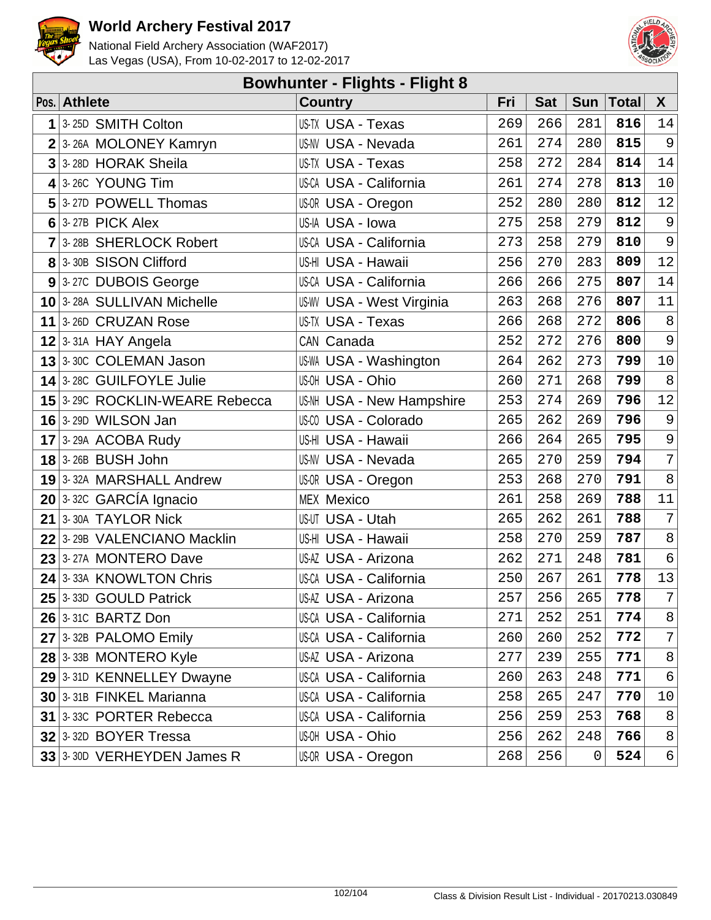# World Archery Festival 2017

National Field Archery Association (WAF2017)
Las Vegas (USA), From 10-02-2017 to 12-02-2017

## Bowhunter - Flights - Flight 8

| Pos. | | Athlete | | Country | Fri | Sat | Sun | Total | X |
|---|---|---|---|---|---|---|---|---|---|
| 1 | 3-25D | SMITH Colton | US-TX | USA - Texas | 269 | 266 | 281 | **816** | 14 |
| 2 | 3-26A | MOLONEY Kamryn | US-NV | USA - Nevada | 261 | 274 | 280 | **815** | 9 |
| 3 | 3-28D | HORAK Sheila | US-TX | USA - Texas | 258 | 272 | 284 | **814** | 14 |
| 4 | 3-26C | YOUNG Tim | US-CA | USA - California | 261 | 274 | 278 | **813** | 10 |
| 5 | 3-27D | POWELL Thomas | US-OR | USA - Oregon | 252 | 280 | 280 | **812** | 12 |
| 6 | 3-27B | PICK Alex | US-IA | USA - Iowa | 275 | 258 | 279 | **812** | 9 |
| 7 | 3-28B | SHERLOCK Robert | US-CA | USA - California | 273 | 258 | 279 | **810** | 9 |
| 8 | 3-30B | SISON Clifford | US-HI | USA - Hawaii | 256 | 270 | 283 | **809** | 12 |
| 9 | 3-27C | DUBOIS George | US-CA | USA - California | 266 | 266 | 275 | **807** | 14 |
| 10 | 3-28A | SULLIVAN Michelle | US-WV | USA - West Virginia | 263 | 268 | 276 | **807** | 11 |
| 11 | 3-26D | CRUZAN Rose | US-TX | USA - Texas | 266 | 268 | 272 | **806** | 8 |
| 12 | 3-31A | HAY Angela | CAN | Canada | 252 | 272 | 276 | **800** | 9 |
| 13 | 3-30C | COLEMAN Jason | US-WA | USA - Washington | 264 | 262 | 273 | **799** | 10 |
| 14 | 3-28C | GUILFOYLE Julie | US-OH | USA - Ohio | 260 | 271 | 268 | **799** | 8 |
| 15 | 3-29C | ROCKLIN-WEARE Rebecca | US-NH | USA - New Hampshire | 253 | 274 | 269 | **796** | 12 |
| 16 | 3-29D | WILSON Jan | US-CO | USA - Colorado | 265 | 262 | 269 | **796** | 9 |
| 17 | 3-29A | ACOBA Rudy | US-HI | USA - Hawaii | 266 | 264 | 265 | **795** | 9 |
| 18 | 3-26B | BUSH John | US-NV | USA - Nevada | 265 | 270 | 259 | **794** | 7 |
| 19 | 3-32A | MARSHALL Andrew | US-OR | USA - Oregon | 253 | 268 | 270 | **791** | 8 |
| 20 | 3-32C | GARCÍA Ignacio | MEX | Mexico | 261 | 258 | 269 | **788** | 11 |
| 21 | 3-30A | TAYLOR Nick | US-UT | USA - Utah | 265 | 262 | 261 | **788** | 7 |
| 22 | 3-29B | VALENCIANO Macklin | US-HI | USA - Hawaii | 258 | 270 | 259 | **787** | 8 |
| 23 | 3-27A | MONTERO Dave | US-AZ | USA - Arizona | 262 | 271 | 248 | **781** | 6 |
| 24 | 3-33A | KNOWLTON Chris | US-CA | USA - California | 250 | 267 | 261 | **778** | 13 |
| 25 | 3-33D | GOULD Patrick | US-AZ | USA - Arizona | 257 | 256 | 265 | **778** | 7 |
| 26 | 3-31C | BARTZ Don | US-CA | USA - California | 271 | 252 | 251 | **774** | 8 |
| 27 | 3-32B | PALOMO Emily | US-CA | USA - California | 260 | 260 | 252 | **772** | 7 |
| 28 | 3-33B | MONTERO Kyle | US-AZ | USA - Arizona | 277 | 239 | 255 | **771** | 8 |
| 29 | 3-31D | KENNELLEY Dwayne | US-CA | USA - California | 260 | 263 | 248 | **771** | 6 |
| 30 | 3-31B | FINKEL Marianna | US-CA | USA - California | 258 | 265 | 247 | **770** | 10 |
| 31 | 3-33C | PORTER Rebecca | US-CA | USA - California | 256 | 259 | 253 | **768** | 8 |
| 32 | 3-32D | BOYER Tressa | US-OH | USA - Ohio | 256 | 262 | 248 | **766** | 8 |
| 33 | 3-30D | VERHEYDEN James R | US-OR | USA - Oregon | 268 | 256 | 0 | **524** | 6 |

Class & Division Result List - Individual - 20170213.030849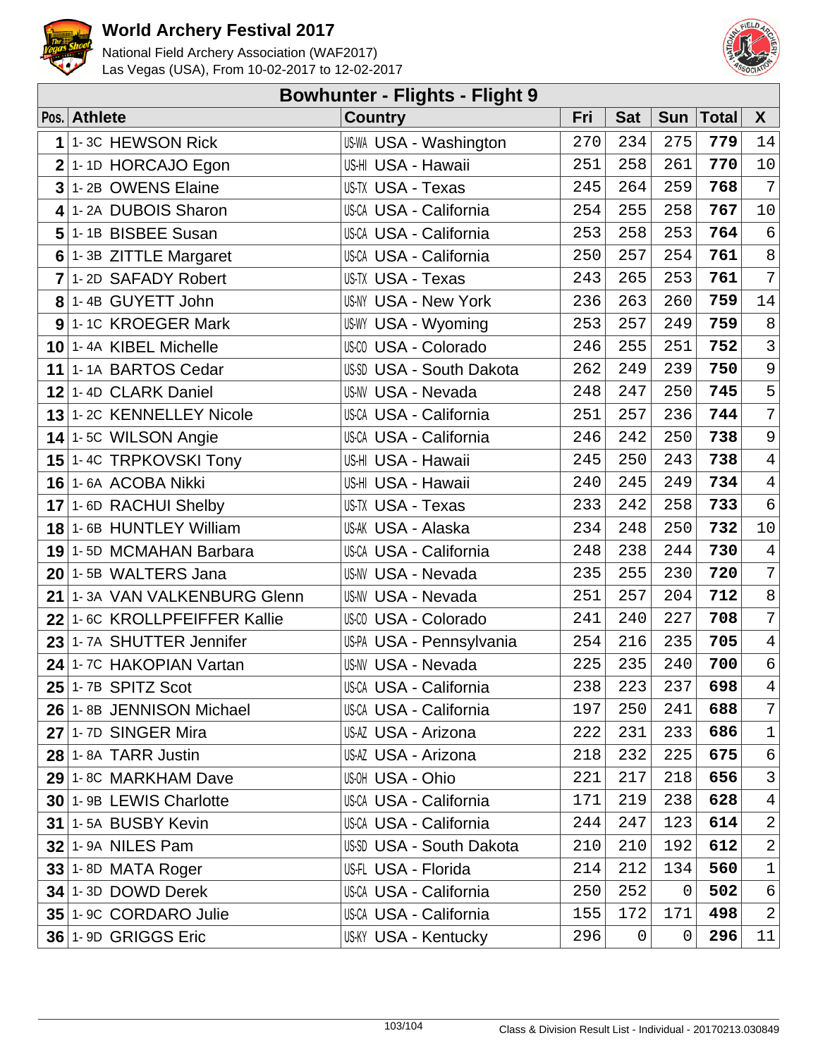# World Archery Festival 2017

National Field Archery Association (WAF2017)
Las Vegas (USA), From 10-02-2017 to 12-02-2017

## Bowhunter - Flights - Flight 9

| Pos. | Athlete | Country | Fri | Sat | Sun | Total | X |
|---|---|---|---|---|---|---|---|
| 1 | 1-3C HEWSON Rick | US-WA USA - Washington | 270 | 234 | 275 | **779** | 14 |
| 2 | 1-1D HORCAJO Egon | US-HI USA - Hawaii | 251 | 258 | 261 | **770** | 10 |
| 3 | 1-2B OWENS Elaine | US-TX USA - Texas | 245 | 264 | 259 | **768** | 7 |
| 4 | 1-2A DUBOIS Sharon | US-CA USA - California | 254 | 255 | 258 | **767** | 10 |
| 5 | 1-1B BISBEE Susan | US-CA USA - California | 253 | 258 | 253 | **764** | 6 |
| 6 | 1-3B ZITTLE Margaret | US-CA USA - California | 250 | 257 | 254 | **761** | 8 |
| 7 | 1-2D SAFADY Robert | US-TX USA - Texas | 243 | 265 | 253 | **761** | 7 |
| 8 | 1-4B GUYETT John | US-NY USA - New York | 236 | 263 | 260 | **759** | 14 |
| 9 | 1-1C KROEGER Mark | US-WY USA - Wyoming | 253 | 257 | 249 | **759** | 8 |
| 10 | 1-4A KIBEL Michelle | US-CO USA - Colorado | 246 | 255 | 251 | **752** | 3 |
| 11 | 1-1A BARTOS Cedar | US-SD USA - South Dakota | 262 | 249 | 239 | **750** | 9 |
| 12 | 1-4D CLARK Daniel | US-NV USA - Nevada | 248 | 247 | 250 | **745** | 5 |
| 13 | 1-2C KENNELLEY Nicole | US-CA USA - California | 251 | 257 | 236 | **744** | 7 |
| 14 | 1-5C WILSON Angie | US-CA USA - California | 246 | 242 | 250 | **738** | 9 |
| 15 | 1-4C TRPKOVSKI Tony | US-HI USA - Hawaii | 245 | 250 | 243 | **738** | 4 |
| 16 | 1-6A ACOBA Nikki | US-HI USA - Hawaii | 240 | 245 | 249 | **734** | 4 |
| 17 | 1-6D RACHUI Shelby | US-TX USA - Texas | 233 | 242 | 258 | **733** | 6 |
| 18 | 1-6B HUNTLEY William | US-AK USA - Alaska | 234 | 248 | 250 | **732** | 10 |
| 19 | 1-5D MCMAHAN Barbara | US-CA USA - California | 248 | 238 | 244 | **730** | 4 |
| 20 | 1-5B WALTERS Jana | US-NV USA - Nevada | 235 | 255 | 230 | **720** | 7 |
| 21 | 1-3A VAN VALKENBURG Glenn | US-NV USA - Nevada | 251 | 257 | 204 | **712** | 8 |
| 22 | 1-6C KROLLPFEIFFER Kallie | US-CO USA - Colorado | 241 | 240 | 227 | **708** | 7 |
| 23 | 1-7A SHUTTER Jennifer | US-PA USA - Pennsylvania | 254 | 216 | 235 | **705** | 4 |
| 24 | 1-7C HAKOPIAN Vartan | US-NV USA - Nevada | 225 | 235 | 240 | **700** | 6 |
| 25 | 1-7B SPITZ Scot | US-CA USA - California | 238 | 223 | 237 | **698** | 4 |
| 26 | 1-8B JENNISON Michael | US-CA USA - California | 197 | 250 | 241 | **688** | 7 |
| 27 | 1-7D SINGER Mira | US-AZ USA - Arizona | 222 | 231 | 233 | **686** | 1 |
| 28 | 1-8A TARR Justin | US-AZ USA - Arizona | 218 | 232 | 225 | **675** | 6 |
| 29 | 1-8C MARKHAM Dave | US-OH USA - Ohio | 221 | 217 | 218 | **656** | 3 |
| 30 | 1-9B LEWIS Charlotte | US-CA USA - California | 171 | 219 | 238 | **628** | 4 |
| 31 | 1-5A BUSBY Kevin | US-CA USA - California | 244 | 247 | 123 | **614** | 2 |
| 32 | 1-9A NILES Pam | US-SD USA - South Dakota | 210 | 210 | 192 | **612** | 2 |
| 33 | 1-8D MATA Roger | US-FL USA - Florida | 214 | 212 | 134 | **560** | 1 |
| 34 | 1-3D DOWD Derek | US-CA USA - California | 250 | 252 | 0 | **502** | 6 |
| 35 | 1-9C CORDARO Julie | US-CA USA - California | 155 | 172 | 171 | **498** | 2 |
| 36 | 1-9D GRIGGS Eric | US-KY USA - Kentucky | 296 | 0 | 0 | **296** | 11 |

Class & Division Result List - Individual - 20170213.030849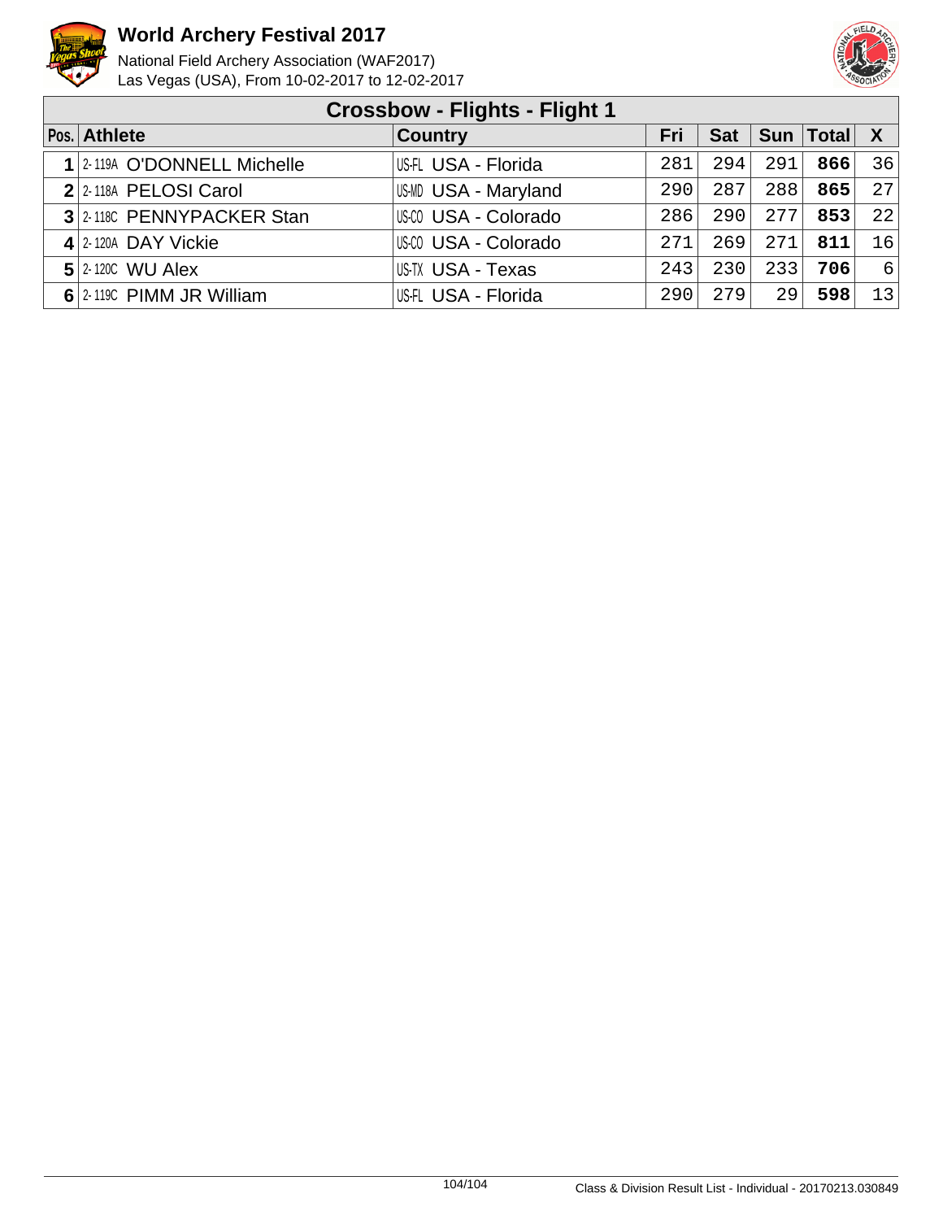# World Archery Festival 2017

National Field Archery Association (WAF2017)
Las Vegas (USA), From 10-02-2017 to 12-02-2017

## Crossbow - Flights - Flight 1

| Pos. | Athlete | Country | Fri | Sat | Sun | Total | X |
|---|---|---|---|---|---|---|---|
| 1 | 2-119A O'DONNELL Michelle | US-FL USA - Florida | 281 | 294 | 291 | **866** | 36 |
| 2 | 2-118A PELOSI Carol | US-MD USA - Maryland | 290 | 287 | 288 | **865** | 27 |
| 3 | 2-118C PENNYPACKER Stan | US-CO USA - Colorado | 286 | 290 | 277 | **853** | 22 |
| 4 | 2-120A DAY Vickie | US-CO USA - Colorado | 271 | 269 | 271 | **811** | 16 |
| 5 | 2-120C WU Alex | US-TX USA - Texas | 243 | 230 | 233 | **706** | 6 |
| 6 | 2-119C PIMM JR William | US-FL USA - Florida | 290 | 279 | 29 | **598** | 13 |

Class & Division Result List - Individual - 20170213.030849